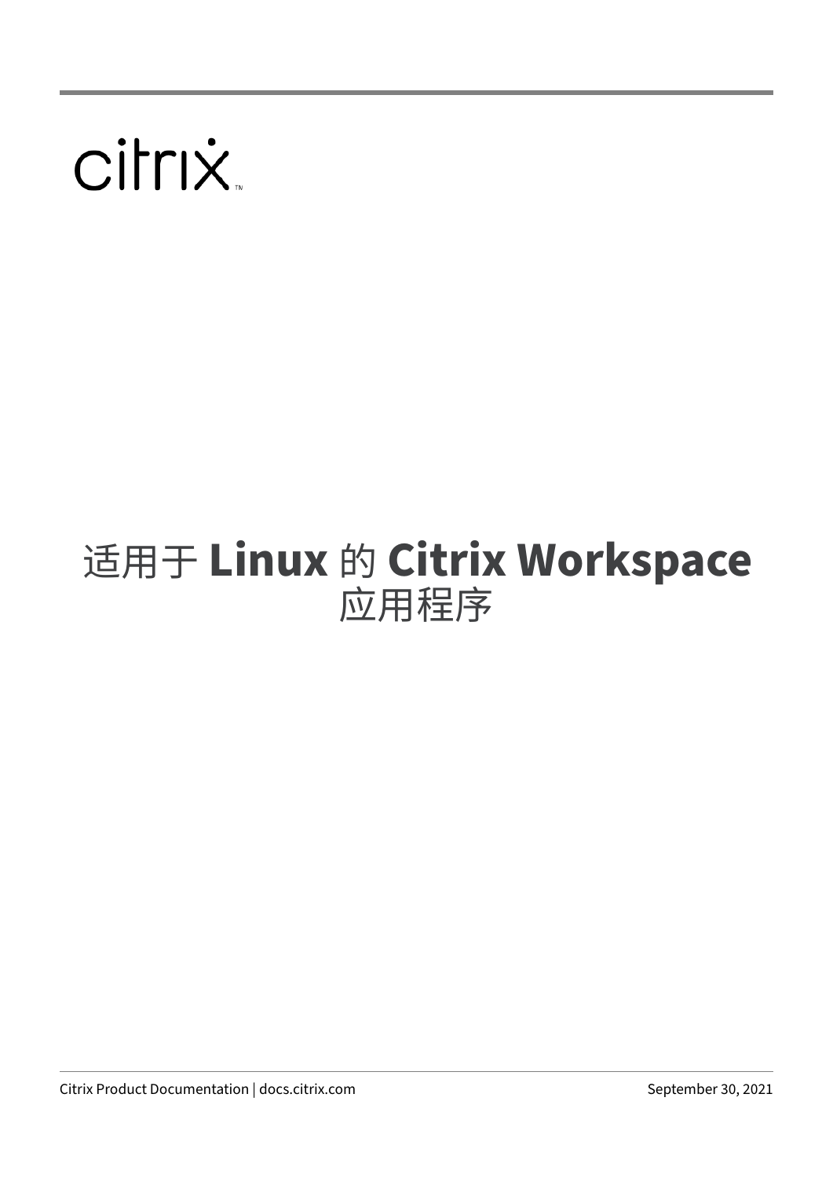citrix

# 适用于 **Linux** 的 **Citrix Workspace** 应用程序

Citrix Product Documentation | docs.citrix.com

September 30, 2021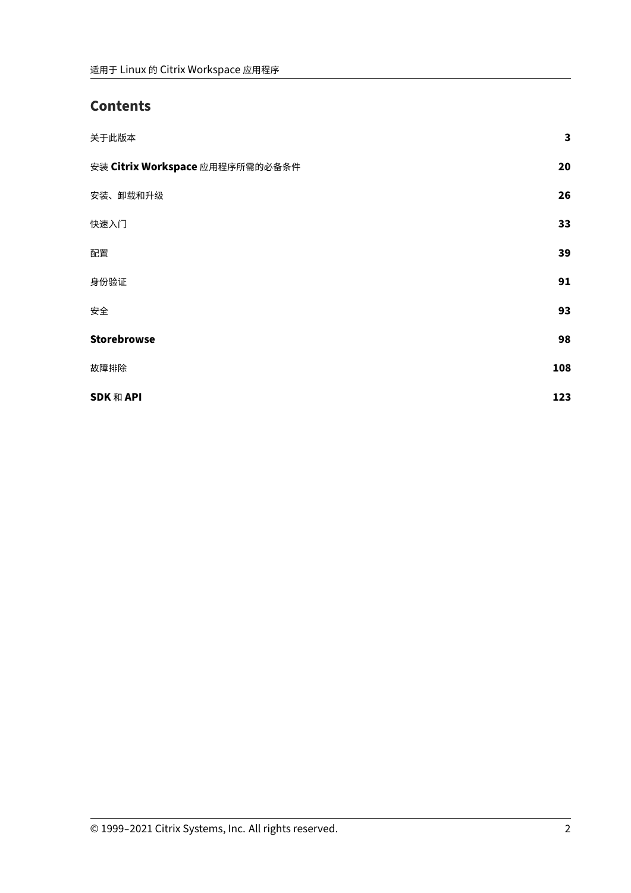## Contents

| | |
|---|---|
| 关于此版本 | **3** |
| 安装 **Citrix Workspace** 应用程序所需的必备条件 | **20** |
| 安装、卸载和升级 | **26** |
| 快速入门 | **33** |
| 配置 | **39** |
| 身份验证 | **91** |
| 安全 | **93** |
| **Storebrowse** | **98** |
| 故障排除 | **108** |
| **SDK** 和 **API** | **123** |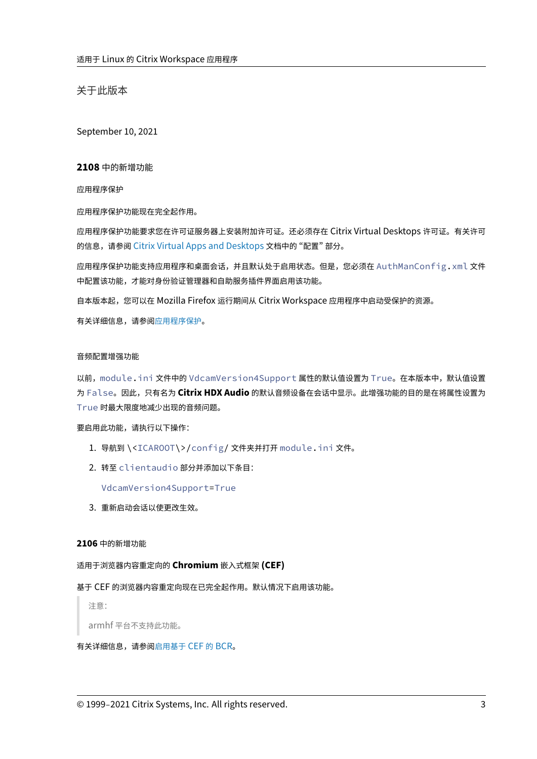# 关于此版本

September 10, 2021

## 2108 中的新增功能

### 应用程序保护

应用程序保护功能现在完全起作用。

应用程序保护功能要求您在许可证服务器上安装附加许可证。还必须存在 Citrix Virtual Desktops 许可证。有关许可的信息，请参阅 Citrix Virtual Apps and Desktops 文档中的"配置"部分。

应用程序保护功能支持应用程序和桌面会话，并且默认处于启用状态。但是，您必须在 `AuthManConfig.xml` 文件中配置该功能，才能对身份验证管理器和自助服务插件界面启用该功能。

自本版本起，您可以在 Mozilla Firefox 运行期间从 Citrix Workspace 应用程序中启动受保护的资源。

有关详细信息，请参阅应用程序保护。

### 音频配置增强功能

以前，`module.ini` 文件中的 `VdcamVersion4Support` 属性的默认值设置为 `True`。在本版本中，默认值设置为 `False`。因此，只有名为 **Citrix HDX Audio** 的默认音频设备在会话中显示。此增强功能的目的是在将属性设置为 `True` 时最大限度地减少出现的音频问题。

要启用此功能，请执行以下操作：

1. 导航到 `\<ICAROOT\>/config/` 文件夹并打开 `module.ini` 文件。
2. 转至 `clientaudio` 部分并添加以下条目：

   ```
   VdcamVersion4Support=True
   ```

3. 重新启动会话以使更改生效。

## 2106 中的新增功能

### 适用于浏览器内容重定向的 **Chromium** 嵌入式框架 **(CEF)**

基于 CEF 的浏览器内容重定向现在已完全起作用。默认情况下启用该功能。

> 注意：
>
> armhf 平台不支持此功能。

有关详细信息，请参阅启用基于 CEF 的 BCR。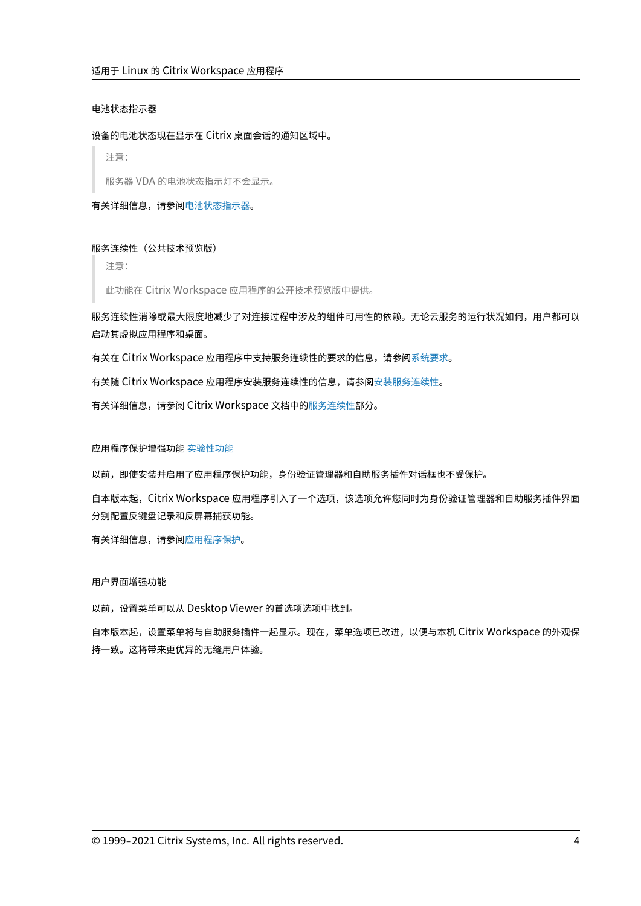#### 电池状态指示器

设备的电池状态现在显示在 Citrix 桌面会话的通知区域中。

> 注意：
>
> 服务器 VDA 的电池状态指示灯不会显示。

有关详细信息，请参阅电池状态指示器。

#### 服务连续性（公共技术预览版）

> 注意：
>
> 此功能在 Citrix Workspace 应用程序的公开技术预览版中提供。

服务连续性消除或最大限度地减少了对连接过程中涉及的组件可用性的依赖。无论云服务的运行状况如何，用户都可以启动其虚拟应用程序和桌面。

有关在 Citrix Workspace 应用程序中支持服务连续性的要求的信息，请参阅系统要求。

有关随 Citrix Workspace 应用程序安装服务连续性的信息，请参阅安装服务连续性。

有关详细信息，请参阅 Citrix Workspace 文档中的服务连续性部分。

#### 应用程序保护增强功能 实验性功能

以前，即使安装并启用了应用程序保护功能，身份验证管理器和自助服务插件对话框也不受保护。

自本版本起，Citrix Workspace 应用程序引入了一个选项，该选项允许您同时为身份验证管理器和自助服务插件界面分别配置反键盘记录和反屏幕捕获功能。

有关详细信息，请参阅应用程序保护。

#### 用户界面增强功能

以前，设置菜单可以从 Desktop Viewer 的首选项选项中找到。

自本版本起，设置菜单将与自助服务插件一起显示。现在，菜单选项已改进，以便与本机 Citrix Workspace 的外观保持一致。这将带来更优异的无缝用户体验。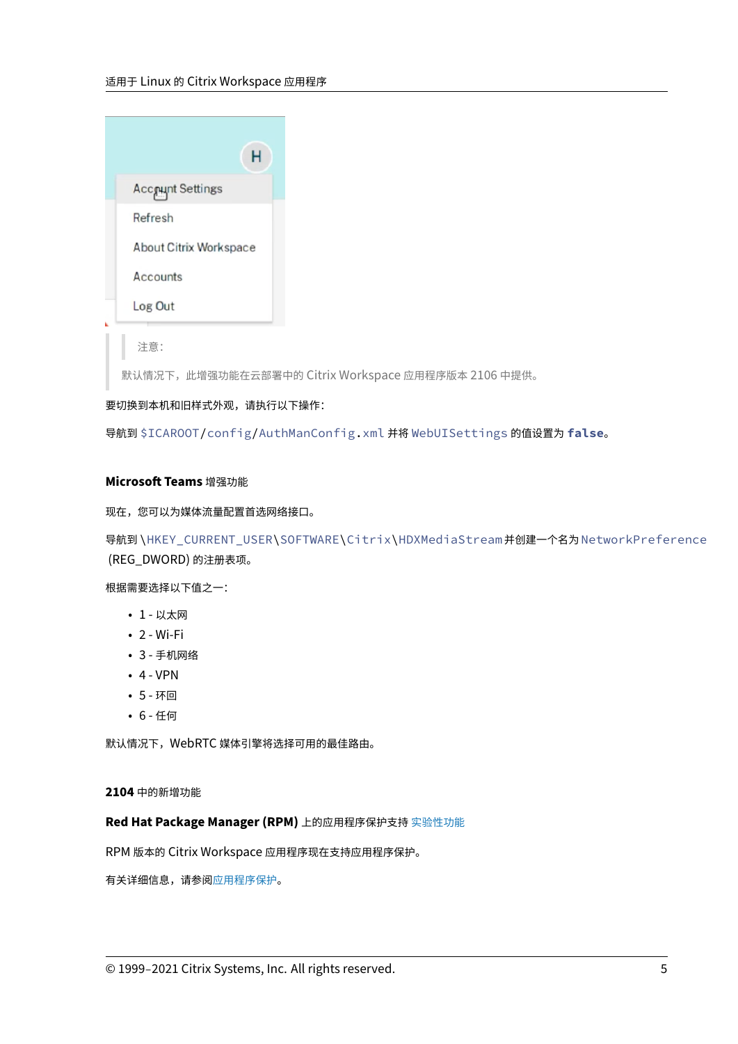> 注意：
>
> 默认情况下，此增强功能在云部署中的 Citrix Workspace 应用程序版本 2106 中提供。

要切换到本机和旧样式外观，请执行以下操作：

导航到 `$ICAROOT/config/AuthManConfig.xml` 并将 `WebUISettings` 的值设置为 **`false`**。

### Microsoft Teams 增强功能

现在，您可以为媒体流量配置首选网络接口。

导航到 `\HKEY_CURRENT_USER\SOFTWARE\Citrix\HDXMediaStream` 并创建一个名为 `NetworkPreference` (REG_DWORD) 的注册表项。

根据需要选择以下值之一：

- 1 - 以太网
- 2 - Wi-Fi
- 3 - 手机网络
- 4 - VPN
- 5 - 环回
- 6 - 任何

默认情况下，WebRTC 媒体引擎将选择可用的最佳路由。

### 2104 中的新增功能

#### Red Hat Package Manager (RPM) 上的应用程序保护支持 实验性功能

RPM 版本的 Citrix Workspace 应用程序现在支持应用程序保护。

有关详细信息，请参阅应用程序保护。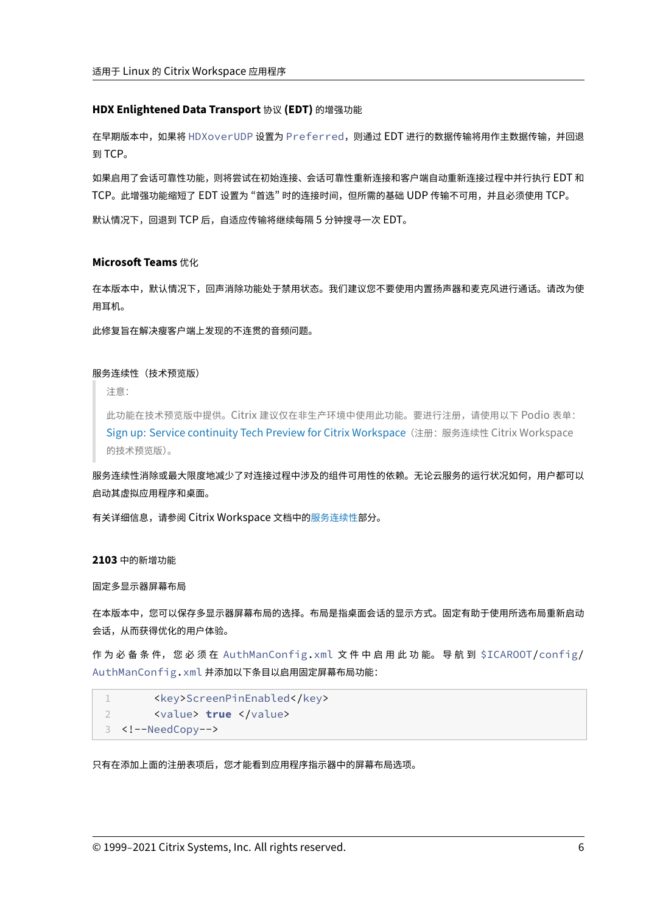### HDX Enlightened Data Transport 协议 (EDT) 的增强功能

在早期版本中，如果将 HDXoverUDP 设置为 Preferred，则通过 EDT 进行的数据传输将用作主数据传输，并回退到 TCP。

如果启用了会话可靠性功能，则将尝试在初始连接、会话可靠性重新连接和客户端自动重新连接过程中并行执行 EDT 和 TCP。此增强功能缩短了 EDT 设置为“首选”时的连接时间，但所需的基础 UDP 传输不可用，并且必须使用 TCP。

默认情况下，回退到 TCP 后，自适应传输将继续每隔 5 分钟搜寻一次 EDT。

### Microsoft Teams 优化

在本版本中，默认情况下，回声消除功能处于禁用状态。我们建议您不要使用内置扬声器和麦克风进行通话。请改为使用耳机。

此修复旨在解决瘦客户端上发现的不连贯的音频问题。

#### 服务连续性（技术预览版）

> 注意：
>
> 此功能在技术预览版中提供。Citrix 建议仅在非生产环境中使用此功能。要进行注册，请使用以下 Podio 表单：Sign up: Service continuity Tech Preview for Citrix Workspace（注册：服务连续性 Citrix Workspace 的技术预览版）。

服务连续性消除或最大限度地减少了对连接过程中涉及的组件可用性的依赖。无论云服务的运行状况如何，用户都可以启动其虚拟应用程序和桌面。

有关详细信息，请参阅 Citrix Workspace 文档中的服务连续性部分。

### 2103 中的新增功能

#### 固定多显示器屏幕布局

在本版本中，您可以保存多显示器屏幕布局的选择。布局是指桌面会话的显示方式。固定有助于使用所选布局重新启动会话，从而获得优化的用户体验。

作为必备条件，您必须在 AuthManConfig.xml 文件中启用此功能。导航到 $ICAROOT/config/AuthManConfig.xml 并添加以下条目以启用固定屏幕布局功能：

```
      <key>ScreenPinEnabled</key>
      <value> true </value>
<!--NeedCopy-->
```

只有在添加上面的注册表项后，您才能看到应用程序指示器中的屏幕布局选项。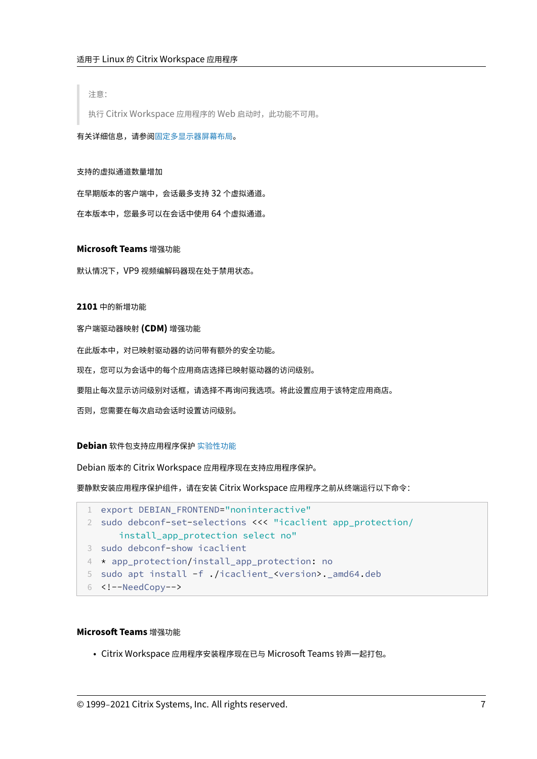> 注意：
>
> 执行 Citrix Workspace 应用程序的 Web 启动时，此功能不可用。

有关详细信息，请参阅固定多显示器屏幕布局。

#### 支持的虚拟通道数量增加

在早期版本的客户端中，会话最多支持 32 个虚拟通道。

在本版本中，您最多可以在会话中使用 64 个虚拟通道。

#### **Microsoft Teams** 增强功能

默认情况下，VP9 视频编解码器现在处于禁用状态。

### **2101** 中的新增功能

#### 客户端驱动器映射 **(CDM)** 增强功能

在此版本中，对已映射驱动器的访问带有额外的安全功能。

现在，您可以为会话中的每个应用商店选择已映射驱动器的访问级别。

要阻止每次显示访问级别对话框，请选择不再询问我选项。将此设置应用于该特定应用商店。

否则，您需要在每次启动会话时设置访问级别。

#### **Debian** 软件包支持应用程序保护 实验性功能

Debian 版本的 Citrix Workspace 应用程序现在支持应用程序保护。

要静默安装应用程序保护组件，请在安装 Citrix Workspace 应用程序之前从终端运行以下命令：

```
export DEBIAN_FRONTEND="noninteractive"
sudo debconf-set-selections <<< "icaclient app_protection/install_app_protection select no"
sudo debconf-show icaclient
* app_protection/install_app_protection: no
sudo apt install -f ./icaclient_<version>._amd64.deb
<!--NeedCopy-->
```

#### **Microsoft Teams** 增强功能

- Citrix Workspace 应用程序安装程序现在已与 Microsoft Teams 铃声一起打包。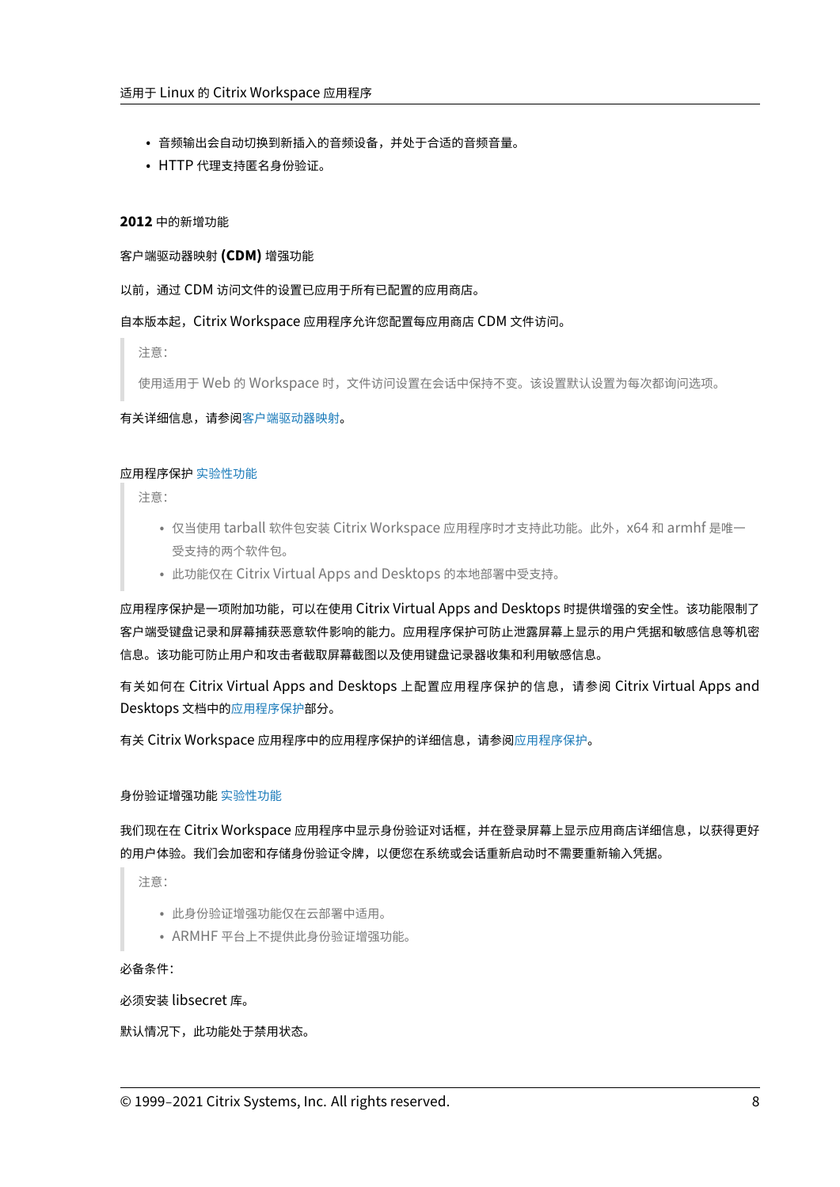- 音频输出会自动切换到新插入的音频设备，并处于合适的音频音量。
- HTTP 代理支持匿名身份验证。

### 2012 中的新增功能

#### 客户端驱动器映射 (CDM) 增强功能

以前，通过 CDM 访问文件的设置已应用于所有已配置的应用商店。

自本版本起，Citrix Workspace 应用程序允许您配置每应用商店 CDM 文件访问。

> 注意：
>
> 使用适用于 Web 的 Workspace 时，文件访问设置在会话中保持不变。该设置默认设置为每次都询问选项。

有关详细信息，请参阅客户端驱动器映射。

#### 应用程序保护 实验性功能

> 注意：
>
> - 仅当使用 tarball 软件包安装 Citrix Workspace 应用程序时才支持此功能。此外，x64 和 armhf 是唯一受支持的两个软件包。
> - 此功能仅在 Citrix Virtual Apps and Desktops 的本地部署中受支持。

应用程序保护是一项附加功能，可以在使用 Citrix Virtual Apps and Desktops 时提供增强的安全性。该功能限制了客户端受键盘记录和屏幕捕获恶意软件影响的能力。应用程序保护可防止泄露屏幕上显示的用户凭据和敏感信息等机密信息。该功能可防止用户和攻击者截取屏幕截图以及使用键盘记录器收集和利用敏感信息。

有关如何在 Citrix Virtual Apps and Desktops 上配置应用程序保护的信息，请参阅 Citrix Virtual Apps and Desktops 文档中的应用程序保护部分。

有关 Citrix Workspace 应用程序中的应用程序保护的详细信息，请参阅应用程序保护。

#### 身份验证增强功能 实验性功能

我们现在在 Citrix Workspace 应用程序中显示身份验证对话框，并在登录屏幕上显示应用商店详细信息，以获得更好的用户体验。我们会加密和存储身份验证令牌，以便您在系统或会话重新启动时不需要重新输入凭据。

> 注意：
>
> - 此身份验证增强功能仅在云部署中适用。
> - ARMHF 平台上不提供此身份验证增强功能。

必备条件：

必须安装 libsecret 库。

默认情况下，此功能处于禁用状态。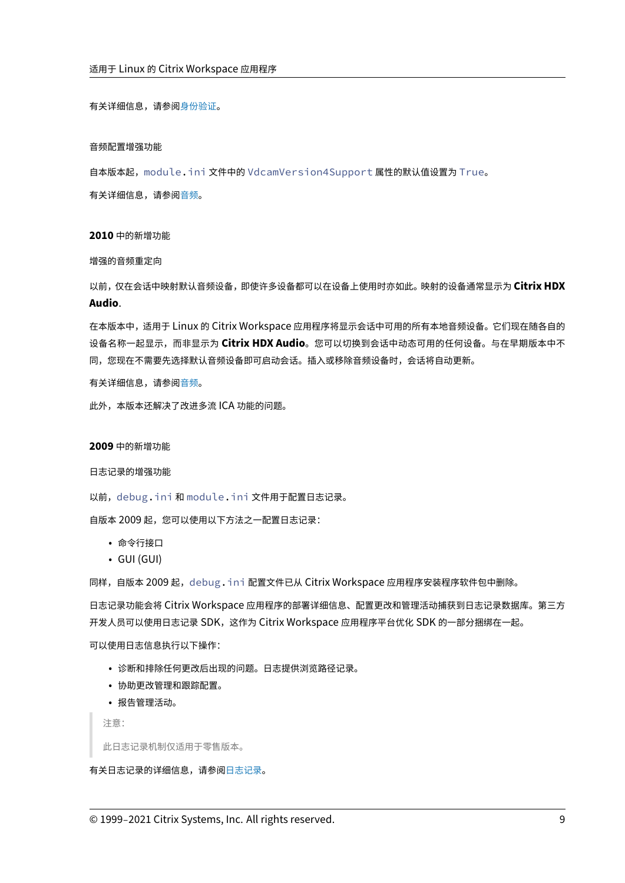有关详细信息，请参阅身份验证。

#### 音频配置增强功能

自本版本起，`module.ini` 文件中的 `VdcamVersion4Support` 属性的默认值设置为 `True`。

有关详细信息，请参阅音频。

### 2010 中的新增功能

#### 增强的音频重定向

以前，仅在会话中映射默认音频设备，即使许多设备都可以在设备上使用时亦如此。映射的设备通常显示为 **Citrix HDX Audio**.

在本版本中，适用于 Linux 的 Citrix Workspace 应用程序将显示会话中可用的所有本地音频设备。它们现在随各自的设备名称一起显示，而非显示为 **Citrix HDX Audio**。您可以切换到会话中动态可用的任何设备。与在早期版本中不同，您现在不需要先选择默认音频设备即可启动会话。插入或移除音频设备时，会话将自动更新。

有关详细信息，请参阅音频。

此外，本版本还解决了改进多流 ICA 功能的问题。

### 2009 中的新增功能

#### 日志记录的增强功能

以前，`debug.ini` 和 `module.ini` 文件用于配置日志记录。

自版本 2009 起，您可以使用以下方法之一配置日志记录：

- 命令行接口
- GUI (GUI)

同样，自版本 2009 起，`debug.ini` 配置文件已从 Citrix Workspace 应用程序安装程序软件包中删除。

日志记录功能会将 Citrix Workspace 应用程序的部署详细信息、配置更改和管理活动捕获到日志记录数据库。第三方开发人员可以使用日志记录 SDK，这作为 Citrix Workspace 应用程序平台优化 SDK 的一部分捆绑在一起。

可以使用日志信息执行以下操作：

- 诊断和排除任何更改后出现的问题。日志提供浏览路径记录。
- 协助更改管理和跟踪配置。
- 报告管理活动。

> 注意：
>
> 此日志记录机制仅适用于零售版本。

有关日志记录的详细信息，请参阅日志记录。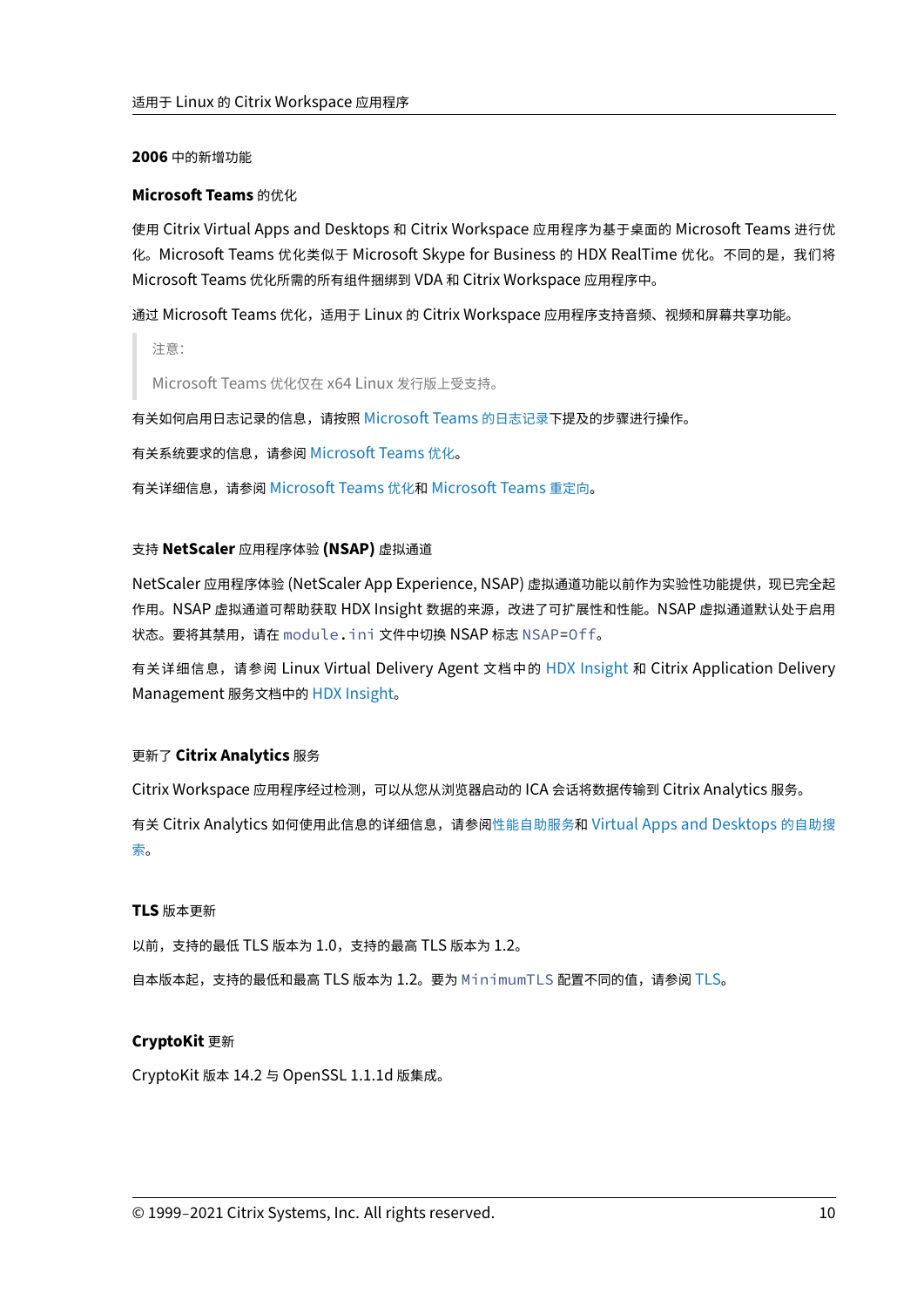### 2006 中的新增功能

#### Microsoft Teams 的优化

使用 Citrix Virtual Apps and Desktops 和 Citrix Workspace 应用程序为基于桌面的 Microsoft Teams 进行优化。Microsoft Teams 优化类似于 Microsoft Skype for Business 的 HDX RealTime 优化。不同的是，我们将 Microsoft Teams 优化所需的所有组件捆绑到 VDA 和 Citrix Workspace 应用程序中。

通过 Microsoft Teams 优化，适用于 Linux 的 Citrix Workspace 应用程序支持音频、视频和屏幕共享功能。

> 注意：
>
> Microsoft Teams 优化仅在 x64 Linux 发行版上受支持。

有关如何启用日志记录的信息，请按照 Microsoft Teams 的日志记录下提及的步骤进行操作。

有关系统要求的信息，请参阅 Microsoft Teams 优化。

有关详细信息，请参阅 Microsoft Teams 优化和 Microsoft Teams 重定向。

#### 支持 **NetScaler** 应用程序体验 **(NSAP)** 虚拟通道

NetScaler 应用程序体验 (NetScaler App Experience, NSAP) 虚拟通道功能以前作为实验性功能提供，现已完全起作用。NSAP 虚拟通道可帮助获取 HDX Insight 数据的来源，改进了可扩展性和性能。NSAP 虚拟通道默认处于启用状态。要将其禁用，请在 `module.ini` 文件中切换 NSAP 标志 `NSAP=Off`。

有关详细信息，请参阅 Linux Virtual Delivery Agent 文档中的 HDX Insight 和 Citrix Application Delivery Management 服务文档中的 HDX Insight。

#### 更新了 **Citrix Analytics** 服务

Citrix Workspace 应用程序经过检测，可以从您从浏览器启动的 ICA 会话将数据传输到 Citrix Analytics 服务。

有关 Citrix Analytics 如何使用此信息的详细信息，请参阅性能自助服务和 Virtual Apps and Desktops 的自助搜索。

#### **TLS** 版本更新

以前，支持的最低 TLS 版本为 1.0，支持的最高 TLS 版本为 1.2。

自本版本起，支持的最低和最高 TLS 版本为 1.2。要为 `MinimumTLS` 配置不同的值，请参阅 TLS。

#### **CryptoKit** 更新

CryptoKit 版本 14.2 与 OpenSSL 1.1.1d 版集成。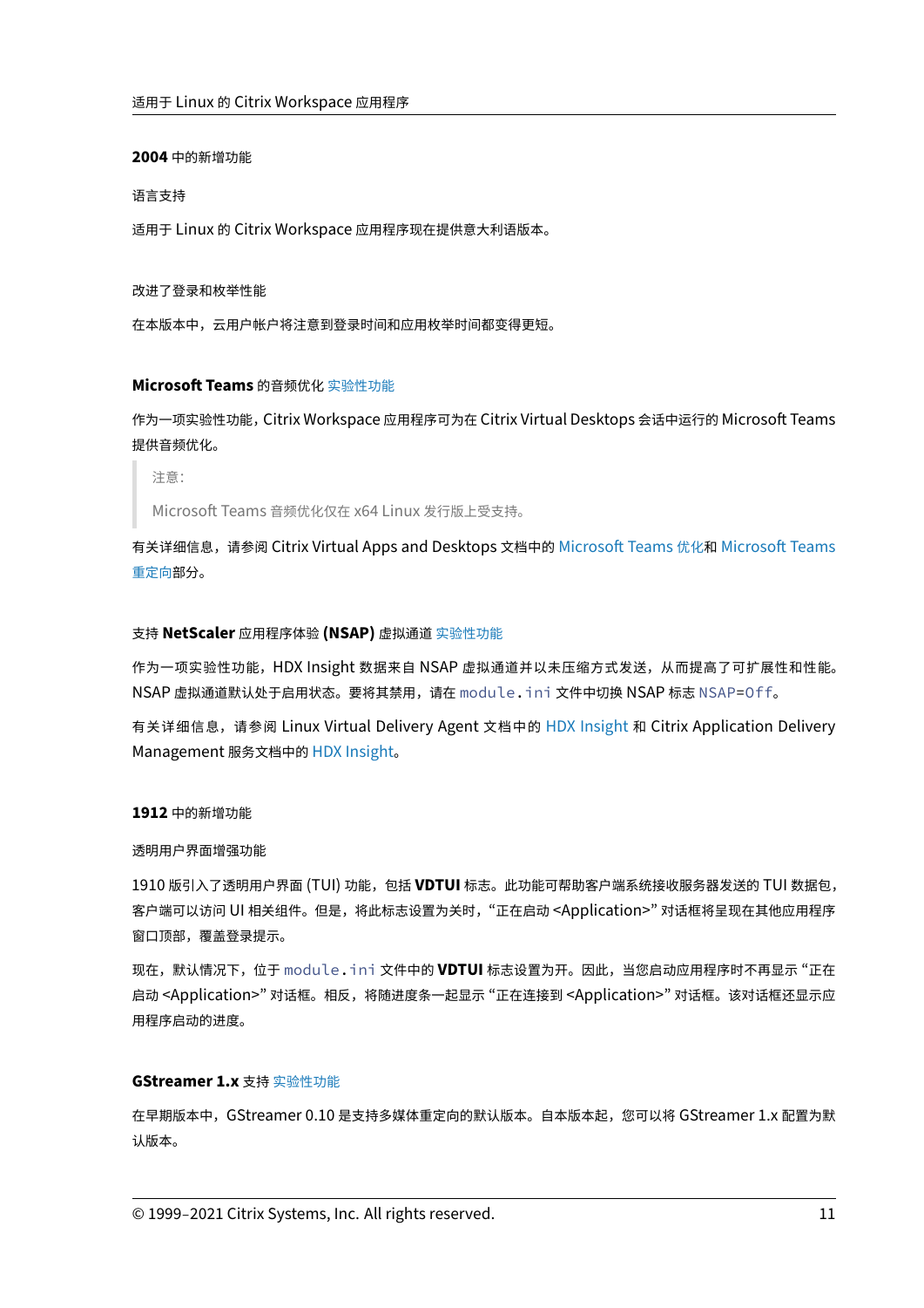## 2004 中的新增功能

### 语言支持

适用于 Linux 的 Citrix Workspace 应用程序现在提供意大利语版本。

### 改进了登录和枚举性能

在本版本中，云用户帐户将注意到登录时间和应用枚举时间都变得更短。

### Microsoft Teams 的音频优化 实验性功能

作为一项实验性功能，Citrix Workspace 应用程序可为在 Citrix Virtual Desktops 会话中运行的 Microsoft Teams 提供音频优化。

> 注意：
>
> Microsoft Teams 音频优化仅在 x64 Linux 发行版上受支持。

有关详细信息，请参阅 Citrix Virtual Apps and Desktops 文档中的 Microsoft Teams 优化和 Microsoft Teams 重定向部分。

### 支持 NetScaler 应用程序体验 (NSAP) 虚拟通道 实验性功能

作为一项实验性功能，HDX Insight 数据来自 NSAP 虚拟通道并以未压缩方式发送，从而提高了可扩展性和性能。NSAP 虚拟通道默认处于启用状态。要将其禁用，请在 `module.ini` 文件中切换 NSAP 标志 `NSAP=Off`。

有关详细信息，请参阅 Linux Virtual Delivery Agent 文档中的 HDX Insight 和 Citrix Application Delivery Management 服务文档中的 HDX Insight。

## 1912 中的新增功能

### 透明用户界面增强功能

1910 版引入了透明用户界面 (TUI) 功能，包括 **VDTUI** 标志。此功能可帮助客户端系统接收服务器发送的 TUI 数据包，客户端可以访问 UI 相关组件。但是，将此标志设置为关时，“正在启动 <Application>” 对话框将呈现在其他应用程序窗口顶部，覆盖登录提示。

现在，默认情况下，位于 `module.ini` 文件中的 **VDTUI** 标志设置为开。因此，当您启动应用程序时不再显示 “正在启动 <Application>” 对话框。相反，将随进度条一起显示 “正在连接到 <Application>” 对话框。该对话框还显示应用程序启动的进度。

### GStreamer 1.x 支持 实验性功能

在早期版本中，GStreamer 0.10 是支持多媒体重定向的默认版本。自本版本起，您可以将 GStreamer 1.x 配置为默认版本。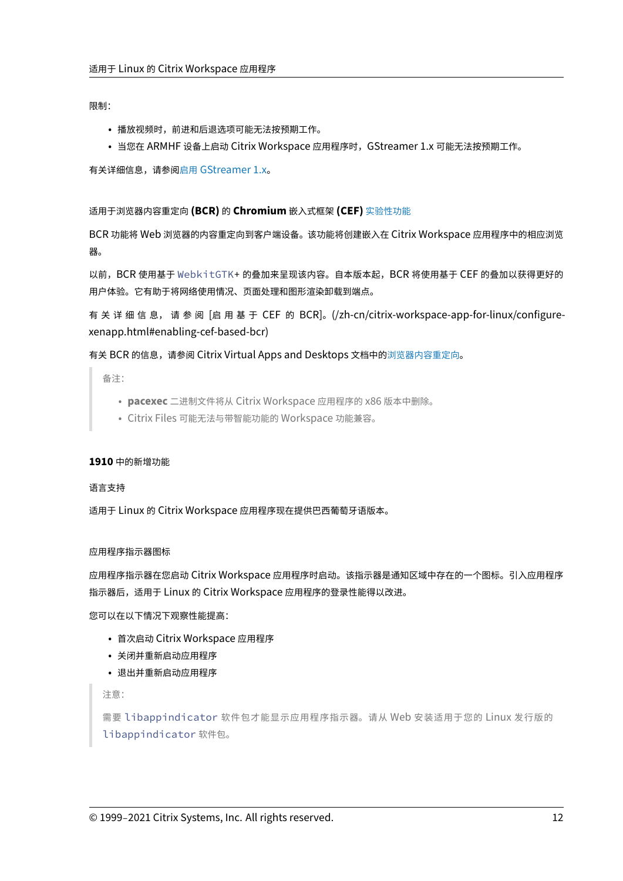限制：

- 播放视频时，前进和后退选项可能无法按预期工作。
- 当您在 ARMHF 设备上启动 Citrix Workspace 应用程序时，GStreamer 1.x 可能无法按预期工作。

有关详细信息，请参阅启用 GStreamer 1.x。

#### 适用于浏览器内容重定向 (BCR) 的 Chromium 嵌入式框架 (CEF) 实验性功能

BCR 功能将 Web 浏览器的内容重定向到客户端设备。该功能将创建嵌入在 Citrix Workspace 应用程序中的相应浏览器。

以前，BCR 使用基于 `WebkitGTK+` 的叠加来呈现该内容。自本版本起，BCR 将使用基于 CEF 的叠加以获得更好的用户体验。它有助于将网络使用情况、页面处理和图形渲染卸载到端点。

有关详细信息，请参阅 [启用基于 CEF 的 BCR]。(/zh-cn/citrix-workspace-app-for-linux/configure-xenapp.html#enabling-cef-based-bcr)

有关 BCR 的信息，请参阅 Citrix Virtual Apps and Desktops 文档中的浏览器内容重定向。

> 备注：
>
> - **pacexec** 二进制文件将从 Citrix Workspace 应用程序的 x86 版本中删除。
> - Citrix Files 可能无法与带智能功能的 Workspace 功能兼容。

### 1910 中的新增功能

#### 语言支持

适用于 Linux 的 Citrix Workspace 应用程序现在提供巴西葡萄牙语版本。

#### 应用程序指示器图标

应用程序指示器在您启动 Citrix Workspace 应用程序时启动。该指示器是通知区域中存在的一个图标。引入应用程序指示器后，适用于 Linux 的 Citrix Workspace 应用程序的登录性能得以改进。

您可以在以下情况下观察性能提高：

- 首次启动 Citrix Workspace 应用程序
- 关闭并重新启动应用程序
- 退出并重新启动应用程序

> 注意：
>
> 需要 `libappindicator` 软件包才能显示应用程序指示器。请从 Web 安装适用于您的 Linux 发行版的 `libappindicator` 软件包。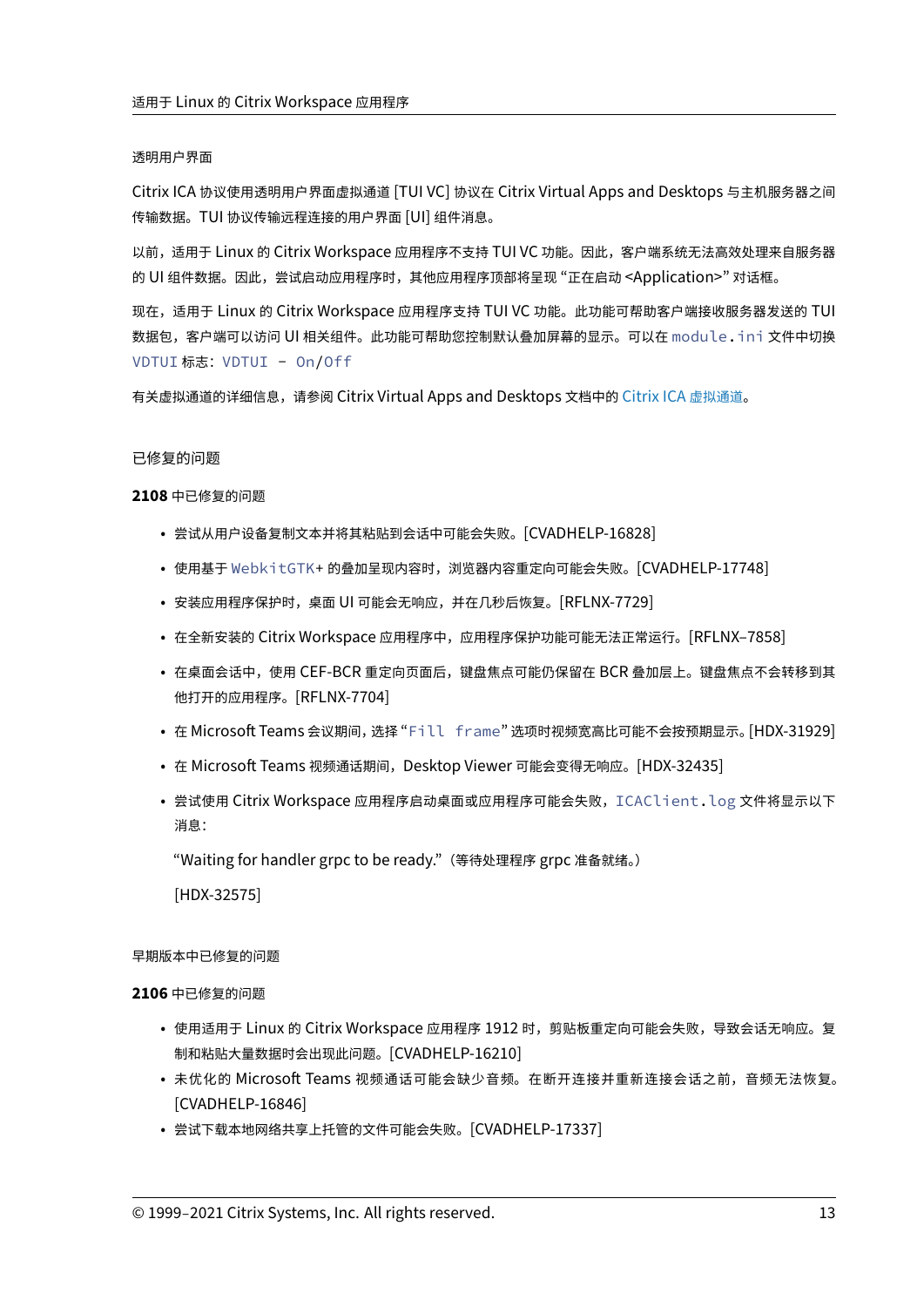#### 透明用户界面

Citrix ICA 协议使用透明用户界面虚拟通道 [TUI VC] 协议在 Citrix Virtual Apps and Desktops 与主机服务器之间传输数据。TUI 协议传输远程连接的用户界面 [UI] 组件消息。

以前，适用于 Linux 的 Citrix Workspace 应用程序不支持 TUI VC 功能。因此，客户端系统无法高效处理来自服务器的 UI 组件数据。因此，尝试启动应用程序时，其他应用程序顶部将呈现 "正在启动 <Application>" 对话框。

现在，适用于 Linux 的 Citrix Workspace 应用程序支持 TUI VC 功能。此功能可帮助客户端接收服务器发送的 TUI 数据包，客户端可以访问 UI 相关组件。此功能可帮助您控制默认叠加屏幕的显示。可以在 `module.ini` 文件中切换 `VDTUI` 标志：`VDTUI - On/Off`

有关虚拟通道的详细信息，请参阅 Citrix Virtual Apps and Desktops 文档中的 Citrix ICA 虚拟通道。

### 已修复的问题

**2108** 中已修复的问题

- 尝试从用户设备复制文本并将其粘贴到会话中可能会失败。[CVADHELP-16828]
- 使用基于 `WebkitGTK+` 的叠加呈现内容时，浏览器内容重定向可能会失败。[CVADHELP-17748]
- 安装应用程序保护时，桌面 UI 可能会无响应，并在几秒后恢复。[RFLNX-7729]
- 在全新安装的 Citrix Workspace 应用程序中，应用程序保护功能可能无法正常运行。[RFLNX–7858]
- 在桌面会话中，使用 CEF-BCR 重定向页面后，键盘焦点可能仍保留在 BCR 叠加层上。键盘焦点不会转移到其他打开的应用程序。[RFLNX-7704]
- 在 Microsoft Teams 会议期间，选择 "`Fill frame`" 选项时视频宽高比可能不会按预期显示。[HDX-31929]
- 在 Microsoft Teams 视频通话期间，Desktop Viewer 可能会变得无响应。[HDX-32435]
- 尝试使用 Citrix Workspace 应用程序启动桌面或应用程序可能会失败，`ICAClient.log` 文件将显示以下消息：

  "Waiting for handler grpc to be ready."（等待处理程序 grpc 准备就绪。）

  [HDX-32575]

#### 早期版本中已修复的问题

**2106** 中已修复的问题

- 使用适用于 Linux 的 Citrix Workspace 应用程序 1912 时，剪贴板重定向可能会失败，导致会话无响应。复制和粘贴大量数据时会出现此问题。[CVADHELP-16210]
- 未优化的 Microsoft Teams 视频通话可能会缺少音频。在断开连接并重新连接会话之前，音频无法恢复。[CVADHELP-16846]
- 尝试下载本地网络共享上托管的文件可能会失败。[CVADHELP-17337]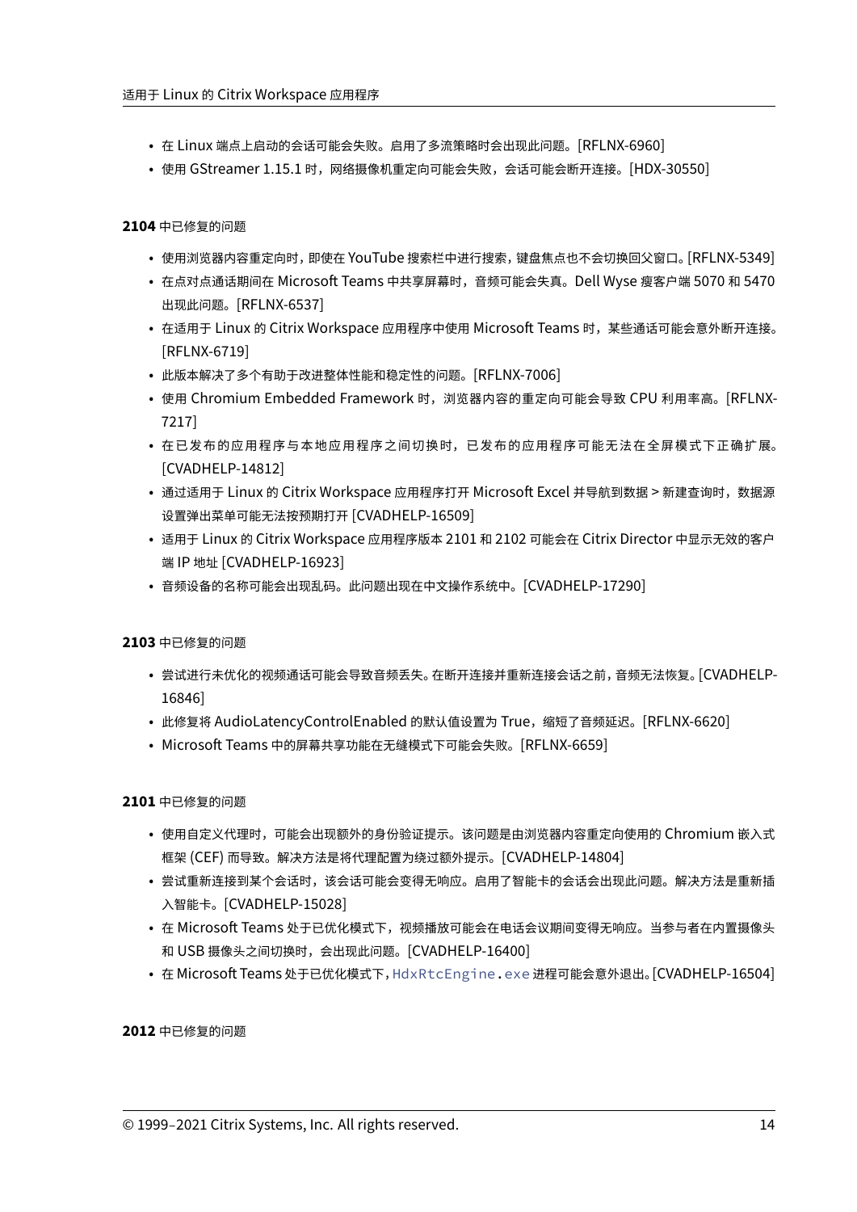- 在 Linux 端点上启动的会话可能会失败。启用了多流策略时会出现此问题。[RFLNX-6960]
- 使用 GStreamer 1.15.1 时，网络摄像机重定向可能会失败，会话可能会断开连接。[HDX-30550]

**2104** 中已修复的问题

- 使用浏览器内容重定向时，即使在 YouTube 搜索栏中进行搜索，键盘焦点也不会切换回父窗口。[RFLNX-5349]
- 在点对点通话期间在 Microsoft Teams 中共享屏幕时，音频可能会失真。Dell Wyse 瘦客户端 5070 和 5470 出现此问题。[RFLNX-6537]
- 在适用于 Linux 的 Citrix Workspace 应用程序中使用 Microsoft Teams 时，某些通话可能会意外断开连接。[RFLNX-6719]
- 此版本解决了多个有助于改进整体性能和稳定性的问题。[RFLNX-7006]
- 使用 Chromium Embedded Framework 时，浏览器内容的重定向可能会导致 CPU 利用率高。[RFLNX-7217]
- 在已发布的应用程序与本地应用程序之间切换时，已发布的应用程序可能无法在全屏模式下正确扩展。[CVADHELP-14812]
- 通过适用于 Linux 的 Citrix Workspace 应用程序打开 Microsoft Excel 并导航到数据 > 新建查询时，数据源设置弹出菜单可能无法按预期打开 [CVADHELP-16509]
- 适用于 Linux 的 Citrix Workspace 应用程序版本 2101 和 2102 可能会在 Citrix Director 中显示无效的客户端 IP 地址 [CVADHELP-16923]
- 音频设备的名称可能会出现乱码。此问题出现在中文操作系统中。[CVADHELP-17290]

**2103** 中已修复的问题

- 尝试进行未优化的视频通话可能会导致音频丢失。在断开连接并重新连接会话之前，音频无法恢复。[CVADHELP-16846]
- 此修复将 AudioLatencyControlEnabled 的默认值设置为 True，缩短了音频延迟。[RFLNX-6620]
- Microsoft Teams 中的屏幕共享功能在无缝模式下可能会失败。[RFLNX-6659]

**2101** 中已修复的问题

- 使用自定义代理时，可能会出现额外的身份验证提示。该问题是由浏览器内容重定向使用的 Chromium 嵌入式框架 (CEF) 而导致。解决方法是将代理配置为绕过额外提示。[CVADHELP-14804]
- 尝试重新连接到某个会话时，该会话可能会变得无响应。启用了智能卡的会话会出现此问题。解决方法是重新插入智能卡。[CVADHELP-15028]
- 在 Microsoft Teams 处于已优化模式下，视频播放可能会在电话会议期间变得无响应。当参与者在内置摄像头和 USB 摄像头之间切换时，会出现此问题。[CVADHELP-16400]
- 在 Microsoft Teams 处于已优化模式下，`HdxRtcEngine.exe` 进程可能会意外退出。[CVADHELP-16504]

**2012** 中已修复的问题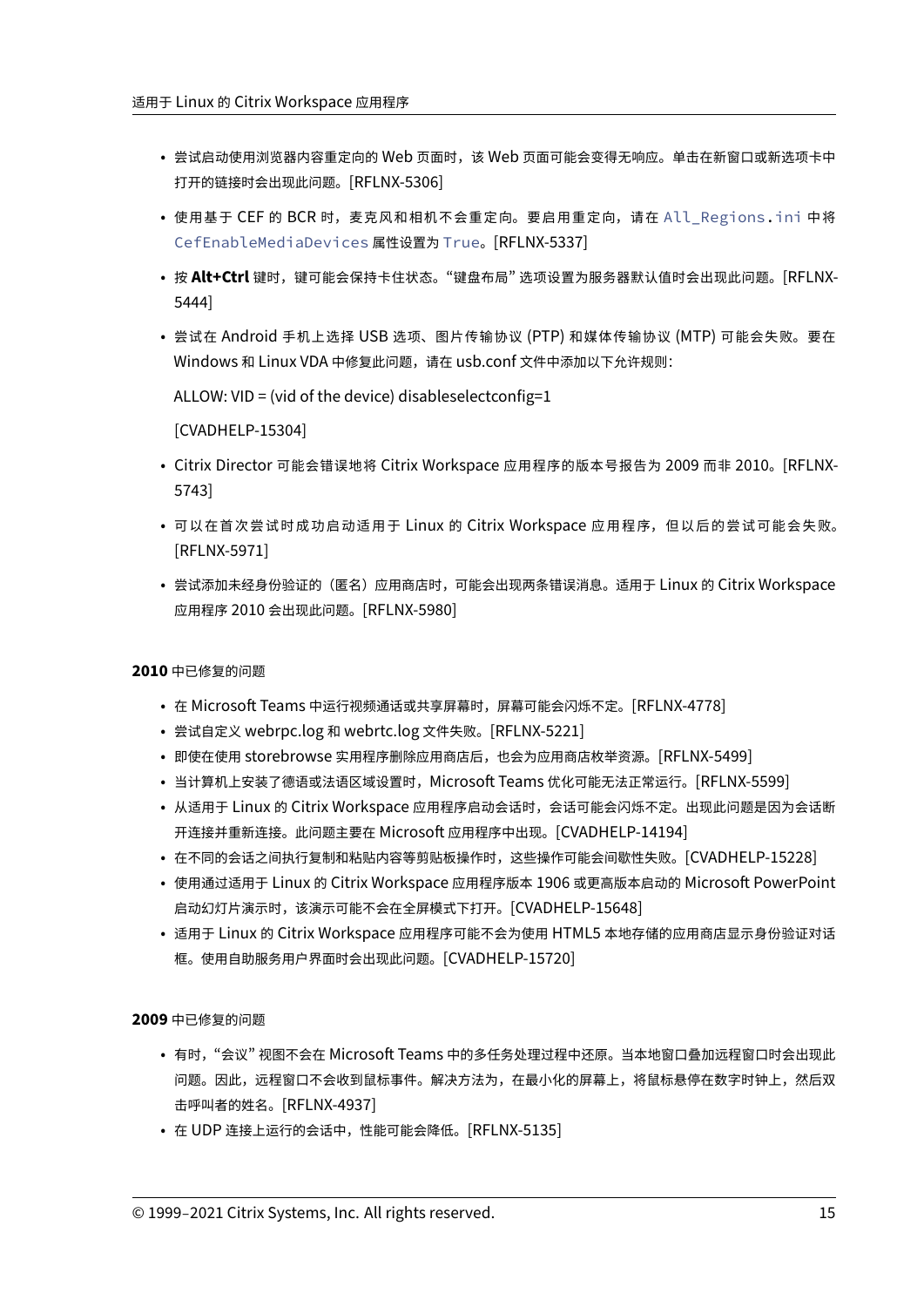- 尝试启动使用浏览器内容重定向的 Web 页面时，该 Web 页面可能会变得无响应。单击在新窗口或新选项卡中打开的链接时会出现此问题。[RFLNX-5306]
- 使用基于 CEF 的 BCR 时，麦克风和相机不会重定向。要启用重定向，请在 `All_Regions.ini` 中将 `CefEnableMediaDevices` 属性设置为 `True`。[RFLNX-5337]
- 按 **Alt+Ctrl** 键时，键可能会保持卡住状态。"键盘布局" 选项设置为服务器默认值时会出现此问题。[RFLNX-5444]
- 尝试在 Android 手机上选择 USB 选项、图片传输协议 (PTP) 和媒体传输协议 (MTP) 可能会失败。要在 Windows 和 Linux VDA 中修复此问题，请在 usb.conf 文件中添加以下允许规则：

  ALLOW: VID = (vid of the device) disableselectconfig=1

  [CVADHELP-15304]
- Citrix Director 可能会错误地将 Citrix Workspace 应用程序的版本号报告为 2009 而非 2010。[RFLNX-5743]
- 可以在首次尝试时成功启动适用于 Linux 的 Citrix Workspace 应用程序，但以后的尝试可能会失败。[RFLNX-5971]
- 尝试添加未经身份验证的（匿名）应用商店时，可能会出现两条错误消息。适用于 Linux 的 Citrix Workspace 应用程序 2010 会出现此问题。[RFLNX-5980]

**2010** 中已修复的问题

- 在 Microsoft Teams 中运行视频通话或共享屏幕时，屏幕可能会闪烁不定。[RFLNX-4778]
- 尝试自定义 webrpc.log 和 webrtc.log 文件失败。[RFLNX-5221]
- 即使在使用 storebrowse 实用程序删除应用商店后，也会为应用商店枚举资源。[RFLNX-5499]
- 当计算机上安装了德语或法语区域设置时，Microsoft Teams 优化可能无法正常运行。[RFLNX-5599]
- 从适用于 Linux 的 Citrix Workspace 应用程序启动会话时，会话可能会闪烁不定。出现此问题是因为会话断开连接并重新连接。此问题主要在 Microsoft 应用程序中出现。[CVADHELP-14194]
- 在不同的会话之间执行复制和粘贴内容等剪贴板操作时，这些操作可能会间歇性失败。[CVADHELP-15228]
- 使用通过适用于 Linux 的 Citrix Workspace 应用程序版本 1906 或更高版本启动的 Microsoft PowerPoint 启动幻灯片演示时，该演示可能不会在全屏模式下打开。[CVADHELP-15648]
- 适用于 Linux 的 Citrix Workspace 应用程序可能不会为使用 HTML5 本地存储的应用商店显示身份验证对话框。使用自助服务用户界面时会出现此问题。[CVADHELP-15720]

**2009** 中已修复的问题

- 有时，"会议" 视图不会在 Microsoft Teams 中的多任务处理过程中还原。当本地窗口叠加远程窗口时会出现此问题。因此，远程窗口不会收到鼠标事件。解决方法为，在最小化的屏幕上，将鼠标悬停在数字时钟上，然后双击呼叫者的姓名。[RFLNX-4937]
- 在 UDP 连接上运行的会话中，性能可能会降低。[RFLNX-5135]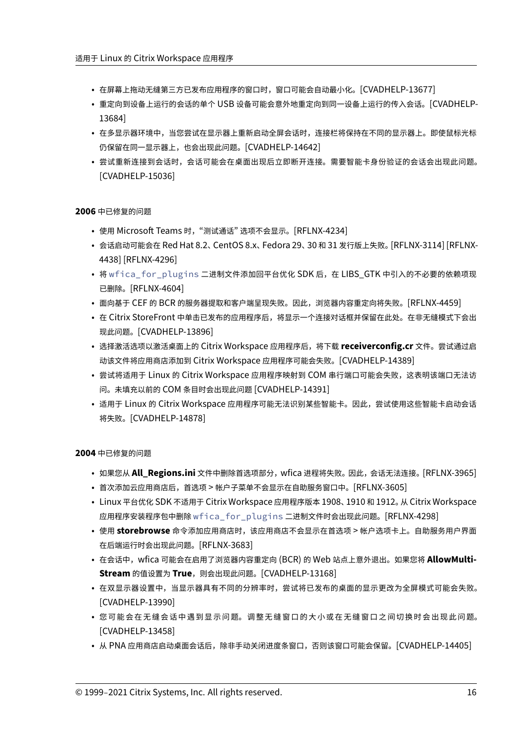- 在屏幕上拖动无缝第三方已发布应用程序的窗口时，窗口可能会自动最小化。[CVADHELP-13677]
- 重定向到设备上运行的会话的单个 USB 设备可能会意外地重定向到同一设备上运行的传入会话。[CVADHELP-13684]
- 在多显示器环境中，当您尝试在显示器上重新启动全屏会话时，连接栏将保持在不同的显示器上。即使鼠标光标仍保留在同一显示器上，也会出现此问题。[CVADHELP-14642]
- 尝试重新连接到会话时，会话可能会在桌面出现后立即断开连接。需要智能卡身份验证的会话会出现此问题。[CVADHELP-15036]

**2006** 中已修复的问题

- 使用 Microsoft Teams 时，"测试通话" 选项不会显示。[RFLNX-4234]
- 会话启动可能会在 Red Hat 8.2、CentOS 8.x、Fedora 29、30 和 31 发行版上失败。[RFLNX-3114] [RFLNX-4438] [RFLNX-4296]
- 将 `wfica_for_plugins` 二进制文件添加回平台优化 SDK 后，在 LIBS_GTK 中引入的不必要的依赖项现已删除。[RFLNX-4604]
- 面向基于 CEF 的 BCR 的服务器提取和客户端呈现失败。因此，浏览器内容重定向将失败。[RFLNX-4459]
- 在 Citrix StoreFront 中单击已发布的应用程序后，将显示一个连接对话框并保留在此处。在非无缝模式下会出现此问题。[CVADHELP-13896]
- 选择激活选项以激活桌面上的 Citrix Workspace 应用程序后，将下载 **receiverconfig.cr** 文件。尝试通过启动该文件将应用商店添加到 Citrix Workspace 应用程序可能会失败。[CVADHELP-14389]
- 尝试将适用于 Linux 的 Citrix Workspace 应用程序映射到 COM 串行端口可能会失败，这表明该端口无法访问。未填充以前的 COM 条目时会出现此问题 [CVADHELP-14391]
- 适用于 Linux 的 Citrix Workspace 应用程序可能无法识别某些智能卡。因此，尝试使用这些智能卡启动会话将失败。[CVADHELP-14878]

**2004** 中已修复的问题

- 如果您从 **All_Regions.ini** 文件中删除首选项部分，wfica 进程将失败。因此，会话无法连接。[RFLNX-3965]
- 首次添加云应用商店后，首选项 > 帐户子菜单不会显示在自助服务窗口中。[RFLNX-3605]
- Linux 平台优化 SDK 不适用于 Citrix Workspace 应用程序版本 1908、1910 和 1912。从 Citrix Workspace 应用程序安装程序包中删除 `wfica_for_plugins` 二进制文件时会出现此问题。[RFLNX-4298]
- 使用 **storebrowse** 命令添加应用商店时，该应用商店不会显示在首选项 > 帐户选项卡上。自助服务用户界面在后端运行时会出现此问题。[RFLNX-3683]
- 在会话中，wfica 可能会在启用了浏览器内容重定向 (BCR) 的 Web 站点上意外退出。如果您将 **AllowMultiStream** 的值设置为 **True**，则会出现此问题。[CVADHELP-13168]
- 在双显示器设置中，当显示器具有不同的分辨率时，尝试将已发布的桌面的显示更改为全屏模式可能会失败。[CVADHELP-13990]
- 您可能会在无缝会话中遇到显示问题。调整无缝窗口的大小或在无缝窗口之间切换时会出现此问题。[CVADHELP-13458]
- 从 PNA 应用商店启动桌面会话后，除非手动关闭进度条窗口，否则该窗口可能会保留。[CVADHELP-14405]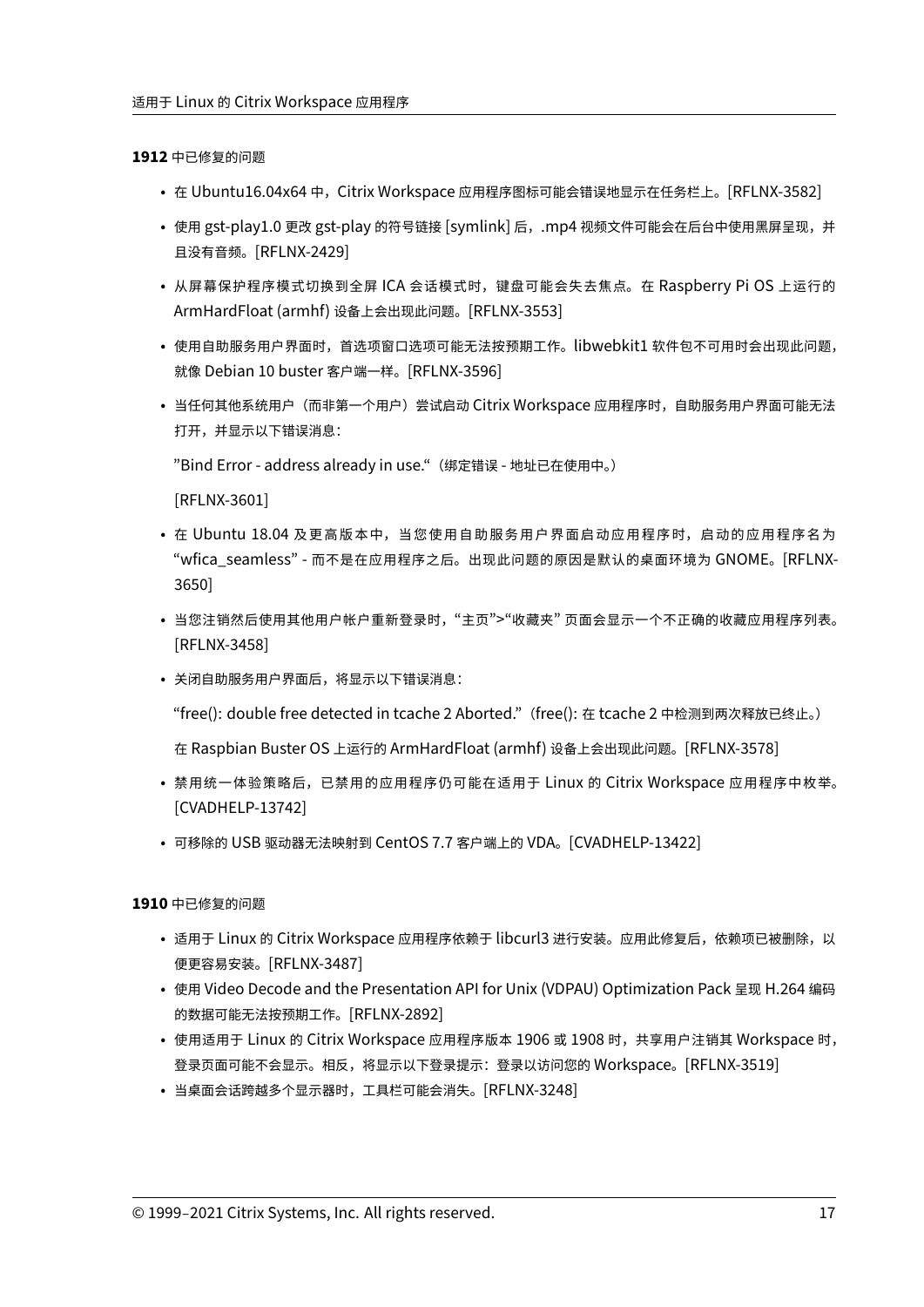**1912 中已修复的问题**

- 在 Ubuntu16.04x64 中，Citrix Workspace 应用程序图标可能会错误地显示在任务栏上。[RFLNX-3582]
- 使用 gst-play1.0 更改 gst-play 的符号链接 [symlink] 后，.mp4 视频文件可能会在后台中使用黑屏呈现，并且没有音频。[RFLNX-2429]
- 从屏幕保护程序模式切换到全屏 ICA 会话模式时，键盘可能会失去焦点。在 Raspberry Pi OS 上运行的 ArmHardFloat (armhf) 设备上会出现此问题。[RFLNX-3553]
- 使用自助服务用户界面时，首选项窗口选项可能无法按预期工作。libwebkit1 软件包不可用时会出现此问题，就像 Debian 10 buster 客户端一样。[RFLNX-3596]
- 当任何其他系统用户（而非第一个用户）尝试启动 Citrix Workspace 应用程序时，自助服务用户界面可能无法打开，并显示以下错误消息：

  "Bind Error - address already in use."（绑定错误 - 地址已在使用中。）

  [RFLNX-3601]
- 在 Ubuntu 18.04 及更高版本中，当您使用自助服务用户界面启动应用程序时，启动的应用程序名为 "wfica_seamless" - 而不是在应用程序之后。出现此问题的原因是默认的桌面环境为 GNOME。[RFLNX-3650]
- 当您注销然后使用其他用户帐户重新登录时，"主页">"收藏夹" 页面会显示一个不正确的收藏应用程序列表。[RFLNX-3458]
- 关闭自助服务用户界面后，将显示以下错误消息：

  "free(): double free detected in tcache 2 Aborted."（free(): 在 tcache 2 中检测到两次释放已终止。）

  在 Raspbian Buster OS 上运行的 ArmHardFloat (armhf) 设备上会出现此问题。[RFLNX-3578]
- 禁用统一体验策略后，已禁用的应用程序仍可能在适用于 Linux 的 Citrix Workspace 应用程序中枚举。[CVADHELP-13742]
- 可移除的 USB 驱动器无法映射到 CentOS 7.7 客户端上的 VDA。[CVADHELP-13422]

**1910 中已修复的问题**

- 适用于 Linux 的 Citrix Workspace 应用程序依赖于 libcurl3 进行安装。应用此修复后，依赖项已被删除，以便更容易安装。[RFLNX-3487]
- 使用 Video Decode and the Presentation API for Unix (VDPAU) Optimization Pack 呈现 H.264 编码的数据可能无法按预期工作。[RFLNX-2892]
- 使用适用于 Linux 的 Citrix Workspace 应用程序版本 1906 或 1908 时，共享用户注销其 Workspace 时，登录页面可能不会显示。相反，将显示以下登录提示：登录以访问您的 Workspace。[RFLNX-3519]
- 当桌面会话跨越多个显示器时，工具栏可能会消失。[RFLNX-3248]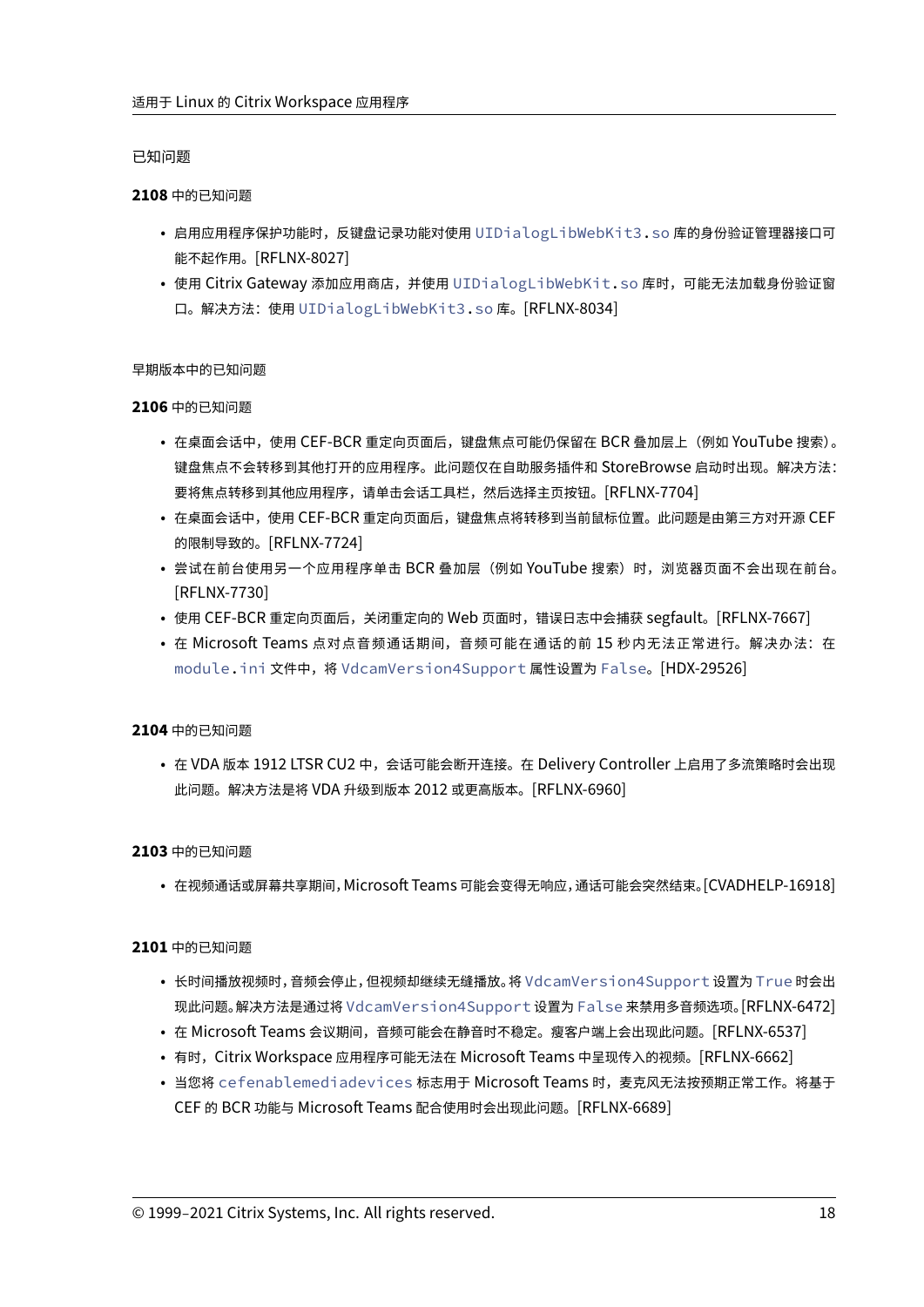### 已知问题

#### 2108 中的已知问题

- 启用应用程序保护功能时，反键盘记录功能对使用 `UIDialogLibWebKit3.so` 库的身份验证管理器接口可能不起作用。[RFLNX-8027]
- 使用 Citrix Gateway 添加应用商店，并使用 `UIDialogLibWebKit.so` 库时，可能无法加载身份验证窗口。解决方法：使用 `UIDialogLibWebKit3.so` 库。[RFLNX-8034]

### 早期版本中的已知问题

#### 2106 中的已知问题

- 在桌面会话中，使用 CEF-BCR 重定向页面后，键盘焦点可能仍保留在 BCR 叠加层上（例如 YouTube 搜索）。键盘焦点不会转移到其他打开的应用程序。此问题仅在自助服务插件和 StoreBrowse 启动时出现。解决方法：要将焦点转移到其他应用程序，请单击会话工具栏，然后选择主页按钮。[RFLNX-7704]
- 在桌面会话中，使用 CEF-BCR 重定向页面后，键盘焦点将转移到当前鼠标位置。此问题是由第三方对开源 CEF 的限制导致的。[RFLNX-7724]
- 尝试在前台使用另一个应用程序单击 BCR 叠加层（例如 YouTube 搜索）时，浏览器页面不会出现在前台。[RFLNX-7730]
- 使用 CEF-BCR 重定向页面后，关闭重定向的 Web 页面时，错误日志中会捕获 segfault。[RFLNX-7667]
- 在 Microsoft Teams 点对点音频通话期间，音频可能在通话的前 15 秒内无法正常进行。解决办法：在 `module.ini` 文件中，将 `VdcamVersion4Support` 属性设置为 `False`。[HDX-29526]

#### 2104 中的已知问题

- 在 VDA 版本 1912 LTSR CU2 中，会话可能会断开连接。在 Delivery Controller 上启用了多流策略时会出现此问题。解决方法是将 VDA 升级到版本 2012 或更高版本。[RFLNX-6960]

#### 2103 中的已知问题

- 在视频通话或屏幕共享期间，Microsoft Teams 可能会变得无响应，通话可能会突然结束。[CVADHELP-16918]

#### 2101 中的已知问题

- 长时间播放视频时，音频会停止，但视频却继续无缝播放。将 `VdcamVersion4Support` 设置为 `True` 时会出现此问题。解决方法是通过将 `VdcamVersion4Support` 设置为 `False` 来禁用多音频选项。[RFLNX-6472]
- 在 Microsoft Teams 会议期间，音频可能会在静音时不稳定。瘦客户端上会出现此问题。[RFLNX-6537]
- 有时，Citrix Workspace 应用程序可能无法在 Microsoft Teams 中呈现传入的视频。[RFLNX-6662]
- 当您将 `cefenablemediadevices` 标志用于 Microsoft Teams 时，麦克风无法按预期正常工作。将基于 CEF 的 BCR 功能与 Microsoft Teams 配合使用时会出现此问题。[RFLNX-6689]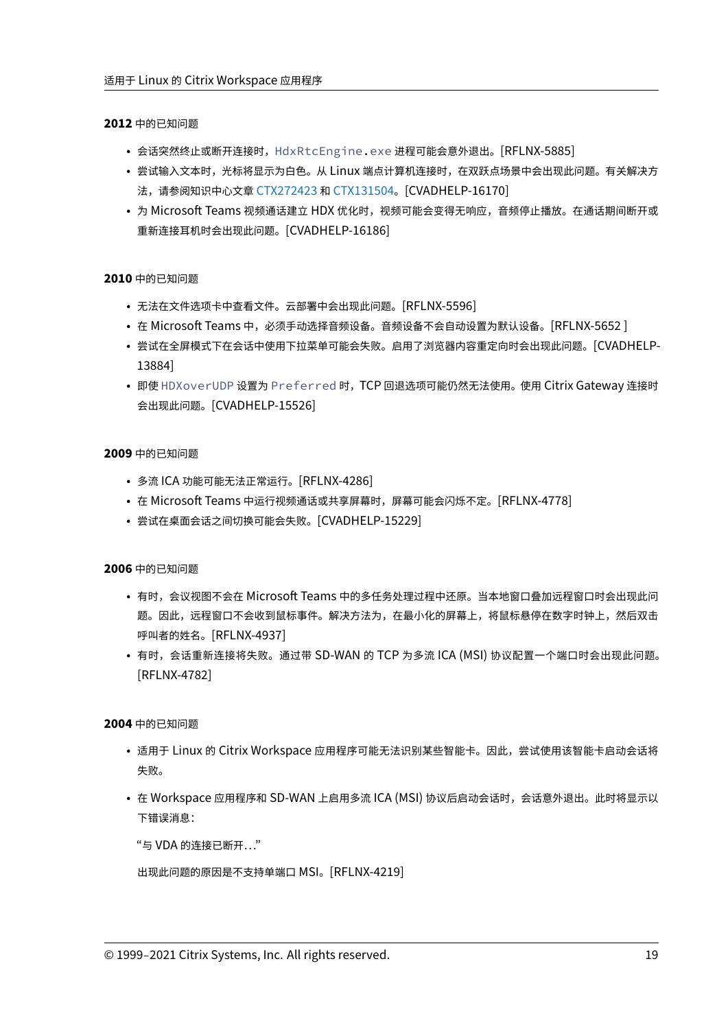**2012 中的已知问题**

- 会话突然终止或断开连接时，`HdxRtcEngine.exe` 进程可能会意外退出。[RFLNX-5885]
- 尝试输入文本时，光标将显示为白色。从 Linux 端点计算机连接时，在双跃点场景中会出现此问题。有关解决方法，请参阅知识中心文章 CTX272423 和 CTX131504。[CVADHELP-16170]
- 为 Microsoft Teams 视频通话建立 HDX 优化时，视频可能会变得无响应，音频停止播放。在通话期间断开或重新连接耳机时会出现此问题。[CVADHELP-16186]

**2010 中的已知问题**

- 无法在文件选项卡中查看文件。云部署中会出现此问题。[RFLNX-5596]
- 在 Microsoft Teams 中，必须手动选择音频设备。音频设备不会自动设置为默认设备。[RFLNX-5652 ]
- 尝试在全屏模式下在会话中使用下拉菜单可能会失败。启用了浏览器内容重定向时会出现此问题。[CVADHELP-13884]
- 即使 `HDXoverUDP` 设置为 `Preferred` 时，TCP 回退选项可能仍然无法使用。使用 Citrix Gateway 连接时会出现此问题。[CVADHELP-15526]

**2009 中的已知问题**

- 多流 ICA 功能可能无法正常运行。[RFLNX-4286]
- 在 Microsoft Teams 中运行视频通话或共享屏幕时，屏幕可能会闪烁不定。[RFLNX-4778]
- 尝试在桌面会话之间切换可能会失败。[CVADHELP-15229]

**2006 中的已知问题**

- 有时，会议视图不会在 Microsoft Teams 中的多任务处理过程中还原。当本地窗口叠加远程窗口时会出现此问题。因此，远程窗口不会收到鼠标事件。解决方法为，在最小化的屏幕上，将鼠标悬停在数字时钟上，然后双击呼叫者的姓名。[RFLNX-4937]
- 有时，会话重新连接将失败。通过带 SD-WAN 的 TCP 为多流 ICA (MSI) 协议配置一个端口时会出现此问题。[RFLNX-4782]

**2004 中的已知问题**

- 适用于 Linux 的 Citrix Workspace 应用程序可能无法识别某些智能卡。因此，尝试使用该智能卡启动会话将失败。
- 在 Workspace 应用程序和 SD-WAN 上启用多流 ICA (MSI) 协议后启动会话时，会话意外退出。此时将显示以下错误消息：

  “与 VDA 的连接已断开…”

  出现此问题的原因是不支持单端口 MSI。[RFLNX-4219]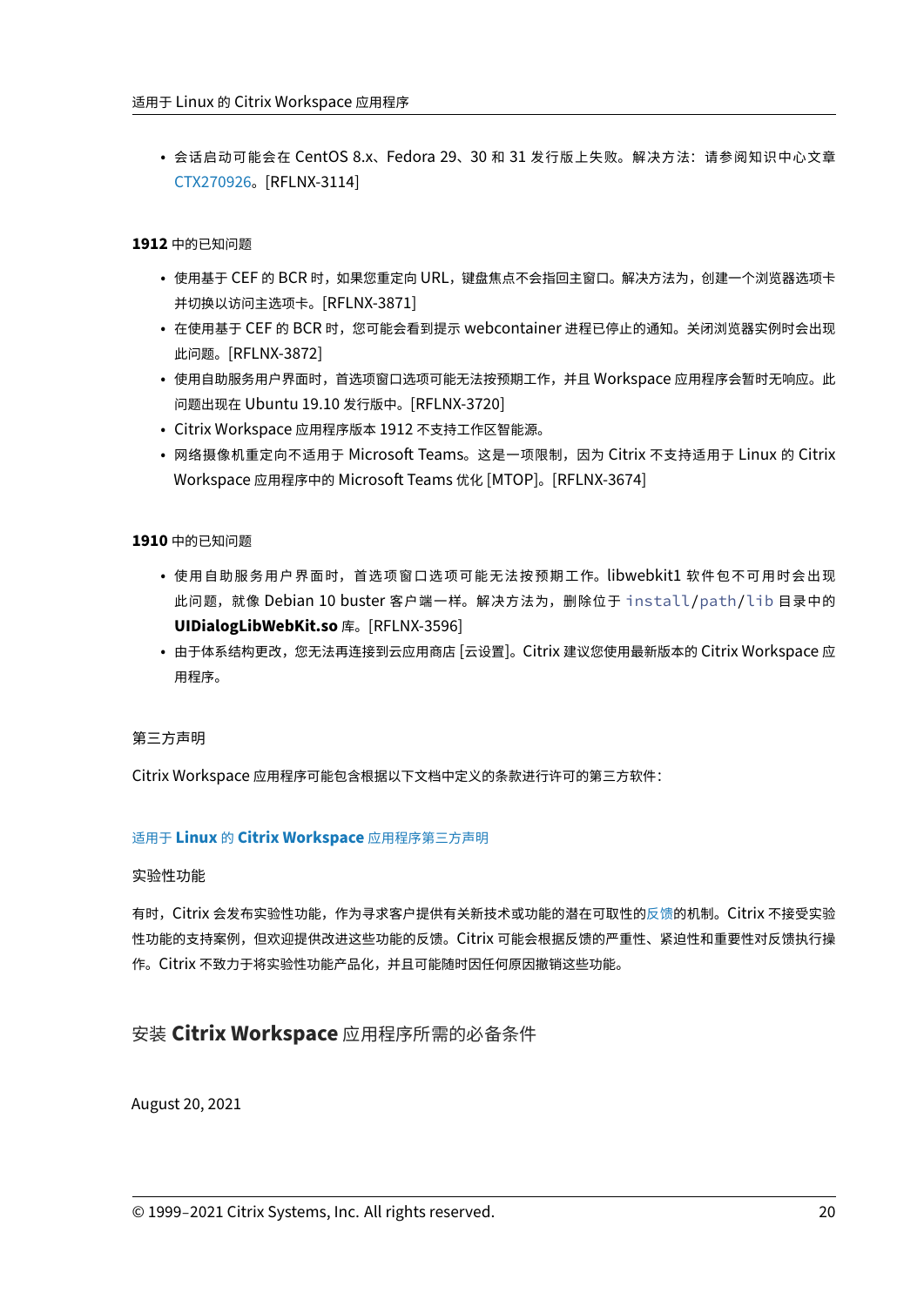- 会话启动可能会在 CentOS 8.x、Fedora 29、30 和 31 发行版上失败。解决方法：请参阅知识中心文章 CTX270926。[RFLNX-3114]

**1912** 中的已知问题

- 使用基于 CEF 的 BCR 时，如果您重定向 URL，键盘焦点不会指回主窗口。解决方法为，创建一个浏览器选项卡并切换以访问主选项卡。[RFLNX-3871]
- 在使用基于 CEF 的 BCR 时，您可能会看到提示 webcontainer 进程已停止的通知。关闭浏览器实例时会出现此问题。[RFLNX-3872]
- 使用自助服务用户界面时，首选项窗口选项可能无法按预期工作，并且 Workspace 应用程序会暂时无响应。此问题出现在 Ubuntu 19.10 发行版中。[RFLNX-3720]
- Citrix Workspace 应用程序版本 1912 不支持工作区智能源。
- 网络摄像机重定向不适用于 Microsoft Teams。这是一项限制，因为 Citrix 不支持适用于 Linux 的 Citrix Workspace 应用程序中的 Microsoft Teams 优化 [MTOP]。[RFLNX-3674]

**1910** 中的已知问题

- 使用自助服务用户界面时，首选项窗口选项可能无法按预期工作。libwebkit1 软件包不可用时会出现此问题，就像 Debian 10 buster 客户端一样。解决方法为，删除位于 `install/path/lib` 目录中的 **UIDialogLibWebKit.so** 库。[RFLNX-3596]
- 由于体系结构更改，您无法再连接到云应用商店 [云设置]。Citrix 建议您使用最新版本的 Citrix Workspace 应用程序。

第三方声明

Citrix Workspace 应用程序可能包含根据以下文档中定义的条款进行许可的第三方软件：

适用于 **Linux** 的 **Citrix Workspace** 应用程序第三方声明

实验性功能

有时，Citrix 会发布实验性功能，作为寻求客户提供有关新技术或功能的潜在可取性的反馈的机制。Citrix 不接受实验性功能的支持案例，但欢迎提供改进这些功能的反馈。Citrix 可能会根据反馈的严重性、紧迫性和重要性对反馈执行操作。Citrix 不致力于将实验性功能产品化，并且可能随时因任何原因撤销这些功能。

## 安装 **Citrix Workspace** 应用程序所需的必备条件

August 20, 2021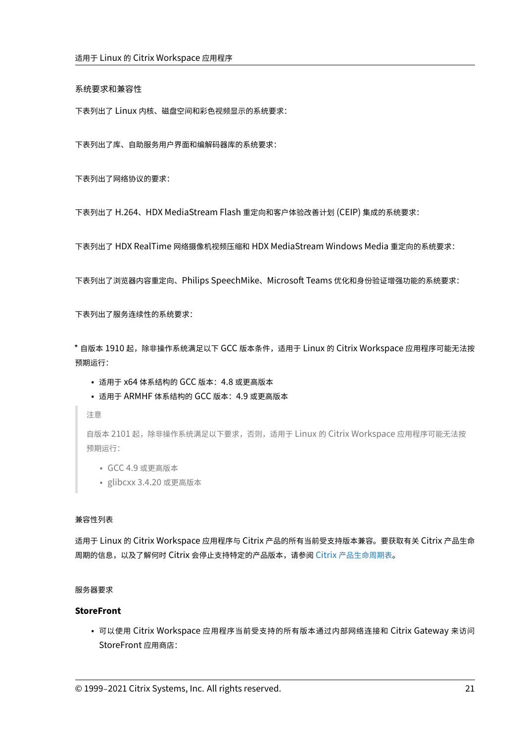## 系统要求和兼容性

下表列出了 Linux 内核、磁盘空间和彩色视频显示的系统要求：

下表列出了库、自助服务用户界面和编解码器库的系统要求：

下表列出了网络协议的要求：

下表列出了 H.264、HDX MediaStream Flash 重定向和客户体验改善计划 (CEIP) 集成的系统要求：

下表列出了 HDX RealTime 网络摄像机视频压缩和 HDX MediaStream Windows Media 重定向的系统要求：

下表列出了浏览器内容重定向、Philips SpeechMike、Microsoft Teams 优化和身份验证增强功能的系统要求：

下表列出了服务连续性的系统要求：

* 自版本 1910 起，除非操作系统满足以下 GCC 版本条件，适用于 Linux 的 Citrix Workspace 应用程序可能无法按预期运行：

- 适用于 x64 体系结构的 GCC 版本：4.8 或更高版本
- 适用于 ARMHF 体系结构的 GCC 版本：4.9 或更高版本

> 注意
>
> 自版本 2101 起，除非操作系统满足以下要求，否则，适用于 Linux 的 Citrix Workspace 应用程序可能无法按预期运行：
>
> - GCC 4.9 或更高版本
> - glibcxx 3.4.20 或更高版本

## 兼容性列表

适用于 Linux 的 Citrix Workspace 应用程序与 Citrix 产品的所有当前受支持版本兼容。要获取有关 Citrix 产品生命周期的信息，以及了解何时 Citrix 会停止支持特定的产品版本，请参阅 Citrix 产品生命周期表。

## 服务器要求

**StoreFront**

- 可以使用 Citrix Workspace 应用程序当前受支持的所有版本通过内部网络连接和 Citrix Gateway 来访问 StoreFront 应用商店：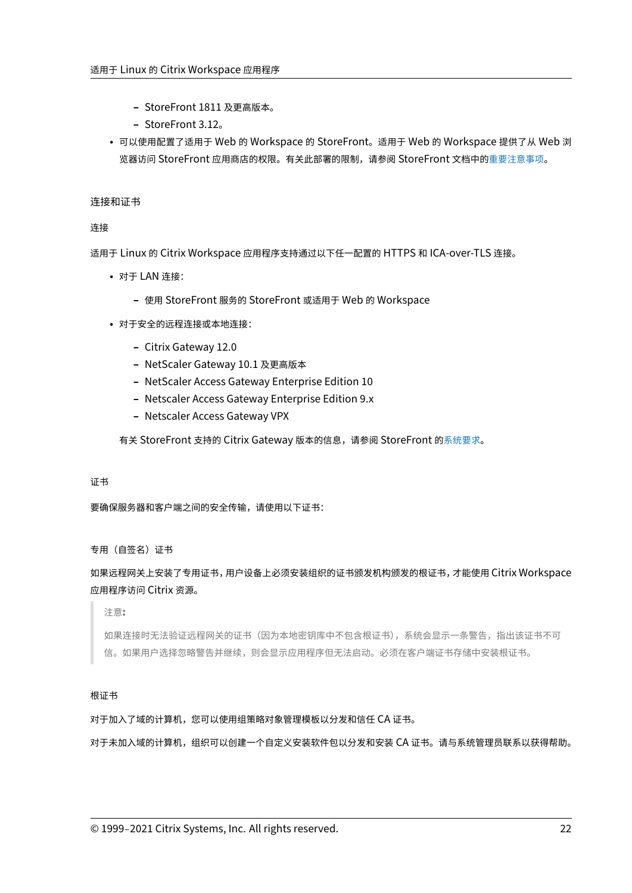- StoreFront 1811 及更高版本。
    - StoreFront 3.12。
- 可以使用配置了适用于 Web 的 Workspace 的 StoreFront。适用于 Web 的 Workspace 提供了从 Web 浏览器访问 StoreFront 应用商店的权限。有关此部署的限制，请参阅 StoreFront 文档中的重要注意事项。

## 连接和证书

### 连接

适用于 Linux 的 Citrix Workspace 应用程序支持通过以下任一配置的 HTTPS 和 ICA-over-TLS 连接。

- 对于 LAN 连接：
    - 使用 StoreFront 服务的 StoreFront 或适用于 Web 的 Workspace
- 对于安全的远程连接或本地连接：
    - Citrix Gateway 12.0
    - NetScaler Gateway 10.1 及更高版本
    - NetScaler Access Gateway Enterprise Edition 10
    - Netscaler Access Gateway Enterprise Edition 9.x
    - Netscaler Access Gateway VPX

  有关 StoreFront 支持的 Citrix Gateway 版本的信息，请参阅 StoreFront 的系统要求。

### 证书

要确保服务器和客户端之间的安全传输，请使用以下证书：

#### 专用（自签名）证书

如果远程网关上安装了专用证书，用户设备上必须安装组织的证书颁发机构颁发的根证书，才能使用 Citrix Workspace 应用程序访问 Citrix 资源。

> 注意：
>
> 如果连接时无法验证远程网关的证书（因为本地密钥库中不包含根证书），系统会显示一条警告，指出该证书不可信。如果用户选择忽略警告并继续，则会显示应用程序但无法启动。必须在客户端证书存储中安装根证书。

#### 根证书

对于加入了域的计算机，您可以使用组策略对象管理模板以分发和信任 CA 证书。

对于未加入域的计算机，组织可以创建一个自定义安装软件包以分发和安装 CA 证书。请与系统管理员联系以获得帮助。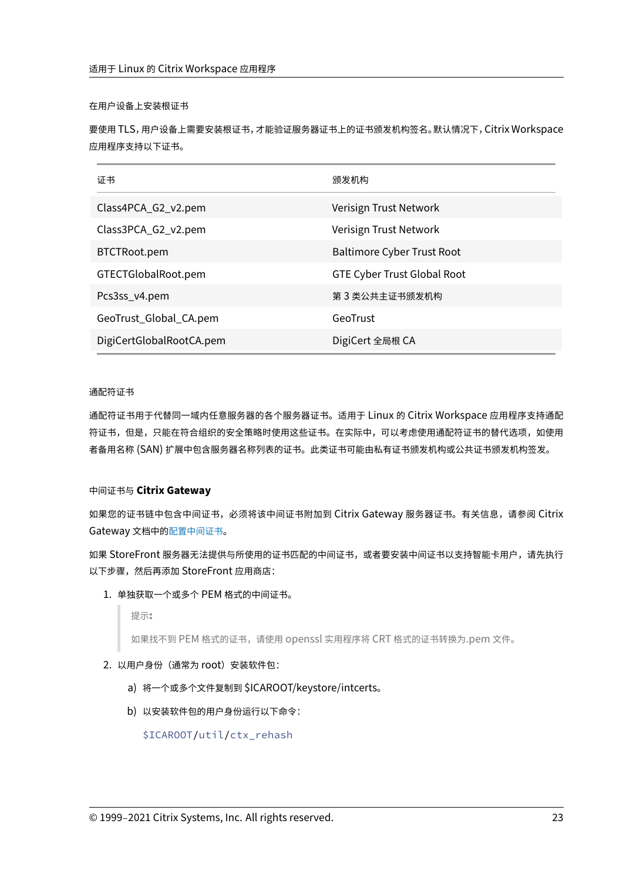#### 在用户设备上安装根证书

要使用 TLS，用户设备上需要安装根证书，才能验证服务器证书上的证书颁发机构签名。默认情况下，Citrix Workspace 应用程序支持以下证书。

| 证书 | 颁发机构 |
| --- | --- |
| Class4PCA_G2_v2.pem | Verisign Trust Network |
| Class3PCA_G2_v2.pem | Verisign Trust Network |
| BTCTRoot.pem | Baltimore Cyber Trust Root |
| GTECTGlobalRoot.pem | GTE Cyber Trust Global Root |
| Pcs3ss_v4.pem | 第 3 类公共主证书颁发机构 |
| GeoTrust_Global_CA.pem | GeoTrust |
| DigiCertGlobalRootCA.pem | DigiCert 全局根 CA |

#### 通配符证书

通配符证书用于代替同一域内任意服务器的各个服务器证书。适用于 Linux 的 Citrix Workspace 应用程序支持通配符证书，但是，只能在符合组织的安全策略时使用这些证书。在实际中，可以考虑使用通配符证书的替代选项，如使用者备用名称 (SAN) 扩展中包含服务器名称列表的证书。此类证书可能由私有证书颁发机构或公共证书颁发机构签发。

#### 中间证书与 **Citrix Gateway**

如果您的证书链中包含中间证书，必须将该中间证书附加到 Citrix Gateway 服务器证书。有关信息，请参阅 Citrix Gateway 文档中的配置中间证书。

如果 StoreFront 服务器无法提供与所使用的证书匹配的中间证书，或者要安装中间证书以支持智能卡用户，请先执行以下步骤，然后再添加 StoreFront 应用商店：

1. 单独获取一个或多个 PEM 格式的中间证书。

   > 提示：
   >
   > 如果找不到 PEM 格式的证书，请使用 openssl 实用程序将 CRT 格式的证书转换为.pem 文件。

2. 以用户身份（通常为 root）安装软件包：

   a) 将一个或多个文件复制到 $ICAROOT/keystore/intcerts。

   b) 以安装软件包的用户身份运行以下命令：

   ```
   $ICAROOT/util/ctx_rehash
   ```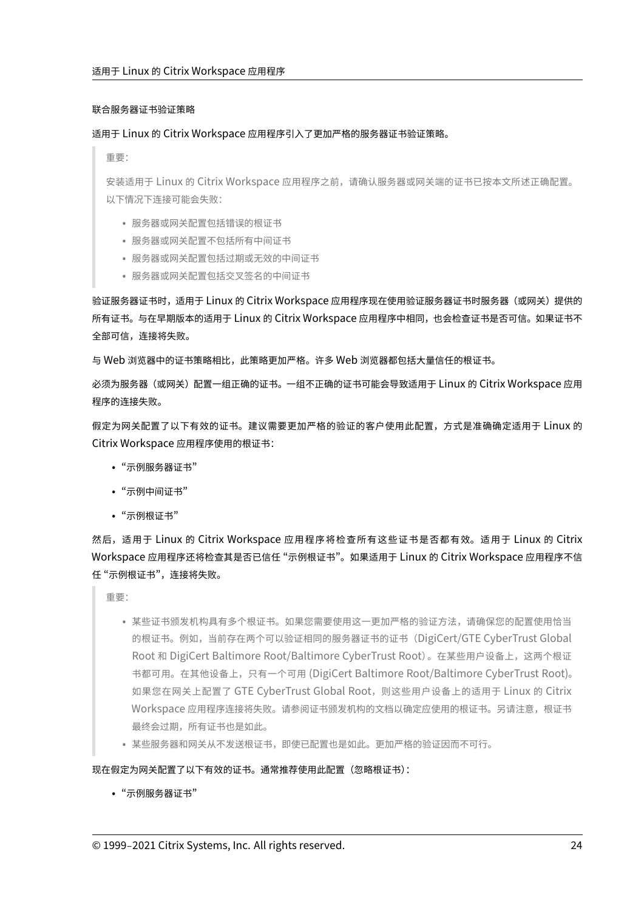#### 联合服务器证书验证策略

适用于 Linux 的 Citrix Workspace 应用程序引入了更加严格的服务器证书验证策略。

> 重要：
>
> 安装适用于 Linux 的 Citrix Workspace 应用程序之前，请确认服务器或网关端的证书已按本文所述正确配置。以下情况下连接可能会失败：
>
> - 服务器或网关配置包括错误的根证书
> - 服务器或网关配置不包括所有中间证书
> - 服务器或网关配置包括过期或无效的中间证书
> - 服务器或网关配置包括交叉签名的中间证书

验证服务器证书时，适用于 Linux 的 Citrix Workspace 应用程序现在使用验证服务器证书时服务器（或网关）提供的所有证书。与在早期版本的适用于 Linux 的 Citrix Workspace 应用程序中相同，也会检查证书是否可信。如果证书不全部可信，连接将失败。

与 Web 浏览器中的证书策略相比，此策略更加严格。许多 Web 浏览器都包括大量信任的根证书。

必须为服务器（或网关）配置一组正确的证书。一组不正确的证书可能会导致适用于 Linux 的 Citrix Workspace 应用程序的连接失败。

假定为网关配置了以下有效的证书。建议需要更加严格的验证的客户使用此配置，方式是准确确定适用于 Linux 的 Citrix Workspace 应用程序使用的根证书：

- "示例服务器证书"
- "示例中间证书"
- "示例根证书"

然后，适用于 Linux 的 Citrix Workspace 应用程序将检查所有这些证书是否都有效。适用于 Linux 的 Citrix Workspace 应用程序还将检查其是否已信任 "示例根证书"。如果适用于 Linux 的 Citrix Workspace 应用程序不信任 "示例根证书"，连接将失败。

> 重要：
>
> - 某些证书颁发机构具有多个根证书。如果您需要使用这一更加严格的验证方法，请确保您的配置使用恰当的根证书。例如，当前存在两个可以验证相同的服务器证书的证书（DigiCert/GTE CyberTrust Global Root 和 DigiCert Baltimore Root/Baltimore CyberTrust Root）。在某些用户设备上，这两个根证书都可用。在其他设备上，只有一个可用 (DigiCert Baltimore Root/Baltimore CyberTrust Root)。如果您在网关上配置了 GTE CyberTrust Global Root，则这些用户设备上的适用于 Linux 的 Citrix Workspace 应用程序连接将失败。请参阅证书颁发机构的文档以确定应使用的根证书。另请注意，根证书最终会过期，所有证书也是如此。
> - 某些服务器和网关从不发送根证书，即使已配置也是如此。更加严格的验证因而不可行。

现在假定为网关配置了以下有效的证书。通常推荐使用此配置（忽略根证书）：

- "示例服务器证书"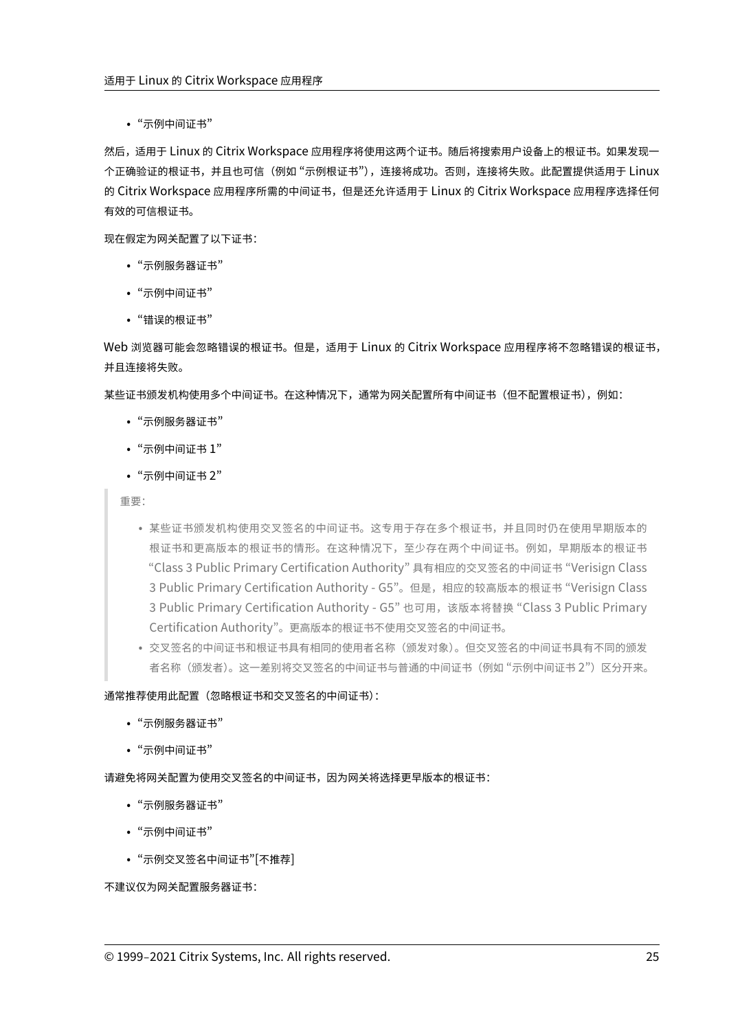- "示例中间证书"

然后，适用于 Linux 的 Citrix Workspace 应用程序将使用这两个证书。随后将搜索用户设备上的根证书。如果发现一个正确验证的根证书，并且也可信（例如"示例根证书"），连接将成功。否则，连接将失败。此配置提供适用于 Linux 的 Citrix Workspace 应用程序所需的中间证书，但是还允许适用于 Linux 的 Citrix Workspace 应用程序选择任何有效的可信根证书。

现在假定为网关配置了以下证书：

- "示例服务器证书"
- "示例中间证书"
- "错误的根证书"

Web 浏览器可能会忽略错误的根证书。但是，适用于 Linux 的 Citrix Workspace 应用程序将不忽略错误的根证书，并且连接将失败。

某些证书颁发机构使用多个中间证书。在这种情况下，通常为网关配置所有中间证书（但不配置根证书），例如：

- "示例服务器证书"
- "示例中间证书 1"
- "示例中间证书 2"

> 重要：
>
> - 某些证书颁发机构使用交叉签名的中间证书。这专用于存在多个根证书，并且同时仍在使用早期版本的根证书和更高版本的根证书的情形。在这种情况下，至少存在两个中间证书。例如，早期版本的根证书 "Class 3 Public Primary Certification Authority" 具有相应的交叉签名的中间证书 "Verisign Class 3 Public Primary Certification Authority - G5"。但是，相应的较高版本的根证书 "Verisign Class 3 Public Primary Certification Authority - G5" 也可用，该版本将替换 "Class 3 Public Primary Certification Authority"。更高版本的根证书不使用交叉签名的中间证书。
> - 交叉签名的中间证书和根证书具有相同的使用者名称（颁发对象）。但交叉签名的中间证书具有不同的颁发者名称（颁发者）。这一差别将交叉签名的中间证书与普通的中间证书（例如"示例中间证书 2"）区分开来。

通常推荐使用此配置（忽略根证书和交叉签名的中间证书）：

- "示例服务器证书"
- "示例中间证书"

请避免将网关配置为使用交叉签名的中间证书，因为网关将选择更早版本的根证书：

- "示例服务器证书"
- "示例中间证书"
- "示例交叉签名中间证书"[不推荐]

不建议仅为网关配置服务器证书：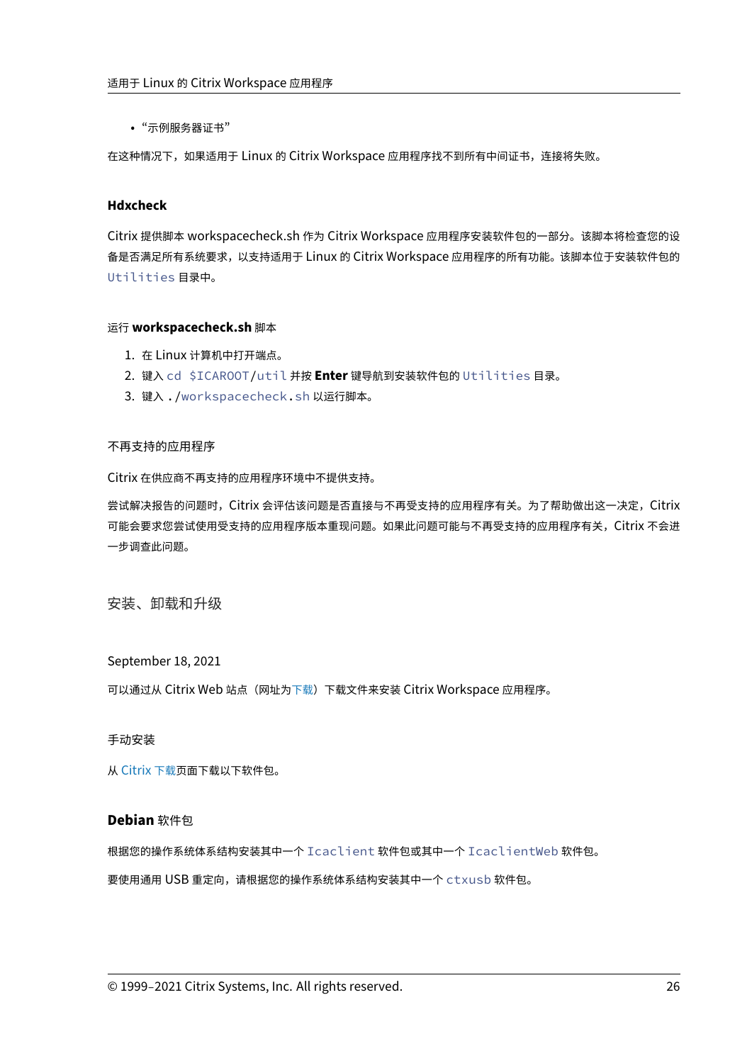- "示例服务器证书"

在这种情况下，如果适用于 Linux 的 Citrix Workspace 应用程序找不到所有中间证书，连接将失败。

### Hdxcheck

Citrix 提供脚本 workspacecheck.sh 作为 Citrix Workspace 应用程序安装软件包的一部分。该脚本将检查您的设备是否满足所有系统要求，以支持适用于 Linux 的 Citrix Workspace 应用程序的所有功能。该脚本位于安装软件包的 `Utilities` 目录中。

#### 运行 **workspacecheck.sh** 脚本

1. 在 Linux 计算机中打开端点。
2. 键入 `cd $ICAROOT/util` 并按 **Enter** 键导航到安装软件包的 `Utilities` 目录。
3. 键入 `./workspacecheck.sh` 以运行脚本。

#### 不再支持的应用程序

Citrix 在供应商不再支持的应用程序环境中不提供支持。

尝试解决报告的问题时，Citrix 会评估该问题是否直接与不再受支持的应用程序有关。为了帮助做出这一决定，Citrix 可能会要求您尝试使用受支持的应用程序版本重现问题。如果此问题可能与不再受支持的应用程序有关，Citrix 不会进一步调查此问题。

## 安装、卸载和升级

September 18, 2021

可以通过从 Citrix Web 站点（网址为下载）下载文件来安装 Citrix Workspace 应用程序。

### 手动安装

从 Citrix 下载页面下载以下软件包。

#### **Debian** 软件包

根据您的操作系统体系结构安装其中一个 `Icaclient` 软件包或其中一个 `IcaclientWeb` 软件包。

要使用通用 USB 重定向，请根据您的操作系统体系结构安装其中一个 `ctxusb` 软件包。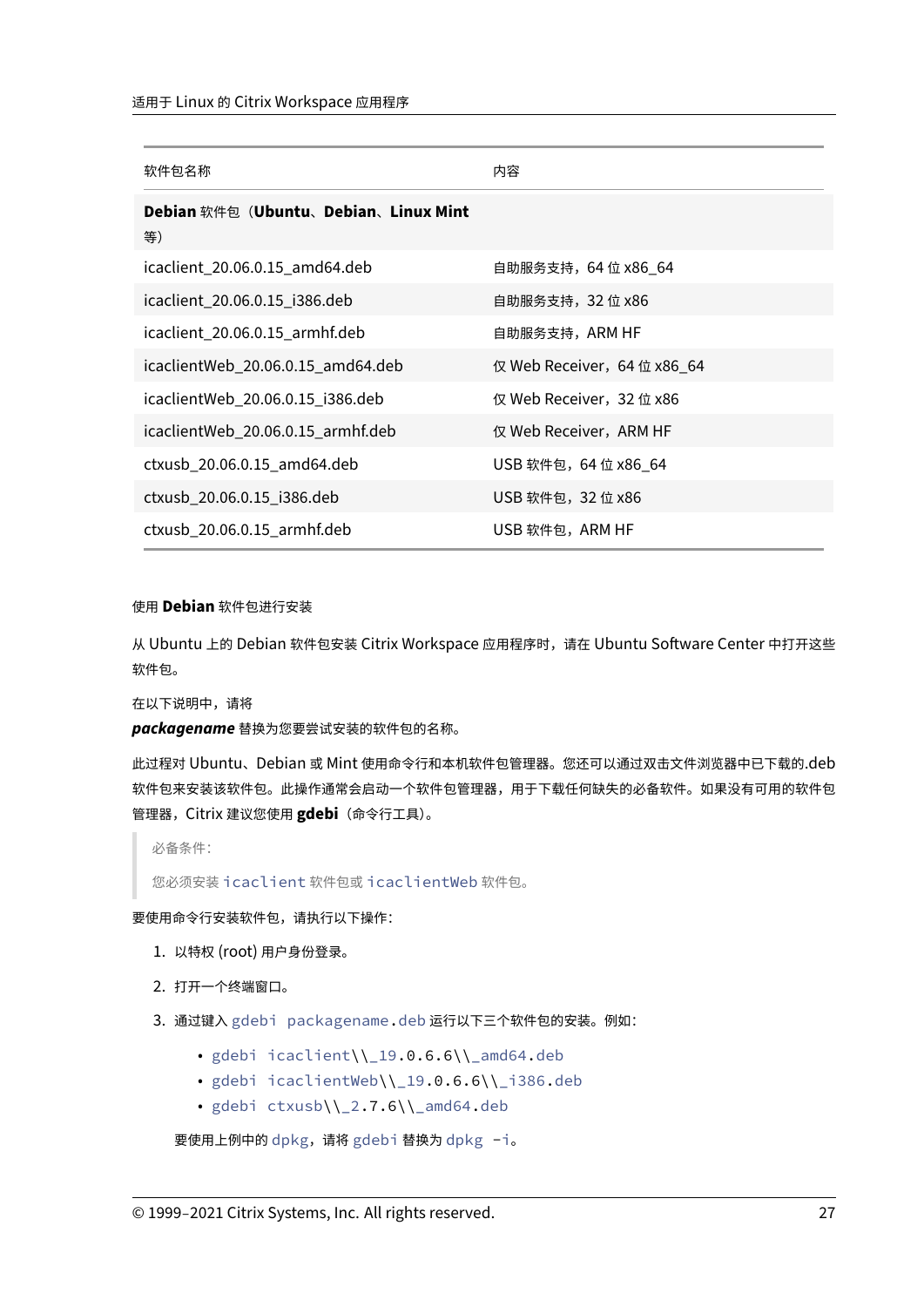| 软件包名称 | 内容 |
| --- | --- |
| **Debian** 软件包（**Ubuntu**、**Debian**、**Linux Mint** 等） | |
| icaclient_20.06.0.15_amd64.deb | 自助服务支持，64 位 x86_64 |
| icaclient_20.06.0.15_i386.deb | 自助服务支持，32 位 x86 |
| icaclient_20.06.0.15_armhf.deb | 自助服务支持，ARM HF |
| icaclientWeb_20.06.0.15_amd64.deb | 仅 Web Receiver，64 位 x86_64 |
| icaclientWeb_20.06.0.15_i386.deb | 仅 Web Receiver，32 位 x86 |
| icaclientWeb_20.06.0.15_armhf.deb | 仅 Web Receiver，ARM HF |
| ctxusb_20.06.0.15_amd64.deb | USB 软件包，64 位 x86_64 |
| ctxusb_20.06.0.15_i386.deb | USB 软件包，32 位 x86 |
| ctxusb_20.06.0.15_armhf.deb | USB 软件包，ARM HF |

使用 **Debian** 软件包进行安装

从 Ubuntu 上的 Debian 软件包安装 Citrix Workspace 应用程序时，请在 Ubuntu Software Center 中打开这些软件包。

在以下说明中，请将
***packagename*** 替换为您要尝试安装的软件包的名称。

此过程对 Ubuntu、Debian 或 Mint 使用命令行和本机软件包管理器。您还可以通过双击文件浏览器中已下载的.deb 软件包来安装该软件包。此操作通常会启动一个软件包管理器，用于下载任何缺失的必备软件。如果没有可用的软件包管理器，Citrix 建议您使用 **gdebi**（命令行工具）。

> 必备条件：
>
> 您必须安装 `icaclient` 软件包或 `icaclientWeb` 软件包。

要使用命令行安装软件包，请执行以下操作：

1. 以特权 (root) 用户身份登录。
2. 打开一个终端窗口。
3. 通过键入 `gdebi packagename.deb` 运行以下三个软件包的安装。例如：
   - `gdebi icaclient\\_19.0.6.6\\_amd64.deb`
   - `gdebi icaclientWeb\\_19.0.6.6\\_i386.deb`
   - `gdebi ctxusb\\_2.7.6\\_amd64.deb`

   要使用上例中的 `dpkg`，请将 `gdebi` 替换为 `dpkg -i`。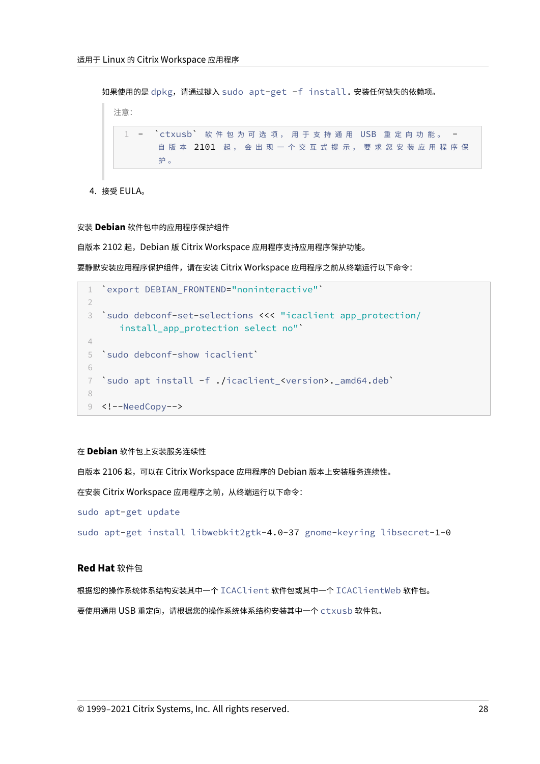如果使用的是 `dpkg`，请通过键入 `sudo apt-get -f install`。安装任何缺失的依赖项。

> 注意：
>
> ```
> - `ctxusb` 软件包为可选项，用于支持通用 USB 重定向功能。 - 自版本 2101 起，会出现一个交互式提示，要求您安装应用程序保护。
> ```

4. 接受 EULA。

#### 安装 **Debian** 软件包中的应用程序保护组件

自版本 2102 起，Debian 版 Citrix Workspace 应用程序支持应用程序保护功能。

要静默安装应用程序保护组件，请在安装 Citrix Workspace 应用程序之前从终端运行以下命令：

```
`export DEBIAN_FRONTEND="noninteractive"`

`sudo debconf-set-selections <<< "icaclient app_protection/install_app_protection select no"`

`sudo debconf-show icaclient`

`sudo apt install -f ./icaclient_<version>._amd64.deb`

<!--NeedCopy-->
```

#### 在 **Debian** 软件包上安装服务连续性

自版本 2106 起，可以在 Citrix Workspace 应用程序的 Debian 版本上安装服务连续性。

在安装 Citrix Workspace 应用程序之前，从终端运行以下命令：

`sudo apt-get update`

`sudo apt-get install libwebkit2gtk-4.0-37 gnome-keyring libsecret-1-0`

### **Red Hat** 软件包

根据您的操作系统体系结构安装其中一个 `ICAClient` 软件包或其中一个 `ICAClientWeb` 软件包。

要使用通用 USB 重定向，请根据您的操作系统体系结构安装其中一个 `ctxusb` 软件包。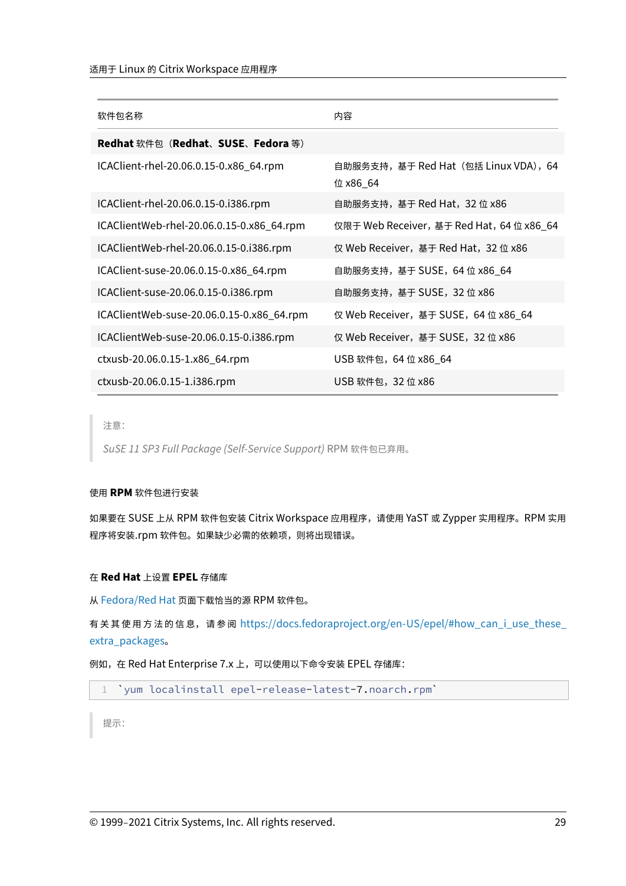| 软件包名称 | 内容 |
| --- | --- |
| **Redhat** 软件包（**Redhat**、**SUSE**、**Fedora** 等） | |
| ICAClient-rhel-20.06.0.15-0.x86_64.rpm | 自助服务支持，基于 Red Hat（包括 Linux VDA），64 位 x86_64 |
| ICAClient-rhel-20.06.0.15-0.i386.rpm | 自助服务支持，基于 Red Hat，32 位 x86 |
| ICAClientWeb-rhel-20.06.0.15-0.x86_64.rpm | 仅限于 Web Receiver，基于 Red Hat，64 位 x86_64 |
| ICAClientWeb-rhel-20.06.0.15-0.i386.rpm | 仅 Web Receiver，基于 Red Hat，32 位 x86 |
| ICAClient-suse-20.06.0.15-0.x86_64.rpm | 自助服务支持，基于 SUSE，64 位 x86_64 |
| ICAClient-suse-20.06.0.15-0.i386.rpm | 自助服务支持，基于 SUSE，32 位 x86 |
| ICAClientWeb-suse-20.06.0.15-0.x86_64.rpm | 仅 Web Receiver，基于 SUSE，64 位 x86_64 |
| ICAClientWeb-suse-20.06.0.15-0.i386.rpm | 仅 Web Receiver，基于 SUSE，32 位 x86 |
| ctxusb-20.06.0.15-1.x86_64.rpm | USB 软件包，64 位 x86_64 |
| ctxusb-20.06.0.15-1.i386.rpm | USB 软件包，32 位 x86 |

> 注意：
>
> *SuSE 11 SP3 Full Package (Self-Service Support)* RPM 软件包已弃用。

#### 使用 **RPM** 软件包进行安装

如果要在 SUSE 上从 RPM 软件包安装 Citrix Workspace 应用程序，请使用 YaST 或 Zypper 实用程序。RPM 实用程序将安装.rpm 软件包。如果缺少必需的依赖项，则将出现错误。

#### 在 **Red Hat** 上设置 **EPEL** 存储库

从 Fedora/Red Hat 页面下载恰当的源 RPM 软件包。

有关其使用方法的信息，请参阅 https://docs.fedoraproject.org/en-US/epel/#how_can_i_use_these_extra_packages。

例如，在 Red Hat Enterprise 7.x 上，可以使用以下命令安装 EPEL 存储库：

```
`yum localinstall epel-release-latest-7.noarch.rpm`
```

> 提示：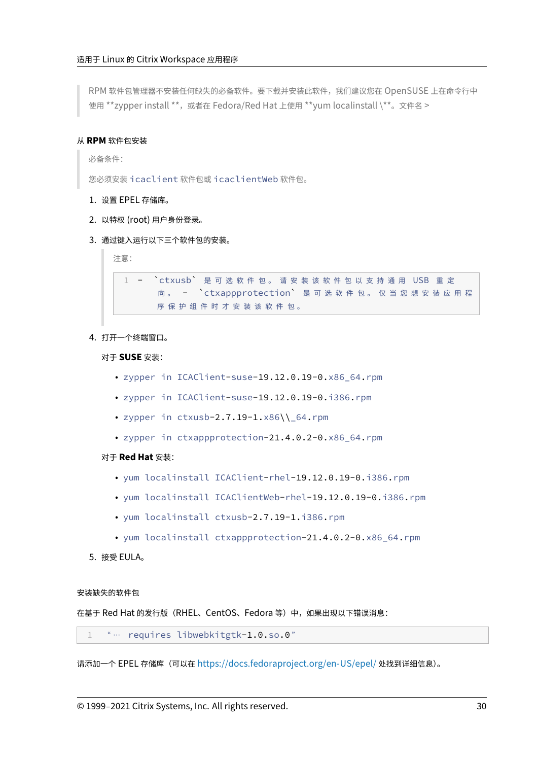> RPM 软件包管理器不安装任何缺失的必备软件。要下载并安装此软件，我们建议您在 OpenSUSE 上在命令行中使用 **zypper install **，或者在 Fedora/Red Hat 上使用 **yum localinstall \**。文件名 >

### 从 RPM 软件包安装

> 必备条件：
>
> 您必须安装 `icaclient` 软件包或 `icaclientWeb` 软件包。

1. 设置 EPEL 存储库。
2. 以特权 (root) 用户身份登录。
3. 通过键入运行以下三个软件包的安装。

   > 注意：
   >
   > ```
   > 1  - `ctxusb` 是 可 选 软 件 包 。 请 安 装 该 软 件 包 以 支 持 通 用 USB 重 定
   >    向 。 - `ctxappprotection` 是 可 选 软 件 包 。 仅 当 您 想 安 装 应 用 程
   >    序 保 护 组 件 时 才 安 装 该 软 件 包 。
   > ```

4. 打开一个终端窗口。

   对于 **SUSE** 安装：

   - `zypper in ICAClient-suse-19.12.0.19-0.x86_64.rpm`
   - `zypper in ICAClient-suse-19.12.0.19-0.i386.rpm`
   - `zypper in ctxusb-2.7.19-1.x86\\_64.rpm`
   - `zypper in ctxappprotection-21.4.0.2-0.x86_64.rpm`

   对于 **Red Hat** 安装：

   - `yum localinstall ICAClient-rhel-19.12.0.19-0.i386.rpm`
   - `yum localinstall ICAClientWeb-rhel-19.12.0.19-0.i386.rpm`
   - `yum localinstall ctxusb-2.7.19-1.i386.rpm`
   - `yum localinstall ctxappprotection-21.4.0.2-0.x86_64.rpm`

5. 接受 EULA。

#### 安装缺失的软件包

在基于 Red Hat 的发行版（RHEL、CentOS、Fedora 等）中，如果出现以下错误消息：

```
1  “… requires libwebkitgtk-1.0.so.0”
```

请添加一个 EPEL 存储库（可以在 https://docs.fedoraproject.org/en-US/epel/ 处找到详细信息）。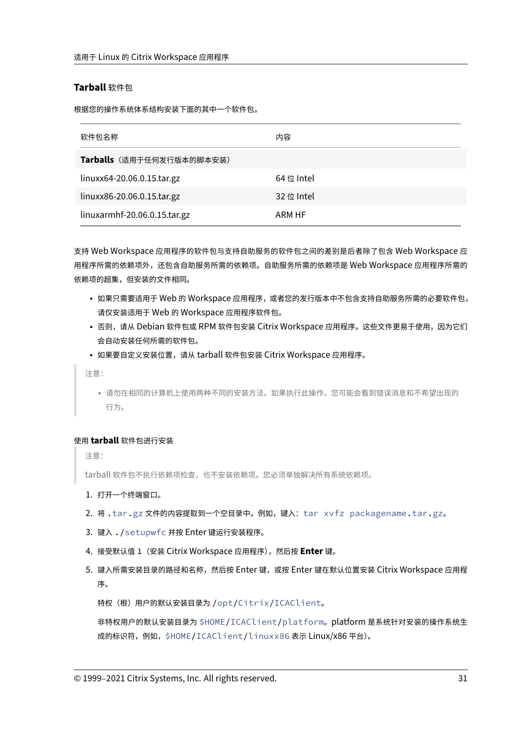### **Tarball** 软件包

根据您的操作系统体系结构安装下面的其中一个软件包。

| 软件包名称 | 内容 |
| --- | --- |
| **Tarballs**（适用于任何发行版本的脚本安装） | |
| linuxx64-20.06.0.15.tar.gz | 64 位 Intel |
| linuxx86-20.06.0.15.tar.gz | 32 位 Intel |
| linuxarmhf-20.06.0.15.tar.gz | ARM HF |

支持 Web Workspace 应用程序的软件包与支持自助服务的软件包之间的差别是后者除了包含 Web Workspace 应用程序所需的依赖项外，还包含自助服务所需的依赖项。自助服务所需的依赖项是 Web Workspace 应用程序所需的依赖项的超集，但安装的文件相同。

- 如果只需要适用于 Web 的 Workspace 应用程序，或者您的发行版本中不包含支持自助服务所需的必要软件包，请仅安装适用于 Web 的 Workspace 应用程序软件包。
- 否则，请从 Debian 软件包或 RPM 软件包安装 Citrix Workspace 应用程序。这些文件更易于使用，因为它们会自动安装任何所需的软件包。
- 如果要自定义安装位置，请从 tarball 软件包安装 Citrix Workspace 应用程序。

> 注意：
>
> - 请勿在相同的计算机上使用两种不同的安装方法。如果执行此操作，您可能会看到错误消息和不希望出现的行为。

#### 使用 **tarball** 软件包进行安装

> 注意：
>
> tarball 软件包不执行依赖项检查，也不安装依赖项。您必须单独解决所有系统依赖项。

1. 打开一个终端窗口。
2. 将 `.tar.gz` 文件的内容提取到一个空目录中。例如，键入：`tar xvfz packagename.tar.gz`。
3. 键入 `./setupwfc` 并按 Enter 键运行安装程序。
4. 接受默认值 1（安装 Citrix Workspace 应用程序），然后按 **Enter** 键。
5. 键入所需安装目录的路径和名称，然后按 Enter 键，或按 Enter 键在默认位置安装 Citrix Workspace 应用程序。

   特权（根）用户的默认安装目录为 `/opt/Citrix/ICAClient`。

   非特权用户的默认安装目录为 `$HOME/ICAClient/platform`。platform 是系统针对安装的操作系统生成的标识符，例如，`$HOME/ICAClient/linuxx86` 表示 Linux/x86 平台）。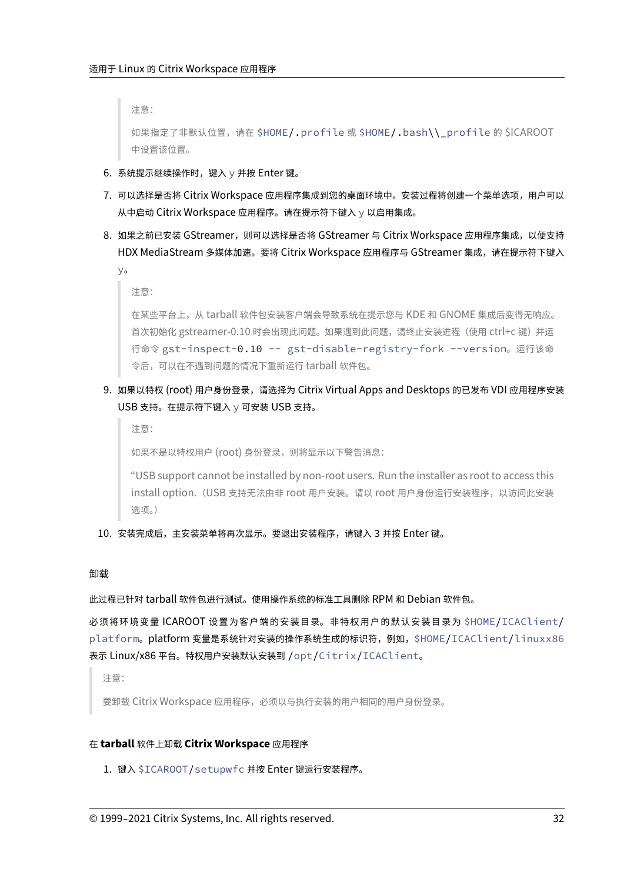> 注意：
>
> 如果指定了非默认位置，请在 `$HOME/.profile` 或 `$HOME/.bash\\_profile` 的 $ICAROOT 中设置该位置。

6. 系统提示继续操作时，键入 `y` 并按 Enter 键。
7. 可以选择是否将 Citrix Workspace 应用程序集成到您的桌面环境中。安装过程将创建一个菜单选项，用户可以从中启动 Citrix Workspace 应用程序。请在提示符下键入 `y` 以启用集成。
8. 如果之前已安装 GStreamer，则可以选择是否将 GStreamer 与 Citrix Workspace 应用程序集成，以便支持 HDX MediaStream 多媒体加速。要将 Citrix Workspace 应用程序与 GStreamer 集成，请在提示符下键入 `y`。

   > 注意：
   >
   > 在某些平台上，从 tarball 软件包安装客户端会导致系统在提示您与 KDE 和 GNOME 集成后变得无响应。首次初始化 gstreamer-0.10 时会出现此问题。如果遇到此问题，请终止安装进程（使用 ctrl+c 键）并运行命令 `gst-inspect-0.10 -- gst-disable-registry-fork --version`。运行该命令后，可以在不遇到问题的情况下重新运行 tarball 软件包。

9. 如果以特权 (root) 用户身份登录，请选择为 Citrix Virtual Apps and Desktops 的已发布 VDI 应用程序安装 USB 支持。在提示符下键入 `y` 可安装 USB 支持。

   > 注意：
   >
   > 如果不是以特权用户 (root) 身份登录，则将显示以下警告消息：
   >
   > "USB support cannot be installed by non-root users. Run the installer as root to access this install option.（USB 支持无法由非 root 用户安装。请以 root 用户身份运行安装程序，以访问此安装选项。）

10. 安装完成后，主安装菜单将再次显示。要退出安装程序，请键入 3 并按 Enter 键。

#### 卸载

此过程已针对 tarball 软件包进行测试。使用操作系统的标准工具删除 RPM 和 Debian 软件包。

必须将环境变量 ICAROOT 设置为客户端的安装目录。非特权用户的默认安装目录为 `$HOME/ICAClient/platform`。platform 变量是系统针对安装的操作系统生成的标识符，例如，`$HOME/ICAClient/linuxx86` 表示 Linux/x86 平台。特权用户安装默认安装到 `/opt/Citrix/ICAClient`。

> 注意：
>
> 要卸载 Citrix Workspace 应用程序，必须以与执行安装的用户相同的用户身份登录。

##### 在 **tarball** 软件上卸载 **Citrix Workspace** 应用程序

1. 键入 `$ICAROOT/setupwfc` 并按 Enter 键运行安装程序。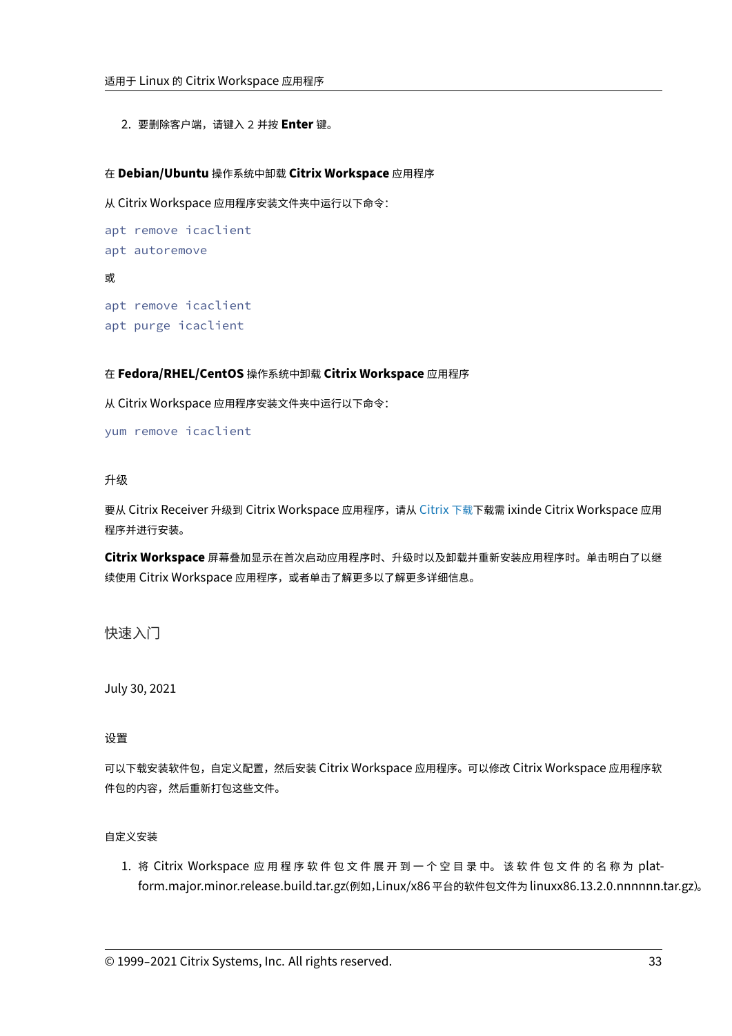2. 要删除客户端，请键入 2 并按 **Enter** 键。

#### 在 **Debian/Ubuntu** 操作系统中卸载 **Citrix Workspace** 应用程序

从 Citrix Workspace 应用程序安装文件夹中运行以下命令：

```
apt remove icaclient
apt autoremove
```

或

```
apt remove icaclient
apt purge icaclient
```

#### 在 **Fedora/RHEL/CentOS** 操作系统中卸载 **Citrix Workspace** 应用程序

从 Citrix Workspace 应用程序安装文件夹中运行以下命令：

```
yum remove icaclient
```

### 升级

要从 Citrix Receiver 升级到 Citrix Workspace 应用程序，请从 Citrix 下载下载需 ixinde Citrix Workspace 应用程序并进行安装。

**Citrix Workspace** 屏幕叠加显示在首次启动应用程序时、升级时以及卸载并重新安装应用程序时。单击明白了以继续使用 Citrix Workspace 应用程序，或者单击了解更多以了解更多详细信息。

# 快速入门

July 30, 2021

## 设置

可以下载安装软件包，自定义配置，然后安装 Citrix Workspace 应用程序。可以修改 Citrix Workspace 应用程序软件包的内容，然后重新打包这些文件。

### 自定义安装

1. 将 Citrix Workspace 应用程序软件包文件展开到一个空目录中。该软件包文件的名称为 platform.major.minor.release.build.tar.gz(例如，Linux/x86 平台的软件包文件为 linuxx86.13.2.0.nnnnnn.tar.gz)。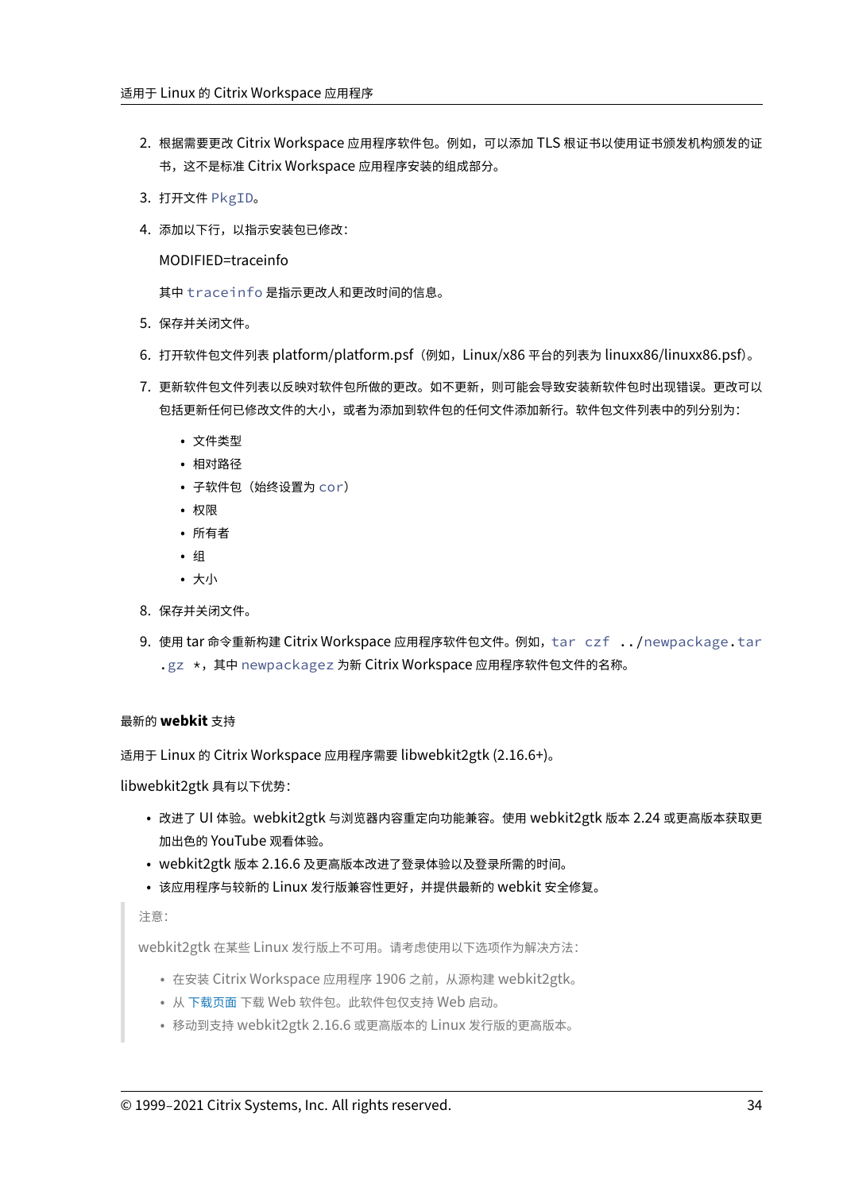2. 根据需要更改 Citrix Workspace 应用程序软件包。例如，可以添加 TLS 根证书以使用证书颁发机构颁发的证书，这不是标准 Citrix Workspace 应用程序安装的组成部分。
3. 打开文件 `PkgID`。
4. 添加以下行，以指示安装包已修改：

   MODIFIED=traceinfo

   其中 `traceinfo` 是指示更改人和更改时间的信息。
5. 保存并关闭文件。
6. 打开软件包文件列表 platform/platform.psf（例如，Linux/x86 平台的列表为 linuxx86/linuxx86.psf）。
7. 更新软件包文件列表以反映对软件包所做的更改。如不更新，则可能会导致安装新软件包时出现错误。更改可以包括更新任何已修改文件的大小，或者为添加到软件包的任何文件添加新行。软件包文件列表中的列分别为：
   - 文件类型
   - 相对路径
   - 子软件包（始终设置为 `cor`）
   - 权限
   - 所有者
   - 组
   - 大小
8. 保存并关闭文件。
9. 使用 tar 命令重新构建 Citrix Workspace 应用程序软件包文件。例如，`tar czf ../newpackage.tar.gz *`，其中 `newpackagez` 为新 Citrix Workspace 应用程序软件包文件的名称。

#### 最新的 **webkit** 支持

适用于 Linux 的 Citrix Workspace 应用程序需要 libwebkit2gtk (2.16.6+)。

libwebkit2gtk 具有以下优势：

- 改进了 UI 体验。webkit2gtk 与浏览器内容重定向功能兼容。使用 webkit2gtk 版本 2.24 或更高版本获取更加出色的 YouTube 观看体验。
- webkit2gtk 版本 2.16.6 及更高版本改进了登录体验以及登录所需的时间。
- 该应用程序与较新的 Linux 发行版兼容性更好，并提供最新的 webkit 安全修复。

> 注意：
>
> webkit2gtk 在某些 Linux 发行版上不可用。请考虑使用以下选项作为解决方法：
>
> - 在安装 Citrix Workspace 应用程序 1906 之前，从源构建 webkit2gtk。
> - 从 下载页面 下载 Web 软件包。此软件包仅支持 Web 启动。
> - 移动到支持 webkit2gtk 2.16.6 或更高版本的 Linux 发行版的更高版本。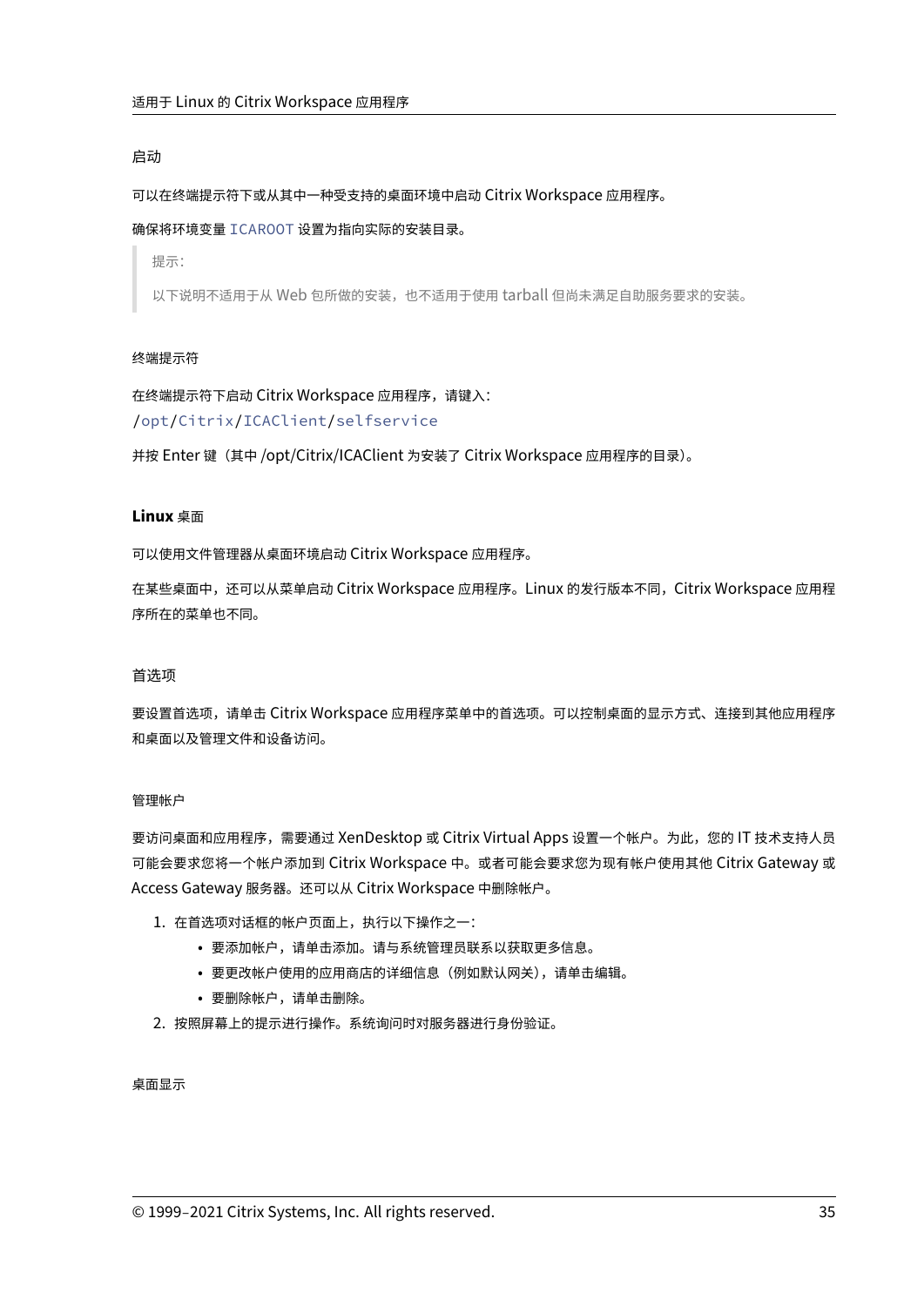### 启动

可以在终端提示符下或从其中一种受支持的桌面环境中启动 Citrix Workspace 应用程序。

确保将环境变量 `ICAROOT` 设置为指向实际的安装目录。

> 提示：
>
> 以下说明不适用于从 Web 包所做的安装，也不适用于使用 tarball 但尚未满足自助服务要求的安装。

#### 终端提示符

在终端提示符下启动 Citrix Workspace 应用程序，请键入：
`/opt/Citrix/ICAClient/selfservice`

并按 Enter 键（其中 /opt/Citrix/ICAClient 为安装了 Citrix Workspace 应用程序的目录）。

#### **Linux** 桌面

可以使用文件管理器从桌面环境启动 Citrix Workspace 应用程序。

在某些桌面中，还可以从菜单启动 Citrix Workspace 应用程序。Linux 的发行版本不同，Citrix Workspace 应用程序所在的菜单也不同。

### 首选项

要设置首选项，请单击 Citrix Workspace 应用程序菜单中的首选项。可以控制桌面的显示方式、连接到其他应用程序和桌面以及管理文件和设备访问。

#### 管理帐户

要访问桌面和应用程序，需要通过 XenDesktop 或 Citrix Virtual Apps 设置一个帐户。为此，您的 IT 技术支持人员可能会要求您将一个帐户添加到 Citrix Workspace 中。或者可能会要求您为现有帐户使用其他 Citrix Gateway 或 Access Gateway 服务器。还可以从 Citrix Workspace 中删除帐户。

1. 在首选项对话框的帐户页面上，执行以下操作之一：
   - 要添加帐户，请单击添加。请与系统管理员联系以获取更多信息。
   - 要更改帐户使用的应用商店的详细信息（例如默认网关），请单击编辑。
   - 要删除帐户，请单击删除。
2. 按照屏幕上的提示进行操作。系统询问时对服务器进行身份验证。

#### 桌面显示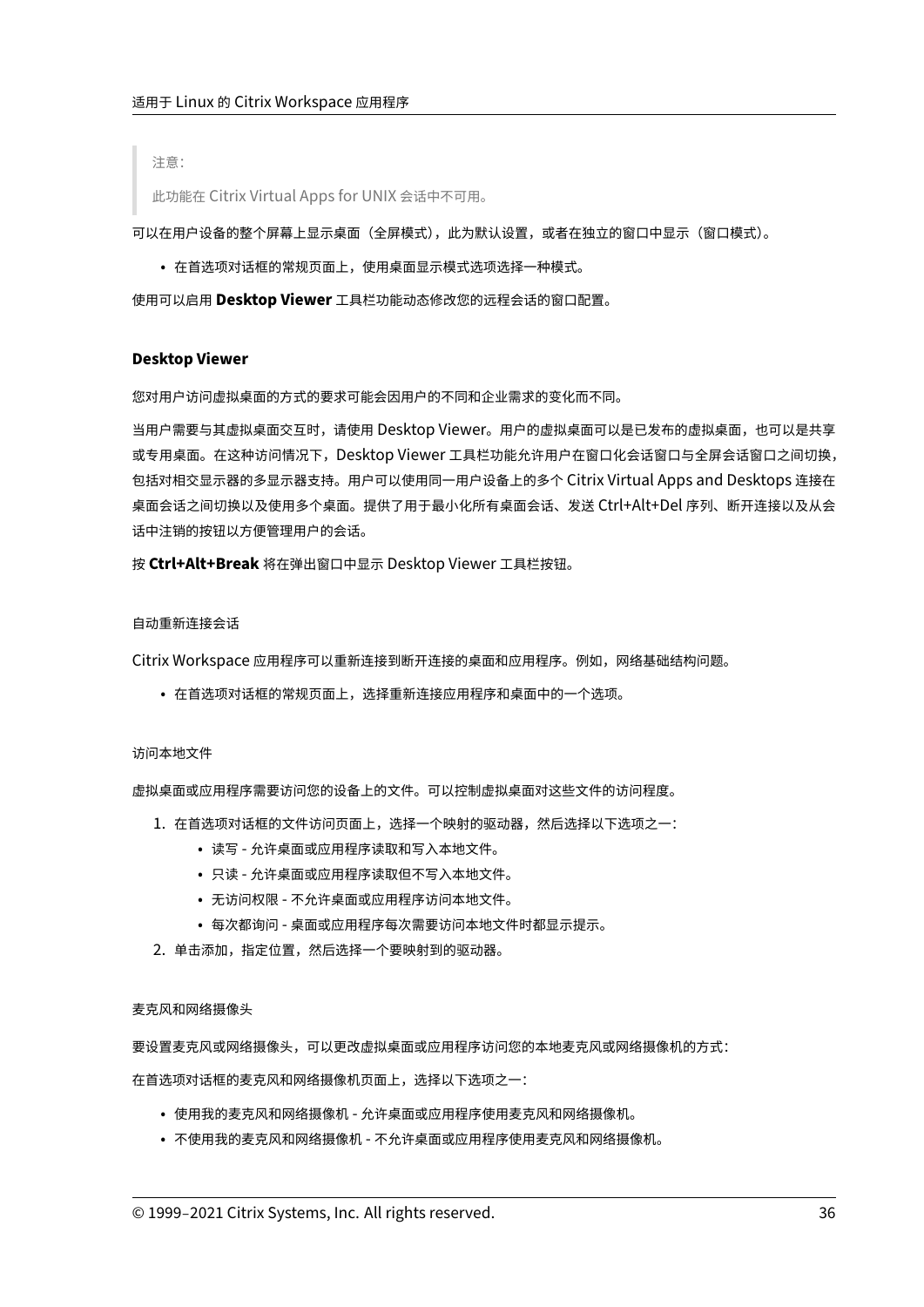> 注意：
>
> 此功能在 Citrix Virtual Apps for UNIX 会话中不可用。

可以在用户设备的整个屏幕上显示桌面（全屏模式），此为默认设置，或者在独立的窗口中显示（窗口模式）。

- 在首选项对话框的常规页面上，使用桌面显示模式选项选择一种模式。

使用可以启用 **Desktop Viewer** 工具栏功能动态修改您的远程会话的窗口配置。

#### Desktop Viewer

您对用户访问虚拟桌面的方式的要求可能会因用户的不同和企业需求的变化而不同。

当用户需要与其虚拟桌面交互时，请使用 Desktop Viewer。用户的虚拟桌面可以是已发布的虚拟桌面，也可以是共享或专用桌面。在这种访问情况下，Desktop Viewer 工具栏功能允许用户在窗口化会话窗口与全屏会话窗口之间切换，包括对相交显示器的多显示器支持。用户可以使用同一用户设备上的多个 Citrix Virtual Apps and Desktops 连接在桌面会话之间切换以及使用多个桌面。提供了用于最小化所有桌面会话、发送 Ctrl+Alt+Del 序列、断开连接以及从会话中注销的按钮以方便管理用户的会话。

按 **Ctrl+Alt+Break** 将在弹出窗口中显示 Desktop Viewer 工具栏按钮。

##### 自动重新连接会话

Citrix Workspace 应用程序可以重新连接到断开连接的桌面和应用程序。例如，网络基础结构问题。

- 在首选项对话框的常规页面上，选择重新连接应用程序和桌面中的一个选项。

##### 访问本地文件

虚拟桌面或应用程序需要访问您的设备上的文件。可以控制虚拟桌面对这些文件的访问程度。

1. 在首选项对话框的文件访问页面上，选择一个映射的驱动器，然后选择以下选项之一：
   - 读写 - 允许桌面或应用程序读取和写入本地文件。
   - 只读 - 允许桌面或应用程序读取但不写入本地文件。
   - 无访问权限 - 不允许桌面或应用程序访问本地文件。
   - 每次都询问 - 桌面或应用程序每次需要访问本地文件时都显示提示。
2. 单击添加，指定位置，然后选择一个要映射到的驱动器。

##### 麦克风和网络摄像头

要设置麦克风或网络摄像头，可以更改虚拟桌面或应用程序访问您的本地麦克风或网络摄像机的方式：

在首选项对话框的麦克风和网络摄像机页面上，选择以下选项之一：

- 使用我的麦克风和网络摄像机 - 允许桌面或应用程序使用麦克风和网络摄像机。
- 不使用我的麦克风和网络摄像机 - 不允许桌面或应用程序使用麦克风和网络摄像机。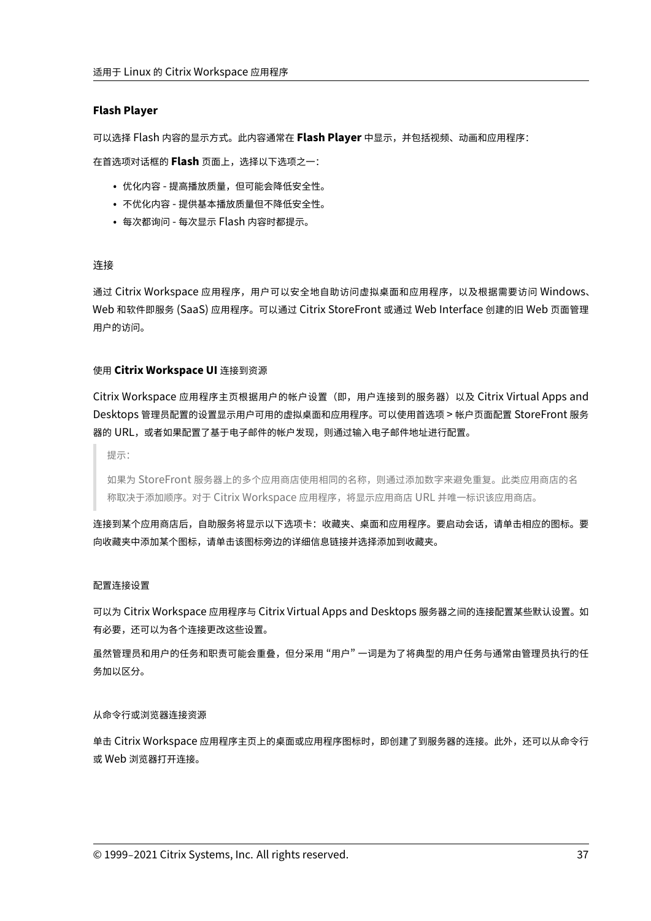#### Flash Player

可以选择 Flash 内容的显示方式。此内容通常在 **Flash Player** 中显示，并包括视频、动画和应用程序：

在首选项对话框的 **Flash** 页面上，选择以下选项之一：

- 优化内容 - 提高播放质量，但可能会降低安全性。
- 不优化内容 - 提供基本播放质量但不降低安全性。
- 每次都询问 - 每次显示 Flash 内容时都提示。

### 连接

通过 Citrix Workspace 应用程序，用户可以安全地自助访问虚拟桌面和应用程序，以及根据需要访问 Windows、Web 和软件即服务 (SaaS) 应用程序。可以通过 Citrix StoreFront 或通过 Web Interface 创建的旧 Web 页面管理用户的访问。

#### 使用 **Citrix Workspace UI** 连接到资源

Citrix Workspace 应用程序主页根据用户的帐户设置（即，用户连接到的服务器）以及 Citrix Virtual Apps and Desktops 管理员配置的设置显示用户可用的虚拟桌面和应用程序。可以使用首选项 > 帐户页面配置 StoreFront 服务器的 URL，或者如果配置了基于电子邮件的帐户发现，则通过输入电子邮件地址进行配置。

> 提示：
>
> 如果为 StoreFront 服务器上的多个应用商店使用相同的名称，则通过添加数字来避免重复。此类应用商店的名称取决于添加顺序。对于 Citrix Workspace 应用程序，将显示应用商店 URL 并唯一标识该应用商店。

连接到某个应用商店后，自助服务将显示以下选项卡：收藏夹、桌面和应用程序。要启动会话，请单击相应的图标。要向收藏夹中添加某个图标，请单击该图标旁边的详细信息链接并选择添加到收藏夹。

#### 配置连接设置

可以为 Citrix Workspace 应用程序与 Citrix Virtual Apps and Desktops 服务器之间的连接配置某些默认设置。如有必要，还可以为各个连接更改这些设置。

虽然管理员和用户的任务和职责可能会重叠，但分采用 "用户" 一词是为了将典型的用户任务与通常由管理员执行的任务加以区分。

#### 从命令行或浏览器连接资源

单击 Citrix Workspace 应用程序主页上的桌面或应用程序图标时，即创建了到服务器的连接。此外，还可以从命令行或 Web 浏览器打开连接。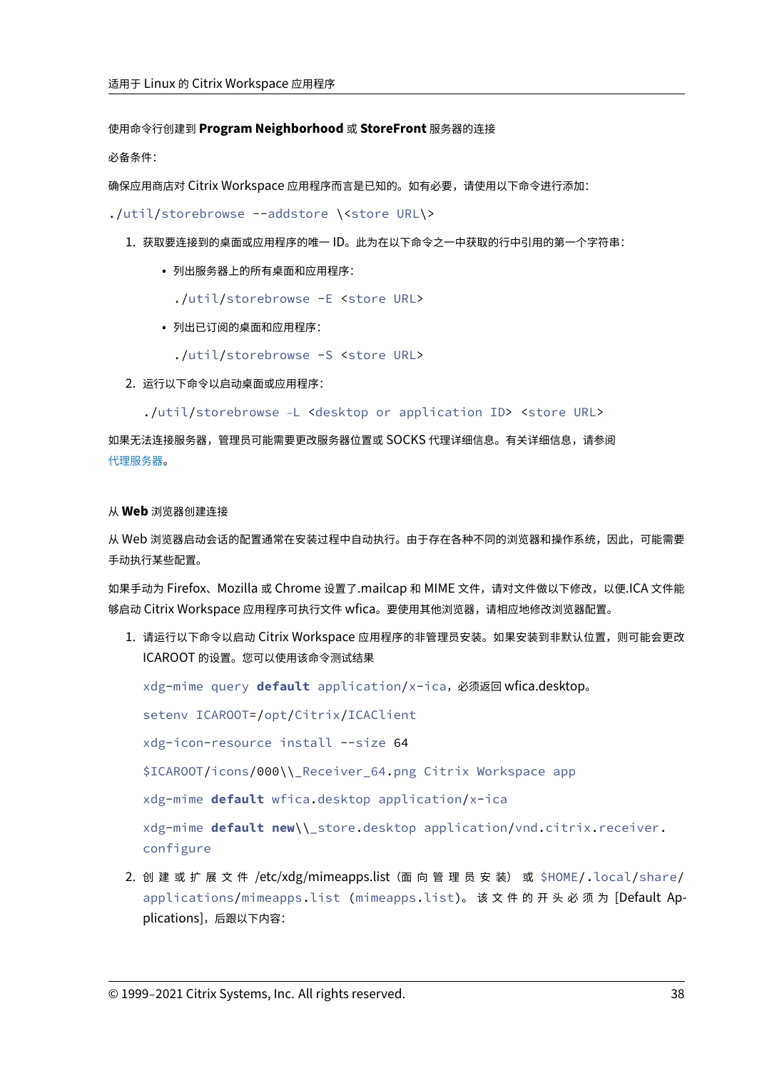#### 使用命令行创建到 **Program Neighborhood** 或 **StoreFront** 服务器的连接

必备条件：

确保应用商店对 Citrix Workspace 应用程序而言是已知的。如有必要，请使用以下命令进行添加：

```
./util/storebrowse --addstore \<store URL\>
```

1. 获取要连接到的桌面或应用程序的唯一 ID。此为在以下命令之一中获取的行中引用的第一个字符串：

   - 列出服务器上的所有桌面和应用程序：

     ```
     ./util/storebrowse -E <store URL>
     ```

   - 列出已订阅的桌面和应用程序：

     ```
     ./util/storebrowse -S <store URL>
     ```

2. 运行以下命令以启动桌面或应用程序：

   ```
   ./util/storebrowse -L <desktop or application ID> <store URL>
   ```

如果无法连接服务器，管理员可能需要更改服务器位置或 SOCKS 代理详细信息。有关详细信息，请参阅代理服务器。

#### 从 **Web** 浏览器创建连接

从 Web 浏览器启动会话的配置通常在安装过程中自动执行。由于存在各种不同的浏览器和操作系统，因此，可能需要手动执行某些配置。

如果手动为 Firefox、Mozilla 或 Chrome 设置了.mailcap 和 MIME 文件，请对文件做以下修改，以便.ICA 文件能够启动 Citrix Workspace 应用程序可执行文件 wfica。要使用其他浏览器，请相应地修改浏览器配置。

1. 请运行以下命令以启动 Citrix Workspace 应用程序的非管理员安装。如果安装到非默认位置，则可能会更改 ICAROOT 的设置。您可以使用该命令测试结果

   `xdg-mime query default application/x-ica`，必须返回 wfica.desktop。

   ```
   setenv ICAROOT=/opt/Citrix/ICAClient

   xdg-icon-resource install --size 64

   $ICAROOT/icons/000\\_Receiver_64.png Citrix Workspace app

   xdg-mime default wfica.desktop application/x-ica

   xdg-mime default new\\_store.desktop application/vnd.citrix.receiver.configure
   ```

2. 创建或扩展文件 /etc/xdg/mimeapps.list（面向管理员安装）或 `$HOME/.local/share/applications/mimeapps.list`（`mimeapps.list`）。该文件的开头必须为 [Default Applications]，后跟以下内容：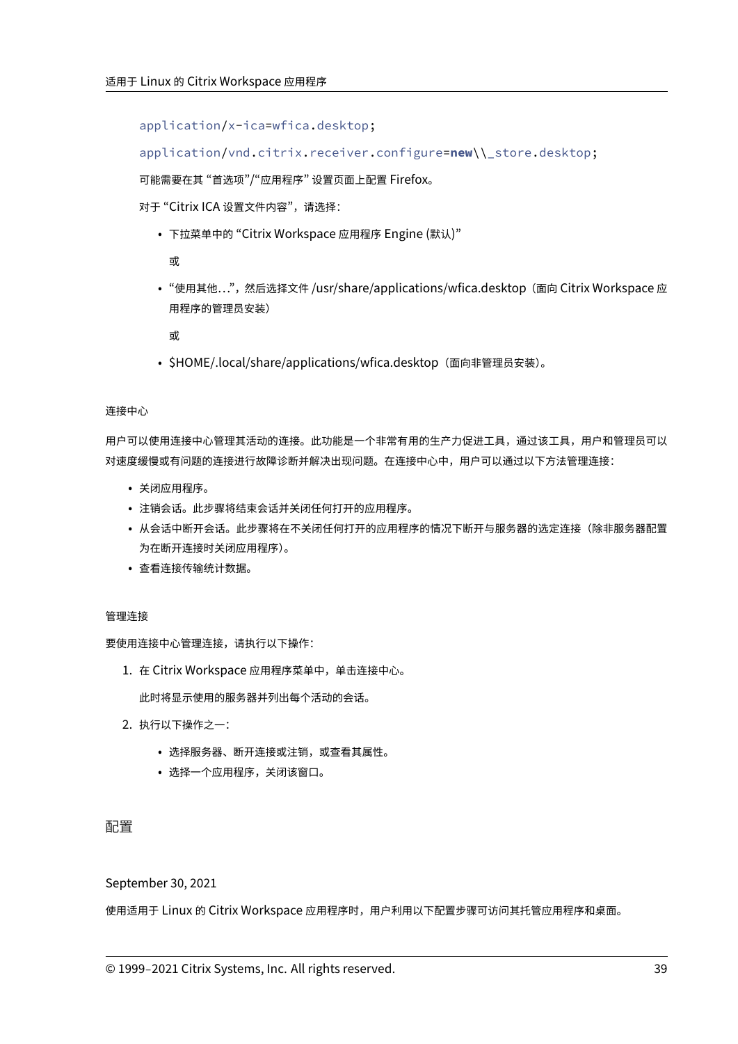```
application/x-ica=wfica.desktop;
application/vnd.citrix.receiver.configure=new\\_store.desktop;
```

可能需要在其 "首选项"/"应用程序" 设置页面上配置 Firefox。

对于 "Citrix ICA 设置文件内容"，请选择：

- 下拉菜单中的 "Citrix Workspace 应用程序 Engine (默认)"

  或

- "使用其他…"，然后选择文件 /usr/share/applications/wfica.desktop（面向 Citrix Workspace 应用程序的管理员安装）

  或

- $HOME/.local/share/applications/wfica.desktop（面向非管理员安装）。

#### 连接中心

用户可以使用连接中心管理其活动的连接。此功能是一个非常有用的生产力促进工具，通过该工具，用户和管理员可以对速度缓慢或有问题的连接进行故障诊断并解决出现问题。在连接中心中，用户可以通过以下方法管理连接：

- 关闭应用程序。
- 注销会话。此步骤将结束会话并关闭任何打开的应用程序。
- 从会话中断开会话。此步骤将在不关闭任何打开的应用程序的情况下断开与服务器的选定连接（除非服务器配置为在断开连接时关闭应用程序）。
- 查看连接传输统计数据。

#### 管理连接

要使用连接中心管理连接，请执行以下操作：

1. 在 Citrix Workspace 应用程序菜单中，单击连接中心。

   此时将显示使用的服务器并列出每个活动的会话。

2. 执行以下操作之一：

   - 选择服务器、断开连接或注销，或查看其属性。
   - 选择一个应用程序，关闭该窗口。

## 配置

September 30, 2021

使用适用于 Linux 的 Citrix Workspace 应用程序时，用户利用以下配置步骤可访问其托管应用程序和桌面。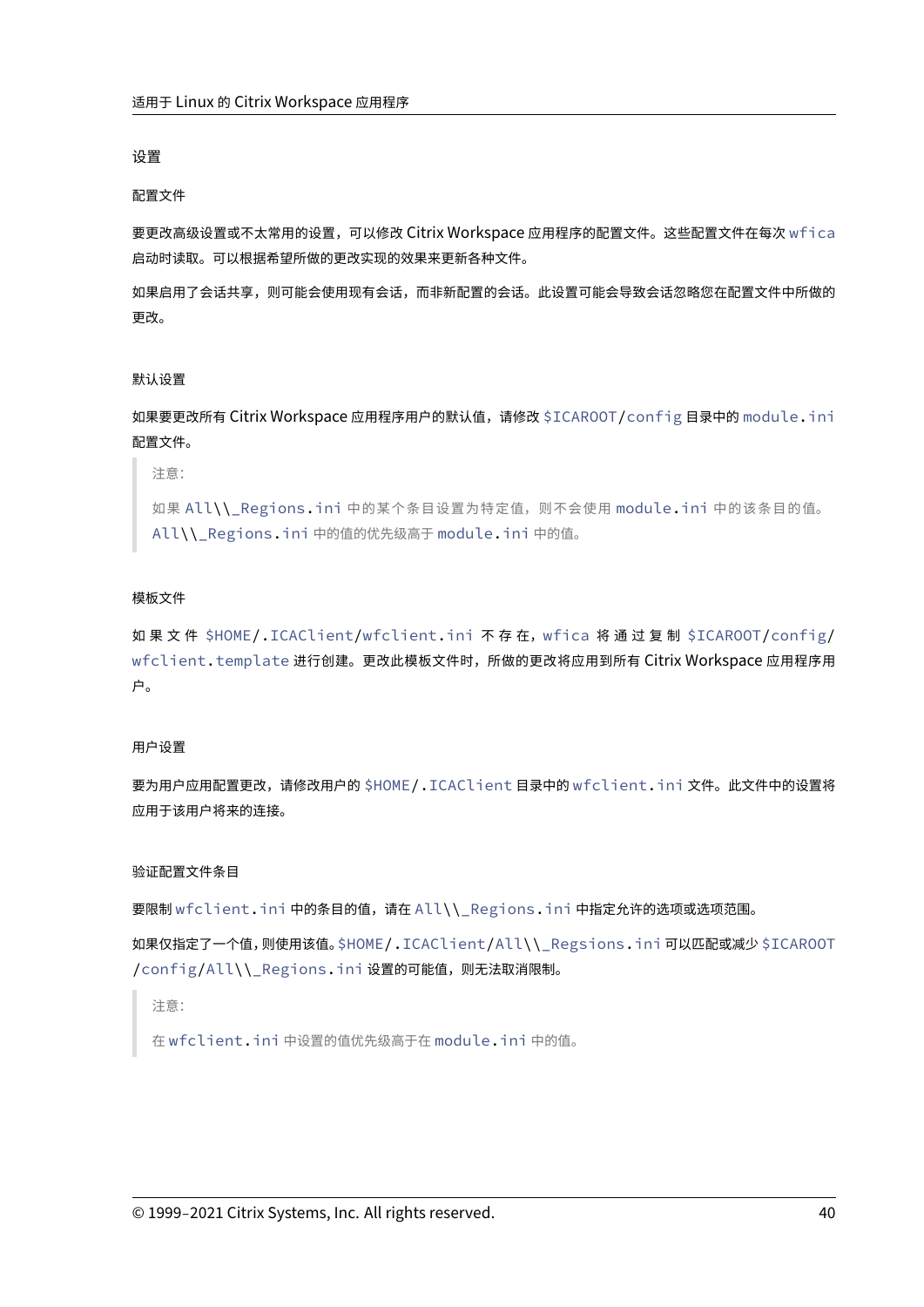### 设置

#### 配置文件

要更改高级设置或不太常用的设置，可以修改 Citrix Workspace 应用程序的配置文件。这些配置文件在每次 `wfica` 启动时读取。可以根据希望所做的更改实现的效果来更新各种文件。

如果启用了会话共享，则可能会使用现有会话，而非新配置的会话。此设置可能会导致会话忽略您在配置文件中所做的更改。

#### 默认设置

如果要更改所有 Citrix Workspace 应用程序用户的默认值，请修改 `$ICAROOT/config` 目录中的 `module.ini` 配置文件。

> 注意：
>
> 如果 `All\\_Regions.ini` 中的某个条目设置为特定值，则不会使用 `module.ini` 中的该条目的值。`All\\_Regions.ini` 中的值的优先级高于 `module.ini` 中的值。

#### 模板文件

如果文件 `$HOME/.ICAClient/wfclient.ini` 不存在，`wfica` 将通过复制 `$ICAROOT/config/wfclient.template` 进行创建。更改此模板文件时，所做的更改将应用到所有 Citrix Workspace 应用程序用户。

#### 用户设置

要为用户应用配置更改，请修改用户的 `$HOME/.ICAClient` 目录中的 `wfclient.ini` 文件。此文件中的设置将应用于该用户将来的连接。

#### 验证配置文件条目

要限制 `wfclient.ini` 中的条目的值，请在 `All\\_Regions.ini` 中指定允许的选项或选项范围。

如果仅指定了一个值，则使用该值。`$HOME/.ICAClient/All\\_Regsions.ini` 可以匹配或减少 `$ICAROOT/config/All\\_Regions.ini` 设置的可能值，则无法取消限制。

> 注意：
>
> 在 `wfclient.ini` 中设置的值优先级高于在 `module.ini` 中的值。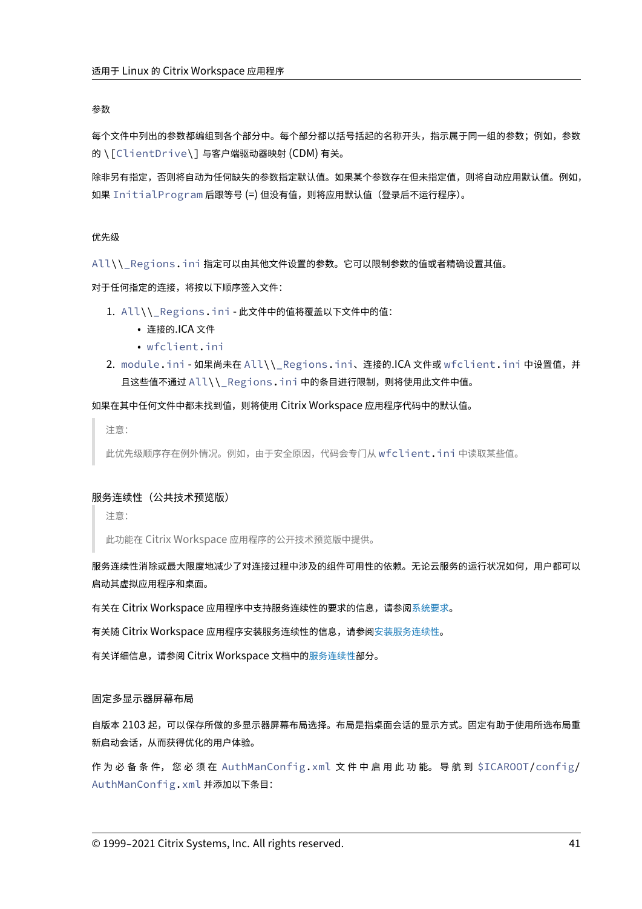#### 参数

每个文件中列出的参数都编组到各个部分中。每个部分都以括号括起的名称开头，指示属于同一组的参数；例如，参数的 `\[ClientDrive\]` 与客户端驱动器映射 (CDM) 有关。

除非另有指定，否则将自动为任何缺失的参数指定默认值。如果某个参数存在但未指定值，则将自动应用默认值。例如，如果 `InitialProgram` 后跟等号 (=) 但没有值，则将应用默认值（登录后不运行程序）。

#### 优先级

`All\\_Regions.ini` 指定可以由其他文件设置的参数。它可以限制参数的值或者精确设置其值。

对于任何指定的连接，将按以下顺序签入文件：

1. `All\\_Regions.ini` - 此文件中的值将覆盖以下文件中的值：
   - 连接的.ICA 文件
   - `wfclient.ini`
2. `module.ini` - 如果尚未在 `All\\_Regions.ini`、连接的.ICA 文件或 `wfclient.ini` 中设置值，并且这些值不通过 `All\\_Regions.ini` 中的条目进行限制，则将使用此文件中值。

如果在其中任何文件中都未找到值，则将使用 Citrix Workspace 应用程序代码中的默认值。

> 注意：
>
> 此优先级顺序存在例外情况。例如，由于安全原因，代码会专门从 `wfclient.ini` 中读取某些值。

### 服务连续性（公共技术预览版）

> 注意：
>
> 此功能在 Citrix Workspace 应用程序的公开技术预览版中提供。

服务连续性消除或最大限度地减少了对连接过程中涉及的组件可用性的依赖。无论云服务的运行状况如何，用户都可以启动其虚拟应用程序和桌面。

有关在 Citrix Workspace 应用程序中支持服务连续性的要求的信息，请参阅系统要求。

有关随 Citrix Workspace 应用程序安装服务连续性的信息，请参阅安装服务连续性。

有关详细信息，请参阅 Citrix Workspace 文档中的服务连续性部分。

### 固定多显示器屏幕布局

自版本 2103 起，可以保存所做的多显示器屏幕布局选择。布局是指桌面会话的显示方式。固定有助于使用所选布局重新启动会话，从而获得优化的用户体验。

作为必备条件，您必须在 `AuthManConfig.xml` 文件中启用此功能。导航到 `$ICAROOT/config/AuthManConfig.xml` 并添加以下条目：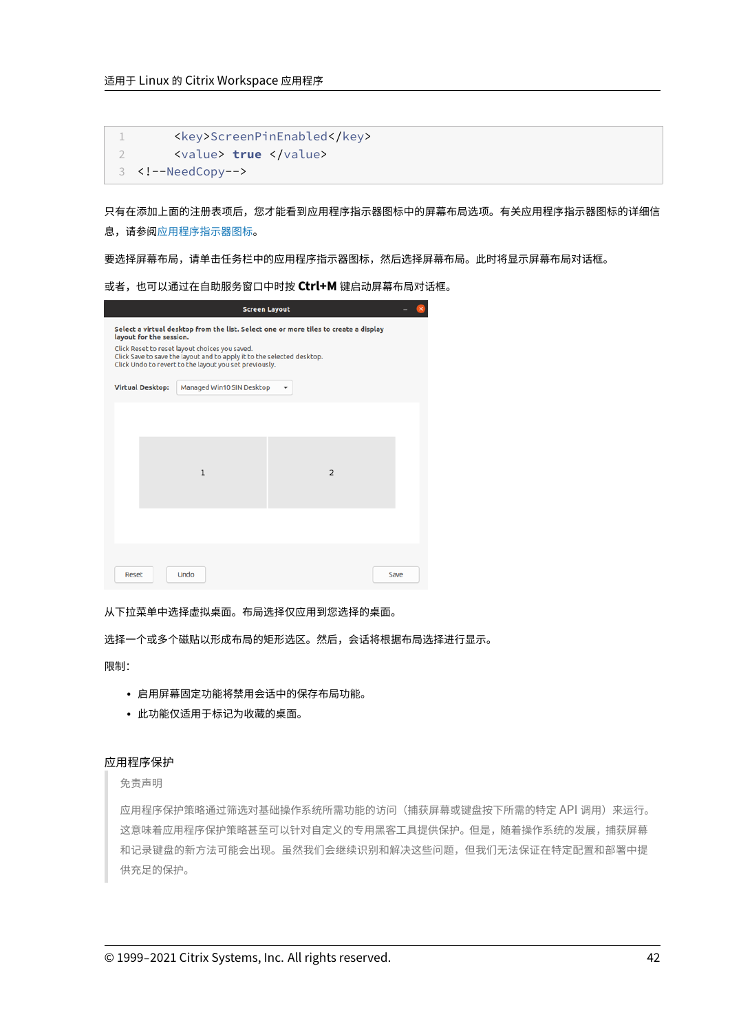```
      <key>ScreenPinEnabled</key>
      <value> true </value>
<!--NeedCopy-->
```

只有在添加上面的注册表项后，您才能看到应用程序指示器图标中的屏幕布局选项。有关应用程序指示器图标的详细信息，请参阅应用程序指示器图标。

要选择屏幕布局，请单击任务栏中的应用程序指示器图标，然后选择屏幕布局。此时将显示屏幕布局对话框。

或者，也可以通过在自助服务窗口中时按 **Ctrl+M** 键启动屏幕布局对话框。

从下拉菜单中选择虚拟桌面。布局选择仅应用到您选择的桌面。

选择一个或多个磁贴以形成布局的矩形选区。然后，会话将根据布局选择进行显示。

限制：

- 启用屏幕固定功能将禁用会话中的保存布局功能。
- 此功能仅适用于标记为收藏的桌面。

## 应用程序保护

> 免责声明
>
> 应用程序保护策略通过筛选对基础操作系统所需功能的访问（捕获屏幕或键盘按下所需的特定 API 调用）来运行。这意味着应用程序保护策略甚至可以针对自定义的专用黑客工具提供保护。但是，随着操作系统的发展，捕获屏幕和记录键盘的新方法可能会出现。虽然我们会继续识别和解决这些问题，但我们无法保证在特定配置和部署中提供充足的保护。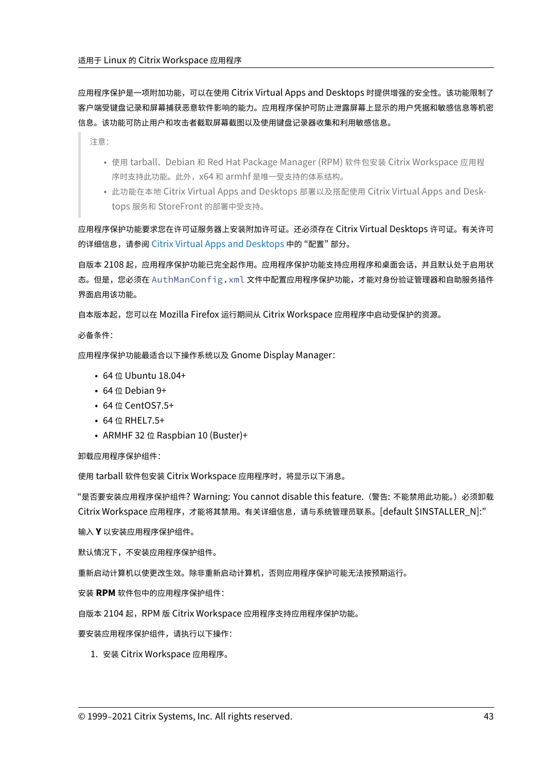应用程序保护是一项附加功能，可以在使用 Citrix Virtual Apps and Desktops 时提供增强的安全性。该功能限制了客户端受键盘记录和屏幕捕获恶意软件影响的能力。应用程序保护可防止泄露屏幕上显示的用户凭据和敏感信息等机密信息。该功能可防止用户和攻击者截取屏幕截图以及使用键盘记录器收集和利用敏感信息。

> 注意：
>
> - 使用 tarball、Debian 和 Red Hat Package Manager (RPM) 软件包安装 Citrix Workspace 应用程序时支持此功能。此外，x64 和 armhf 是唯一受支持的体系结构。
> - 此功能在本地 Citrix Virtual Apps and Desktops 部署以及搭配使用 Citrix Virtual Apps and Desktops 服务和 StoreFront 的部署中受支持。

应用程序保护功能要求您在许可证服务器上安装附加许可证。还必须存在 Citrix Virtual Desktops 许可证。有关许可的详细信息，请参阅 Citrix Virtual Apps and Desktops 中的 "配置" 部分。

自版本 2108 起，应用程序保护功能已完全起作用。应用程序保护功能支持应用程序和桌面会话，并且默认处于启用状态。但是，您必须在 `AuthManConfig.xml` 文件中配置应用程序保护功能，才能对身份验证管理器和自助服务插件界面启用该功能。

自本版本起，您可以在 Mozilla Firefox 运行期间从 Citrix Workspace 应用程序中启动受保护的资源。

必备条件：

应用程序保护功能最适合以下操作系统以及 Gnome Display Manager：

- 64 位 Ubuntu 18.04+
- 64 位 Debian 9+
- 64 位 CentOS7.5+
- 64 位 RHEL7.5+
- ARMHF 32 位 Raspbian 10 (Buster)+

卸载应用程序保护组件：

使用 tarball 软件包安装 Citrix Workspace 应用程序时，将显示以下消息。

"是否要安装应用程序保护组件? Warning: You cannot disable this feature.（警告: 不能禁用此功能。）必须卸载 Citrix Workspace 应用程序，才能将其禁用。有关详细信息，请与系统管理员联系。[default $INSTALLER_N]:"

输入 **Y** 以安装应用程序保护组件。

默认情况下，不安装应用程序保护组件。

重新启动计算机以使更改生效。除非重新启动计算机，否则应用程序保护可能无法按预期运行。

安装 **RPM** 软件包中的应用程序保护组件：

自版本 2104 起，RPM 版 Citrix Workspace 应用程序支持应用程序保护功能。

要安装应用程序保护组件，请执行以下操作：

1. 安装 Citrix Workspace 应用程序。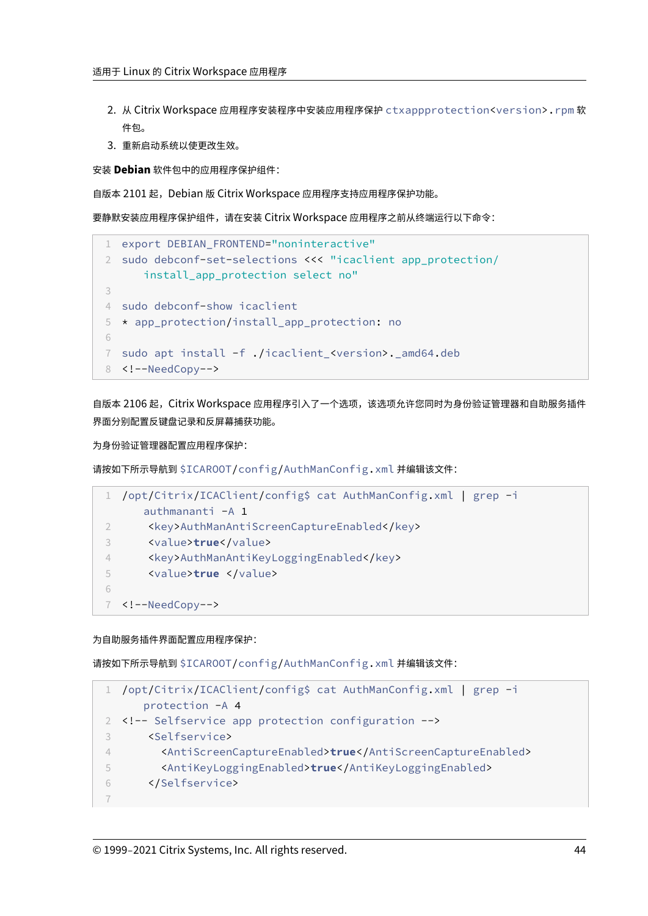2. 从 Citrix Workspace 应用程序安装程序中安装应用程序保护 `ctxappprotection<version>.rpm` 软件包。
3. 重新启动系统以使更改生效。

安装 **Debian** 软件包中的应用程序保护组件：

自版本 2101 起，Debian 版 Citrix Workspace 应用程序支持应用程序保护功能。

要静默安装应用程序保护组件，请在安装 Citrix Workspace 应用程序之前从终端运行以下命令：

```
export DEBIAN_FRONTEND="noninteractive"
sudo debconf-set-selections <<< "icaclient app_protection/
    install_app_protection select no"

sudo debconf-show icaclient
* app_protection/install_app_protection: no

sudo apt install -f ./icaclient_<version>._amd64.deb
<!--NeedCopy-->
```

自版本 2106 起，Citrix Workspace 应用程序引入了一个选项，该选项允许您同时为身份验证管理器和自助服务插件界面分别配置反键盘记录和反屏幕捕获功能。

为身份验证管理器配置应用程序保护：

请按如下所示导航到 `$ICAROOT/config/AuthManConfig.xml` 并编辑该文件：

```
/opt/Citrix/ICAClient/config$ cat AuthManConfig.xml | grep -i
    authmananti -A 1
 <key>AuthManAntiScreenCaptureEnabled</key>
 <value>true</value>
 <key>AuthManAntiKeyLoggingEnabled</key>
 <value>true </value>

<!--NeedCopy-->
```

为自助服务插件界面配置应用程序保护：

请按如下所示导航到 `$ICAROOT/config/AuthManConfig.xml` 并编辑该文件：

```
/opt/Citrix/ICAClient/config$ cat AuthManConfig.xml | grep -i
    protection -A 4
<!-- Selfservice app protection configuration -->
 <Selfservice>
   <AntiScreenCaptureEnabled>true</AntiScreenCaptureEnabled>
   <AntiKeyLoggingEnabled>true</AntiKeyLoggingEnabled>
 </Selfservice>

```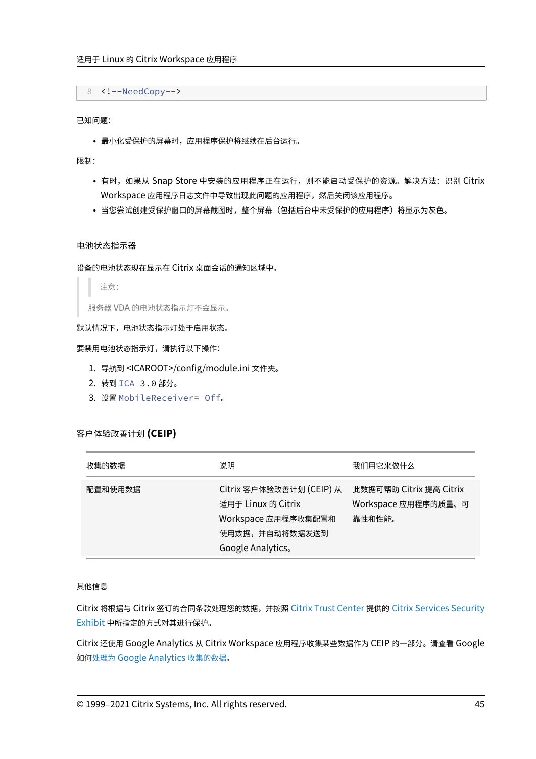```
<!--NeedCopy-->
```

已知问题：

- 最小化受保护的屏幕时，应用程序保护将继续在后台运行。

限制：

- 有时，如果从 Snap Store 中安装的应用程序正在运行，则不能启动受保护的资源。解决方法：识别 Citrix Workspace 应用程序日志文件中导致出现此问题的应用程序，然后关闭该应用程序。
- 当您尝试创建受保护窗口的屏幕截图时，整个屏幕（包括后台中未受保护的应用程序）将显示为灰色。

### 电池状态指示器

设备的电池状态现在显示在 Citrix 桌面会话的通知区域中。

> 注意：
>
> 服务器 VDA 的电池状态指示灯不会显示。

默认情况下，电池状态指示灯处于启用状态。

要禁用电池状态指示灯，请执行以下操作：

1. 导航到 <ICAROOT>/config/module.ini 文件夹。
2. 转到 `ICA 3.0` 部分。
3. 设置 `MobileReceiver= Off`。

### 客户体验改善计划 (CEIP)

| 收集的数据 | 说明 | 我们用它来做什么 |
| --- | --- | --- |
| 配置和使用数据 | Citrix 客户体验改善计划 (CEIP) 从适用于 Linux 的 Citrix Workspace 应用程序收集配置和使用数据，并自动将数据发送到 Google Analytics。 | 此数据可帮助 Citrix 提高 Citrix Workspace 应用程序的质量、可靠性和性能。 |

其他信息

Citrix 将根据与 Citrix 签订的合同条款处理您的数据，并按照 Citrix Trust Center 提供的 Citrix Services Security Exhibit 中所指定的方式对其进行保护。

Citrix 还使用 Google Analytics 从 Citrix Workspace 应用程序收集某些数据作为 CEIP 的一部分。请查看 Google 如何处理为 Google Analytics 收集的数据。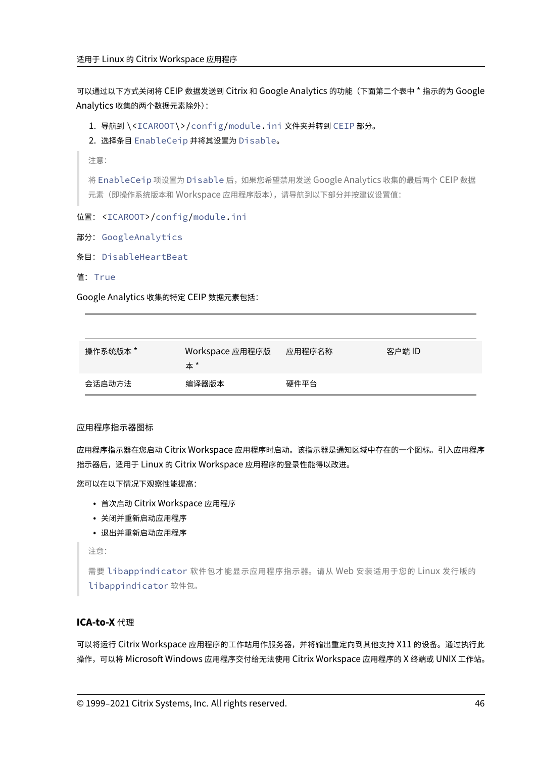可以通过以下方式关闭将 CEIP 数据发送到 Citrix 和 Google Analytics 的功能（下面第二个表中 * 指示的为 Google Analytics 收集的两个数据元素除外）：

1. 导航到 \<`ICAROOT`\>/`config`/`module.ini` 文件夹并转到 `CEIP` 部分。
2. 选择条目 `EnableCeip` 并将其设置为 `Disable`。

> 注意：
>
> 将 `EnableCeip` 项设置为 `Disable` 后，如果您希望禁用发送 Google Analytics 收集的最后两个 CEIP 数据元素（即操作系统版本和 Workspace 应用程序版本），请导航到以下部分并按建议设置值：

位置：`<ICAROOT>/config/module.ini`

部分：`GoogleAnalytics`

条目：`DisableHeartBeat`

值：`True`

Google Analytics 收集的特定 CEIP 数据元素包括：

| | | | |
|---|---|---|---|
| 操作系统版本 * | Workspace 应用程序版本 * | 应用程序名称 | 客户端 ID |
| 会话启动方法 | 编译器版本 | 硬件平台 | |

应用程序指示器图标

应用程序指示器在您启动 Citrix Workspace 应用程序时启动。该指示器是通知区域中存在的一个图标。引入应用程序指示器后，适用于 Linux 的 Citrix Workspace 应用程序的登录性能得以改进。

您可以在以下情况下观察性能提高：

- 首次启动 Citrix Workspace 应用程序
- 关闭并重新启动应用程序
- 退出并重新启动应用程序

> 注意：
>
> 需要 `libappindicator` 软件包才能显示应用程序指示器。请从 Web 安装适用于您的 Linux 发行版的 `libappindicator` 软件包。

### ICA-to-X 代理

可以将运行 Citrix Workspace 应用程序的工作站用作服务器，并将输出重定向到其他支持 X11 的设备。通过执行此操作，可以将 Microsoft Windows 应用程序交付给无法使用 Citrix Workspace 应用程序的 X 终端或 UNIX 工作站。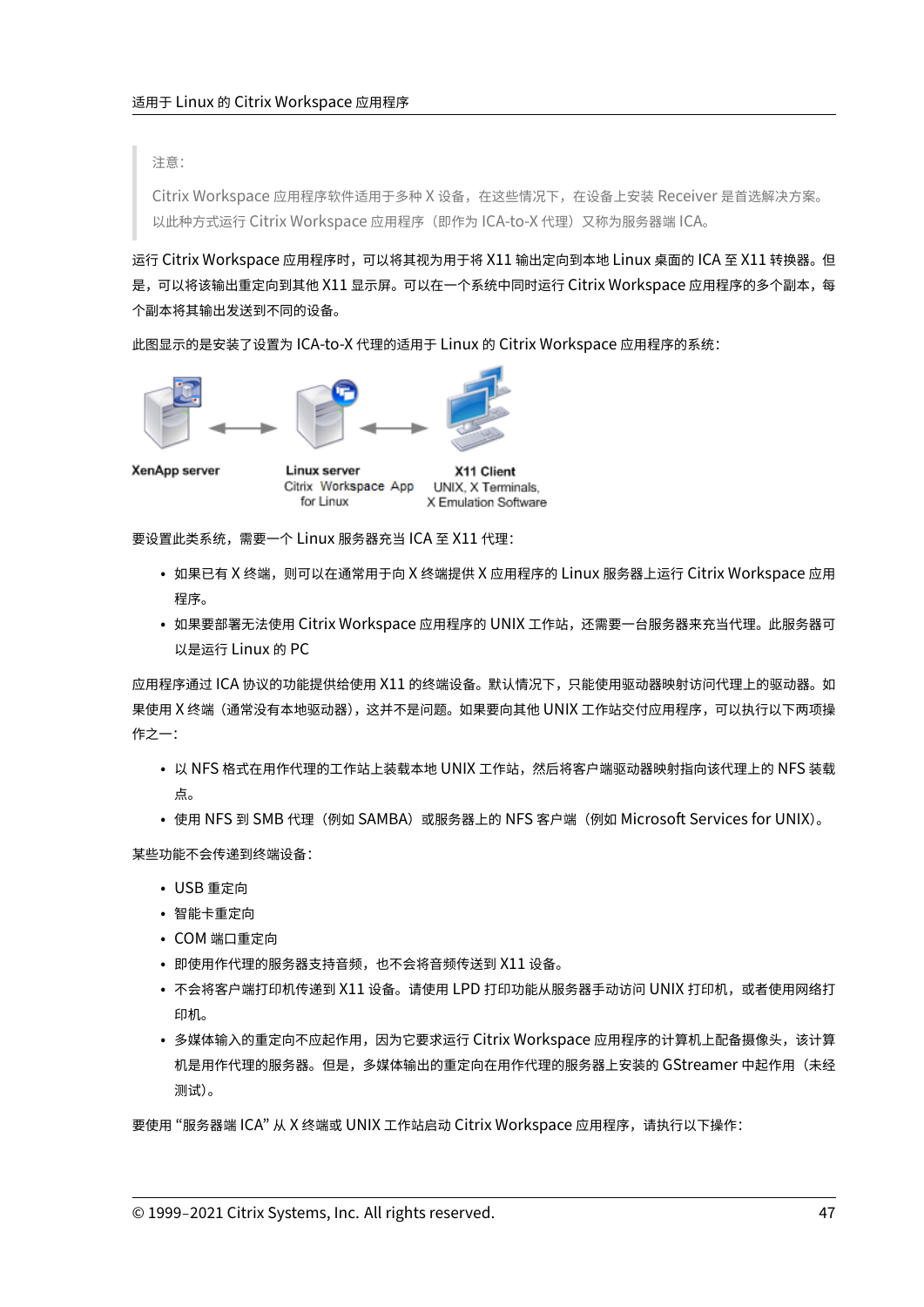> 注意：
>
> Citrix Workspace 应用程序软件适用于多种 X 设备，在这些情况下，在设备上安装 Receiver 是首选解决方案。以此种方式运行 Citrix Workspace 应用程序（即作为 ICA-to-X 代理）又称为服务器端 ICA。

运行 Citrix Workspace 应用程序时，可以将其视为用于将 X11 输出定向到本地 Linux 桌面的 ICA 至 X11 转换器。但是，可以将该输出重定向到其他 X11 显示屏。可以在一个系统中同时运行 Citrix Workspace 应用程序的多个副本，每个副本将其输出发送到不同的设备。

此图显示的是安装了设置为 ICA-to-X 代理的适用于 Linux 的 Citrix Workspace 应用程序的系统：

XenApp server　　Linux server Citrix Workspace App for Linux　　X11 Client UNIX, X Terminals, X Emulation Software

要设置此类系统，需要一个 Linux 服务器充当 ICA 至 X11 代理：

- 如果已有 X 终端，则可以在通常用于向 X 终端提供 X 应用程序的 Linux 服务器上运行 Citrix Workspace 应用程序。
- 如果要部署无法使用 Citrix Workspace 应用程序的 UNIX 工作站，还需要一台服务器来充当代理。此服务器可以是运行 Linux 的 PC

应用程序通过 ICA 协议的功能提供给使用 X11 的终端设备。默认情况下，只能使用驱动器映射访问代理上的驱动器。如果使用 X 终端（通常没有本地驱动器），这并不是问题。如果要向其他 UNIX 工作站交付应用程序，可以执行以下两项操作之一：

- 以 NFS 格式在用作代理的工作站上装载本地 UNIX 工作站，然后将客户端驱动器映射指向该代理上的 NFS 装载点。
- 使用 NFS 到 SMB 代理（例如 SAMBA）或服务器上的 NFS 客户端（例如 Microsoft Services for UNIX）。

某些功能不会传递到终端设备：

- USB 重定向
- 智能卡重定向
- COM 端口重定向
- 即使用作代理的服务器支持音频，也不会将音频传送到 X11 设备。
- 不会将客户端打印机传递到 X11 设备。请使用 LPD 打印功能从服务器手动访问 UNIX 打印机，或者使用网络打印机。
- 多媒体输入的重定向不应起作用，因为它要求运行 Citrix Workspace 应用程序的计算机上配备摄像头，该计算机是用作代理的服务器。但是，多媒体输出的重定向在用作代理的服务器上安装的 GStreamer 中起作用（未经测试）。

要使用 "服务器端 ICA" 从 X 终端或 UNIX 工作站启动 Citrix Workspace 应用程序，请执行以下操作：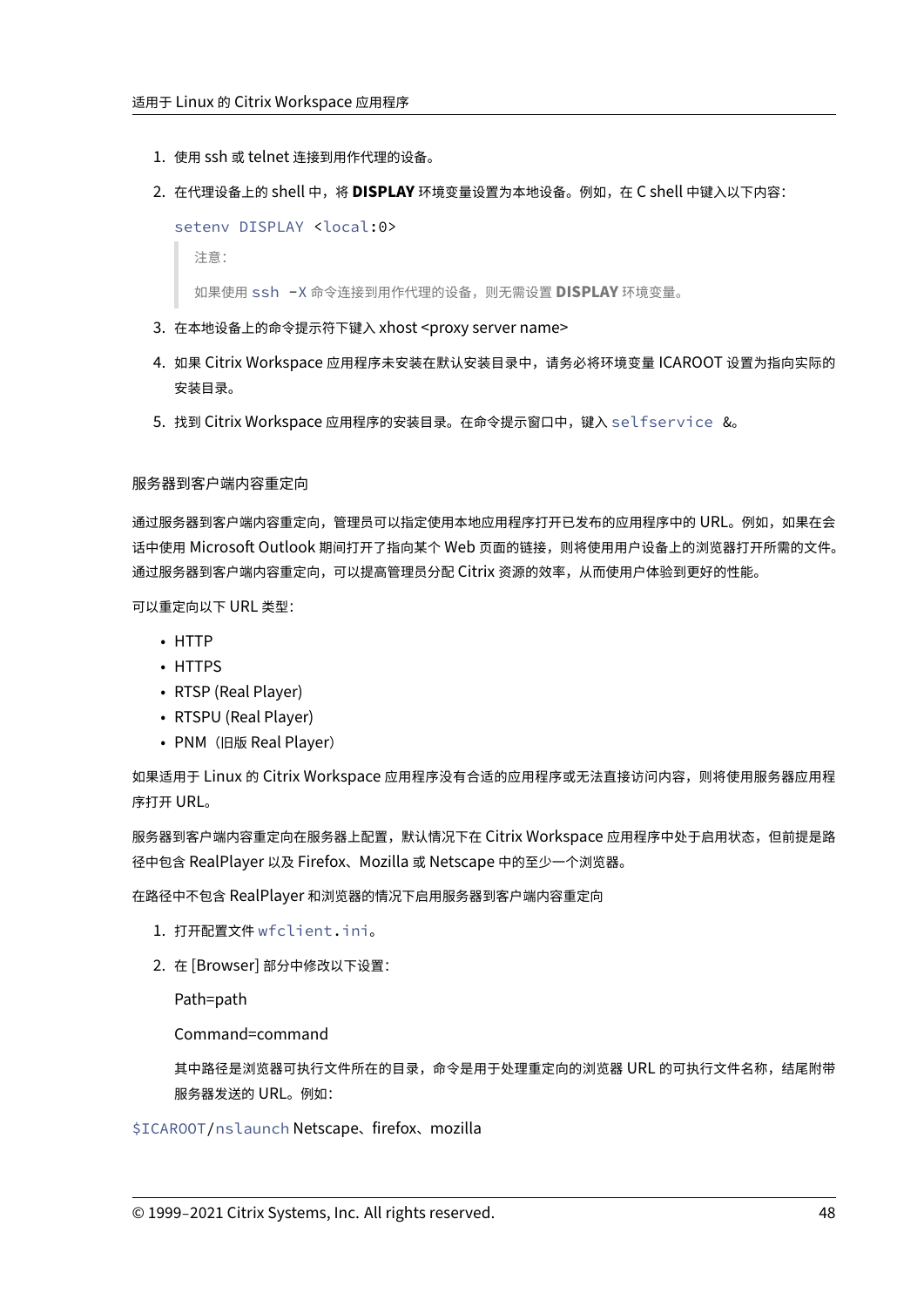1. 使用 ssh 或 telnet 连接到用作代理的设备。
2. 在代理设备上的 shell 中，将 **DISPLAY** 环境变量设置为本地设备。例如，在 C shell 中键入以下内容：

   ```
   setenv DISPLAY <local:0>
   ```

   > 注意：
   >
   > 如果使用 `ssh -X` 命令连接到用作代理的设备，则无需设置 **DISPLAY** 环境变量。

3. 在本地设备上的命令提示符下键入 xhost <proxy server name>
4. 如果 Citrix Workspace 应用程序未安装在默认安装目录中，请务必将环境变量 ICAROOT 设置为指向实际的安装目录。
5. 找到 Citrix Workspace 应用程序的安装目录。在命令提示窗口中，键入 `selfservice &`。

### 服务器到客户端内容重定向

通过服务器到客户端内容重定向，管理员可以指定使用本地应用程序打开已发布的应用程序中的 URL。例如，如果在会话中使用 Microsoft Outlook 期间打开了指向某个 Web 页面的链接，则将使用用户设备上的浏览器打开所需的文件。通过服务器到客户端内容重定向，可以提高管理员分配 Citrix 资源的效率，从而使用户体验到更好的性能。

可以重定向以下 URL 类型：

- HTTP
- HTTPS
- RTSP (Real Player)
- RTSPU (Real Player)
- PNM（旧版 Real Player）

如果适用于 Linux 的 Citrix Workspace 应用程序没有合适的应用程序或无法直接访问内容，则将使用服务器应用程序打开 URL。

服务器到客户端内容重定向在服务器上配置，默认情况下在 Citrix Workspace 应用程序中处于启用状态，但前提是路径中包含 RealPlayer 以及 Firefox、Mozilla 或 Netscape 中的至少一个浏览器。

在路径中不包含 RealPlayer 和浏览器的情况下启用服务器到客户端内容重定向

1. 打开配置文件 `wfclient.ini`。
2. 在 [Browser] 部分中修改以下设置：

   Path=path

   Command=command

   其中路径是浏览器可执行文件所在的目录，命令是用于处理重定向的浏览器 URL 的可执行文件名称，结尾附带服务器发送的 URL。例如：

`$ICAROOT/nslaunch` Netscape、firefox、mozilla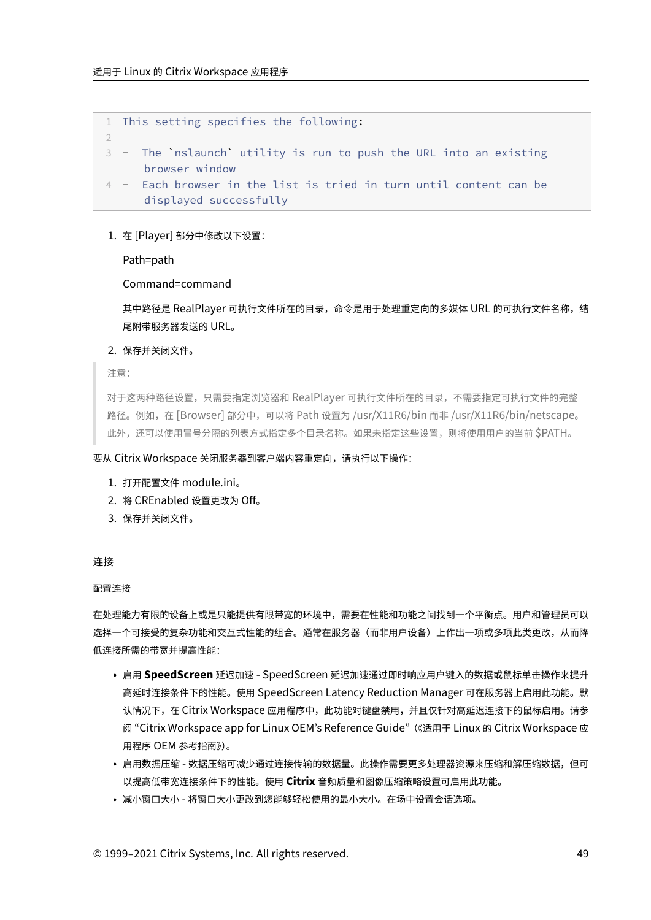```
This setting specifies the following:

-  The `nslaunch` utility is run to push the URL into an existing
   browser window
-  Each browser in the list is tried in turn until content can be
   displayed successfully
```

1. 在 [Player] 部分中修改以下设置：

   Path=path

   Command=command

   其中路径是 RealPlayer 可执行文件所在的目录，命令是用于处理重定向的多媒体 URL 的可执行文件名称，结尾附带服务器发送的 URL。

2. 保存并关闭文件。

> 注意：
>
> 对于这两种路径设置，只需要指定浏览器和 RealPlayer 可执行文件所在的目录，不需要指定可执行文件的完整路径。例如，在 [Browser] 部分中，可以将 Path 设置为 /usr/X11R6/bin 而非 /usr/X11R6/bin/netscape。此外，还可以使用冒号分隔的列表方式指定多个目录名称。如果未指定这些设置，则将使用用户的当前 $PATH。

要从 Citrix Workspace 关闭服务器到客户端内容重定向，请执行以下操作：

1. 打开配置文件 module.ini。
2. 将 CREnabled 设置更改为 Off。
3. 保存并关闭文件。

## 连接

### 配置连接

在处理能力有限的设备上或是只能提供有限带宽的环境中，需要在性能和功能之间找到一个平衡点。用户和管理员可以选择一个可接受的复杂功能和交互式性能的组合。通常在服务器（而非用户设备）上作出一项或多项此类更改，从而降低连接所需的带宽并提高性能：

- 启用 **SpeedScreen** 延迟加速 - SpeedScreen 延迟加速通过即时响应用户键入的数据或鼠标单击操作来提升高延时连接条件下的性能。使用 SpeedScreen Latency Reduction Manager 可在服务器上启用此功能。默认情况下，在 Citrix Workspace 应用程序中，此功能对键盘禁用，并且仅针对高延迟连接下的鼠标启用。请参阅 "Citrix Workspace app for Linux OEM's Reference Guide"（《适用于 Linux 的 Citrix Workspace 应用程序 OEM 参考指南》）。
- 启用数据压缩 - 数据压缩可减少通过连接传输的数据量。此操作需要更多处理器资源来压缩和解压缩数据，但可以提高低带宽连接条件下的性能。使用 **Citrix** 音频质量和图像压缩策略设置可启用此功能。
- 减小窗口大小 - 将窗口大小更改到您能够轻松使用的最小大小。在场中设置会话选项。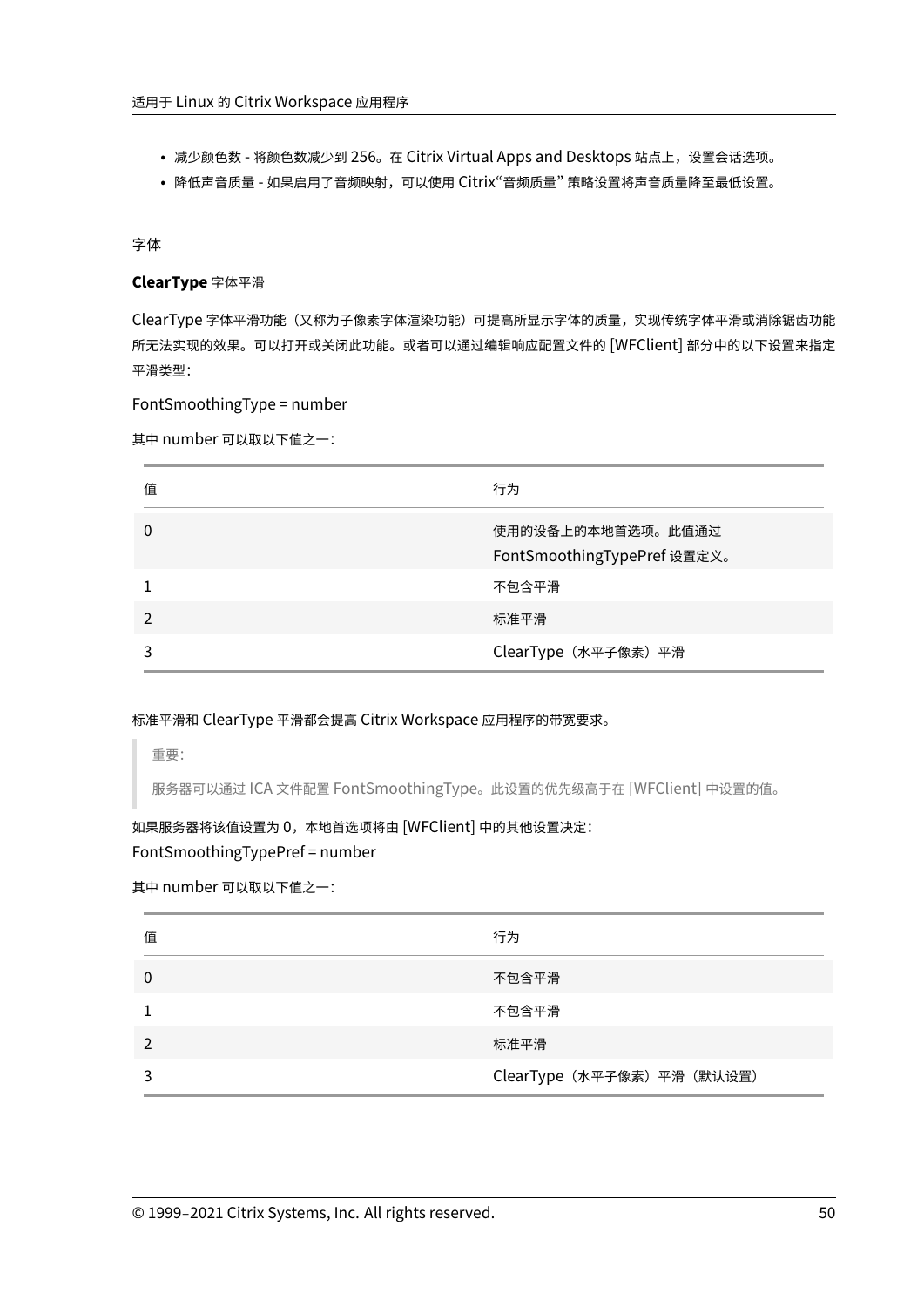- 减少颜色数 - 将颜色数减少到 256。在 Citrix Virtual Apps and Desktops 站点上，设置会话选项。
- 降低声音质量 - 如果启用了音频映射，可以使用 Citrix"音频质量" 策略设置将声音质量降至最低设置。

### 字体

#### ClearType 字体平滑

ClearType 字体平滑功能（又称为子像素字体渲染功能）可提高所显示字体的质量，实现传统字体平滑或消除锯齿功能所无法实现的效果。可以打开或关闭此功能。或者可以通过编辑响应配置文件的 [WFClient] 部分中的以下设置来指定平滑类型：

FontSmoothingType = number

其中 number 可以取以下值之一：

| 值 | 行为 |
| --- | --- |
| 0 | 使用的设备上的本地首选项。此值通过 FontSmoothingTypePref 设置定义。 |
| 1 | 不包含平滑 |
| 2 | 标准平滑 |
| 3 | ClearType（水平子像素）平滑 |

标准平滑和 ClearType 平滑都会提高 Citrix Workspace 应用程序的带宽要求。

> 重要：
>
> 服务器可以通过 ICA 文件配置 FontSmoothingType。此设置的优先级高于在 [WFClient] 中设置的值。

如果服务器将该值设置为 0，本地首选项将由 [WFClient] 中的其他设置决定：
FontSmoothingTypePref = number

其中 number 可以取以下值之一：

| 值 | 行为 |
| --- | --- |
| 0 | 不包含平滑 |
| 1 | 不包含平滑 |
| 2 | 标准平滑 |
| 3 | ClearType（水平子像素）平滑（默认设置） |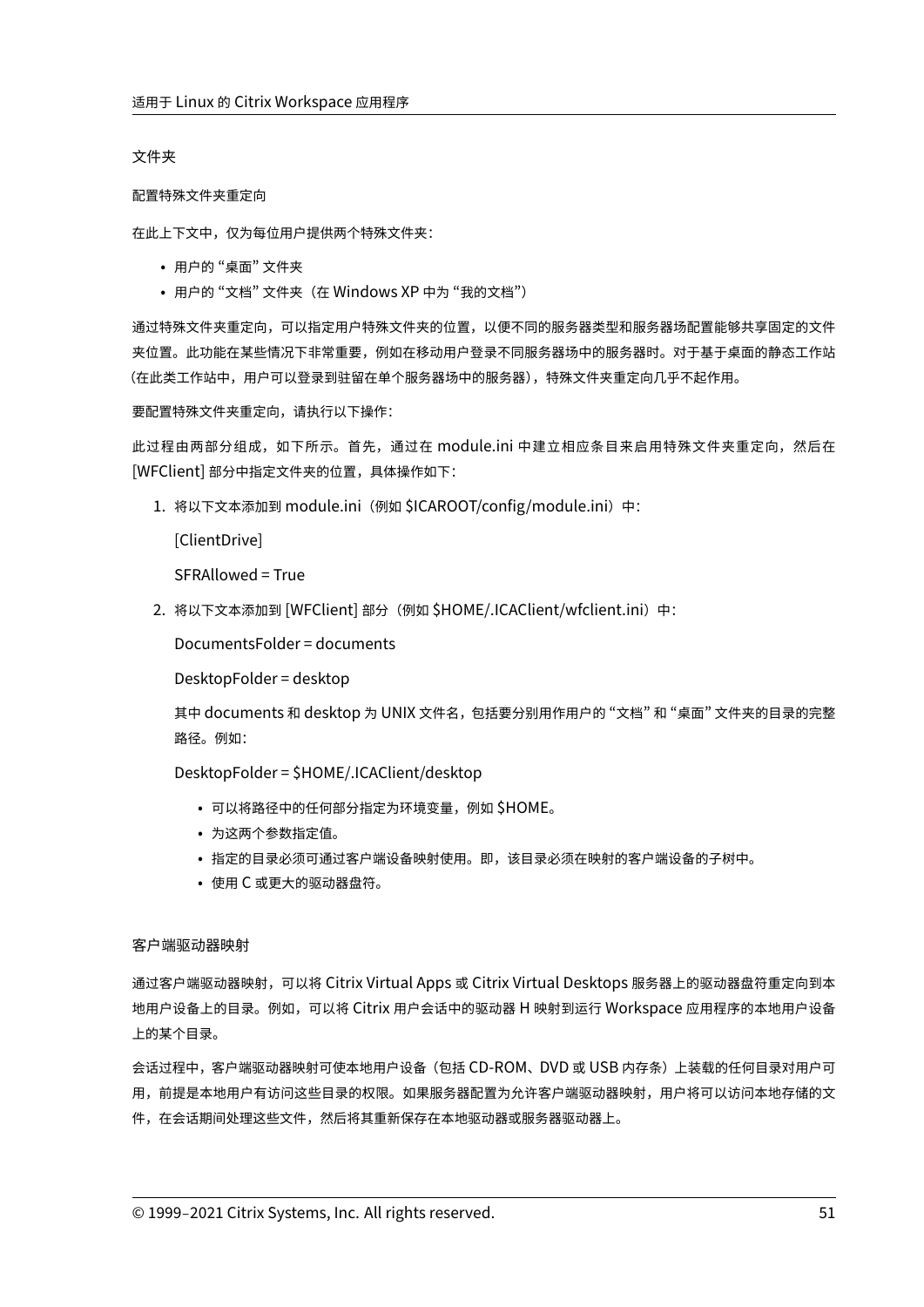## 文件夹

### 配置特殊文件夹重定向

在此上下文中，仅为每位用户提供两个特殊文件夹：

- 用户的 “桌面” 文件夹
- 用户的 “文档” 文件夹（在 Windows XP 中为 “我的文档”）

通过特殊文件夹重定向，可以指定用户特殊文件夹的位置，以便不同的服务器类型和服务器场配置能够共享固定的文件夹位置。此功能在某些情况下非常重要，例如在移动用户登录不同服务器场中的服务器时。对于基于桌面的静态工作站（在此类工作站中，用户可以登录到驻留在单个服务器场中的服务器），特殊文件夹重定向几乎不起作用。

要配置特殊文件夹重定向，请执行以下操作：

此过程由两部分组成，如下所示。首先，通过在 module.ini 中建立相应条目来启用特殊文件夹重定向，然后在 [WFClient] 部分中指定文件夹的位置，具体操作如下：

1. 将以下文本添加到 module.ini（例如 $ICAROOT/config/module.ini）中：

   [ClientDrive]

   SFRAllowed = True

2. 将以下文本添加到 [WFClient] 部分（例如 $HOME/.ICAClient/wfclient.ini）中：

   DocumentsFolder = documents

   DesktopFolder = desktop

   其中 documents 和 desktop 为 UNIX 文件名，包括要分别用作用户的 “文档” 和 “桌面” 文件夹的目录的完整路径。例如：

   DesktopFolder = $HOME/.ICAClient/desktop

   - 可以将路径中的任何部分指定为环境变量，例如 $HOME。
   - 为这两个参数指定值。
   - 指定的目录必须可通过客户端设备映射使用。即，该目录必须在映射的客户端设备的子树中。
   - 使用 C 或更大的驱动器盘符。

### 客户端驱动器映射

通过客户端驱动器映射，可以将 Citrix Virtual Apps 或 Citrix Virtual Desktops 服务器上的驱动器盘符重定向到本地用户设备上的目录。例如，可以将 Citrix 用户会话中的驱动器 H 映射到运行 Workspace 应用程序的本地用户设备上的某个目录。

会话过程中，客户端驱动器映射可使本地用户设备（包括 CD-ROM、DVD 或 USB 内存条）上装载的任何目录对用户可用，前提是本地用户有访问这些目录的权限。如果服务器配置为允许客户端驱动器映射，用户将可以访问本地存储的文件，在会话期间处理这些文件，然后将其重新保存在本地驱动器或服务器驱动器上。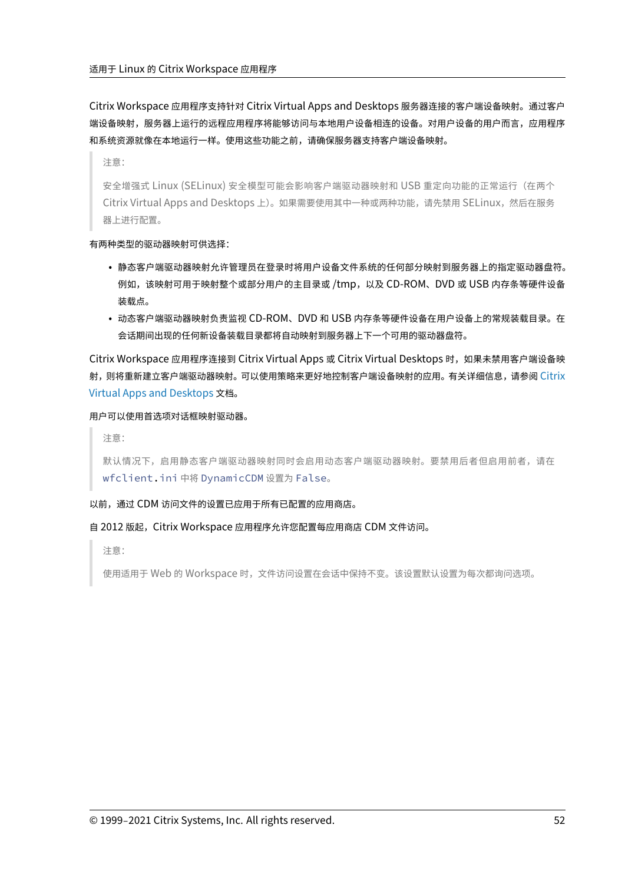Citrix Workspace 应用程序支持针对 Citrix Virtual Apps and Desktops 服务器连接的客户端设备映射。通过客户端设备映射，服务器上运行的远程应用程序将能够访问与本地用户设备相连的设备。对用户设备的用户而言，应用程序和系统资源就像在本地运行一样。使用这些功能之前，请确保服务器支持客户端设备映射。

> 注意：
>
> 安全增强式 Linux (SELinux) 安全模型可能会影响客户端驱动器映射和 USB 重定向功能的正常运行（在两个 Citrix Virtual Apps and Desktops 上）。如果需要使用其中一种或两种功能，请先禁用 SELinux，然后在服务器上进行配置。

有两种类型的驱动器映射可供选择：

- 静态客户端驱动器映射允许管理员在登录时将用户设备文件系统的任何部分映射到服务器上的指定驱动器盘符。例如，该映射可用于映射整个或部分用户的主目录或 /tmp，以及 CD-ROM、DVD 或 USB 内存条等硬件设备装载点。
- 动态客户端驱动器映射负责监视 CD-ROM、DVD 和 USB 内存条等硬件设备在用户设备上的常规装载目录。在会话期间出现的任何新设备装载目录都将自动映射到服务器上下一个可用的驱动器盘符。

Citrix Workspace 应用程序连接到 Citrix Virtual Apps 或 Citrix Virtual Desktops 时，如果未禁用客户端设备映射，则将重新建立客户端驱动器映射。可以使用策略来更好地控制客户端设备映射的应用。有关详细信息，请参阅 Citrix Virtual Apps and Desktops 文档。

用户可以使用首选项对话框映射驱动器。

> 注意：
>
> 默认情况下，启用静态客户端驱动器映射同时会启用动态客户端驱动器映射。要禁用后者但启用前者，请在 `wfclient.ini` 中将 `DynamicCDM` 设置为 `False`。

以前，通过 CDM 访问文件的设置已应用于所有已配置的应用商店。

自 2012 版起，Citrix Workspace 应用程序允许您配置每应用商店 CDM 文件访问。

> 注意：
>
> 使用适用于 Web 的 Workspace 时，文件访问设置在会话中保持不变。该设置默认设置为每次都询问选项。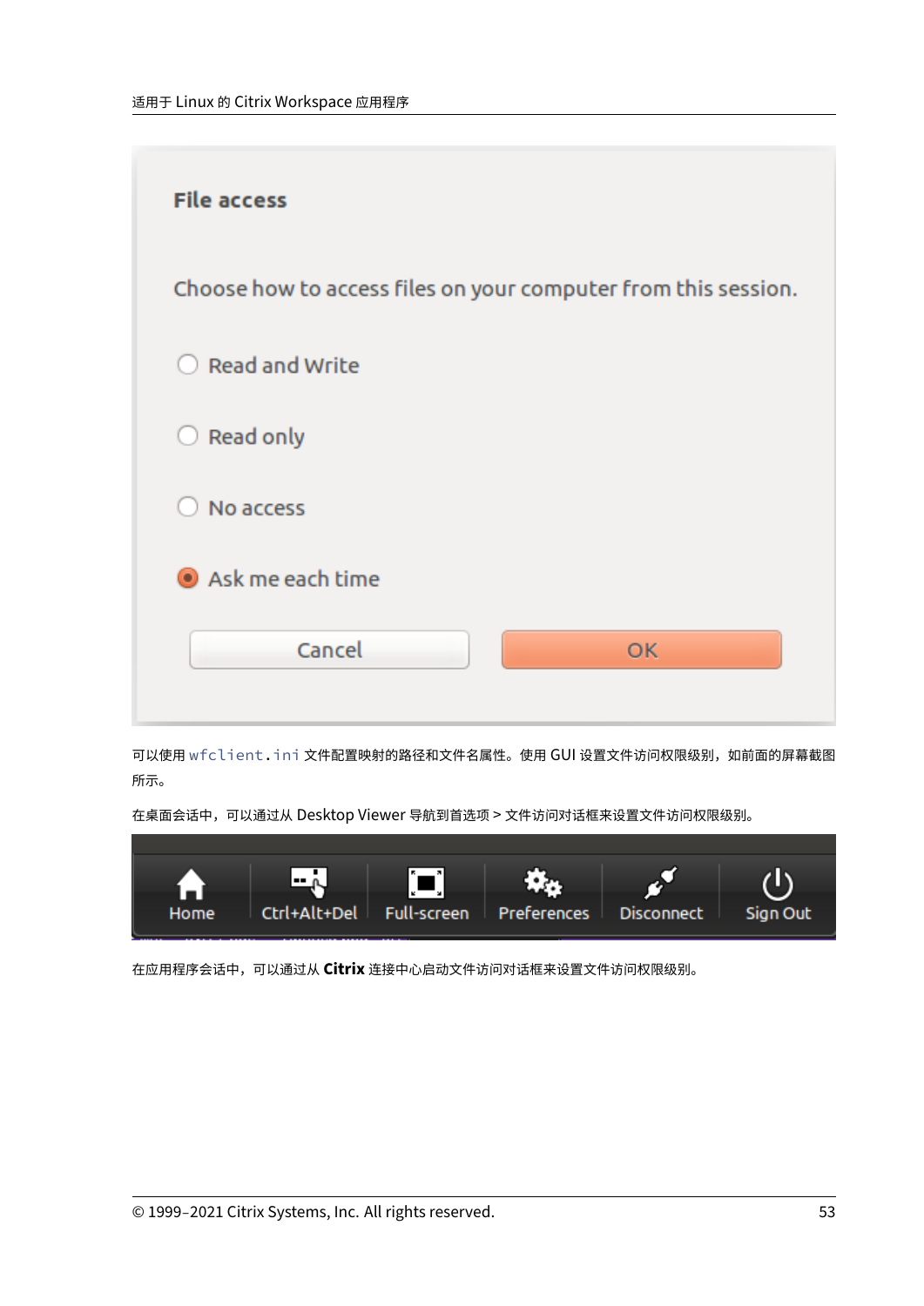File access

Choose how to access files on your computer from this session.

Read and Write

Read only

No access

Ask me each time

Cancel OK

可以使用 `wfclient.ini` 文件配置映射的路径和文件名属性。使用 GUI 设置文件访问权限级别，如前面的屏幕截图所示。

在桌面会话中，可以通过从 Desktop Viewer 导航到首选项 > 文件访问对话框来设置文件访问权限级别。

Home Ctrl+Alt+Del Full-screen Preferences Disconnect Sign Out

在应用程序会话中，可以通过从 **Citrix** 连接中心启动文件访问对话框来设置文件访问权限级别。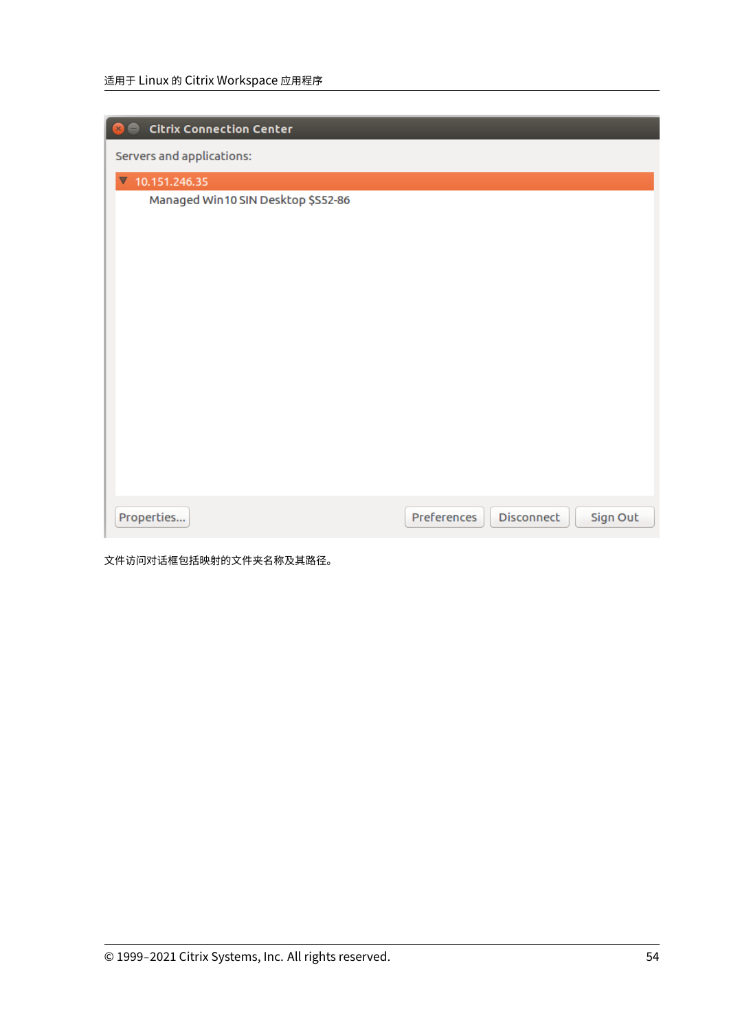文件访问对话框包括映射的文件夹名称及其路径。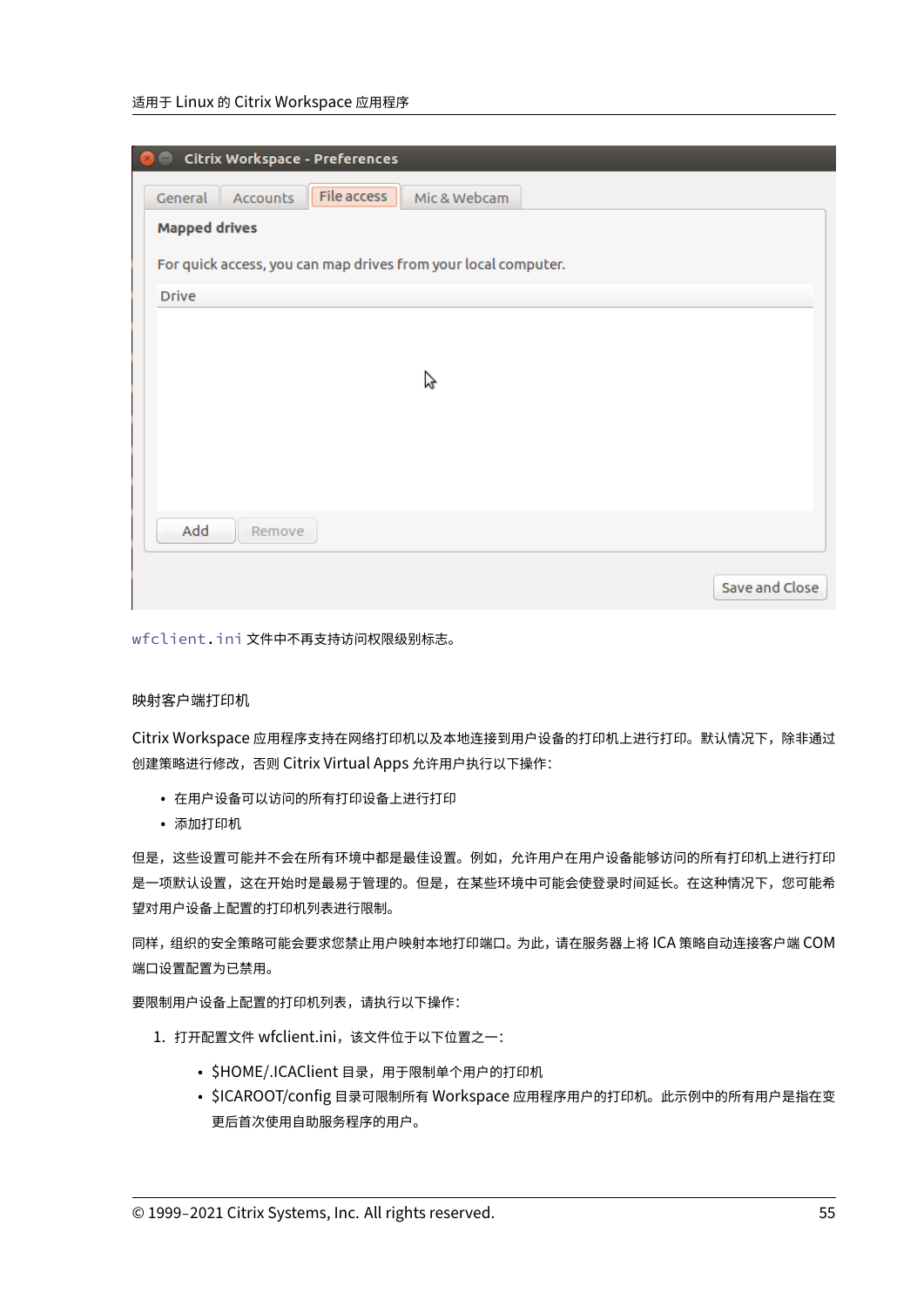`wfclient.ini` 文件中不再支持访问权限级别标志。

映射客户端打印机

Citrix Workspace 应用程序支持在网络打印机以及本地连接到用户设备的打印机上进行打印。默认情况下，除非通过创建策略进行修改，否则 Citrix Virtual Apps 允许用户执行以下操作：

- 在用户设备可以访问的所有打印设备上进行打印
- 添加打印机

但是，这些设置可能并不会在所有环境中都是最佳设置。例如，允许用户在用户设备能够访问的所有打印机上进行打印是一项默认设置，这在开始时是最易于管理的。但是，在某些环境中可能会使登录时间延长。在这种情况下，您可能希望对用户设备上配置的打印机列表进行限制。

同样，组织的安全策略可能会要求您禁止用户映射本地打印端口。为此，请在服务器上将 ICA 策略自动连接客户端 COM 端口设置配置为已禁用。

要限制用户设备上配置的打印机列表，请执行以下操作：

1. 打开配置文件 wfclient.ini，该文件位于以下位置之一：

   - $HOME/.ICAClient 目录，用于限制单个用户的打印机
   - $ICAROOT/config 目录可限制所有 Workspace 应用程序用户的打印机。此示例中的所有用户是指在变更后首次使用自助服务程序的用户。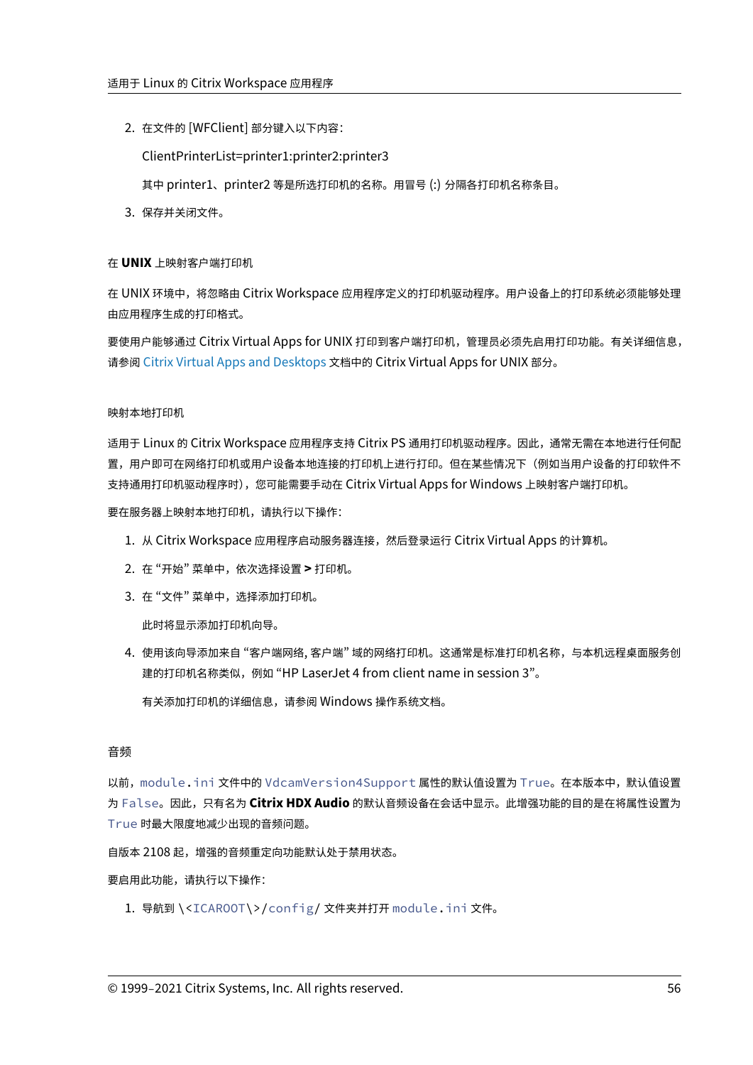2. 在文件的 [WFClient] 部分键入以下内容：

   ClientPrinterList=printer1:printer2:printer3

   其中 printer1、printer2 等是所选打印机的名称。用冒号 (:) 分隔各打印机名称条目。

3. 保存并关闭文件。

#### 在 **UNIX** 上映射客户端打印机

在 UNIX 环境中，将忽略由 Citrix Workspace 应用程序定义的打印机驱动程序。用户设备上的打印系统必须能够处理由应用程序生成的打印格式。

要使用户能够通过 Citrix Virtual Apps for UNIX 打印到客户端打印机，管理员必须先启用打印功能。有关详细信息，请参阅 Citrix Virtual Apps and Desktops 文档中的 Citrix Virtual Apps for UNIX 部分。

#### 映射本地打印机

适用于 Linux 的 Citrix Workspace 应用程序支持 Citrix PS 通用打印机驱动程序。因此，通常无需在本地进行任何配置，用户即可在网络打印机或用户设备本地连接的打印机上进行打印。但在某些情况下（例如当用户设备的打印软件不支持通用打印机驱动程序时），您可能需要手动在 Citrix Virtual Apps for Windows 上映射客户端打印机。

要在服务器上映射本地打印机，请执行以下操作：

1. 从 Citrix Workspace 应用程序启动服务器连接，然后登录运行 Citrix Virtual Apps 的计算机。
2. 在"开始"菜单中，依次选择设置 **>** 打印机。
3. 在"文件"菜单中，选择添加打印机。

   此时将显示添加打印机向导。

4. 使用该向导添加来自"客户端网络, 客户端"域的网络打印机。这通常是标准打印机名称，与本机远程桌面服务创建的打印机名称类似，例如"HP LaserJet 4 from client name in session 3"。

   有关添加打印机的详细信息，请参阅 Windows 操作系统文档。

### 音频

以前，`module.ini` 文件中的 `VdcamVersion4Support` 属性的默认值设置为 `True`。在本版本中，默认值设置为 `False`。因此，只有名为 **Citrix HDX Audio** 的默认音频设备在会话中显示。此增强功能的目的是在将属性设置为 `True` 时最大限度地减少出现的音频问题。

自版本 2108 起，增强的音频重定向功能默认处于禁用状态。

要启用此功能，请执行以下操作：

1. 导航到 `\<ICAROOT\>/config/` 文件夹并打开 `module.ini` 文件。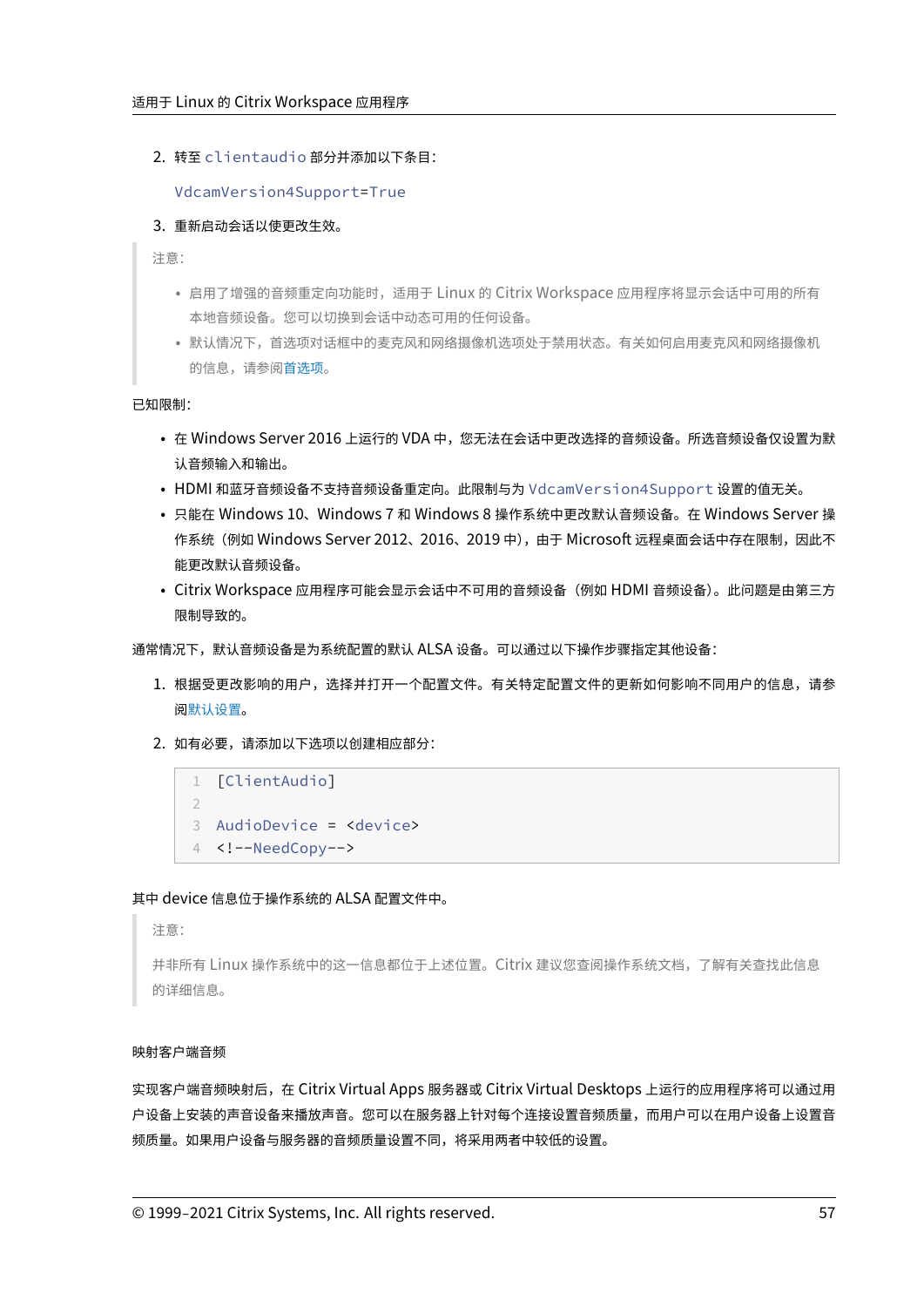2. 转至 `clientaudio` 部分并添加以下条目：

   `VdcamVersion4Support=True`

3. 重新启动会话以使更改生效。

> 注意：
>
> - 启用了增强的音频重定向功能时，适用于 Linux 的 Citrix Workspace 应用程序将显示会话中可用的所有本地音频设备。您可以切换到会话中动态可用的任何设备。
> - 默认情况下，首选项对话框中的麦克风和网络摄像机选项处于禁用状态。有关如何启用麦克风和网络摄像机的信息，请参阅首选项。

已知限制：

- 在 Windows Server 2016 上运行的 VDA 中，您无法在会话中更改选择的音频设备。所选音频设备仅设置为默认音频输入和输出。
- HDMI 和蓝牙音频设备不支持音频设备重定向。此限制与为 `VdcamVersion4Support` 设置的值无关。
- 只能在 Windows 10、Windows 7 和 Windows 8 操作系统中更改默认音频设备。在 Windows Server 操作系统（例如 Windows Server 2012、2016、2019 中），由于 Microsoft 远程桌面会话中存在限制，因此不能更改默认音频设备。
- Citrix Workspace 应用程序可能会显示会话中不可用的音频设备（例如 HDMI 音频设备）。此问题是由第三方限制导致的。

通常情况下，默认音频设备是为系统配置的默认 ALSA 设备。可以通过以下操作步骤指定其他设备：

1. 根据受更改影响的用户，选择并打开一个配置文件。有关特定配置文件的更新如何影响不同用户的信息，请参阅默认设置。
2. 如有必要，请添加以下选项以创建相应部分：

```
[ClientAudio]

AudioDevice = <device>
<!--NeedCopy-->
```

其中 device 信息位于操作系统的 ALSA 配置文件中。

> 注意：
>
> 并非所有 Linux 操作系统中的这一信息都位于上述位置。Citrix 建议您查阅操作系统文档，了解有关查找此信息的详细信息。

#### 映射客户端音频

实现客户端音频映射后，在 Citrix Virtual Apps 服务器或 Citrix Virtual Desktops 上运行的应用程序将可以通过用户设备上安装的声音设备来播放声音。您可以在服务器上针对每个连接设置音频质量，而用户可以在用户设备上设置音频质量。如果用户设备与服务器的音频质量设置不同，将采用两者中较低的设置。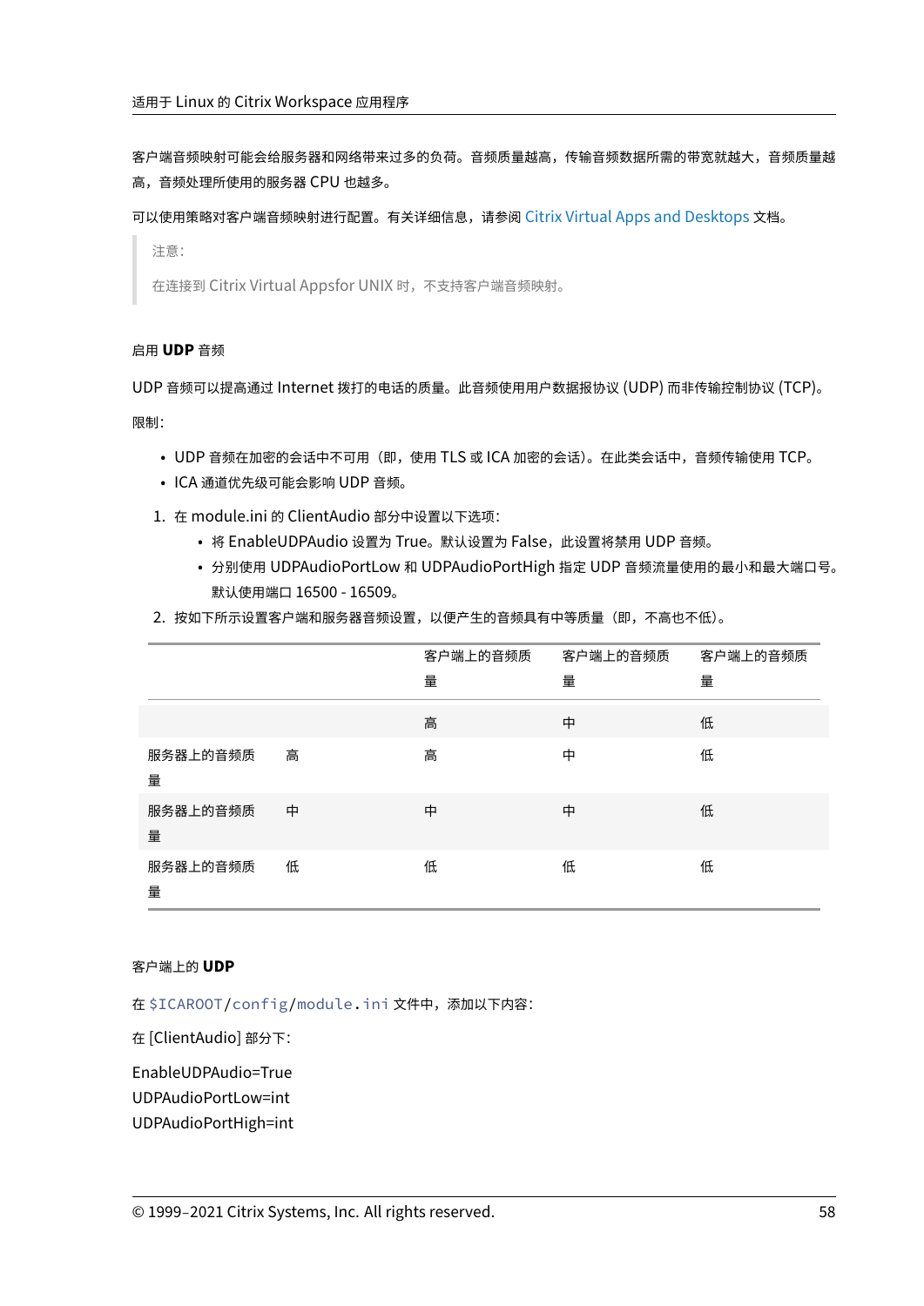客户端音频映射可能会给服务器和网络带来过多的负荷。音频质量越高，传输音频数据所需的带宽就越大，音频质量越高，音频处理所使用的服务器 CPU 也越多。

可以使用策略对客户端音频映射进行配置。有关详细信息，请参阅 Citrix Virtual Apps and Desktops 文档。

> 注意：
>
> 在连接到 Citrix Virtual Appsfor UNIX 时，不支持客户端音频映射。

#### 启用 **UDP** 音频

UDP 音频可以提高通过 Internet 拨打的电话的质量。此音频使用用户数据报协议 (UDP) 而非传输控制协议 (TCP)。

限制：

- UDP 音频在加密的会话中不可用（即，使用 TLS 或 ICA 加密的会话）。在此类会话中，音频传输使用 TCP。
- ICA 通道优先级可能会影响 UDP 音频。

1. 在 module.ini 的 ClientAudio 部分中设置以下选项：
   - 将 EnableUDPAudio 设置为 True。默认设置为 False，此设置将禁用 UDP 音频。
   - 分别使用 UDPAudioPortLow 和 UDPAudioPortHigh 指定 UDP 音频流量使用的最小和最大端口号。默认使用端口 16500 - 16509。
2. 按如下所示设置客户端和服务器音频设置，以便产生的音频具有中等质量（即，不高也不低）。

| | | 客户端上的音频质量 | 客户端上的音频质量 | 客户端上的音频质量 |
|---|---|---|---|---|
| | | 高 | 中 | 低 |
| 服务器上的音频质量 | 高 | 高 | 中 | 低 |
| 服务器上的音频质量 | 中 | 中 | 中 | 低 |
| 服务器上的音频质量 | 低 | 低 | 低 | 低 |

#### 客户端上的 **UDP**

在 `$ICAROOT/config/module.ini` 文件中，添加以下内容：

在 [ClientAudio] 部分下：

EnableUDPAudio=True
UDPAudioPortLow=int
UDPAudioPortHigh=int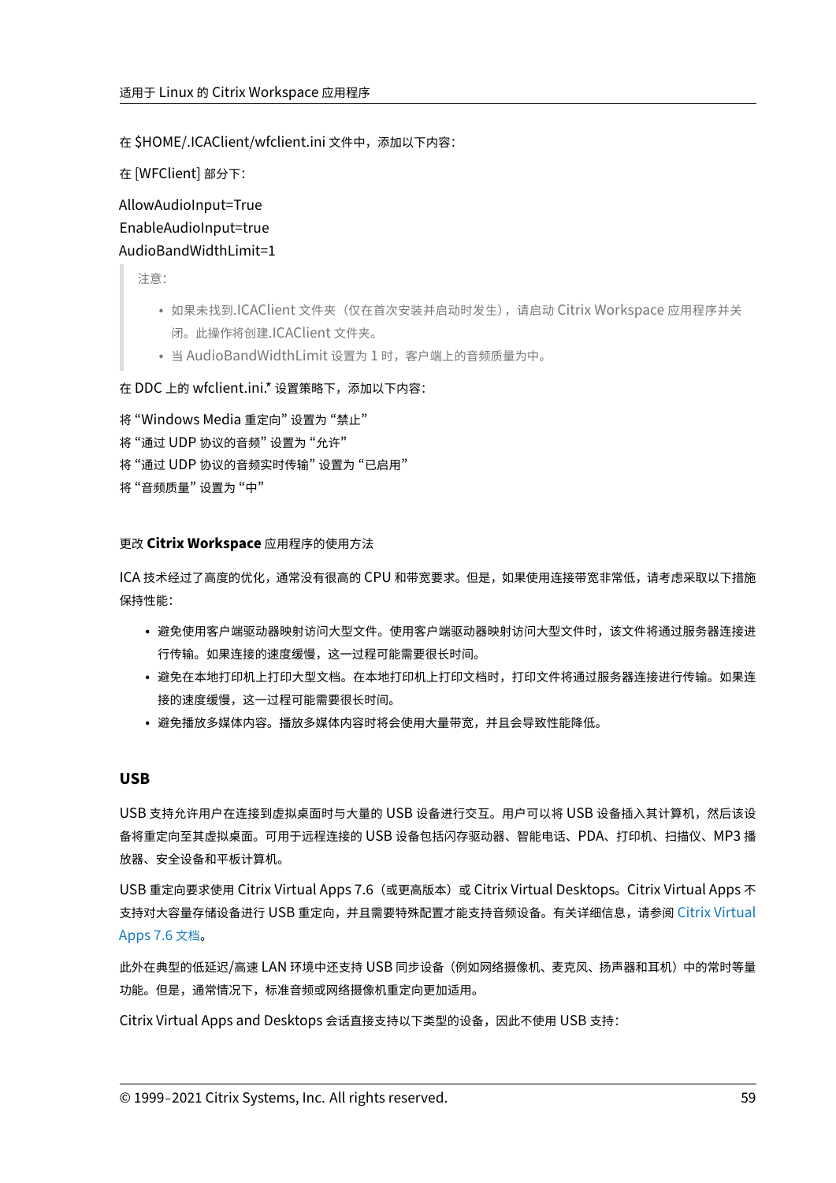在 $HOME/.ICAClient/wfclient.ini 文件中，添加以下内容：

在 [WFClient] 部分下：

AllowAudioInput=True
EnableAudioInput=true
AudioBandWidthLimit=1

> 注意：
>
> - 如果未找到.ICAClient 文件夹（仅在首次安装并启动时发生），请启动 Citrix Workspace 应用程序并关闭。此操作将创建.ICAClient 文件夹。
> - 当 AudioBandWidthLimit 设置为 1 时，客户端上的音频质量为中。

在 DDC 上的 wfclient.ini.* 设置策略下，添加以下内容：

将 "Windows Media 重定向" 设置为 "禁止"
将 "通过 UDP 协议的音频" 设置为 "允许"
将 "通过 UDP 协议的音频实时传输" 设置为 "已启用"
将 "音频质量" 设置为 "中"

#### 更改 **Citrix Workspace** 应用程序的使用方法

ICA 技术经过了高度的优化，通常没有很高的 CPU 和带宽要求。但是，如果使用连接带宽非常低，请考虑采取以下措施保持性能：

- 避免使用客户端驱动器映射访问大型文件。使用客户端驱动器映射访问大型文件时，该文件将通过服务器连接进行传输。如果连接的速度缓慢，这一过程可能需要很长时间。
- 避免在本地打印机上打印大型文档。在本地打印机上打印文档时，打印文件将通过服务器连接进行传输。如果连接的速度缓慢，这一过程可能需要很长时间。
- 避免播放多媒体内容。播放多媒体内容时将会使用大量带宽，并且会导致性能降低。

### USB

USB 支持允许用户在连接到虚拟桌面时与大量的 USB 设备进行交互。用户可以将 USB 设备插入其计算机，然后该设备将重定向至其虚拟桌面。可用于远程连接的 USB 设备包括闪存驱动器、智能电话、PDA、打印机、扫描仪、MP3 播放器、安全设备和平板计算机。

USB 重定向要求使用 Citrix Virtual Apps 7.6（或更高版本）或 Citrix Virtual Desktops。Citrix Virtual Apps 不支持对大容量存储设备进行 USB 重定向，并且需要特殊配置才能支持音频设备。有关详细信息，请参阅 Citrix Virtual Apps 7.6 文档。

此外在典型的低延迟/高速 LAN 环境中还支持 USB 同步设备（例如网络摄像机、麦克风、扬声器和耳机）中的常时等量功能。但是，通常情况下，标准音频或网络摄像机重定向更加适用。

Citrix Virtual Apps and Desktops 会话直接支持以下类型的设备，因此不使用 USB 支持：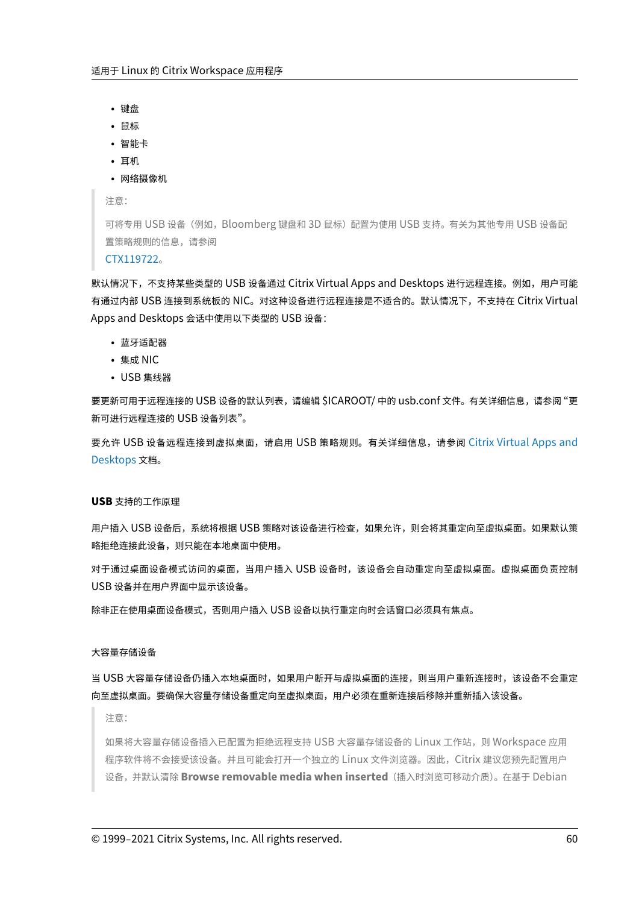- 键盘
- 鼠标
- 智能卡
- 耳机
- 网络摄像机

> 注意：
>
> 可将专用 USB 设备（例如，Bloomberg 键盘和 3D 鼠标）配置为使用 USB 支持。有关为其他专用 USB 设备配置策略规则的信息，请参阅
> CTX119722。

默认情况下，不支持某些类型的 USB 设备通过 Citrix Virtual Apps and Desktops 进行远程连接。例如，用户可能有通过内部 USB 连接到系统板的 NIC。对这种设备进行远程连接是不适合的。默认情况下，不支持在 Citrix Virtual Apps and Desktops 会话中使用以下类型的 USB 设备：

- 蓝牙适配器
- 集成 NIC
- USB 集线器

要更新可用于远程连接的 USB 设备的默认列表，请编辑 $ICAROOT/ 中的 usb.conf 文件。有关详细信息，请参阅 "更新可进行远程连接的 USB 设备列表"。

要允许 USB 设备远程连接到虚拟桌面，请启用 USB 策略规则。有关详细信息，请参阅 Citrix Virtual Apps and Desktops 文档。

#### USB 支持的工作原理

用户插入 USB 设备后，系统将根据 USB 策略对该设备进行检查，如果允许，则会将其重定向至虚拟桌面。如果默认策略拒绝连接此设备，则只能在本地桌面中使用。

对于通过桌面设备模式访问的桌面，当用户插入 USB 设备时，该设备会自动重定向至虚拟桌面。虚拟桌面负责控制 USB 设备并在用户界面中显示该设备。

除非正在使用桌面设备模式，否则用户插入 USB 设备以执行重定向时会话窗口必须具有焦点。

#### 大容量存储设备

当 USB 大容量存储设备仍插入本地桌面时，如果用户断开与虚拟桌面的连接，则当用户重新连接时，该设备不会重定向至虚拟桌面。要确保大容量存储设备重定向至虚拟桌面，用户必须在重新连接后移除并重新插入该设备。

> 注意：
>
> 如果将大容量存储设备插入已配置为拒绝远程支持 USB 大容量存储设备的 Linux 工作站，则 Workspace 应用程序软件将不会接受该设备。并且可能会打开一个独立的 Linux 文件浏览器。因此，Citrix 建议您预先配置用户设备，并默认清除 **Browse removable media when inserted**（插入时浏览可移动介质）。在基于 Debian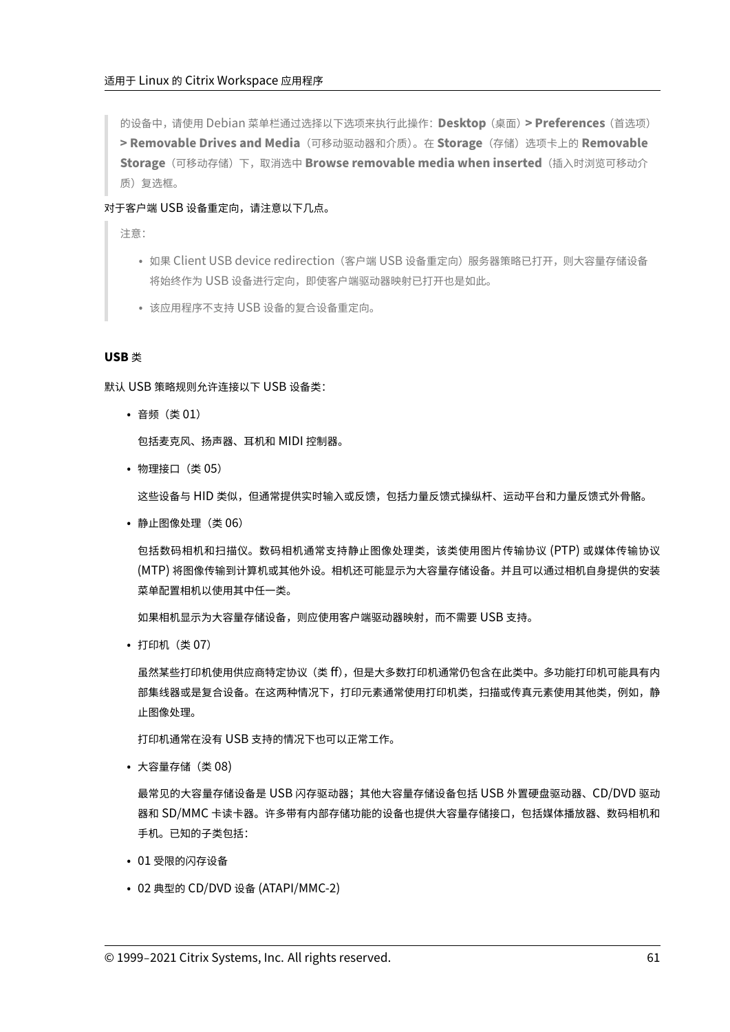> 的设备中，请使用 Debian 菜单栏通过选择以下选项来执行此操作：**Desktop**（桌面）**> Preferences**（首选项）**> Removable Drives and Media**（可移动驱动器和介质）。在 **Storage**（存储）选项卡上的 **Removable Storage**（可移动存储）下，取消选中 **Browse removable media when inserted**（插入时浏览可移动介质）复选框。

对于客户端 USB 设备重定向，请注意以下几点。

> 注意：
>
> - 如果 Client USB device redirection（客户端 USB 设备重定向）服务器策略已打开，则大容量存储设备将始终作为 USB 设备进行定向，即使客户端驱动器映射已打开也是如此。
> - 该应用程序不支持 USB 设备的复合设备重定向。

**USB 类**

默认 USB 策略规则允许连接以下 USB 设备类：

- 音频（类 01）

  包括麦克风、扬声器、耳机和 MIDI 控制器。

- 物理接口（类 05）

  这些设备与 HID 类似，但通常提供实时输入或反馈，包括力量反馈式操纵杆、运动平台和力量反馈式外骨骼。

- 静止图像处理（类 06）

  包括数码相机和扫描仪。数码相机通常支持静止图像处理类，该类使用图片传输协议 (PTP) 或媒体传输协议 (MTP) 将图像传输到计算机或其他外设。相机还可能显示为大容量存储设备。并且可以通过相机自身提供的安装菜单配置相机以使用其中任一类。

  如果相机显示为大容量存储设备，则应使用客户端驱动器映射，而不需要 USB 支持。

- 打印机（类 07）

  虽然某些打印机使用供应商特定协议（类 ff），但是大多数打印机通常仍包含在此类中。多功能打印机可能具有内部集线器或是复合设备。在这两种情况下，打印元素通常使用打印机类，扫描或传真元素使用其他类，例如，静止图像处理。

  打印机通常在没有 USB 支持的情况下也可以正常工作。

- 大容量存储（类 08）

  最常见的大容量存储设备是 USB 闪存驱动器；其他大容量存储设备包括 USB 外置硬盘驱动器、CD/DVD 驱动器和 SD/MMC 卡读卡器。许多带有内部存储功能的设备也提供大容量存储接口，包括媒体播放器、数码相机和手机。已知的子类包括：

- 01 受限的闪存设备
- 02 典型的 CD/DVD 设备 (ATAPI/MMC-2)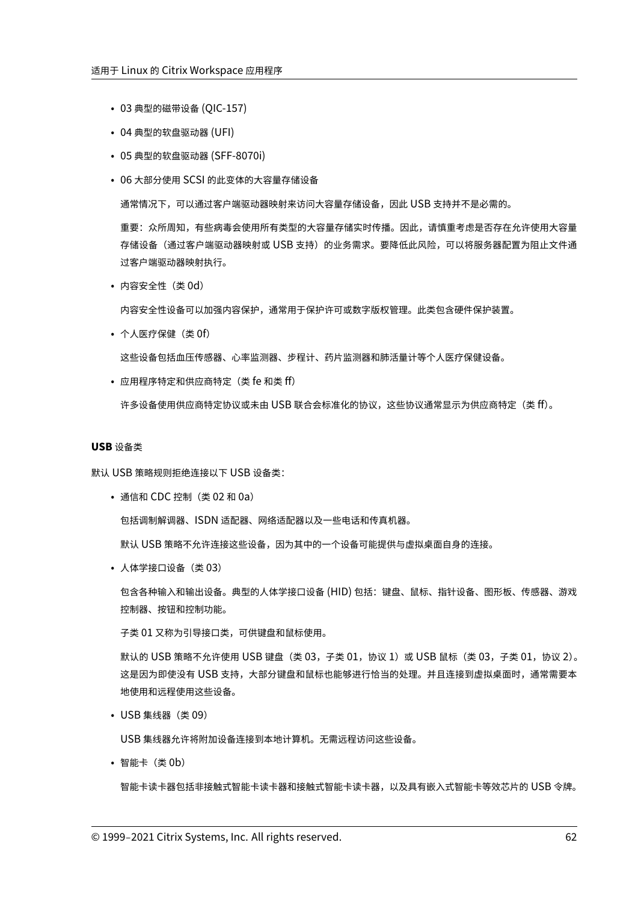- 03 典型的磁带设备 (QIC-157)
- 04 典型的软盘驱动器 (UFI)
- 05 典型的软盘驱动器 (SFF-8070i)
- 06 大部分使用 SCSI 的此变体的大容量存储设备

  通常情况下，可以通过客户端驱动器映射来访问大容量存储设备，因此 USB 支持并不是必需的。

  重要：众所周知，有些病毒会使用所有类型的大容量存储实时传播。因此，请慎重考虑是否存在允许使用大容量存储设备（通过客户端驱动器映射或 USB 支持）的业务需求。要降低此风险，可以将服务器配置为阻止文件通过客户端驱动器映射执行。

- 内容安全性（类 0d）

  内容安全性设备可以加强内容保护，通常用于保护许可或数字版权管理。此类包含硬件保护装置。

- 个人医疗保健（类 0f）

  这些设备包括血压传感器、心率监测器、步程计、药片监测器和肺活量计等个人医疗保健设备。

- 应用程序特定和供应商特定（类 fe 和类 ff）

  许多设备使用供应商特定协议或未由 USB 联合会标准化的协议，这些协议通常显示为供应商特定（类 ff）。

**USB** 设备类

默认 USB 策略规则拒绝连接以下 USB 设备类：

- 通信和 CDC 控制（类 02 和 0a）

  包括调制解调器、ISDN 适配器、网络适配器以及一些电话和传真机器。

  默认 USB 策略不允许连接这些设备，因为其中的一个设备可能提供与虚拟桌面自身的连接。

- 人体学接口设备（类 03）

  包含各种输入和输出设备。典型的人体学接口设备 (HID) 包括：键盘、鼠标、指针设备、图形板、传感器、游戏控制器、按钮和控制功能。

  子类 01 又称为引导接口类，可供键盘和鼠标使用。

  默认的 USB 策略不允许使用 USB 键盘（类 03，子类 01，协议 1）或 USB 鼠标（类 03，子类 01，协议 2）。这是因为即使没有 USB 支持，大部分键盘和鼠标也能够进行恰当的处理。并且连接到虚拟桌面时，通常需要本地使用和远程使用这些设备。

- USB 集线器（类 09）

  USB 集线器允许将附加设备连接到本地计算机。无需远程访问这些设备。

- 智能卡（类 0b）

  智能卡读卡器包括非接触式智能卡读卡器和接触式智能卡读卡器，以及具有嵌入式智能卡等效芯片的 USB 令牌。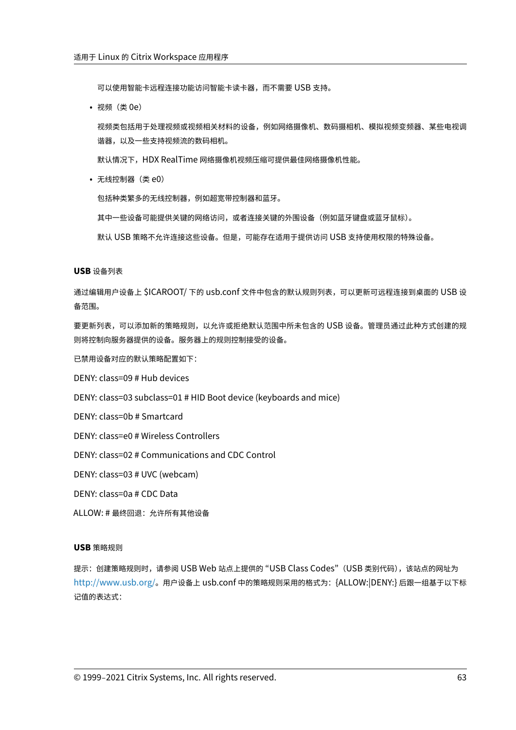可以使用智能卡远程连接功能访问智能卡读卡器，而不需要 USB 支持。

- 视频（类 0e）

  视频类包括用于处理视频或视频相关材料的设备，例如网络摄像机、数码摄相机、模拟视频变频器、某些电视调谐器，以及一些支持视频流的数码相机。

  默认情况下，HDX RealTime 网络摄像机视频压缩可提供最佳网络摄像机性能。

- 无线控制器（类 e0）

  包括种类繁多的无线控制器，例如超宽带控制器和蓝牙。

  其中一些设备可能提供关键的网络访问，或者连接关键的外围设备（例如蓝牙键盘或蓝牙鼠标）。

  默认 USB 策略不允许连接这些设备。但是，可能存在适用于提供访问 USB 支持使用权限的特殊设备。

#### USB 设备列表

通过编辑用户设备上 $ICAROOT/ 下的 usb.conf 文件中包含的默认规则列表，可以更新可远程连接到桌面的 USB 设备范围。

要更新列表，可以添加新的策略规则，以允许或拒绝默认范围中所未包含的 USB 设备。管理员通过此种方式创建的规则将控制向服务器提供的设备。服务器上的规则控制接受的设备。

已禁用设备对应的默认策略配置如下：

DENY: class=09 # Hub devices

DENY: class=03 subclass=01 # HID Boot device (keyboards and mice)

DENY: class=0b # Smartcard

DENY: class=e0 # Wireless Controllers

DENY: class=02 # Communications and CDC Control

DENY: class=03 # UVC (webcam)

DENY: class=0a # CDC Data

ALLOW: # 最终回退：允许所有其他设备

#### USB 策略规则

提示：创建策略规则时，请参阅 USB Web 站点上提供的 "USB Class Codes"（USB 类别代码），该站点的网址为 http://www.usb.org/。用户设备上 usb.conf 中的策略规则采用的格式为：{ALLOW:|DENY:} 后跟一组基于以下标记值的表达式：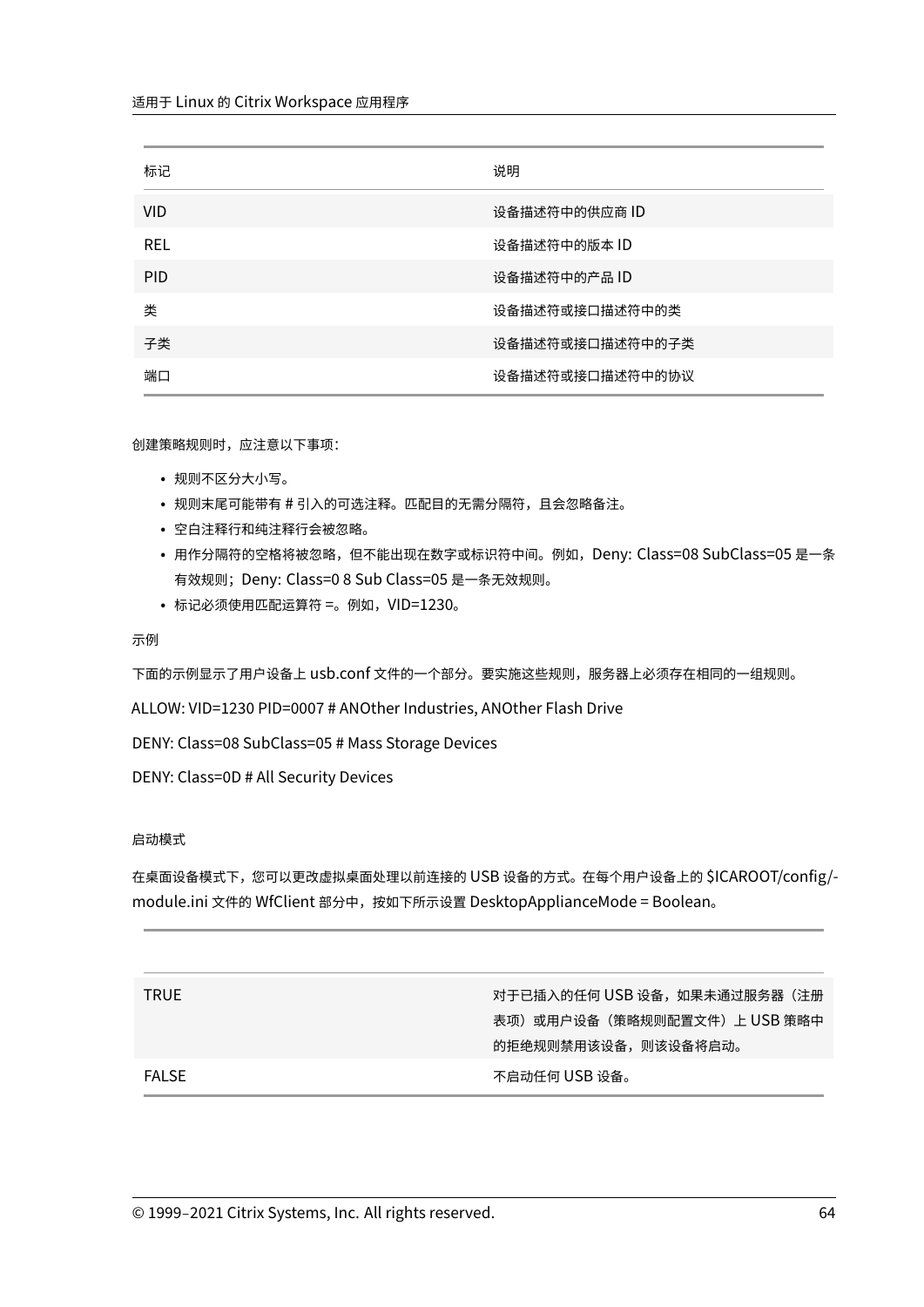| 标记 | 说明 |
| --- | --- |
| VID | 设备描述符中的供应商 ID |
| REL | 设备描述符中的版本 ID |
| PID | 设备描述符中的产品 ID |
| 类 | 设备描述符或接口描述符中的类 |
| 子类 | 设备描述符或接口描述符中的子类 |
| 端口 | 设备描述符或接口描述符中的协议 |

创建策略规则时，应注意以下事项：

- 规则不区分大小写。
- 规则末尾可能带有 # 引入的可选注释。匹配目的无需分隔符，且会忽略备注。
- 空白注释行和纯注释行会被忽略。
- 用作分隔符的空格将被忽略，但不能出现在数字或标识符中间。例如，Deny: Class=08 SubClass=05 是一条有效规则；Deny: Class=0 8 Sub Class=05 是一条无效规则。
- 标记必须使用匹配运算符 =。例如，VID=1230。

示例

下面的示例显示了用户设备上 usb.conf 文件的一个部分。要实施这些规则，服务器上必须存在相同的一组规则。

ALLOW: VID=1230 PID=0007 # ANOther Industries, ANOther Flash Drive

DENY: Class=08 SubClass=05 # Mass Storage Devices

DENY: Class=0D # All Security Devices

启动模式

在桌面设备模式下，您可以更改虚拟桌面处理以前连接的 USB 设备的方式。在每个用户设备上的 $ICAROOT/config/-module.ini 文件的 WfClient 部分中，按如下所示设置 DesktopApplianceMode = Boolean。

| | |
| --- | --- |
| TRUE | 对于已插入的任何 USB 设备，如果未通过服务器（注册表项）或用户设备（策略规则配置文件）上 USB 策略中的拒绝规则禁用该设备，则该设备将启动。 |
| FALSE | 不启动任何 USB 设备。 |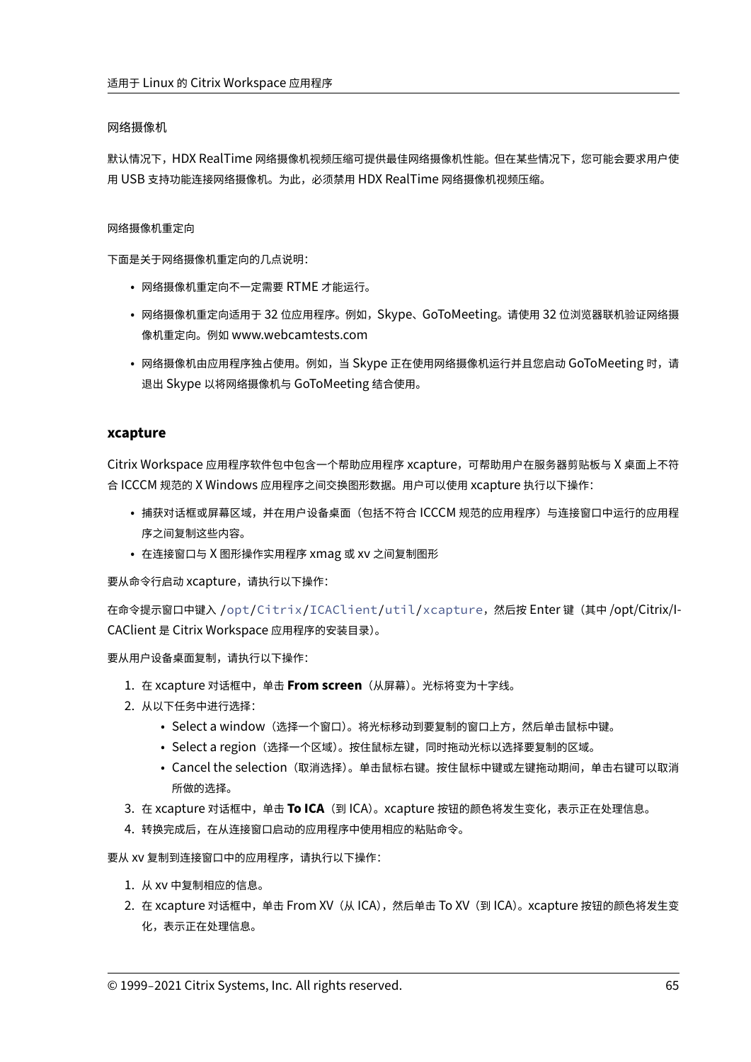#### 网络摄像机

默认情况下，HDX RealTime 网络摄像机视频压缩可提供最佳网络摄像机性能。但在某些情况下，您可能会要求用户使用 USB 支持功能连接网络摄像机。为此，必须禁用 HDX RealTime 网络摄像机视频压缩。

##### 网络摄像机重定向

下面是关于网络摄像机重定向的几点说明：

- 网络摄像机重定向不一定需要 RTME 才能运行。
- 网络摄像机重定向适用于 32 位应用程序。例如，Skype、GoToMeeting。请使用 32 位浏览器联机验证网络摄像机重定向。例如 www.webcamtests.com
- 网络摄像机由应用程序独占使用。例如，当 Skype 正在使用网络摄像机运行并且您启动 GoToMeeting 时，请退出 Skype 以将网络摄像机与 GoToMeeting 结合使用。

### xcapture

Citrix Workspace 应用程序软件包中包含一个帮助应用程序 xcapture，可帮助用户在服务器剪贴板与 X 桌面上不符合 ICCCM 规范的 X Windows 应用程序之间交换图形数据。用户可以使用 xcapture 执行以下操作：

- 捕获对话框或屏幕区域，并在用户设备桌面（包括不符合 ICCCM 规范的应用程序）与连接窗口中运行的应用程序之间复制这些内容。
- 在连接窗口与 X 图形操作实用程序 xmag 或 xv 之间复制图形

要从命令行启动 xcapture，请执行以下操作：

在命令提示窗口中键入 `/opt/Citrix/ICAClient/util/xcapture`，然后按 Enter 键（其中 /opt/Citrix/ICAClient 是 Citrix Workspace 应用程序的安装目录）。

要从用户设备桌面复制，请执行以下操作：

1. 在 xcapture 对话框中，单击 **From screen**（从屏幕）。光标将变为十字线。
2. 从以下任务中进行选择：
   - Select a window（选择一个窗口）。将光标移动到要复制的窗口上方，然后单击鼠标中键。
   - Select a region（选择一个区域）。按住鼠标左键，同时拖动光标以选择要复制的区域。
   - Cancel the selection（取消选择）。单击鼠标右键。按住鼠标中键或左键拖动期间，单击右键可以取消所做的选择。
3. 在 xcapture 对话框中，单击 **To ICA**（到 ICA）。xcapture 按钮的颜色将发生变化，表示正在处理信息。
4. 转换完成后，在从连接窗口启动的应用程序中使用相应的粘贴命令。

要从 xv 复制到连接窗口中的应用程序，请执行以下操作：

1. 从 xv 中复制相应的信息。
2. 在 xcapture 对话框中，单击 From XV（从 ICA），然后单击 To XV（到 ICA）。xcapture 按钮的颜色将发生变化，表示正在处理信息。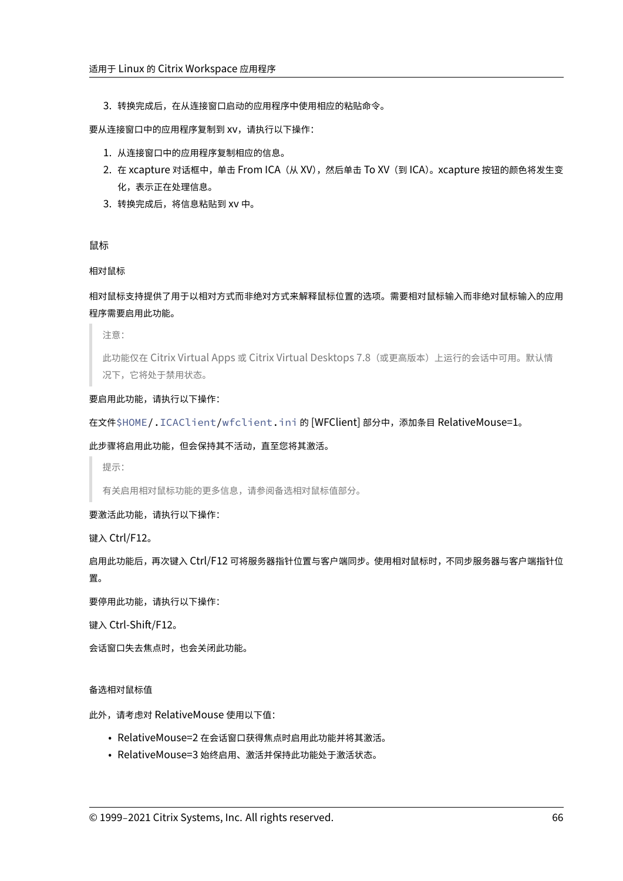3. 转换完成后，在从连接窗口启动的应用程序中使用相应的粘贴命令。

要从连接窗口中的应用程序复制到 xv，请执行以下操作：

1. 从连接窗口中的应用程序复制相应的信息。
2. 在 xcapture 对话框中，单击 From ICA（从 XV），然后单击 To XV（到 ICA）。xcapture 按钮的颜色将发生变化，表示正在处理信息。
3. 转换完成后，将信息粘贴到 xv 中。

### 鼠标

#### 相对鼠标

相对鼠标支持提供了用于以相对方式而非绝对方式来解释鼠标位置的选项。需要相对鼠标输入而非绝对鼠标输入的应用程序需要启用此功能。

> 注意：
>
> 此功能仅在 Citrix Virtual Apps 或 Citrix Virtual Desktops 7.8（或更高版本）上运行的会话中可用。默认情况下，它将处于禁用状态。

要启用此功能，请执行以下操作：

在文件`$HOME/.ICAClient/wfclient.ini` 的 [WFClient] 部分中，添加条目 RelativeMouse=1。

此步骤将启用此功能，但会保持其不活动，直至您将其激活。

> 提示：
>
> 有关启用相对鼠标功能的更多信息，请参阅备选相对鼠标值部分。

要激活此功能，请执行以下操作：

键入 Ctrl/F12。

启用此功能后，再次键入 Ctrl/F12 可将服务器指针位置与客户端同步。使用相对鼠标时，不同步服务器与客户端指针位置。

要停用此功能，请执行以下操作：

键入 Ctrl-Shift/F12。

会话窗口失去焦点时，也会关闭此功能。

#### 备选相对鼠标值

此外，请考虑对 RelativeMouse 使用以下值：

- RelativeMouse=2 在会话窗口获得焦点时启用此功能并将其激活。
- RelativeMouse=3 始终启用、激活并保持此功能处于激活状态。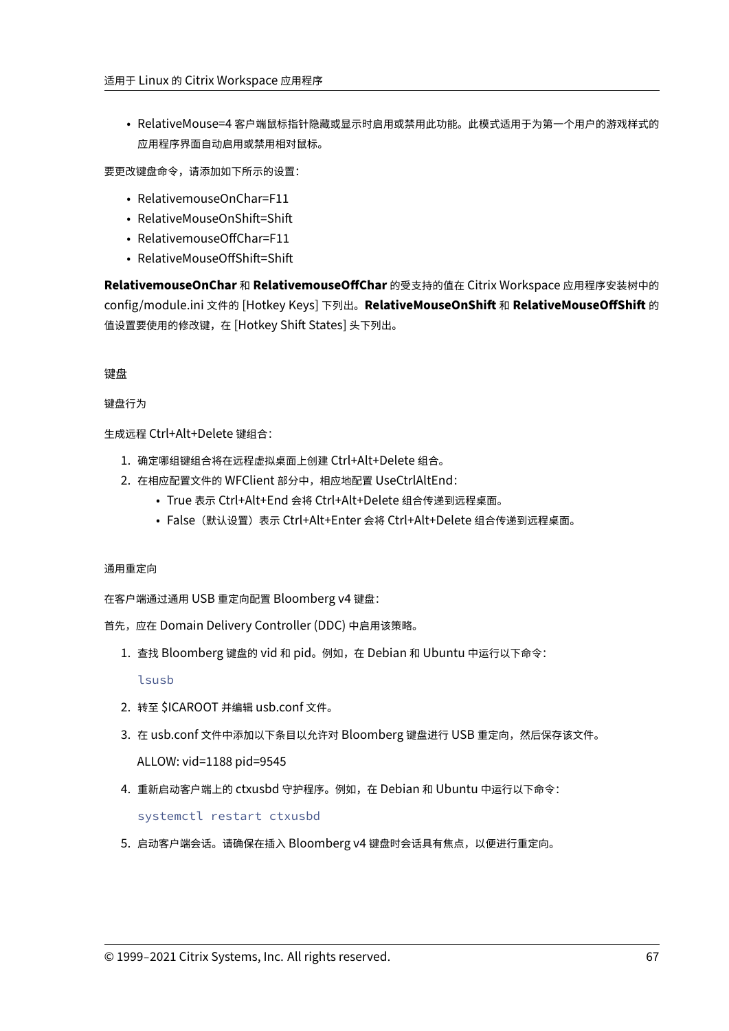- RelativeMouse=4 客户端鼠标指针隐藏或显示时启用或禁用此功能。此模式适用于为第一个用户的游戏样式的应用程序界面自动启用或禁用相对鼠标。

要更改键盘命令，请添加如下所示的设置：

- RelativemouseOnChar=F11
- RelativeMouseOnShift=Shift
- RelativemouseOffChar=F11
- RelativeMouseOffShift=Shift

**RelativemouseOnChar** 和 **RelativemouseOffChar** 的受支持的值在 Citrix Workspace 应用程序安装树中的 config/module.ini 文件的 [Hotkey Keys] 下列出。**RelativeMouseOnShift** 和 **RelativeMouseOffShift** 的值设置要使用的修改键，在 [Hotkey Shift States] 头下列出。

## 键盘

### 键盘行为

生成远程 Ctrl+Alt+Delete 键组合：

1. 确定哪组键组合将在远程虚拟桌面上创建 Ctrl+Alt+Delete 组合。
2. 在相应配置文件的 WFClient 部分中，相应地配置 UseCtrlAltEnd：
   - True 表示 Ctrl+Alt+End 会将 Ctrl+Alt+Delete 组合传递到远程桌面。
   - False（默认设置）表示 Ctrl+Alt+Enter 会将 Ctrl+Alt+Delete 组合传递到远程桌面。

### 通用重定向

在客户端通过通用 USB 重定向配置 Bloomberg v4 键盘：

首先，应在 Domain Delivery Controller (DDC) 中启用该策略。

1. 查找 Bloomberg 键盘的 vid 和 pid。例如，在 Debian 和 Ubuntu 中运行以下命令：

   ```
   lsusb
   ```

2. 转至 $ICAROOT 并编辑 usb.conf 文件。
3. 在 usb.conf 文件中添加以下条目以允许对 Bloomberg 键盘进行 USB 重定向，然后保存该文件。

   ALLOW: vid=1188 pid=9545

4. 重新启动客户端上的 ctxusbd 守护程序。例如，在 Debian 和 Ubuntu 中运行以下命令：

   ```
   systemctl restart ctxusbd
   ```

5. 启动客户端会话。请确保在插入 Bloomberg v4 键盘时会话具有焦点，以便进行重定向。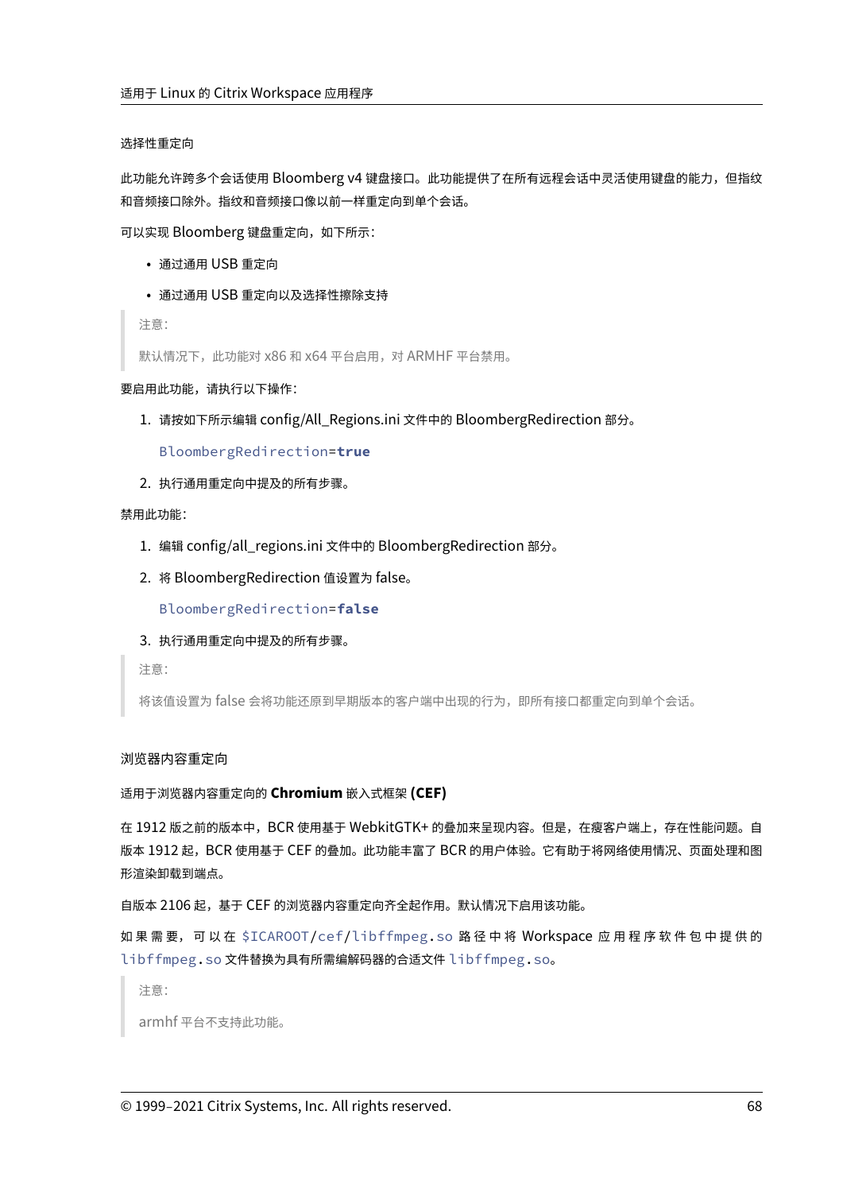#### 选择性重定向

此功能允许跨多个会话使用 Bloomberg v4 键盘接口。此功能提供了在所有远程会话中灵活使用键盘的能力，但指纹和音频接口除外。指纹和音频接口像以前一样重定向到单个会话。

可以实现 Bloomberg 键盘重定向，如下所示：

- 通过通用 USB 重定向
- 通过通用 USB 重定向以及选择性擦除支持

> 注意：
>
> 默认情况下，此功能对 x86 和 x64 平台启用，对 ARMHF 平台禁用。

要启用此功能，请执行以下操作：

1. 请按如下所示编辑 config/All_Regions.ini 文件中的 BloombergRedirection 部分。

   ```
   BloombergRedirection=true
   ```

2. 执行通用重定向中提及的所有步骤。

禁用此功能：

1. 编辑 config/all_regions.ini 文件中的 BloombergRedirection 部分。
2. 将 BloombergRedirection 值设置为 false。

   ```
   BloombergRedirection=false
   ```

3. 执行通用重定向中提及的所有步骤。

> 注意：
>
> 将该值设置为 false 会将功能还原到早期版本的客户端中出现的行为，即所有接口都重定向到单个会话。

#### 浏览器内容重定向

##### 适用于浏览器内容重定向的 **Chromium** 嵌入式框架 **(CEF)**

在 1912 版之前的版本中，BCR 使用基于 WebkitGTK+ 的叠加来呈现内容。但是，在瘦客户端上，存在性能问题。自版本 1912 起，BCR 使用基于 CEF 的叠加。此功能丰富了 BCR 的用户体验。它有助于将网络使用情况、页面处理和图形渲染卸载到端点。

自版本 2106 起，基于 CEF 的浏览器内容重定向齐全起作用。默认情况下启用该功能。

如果需要，可以在 `$ICAROOT/cef/libffmpeg.so` 路径中将 Workspace 应用程序软件包中提供的 `libffmpeg.so` 文件替换为具有所需编解码器的合适文件 `libffmpeg.so`。

> 注意：
>
> armhf 平台不支持此功能。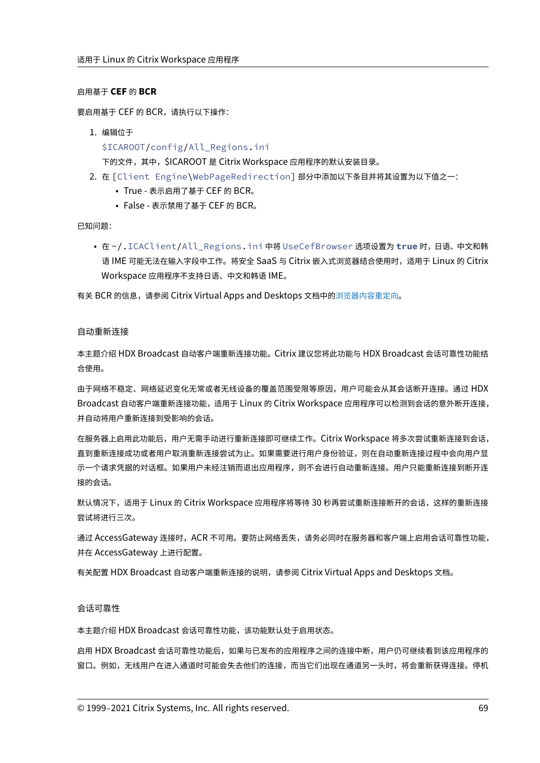#### 启用基于 **CEF** 的 **BCR**

要启用基于 CEF 的 BCR，请执行以下操作：

1. 编辑位于
   `$ICAROOT/config/All_Regions.ini`
   下的文件，其中，$ICAROOT 是 Citrix Workspace 应用程序的默认安装目录。
2. 在 `[Client Engine\WebPageRedirection]` 部分中添加以下条目并将其设置为以下值之一：
   - True - 表示启用了基于 CEF 的 BCR。
   - False - 表示禁用了基于 CEF 的 BCR。

已知问题：

- 在 `~/.ICAClient/All_Regions.ini` 中将 `UseCefBrowser` 选项设置为 **`true`** 时，日语、中文和韩语 IME 可能无法在输入字段中工作。将安全 SaaS 与 Citrix 嵌入式浏览器结合使用时，适用于 Linux 的 Citrix Workspace 应用程序不支持日语、中文和韩语 IME。

有关 BCR 的信息，请参阅 Citrix Virtual Apps and Desktops 文档中的浏览器内容重定向。

### 自动重新连接

本主题介绍 HDX Broadcast 自动客户端重新连接功能。Citrix 建议您将此功能与 HDX Broadcast 会话可靠性功能结合使用。

由于网络不稳定、网络延迟变化无常或者无线设备的覆盖范围受限等原因，用户可能会从其会话断开连接。通过 HDX Broadcast 自动客户端重新连接功能，适用于 Linux 的 Citrix Workspace 应用程序可以检测到会话的意外断开连接，并自动将用户重新连接到受影响的会话。

在服务器上启用此功能后，用户无需手动进行重新连接即可继续工作。Citrix Workspace 将多次尝试重新连接到会话，直到重新连接成功或者用户取消重新连接尝试为止。如果需要进行用户身份验证，则在自动重新连接过程中会向用户显示一个请求凭据的对话框。如果用户未经注销而退出应用程序，则不会进行自动重新连接。用户只能重新连接到断开连接的会话。

默认情况下，适用于 Linux 的 Citrix Workspace 应用程序将等待 30 秒再尝试重新连接断开的会话，这样的重新连接尝试将进行三次。

通过 AccessGateway 连接时，ACR 不可用。要防止网络丢失，请务必同时在服务器和客户端上启用会话可靠性功能，并在 AccessGateway 上进行配置。

有关配置 HDX Broadcast 自动客户端重新连接的说明，请参阅 Citrix Virtual Apps and Desktops 文档。

### 会话可靠性

本主题介绍 HDX Broadcast 会话可靠性功能，该功能默认处于启用状态。

启用 HDX Broadcast 会话可靠性功能后，如果与已发布的应用程序之间的连接中断，用户仍可继续看到该应用程序的窗口。例如，无线用户在进入通道时可能会失去他们的连接，而当它们出现在通道另一头时，将会重新获得连接。停机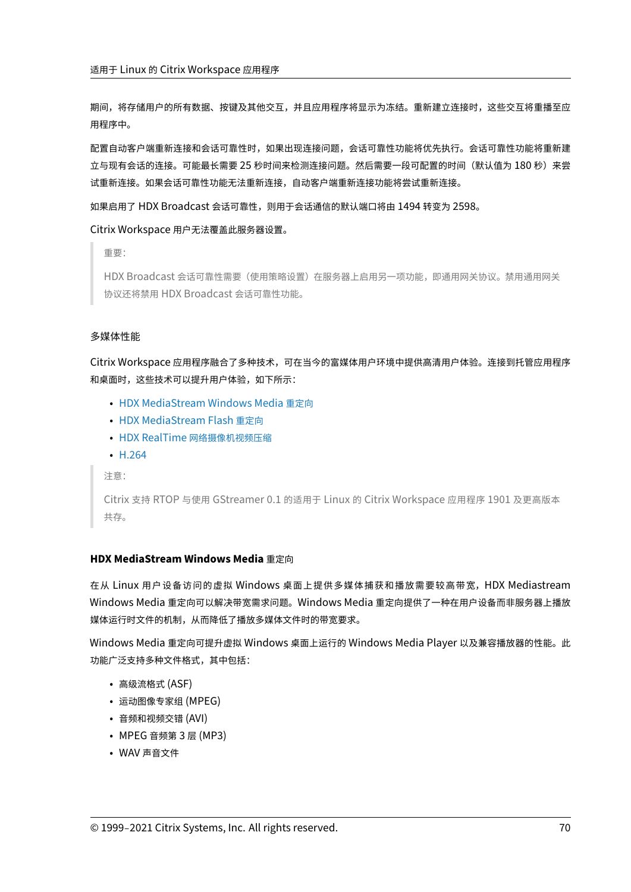期间，将存储用户的所有数据、按键及其他交互，并且应用程序将显示为冻结。重新建立连接时，这些交互将重播至应用程序中。

配置自动客户端重新连接和会话可靠性时，如果出现连接问题，会话可靠性功能将优先执行。会话可靠性功能将重新建立与现有会话的连接。可能最长需要 25 秒时间来检测连接问题。然后需要一段可配置的时间（默认值为 180 秒）来尝试重新连接。如果会话可靠性功能无法重新连接，自动客户端重新连接功能将尝试重新连接。

如果启用了 HDX Broadcast 会话可靠性，则用于会话通信的默认端口将由 1494 转变为 2598。

Citrix Workspace 用户无法覆盖此服务器设置。

> 重要：
>
> HDX Broadcast 会话可靠性需要（使用策略设置）在服务器上启用另一项功能，即通用网关协议。禁用通用网关协议还将禁用 HDX Broadcast 会话可靠性功能。

### 多媒体性能

Citrix Workspace 应用程序融合了多种技术，可在当今的富媒体用户环境中提供高清用户体验。连接到托管应用程序和桌面时，这些技术可以提升用户体验，如下所示：

- HDX MediaStream Windows Media 重定向
- HDX MediaStream Flash 重定向
- HDX RealTime 网络摄像机视频压缩
- H.264

> 注意：
>
> Citrix 支持 RTOP 与使用 GStreamer 0.1 的适用于 Linux 的 Citrix Workspace 应用程序 1901 及更高版本共存。

#### **HDX MediaStream Windows Media** 重定向

在从 Linux 用户设备访问的虚拟 Windows 桌面上提供多媒体捕获和播放需要较高带宽，HDX Mediastream Windows Media 重定向可以解决带宽需求问题。Windows Media 重定向提供了一种在用户设备而非服务器上播放媒体运行时文件的机制，从而降低了播放多媒体文件时的带宽要求。

Windows Media 重定向可提升虚拟 Windows 桌面上运行的 Windows Media Player 以及兼容播放器的性能。此功能广泛支持多种文件格式，其中包括：

- 高级流格式 (ASF)
- 运动图像专家组 (MPEG)
- 音频和视频交错 (AVI)
- MPEG 音频第 3 层 (MP3)
- WAV 声音文件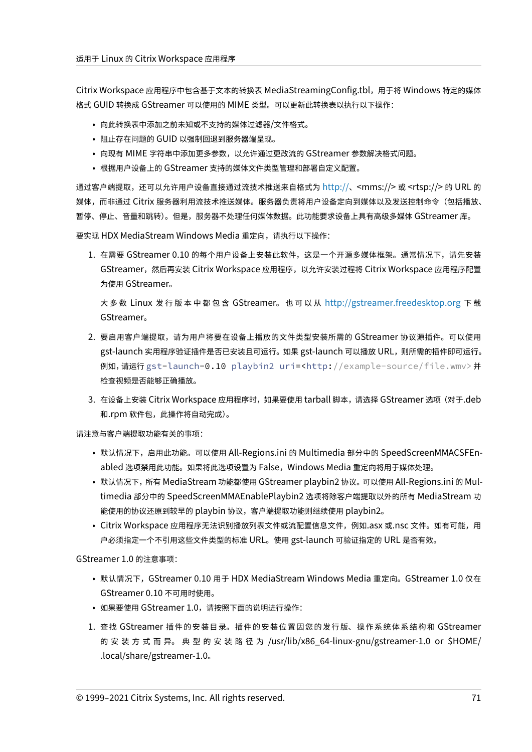Citrix Workspace 应用程序中包含基于文本的转换表 MediaStreamingConfig.tbl，用于将 Windows 特定的媒体格式 GUID 转换成 GStreamer 可以使用的 MIME 类型。可以更新此转换表以执行以下操作：

- 向此转换表中添加之前未知或不支持的媒体过滤器/文件格式。
- 阻止存在问题的 GUID 以强制回退到服务器端呈现。
- 向现有 MIME 字符串中添加更多参数，以允许通过更改流的 GStreamer 参数解决格式问题。
- 根据用户设备上的 GStreamer 支持的媒体文件类型管理和部署自定义配置。

通过客户端提取，还可以允许用户设备直接通过流技术推送来自格式为 http://、<mms://> 或 <rtsp://> 的 URL 的媒体，而非通过 Citrix 服务器利用流技术推送媒体。服务器负责将用户设备定向到媒体以及发送控制命令（包括播放、暂停、停止、音量和跳转）。但是，服务器不处理任何媒体数据。此功能要求设备上具有高级多媒体 GStreamer 库。

要实现 HDX MediaStream Windows Media 重定向，请执行以下操作：

1. 在需要 GStreamer 0.10 的每个用户设备上安装此软件，这是一个开源多媒体框架。通常情况下，请先安装 GStreamer，然后再安装 Citrix Workspace 应用程序，以允许安装过程将 Citrix Workspace 应用程序配置为使用 GStreamer。

   大多数 Linux 发行版本中都包含 GStreamer。也可以从 http://gstreamer.freedesktop.org 下载 GStreamer。

2. 要启用客户端提取，请为用户将要在设备上播放的文件类型安装所需的 GStreamer 协议源插件。可以使用 gst-launch 实用程序验证插件是否已安装且可运行。如果 gst-launch 可以播放 URL，则所需的插件即可运行。例如，请运行 `gst-launch-0.10 playbin2 uri=<http://example-source/file.wmv>` 并检查视频是否能够正确播放。

3. 在设备上安装 Citrix Workspace 应用程序时，如果要使用 tarball 脚本，请选择 GStreamer 选项（对于.deb 和.rpm 软件包，此操作将自动完成）。

请注意与客户端提取功能有关的事项：

- 默认情况下，启用此功能。可以使用 All-Regions.ini 的 Multimedia 部分中的 SpeedScreenMMACSFEnabled 选项禁用此功能。如果将此选项设置为 False，Windows Media 重定向将用于媒体处理。
- 默认情况下，所有 MediaStream 功能都使用 GStreamer playbin2 协议。可以使用 All-Regions.ini 的 Multimedia 部分中的 SpeedScreenMMAEnablePlaybin2 选项将除客户端提取以外的所有 MediaStream 功能使用的协议还原到较早的 playbin 协议，客户端提取功能则继续使用 playbin2。
- Citrix Workspace 应用程序无法识别播放列表文件或流配置信息文件，例如.asx 或.nsc 文件。如有可能，用户必须指定一个不引用这些文件类型的标准 URL。使用 gst-launch 可验证指定的 URL 是否有效。

GStreamer 1.0 的注意事项：

- 默认情况下，GStreamer 0.10 用于 HDX MediaStream Windows Media 重定向。GStreamer 1.0 仅在 GStreamer 0.10 不可用时使用。
- 如果要使用 GStreamer 1.0，请按照下面的说明进行操作：

1. 查找 GStreamer 插件的安装目录。插件的安装位置因您的发行版、操作系统体系结构和 GStreamer 的安装方式而异。典型的安装路径为 /usr/lib/x86_64-linux-gnu/gstreamer-1.0 or $HOME/.local/share/gstreamer-1.0。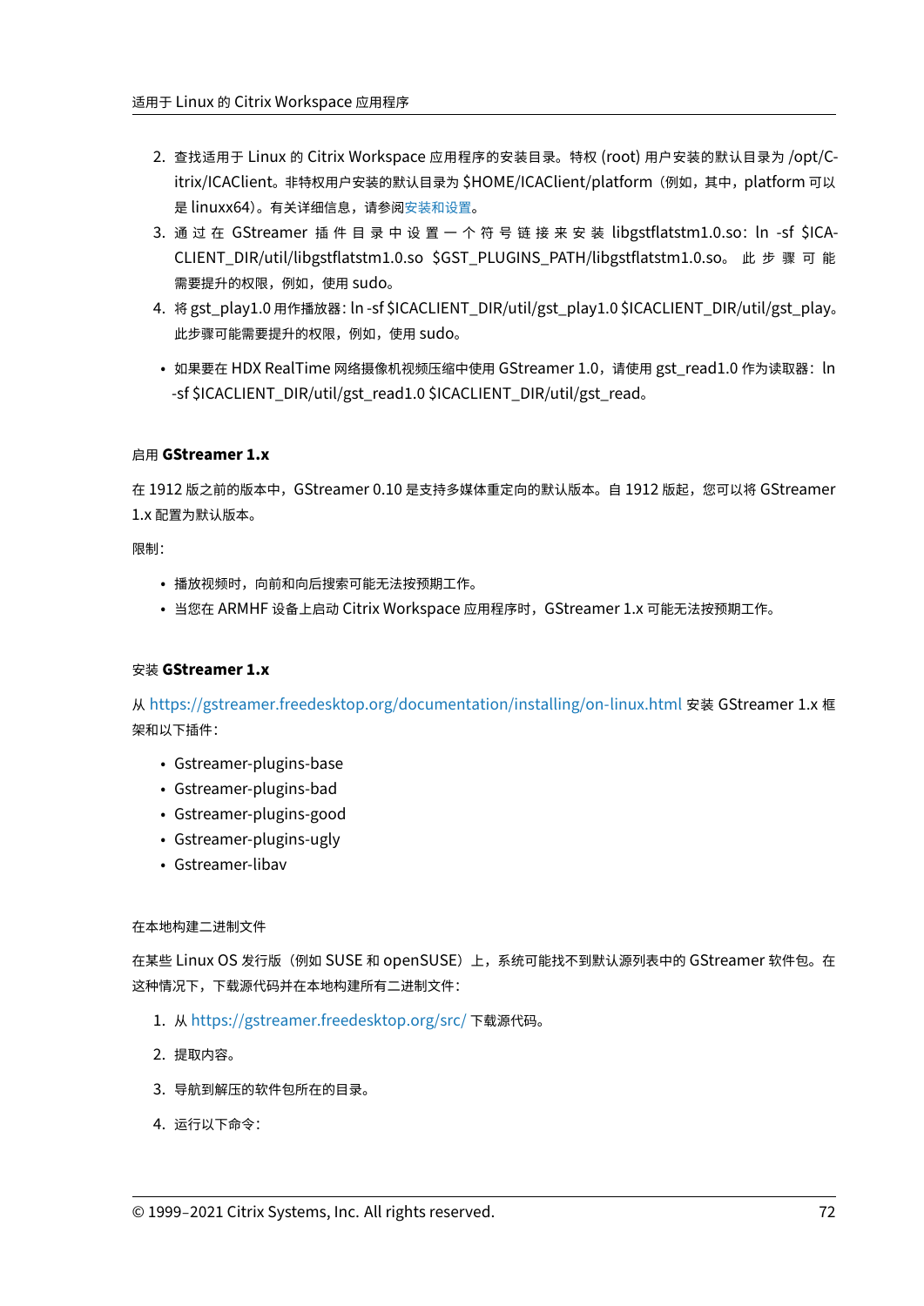2. 查找适用于 Linux 的 Citrix Workspace 应用程序的安装目录。特权 (root) 用户安装的默认目录为 /opt/Citrix/ICAClient。非特权用户安装的默认目录为 $HOME/ICAClient/platform（例如，其中，platform 可以是 linuxx64）。有关详细信息，请参阅安装和设置。
3. 通过在 GStreamer 插件目录中设置一个符号链接来安装 libgstflatstm1.0.so：ln -sf $ICACLIENT_DIR/util/libgstflatstm1.0.so $GST_PLUGINS_PATH/libgstflatstm1.0.so。此步骤可能需要提升的权限，例如，使用 sudo。
4. 将 gst_play1.0 用作播放器：ln -sf $ICACLIENT_DIR/util/gst_play1.0 $ICACLIENT_DIR/util/gst_play。此步骤可能需要提升的权限，例如，使用 sudo。

- 如果要在 HDX RealTime 网络摄像机视频压缩中使用 GStreamer 1.0，请使用 gst_read1.0 作为读取器：ln -sf $ICACLIENT_DIR/util/gst_read1.0 $ICACLIENT_DIR/util/gst_read。

#### 启用 **GStreamer 1.x**

在 1912 版之前的版本中，GStreamer 0.10 是支持多媒体重定向的默认版本。自 1912 版起，您可以将 GStreamer 1.x 配置为默认版本。

限制：

- 播放视频时，向前和向后搜索可能无法按预期工作。
- 当您在 ARMHF 设备上启动 Citrix Workspace 应用程序时，GStreamer 1.x 可能无法按预期工作。

#### 安装 **GStreamer 1.x**

从 https://gstreamer.freedesktop.org/documentation/installing/on-linux.html 安装 GStreamer 1.x 框架和以下插件：

- Gstreamer-plugins-base
- Gstreamer-plugins-bad
- Gstreamer-plugins-good
- Gstreamer-plugins-ugly
- Gstreamer-libav

##### 在本地构建二进制文件

在某些 Linux OS 发行版（例如 SUSE 和 openSUSE）上，系统可能找不到默认源列表中的 GStreamer 软件包。在这种情况下，下载源代码并在本地构建所有二进制文件：

1. 从 https://gstreamer.freedesktop.org/src/ 下载源代码。
2. 提取内容。
3. 导航到解压的软件包所在的目录。
4. 运行以下命令：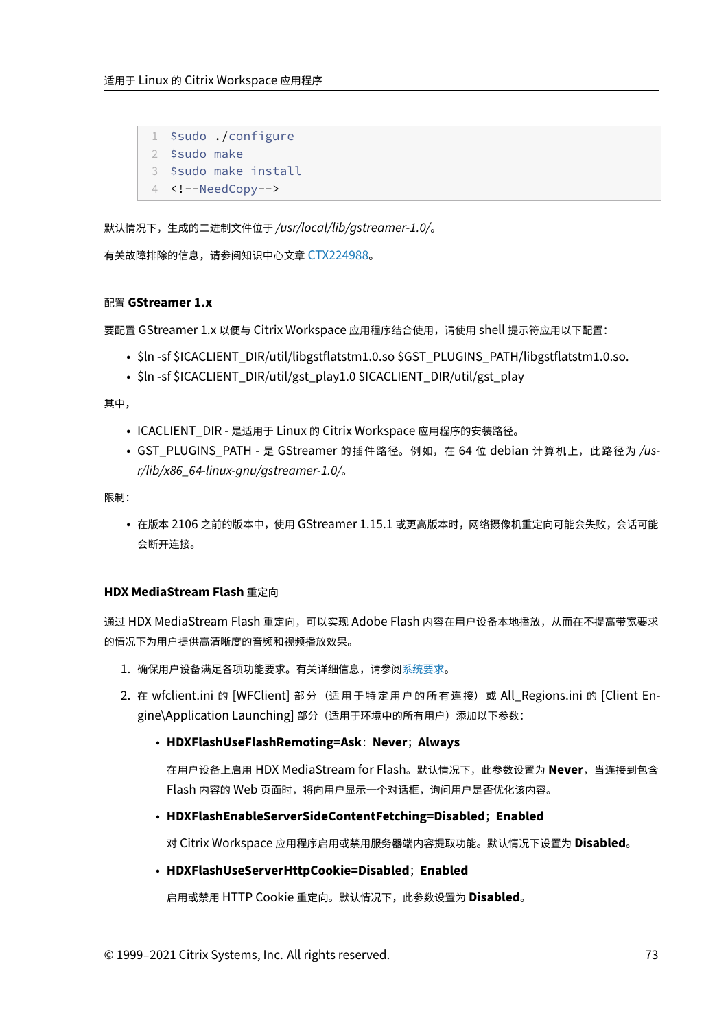```
$sudo ./configure
$sudo make
$sudo make install
<!--NeedCopy-->
```

默认情况下，生成的二进制文件位于 */usr/local/lib/gstreamer-1.0/*。

有关故障排除的信息，请参阅知识中心文章 CTX224988。

#### 配置 GStreamer 1.x

要配置 GStreamer 1.x 以便与 Citrix Workspace 应用程序结合使用，请使用 shell 提示符应用以下配置：

- $ln -sf $ICACLIENT_DIR/util/libgstflatstm1.0.so $GST_PLUGINS_PATH/libgstflatstm1.0.so.
- $ln -sf $ICACLIENT_DIR/util/gst_play1.0 $ICACLIENT_DIR/util/gst_play

其中，

- ICACLIENT_DIR - 是适用于 Linux 的 Citrix Workspace 应用程序的安装路径。
- GST_PLUGINS_PATH - 是 GStreamer 的插件路径。例如，在 64 位 debian 计算机上，此路径为 */usr/lib/x86_64-linux-gnu/gstreamer-1.0/*。

限制：

- 在版本 2106 之前的版本中，使用 GStreamer 1.15.1 或更高版本时，网络摄像机重定向可能会失败，会话可能会断开连接。

### HDX MediaStream Flash 重定向

通过 HDX MediaStream Flash 重定向，可以实现 Adobe Flash 内容在用户设备本地播放，从而在不提高带宽要求的情况下为用户提供高清晰度的音频和视频播放效果。

1. 确保用户设备满足各项功能要求。有关详细信息，请参阅系统要求。
2. 在 wfclient.ini 的 [WFClient] 部分（适用于特定用户的所有连接）或 All_Regions.ini 的 [Client Engine\Application Launching] 部分（适用于环境中的所有用户）添加以下参数：
   - **HDXFlashUseFlashRemoting=Ask**；**Never**；**Always**

     在用户设备上启用 HDX MediaStream for Flash。默认情况下，此参数设置为 **Never**，当连接到包含 Flash 内容的 Web 页面时，将向用户显示一个对话框，询问用户是否优化该内容。

   - **HDXFlashEnableServerSideContentFetching=Disabled**；**Enabled**

     对 Citrix Workspace 应用程序启用或禁用服务器端内容提取功能。默认情况下设置为 **Disabled**。

   - **HDXFlashUseServerHttpCookie=Disabled**；**Enabled**

     启用或禁用 HTTP Cookie 重定向。默认情况下，此参数设置为 **Disabled**。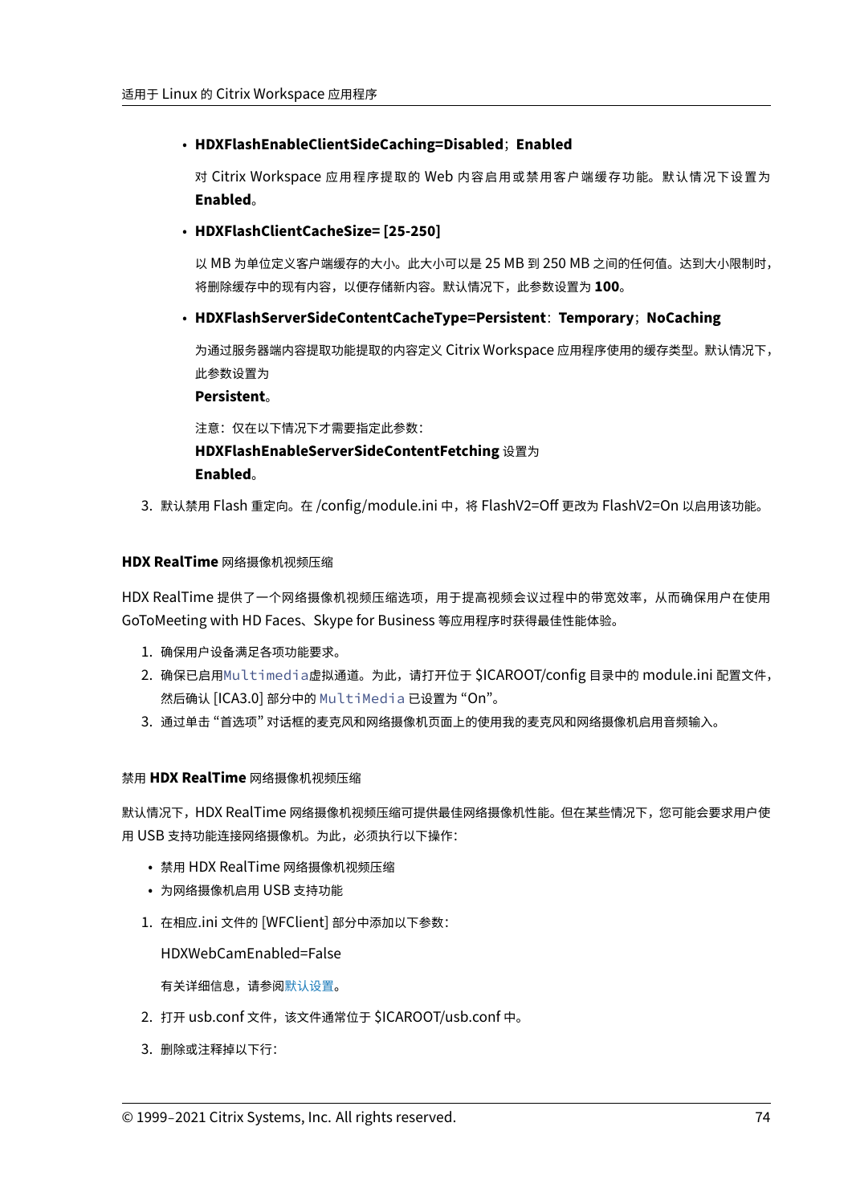- **HDXFlashEnableClientSideCaching=Disabled**；**Enabled**

  对 Citrix Workspace 应用程序提取的 Web 内容启用或禁用客户端缓存功能。默认情况下设置为 **Enabled**。

- **HDXFlashClientCacheSize= [25-250]**

  以 MB 为单位定义客户端缓存的大小。此大小可以是 25 MB 到 250 MB 之间的任何值。达到大小限制时，将删除缓存中的现有内容，以便存储新内容。默认情况下，此参数设置为 **100**。

- **HDXFlashServerSideContentCacheType=Persistent**：**Temporary**；**NoCaching**

  为通过服务器端内容提取功能提取的内容定义 Citrix Workspace 应用程序使用的缓存类型。默认情况下，此参数设置为
  **Persistent**。

  注意：仅在以下情况下才需要指定此参数：
  **HDXFlashEnableServerSideContentFetching** 设置为
  **Enabled**。

3. 默认禁用 Flash 重定向。在 /config/module.ini 中，将 FlashV2=Off 更改为 FlashV2=On 以启用该功能。

#### **HDX RealTime** 网络摄像机视频压缩

HDX RealTime 提供了一个网络摄像机视频压缩选项，用于提高视频会议过程中的带宽效率，从而确保用户在使用 GoToMeeting with HD Faces、Skype for Business 等应用程序时获得最佳性能体验。

1. 确保用户设备满足各项功能要求。
2. 确保已启用`Multimedia`虚拟通道。为此，请打开位于 $ICAROOT/config 目录中的 module.ini 配置文件，然后确认 [ICA3.0] 部分中的 `MultiMedia` 已设置为 "On"。
3. 通过单击 "首选项" 对话框的麦克风和网络摄像机页面上的使用我的麦克风和网络摄像机启用音频输入。

#### 禁用 **HDX RealTime** 网络摄像机视频压缩

默认情况下，HDX RealTime 网络摄像机视频压缩可提供最佳网络摄像机性能。但在某些情况下，您可能会要求用户使用 USB 支持功能连接网络摄像机。为此，必须执行以下操作：

- 禁用 HDX RealTime 网络摄像机视频压缩
- 为网络摄像机启用 USB 支持功能

1. 在相应.ini 文件的 [WFClient] 部分中添加以下参数：

   HDXWebCamEnabled=False

   有关详细信息，请参阅默认设置。

2. 打开 usb.conf 文件，该文件通常位于 $ICAROOT/usb.conf 中。

3. 删除或注释掉以下行：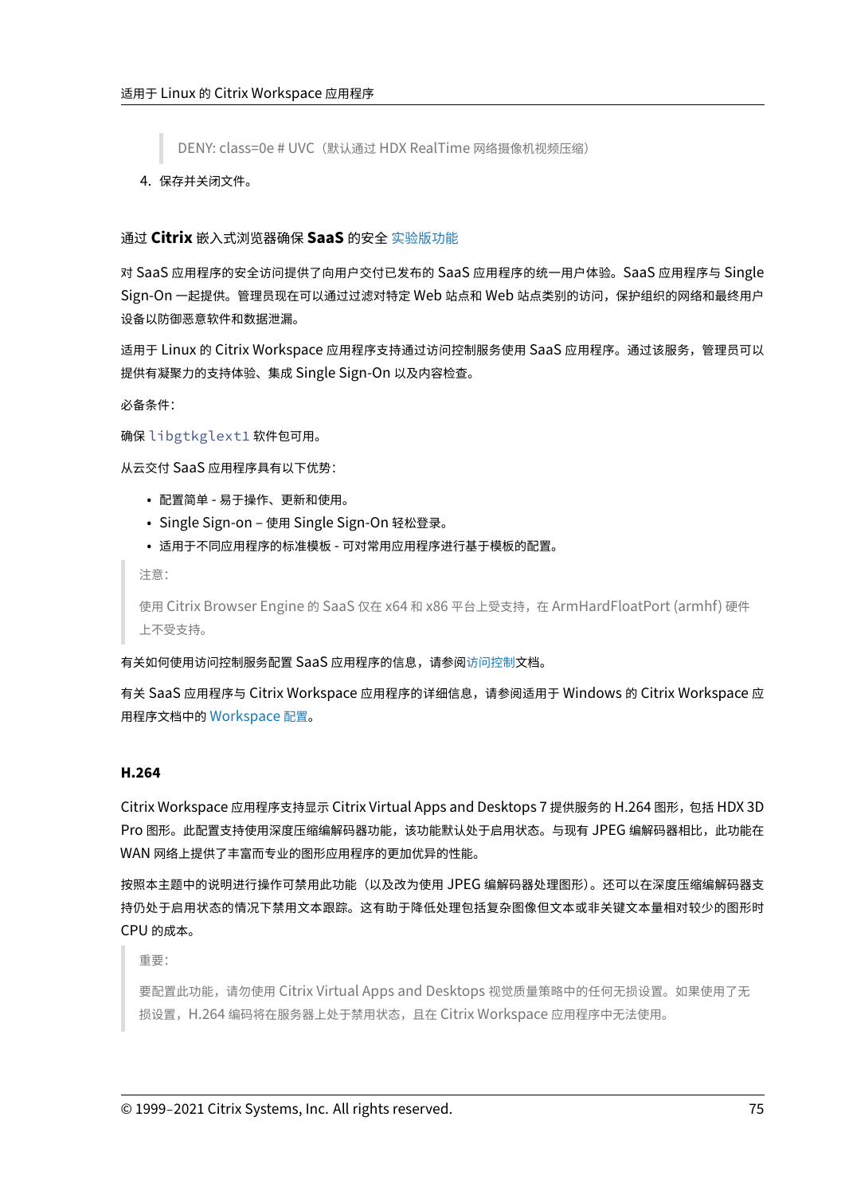> DENY: class=0e # UVC（默认通过 HDX RealTime 网络摄像机视频压缩）

4. 保存并关闭文件。

### 通过 **Citrix** 嵌入式浏览器确保 **SaaS** 的安全 实验版功能

对 SaaS 应用程序的安全访问提供了向用户交付已发布的 SaaS 应用程序的统一用户体验。SaaS 应用程序与 Single Sign-On 一起提供。管理员现在可以通过过滤对特定 Web 站点和 Web 站点类别的访问，保护组织的网络和最终用户设备以防御恶意软件和数据泄漏。

适用于 Linux 的 Citrix Workspace 应用程序支持通过访问控制服务使用 SaaS 应用程序。通过该服务，管理员可以提供有凝聚力的支持体验、集成 Single Sign-On 以及内容检查。

必备条件：

确保 `libgtkglext1` 软件包可用。

从云交付 SaaS 应用程序具有以下优势：

- 配置简单 - 易于操作、更新和使用。
- Single Sign-on – 使用 Single Sign-On 轻松登录。
- 适用于不同应用程序的标准模板 - 可对常用应用程序进行基于模板的配置。

> 注意：
>
> 使用 Citrix Browser Engine 的 SaaS 仅在 x64 和 x86 平台上受支持，在 ArmHardFloatPort (armhf) 硬件上不受支持。

有关如何使用访问控制服务配置 SaaS 应用程序的信息，请参阅访问控制文档。

有关 SaaS 应用程序与 Citrix Workspace 应用程序的详细信息，请参阅适用于 Windows 的 Citrix Workspace 应用程序文档中的 Workspace 配置。

### H.264

Citrix Workspace 应用程序支持显示 Citrix Virtual Apps and Desktops 7 提供服务的 H.264 图形，包括 HDX 3D Pro 图形。此配置支持使用深度压缩编解码器功能，该功能默认处于启用状态。与现有 JPEG 编解码器相比，此功能在 WAN 网络上提供了丰富而专业的图形应用程序的更加优异的性能。

按照本主题中的说明进行操作可禁用此功能（以及改为使用 JPEG 编解码器处理图形）。还可以在深度压缩编解码器支持仍处于启用状态的情况下禁用文本跟踪。这有助于降低处理包括复杂图像但文本或非关键文本量相对较少的图形时 CPU 的成本。

> 重要：
>
> 要配置此功能，请勿使用 Citrix Virtual Apps and Desktops 视觉质量策略中的任何无损设置。如果使用了无损设置，H.264 编码将在服务器上处于禁用状态，且在 Citrix Workspace 应用程序中无法使用。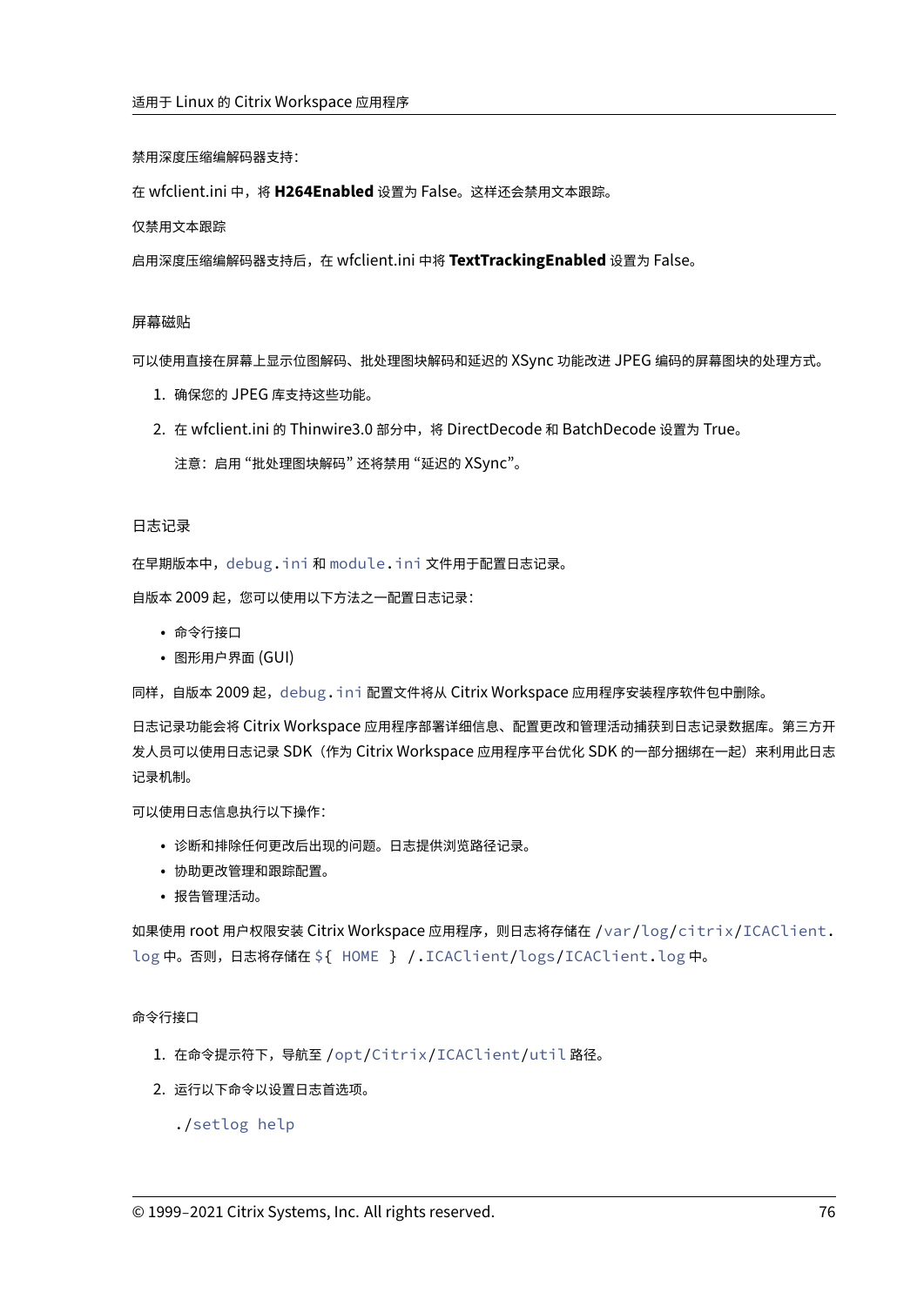禁用深度压缩编解码器支持：

在 wfclient.ini 中，将 **H264Enabled** 设置为 False。这样还会禁用文本跟踪。

仅禁用文本跟踪

启用深度压缩编解码器支持后，在 wfclient.ini 中将 **TextTrackingEnabled** 设置为 False。

### 屏幕磁贴

可以使用直接在屏幕上显示位图解码、批处理图块解码和延迟的 XSync 功能改进 JPEG 编码的屏幕图块的处理方式。

1. 确保您的 JPEG 库支持这些功能。
2. 在 wfclient.ini 的 Thinwire3.0 部分中，将 DirectDecode 和 BatchDecode 设置为 True。

   注意：启用 "批处理图块解码" 还将禁用 "延迟的 XSync"。

### 日志记录

在早期版本中，`debug.ini` 和 `module.ini` 文件用于配置日志记录。

自版本 2009 起，您可以使用以下方法之一配置日志记录：

- 命令行接口
- 图形用户界面 (GUI)

同样，自版本 2009 起，`debug.ini` 配置文件将从 Citrix Workspace 应用程序安装程序软件包中删除。

日志记录功能会将 Citrix Workspace 应用程序部署详细信息、配置更改和管理活动捕获到日志记录数据库。第三方开发人员可以使用日志记录 SDK（作为 Citrix Workspace 应用程序平台优化 SDK 的一部分捆绑在一起）来利用此日志记录机制。

可以使用日志信息执行以下操作：

- 诊断和排除任何更改后出现的问题。日志提供浏览路径记录。
- 协助更改管理和跟踪配置。
- 报告管理活动。

如果使用 root 用户权限安装 Citrix Workspace 应用程序，则日志将存储在 `/var/log/citrix/ICAClient.log` 中。否则，日志将存储在 `${ HOME } /.ICAClient/logs/ICAClient.log` 中。

#### 命令行接口

1. 在命令提示符下，导航至 `/opt/Citrix/ICAClient/util` 路径。
2. 运行以下命令以设置日志首选项。

   ```
   ./setlog help
   ```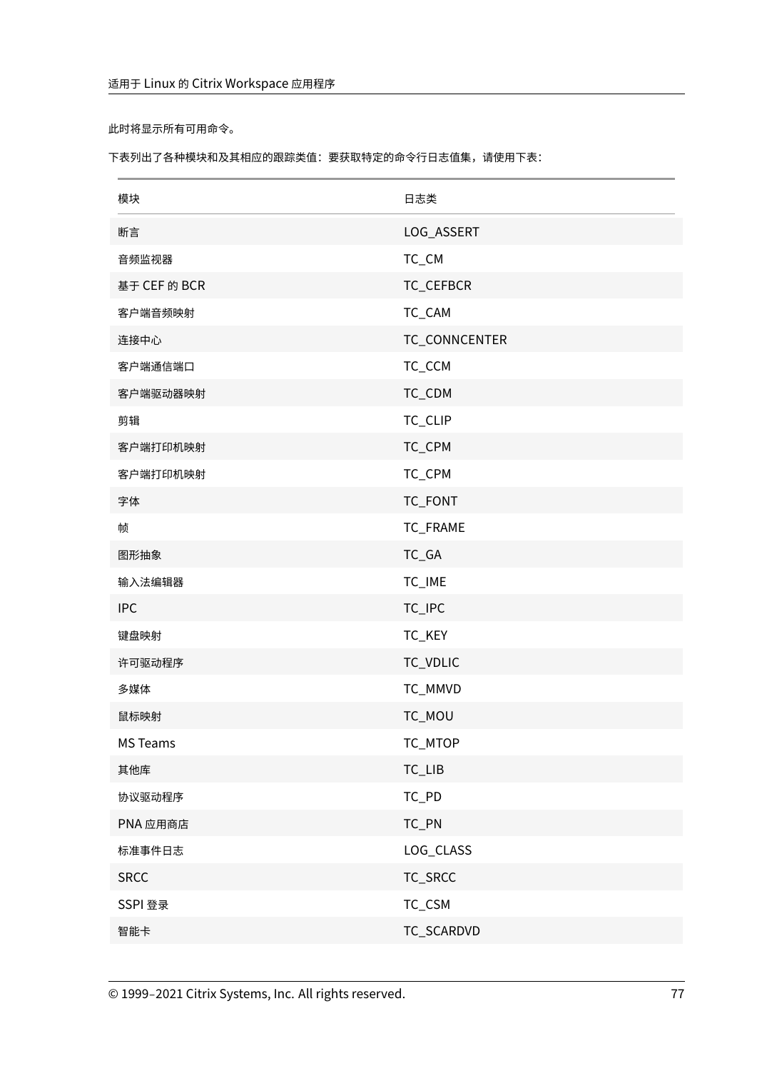此时将显示所有可用命令。

下表列出了各种模块和及其相应的跟踪类值：要获取特定的命令行日志值集，请使用下表：

| 模块 | 日志类 |
| --- | --- |
| 断言 | LOG_ASSERT |
| 音频监视器 | TC_CM |
| 基于 CEF 的 BCR | TC_CEFBCR |
| 客户端音频映射 | TC_CAM |
| 连接中心 | TC_CONNCENTER |
| 客户端通信端口 | TC_CCM |
| 客户端驱动器映射 | TC_CDM |
| 剪辑 | TC_CLIP |
| 客户端打印机映射 | TC_CPM |
| 客户端打印机映射 | TC_CPM |
| 字体 | TC_FONT |
| 帧 | TC_FRAME |
| 图形抽象 | TC_GA |
| 输入法编辑器 | TC_IME |
| IPC | TC_IPC |
| 键盘映射 | TC_KEY |
| 许可驱动程序 | TC_VDLIC |
| 多媒体 | TC_MMVD |
| 鼠标映射 | TC_MOU |
| MS Teams | TC_MTOP |
| 其他库 | TC_LIB |
| 协议驱动程序 | TC_PD |
| PNA 应用商店 | TC_PN |
| 标准事件日志 | LOG_CLASS |
| SRCC | TC_SRCC |
| SSPI 登录 | TC_CSM |
| 智能卡 | TC_SCARDVD |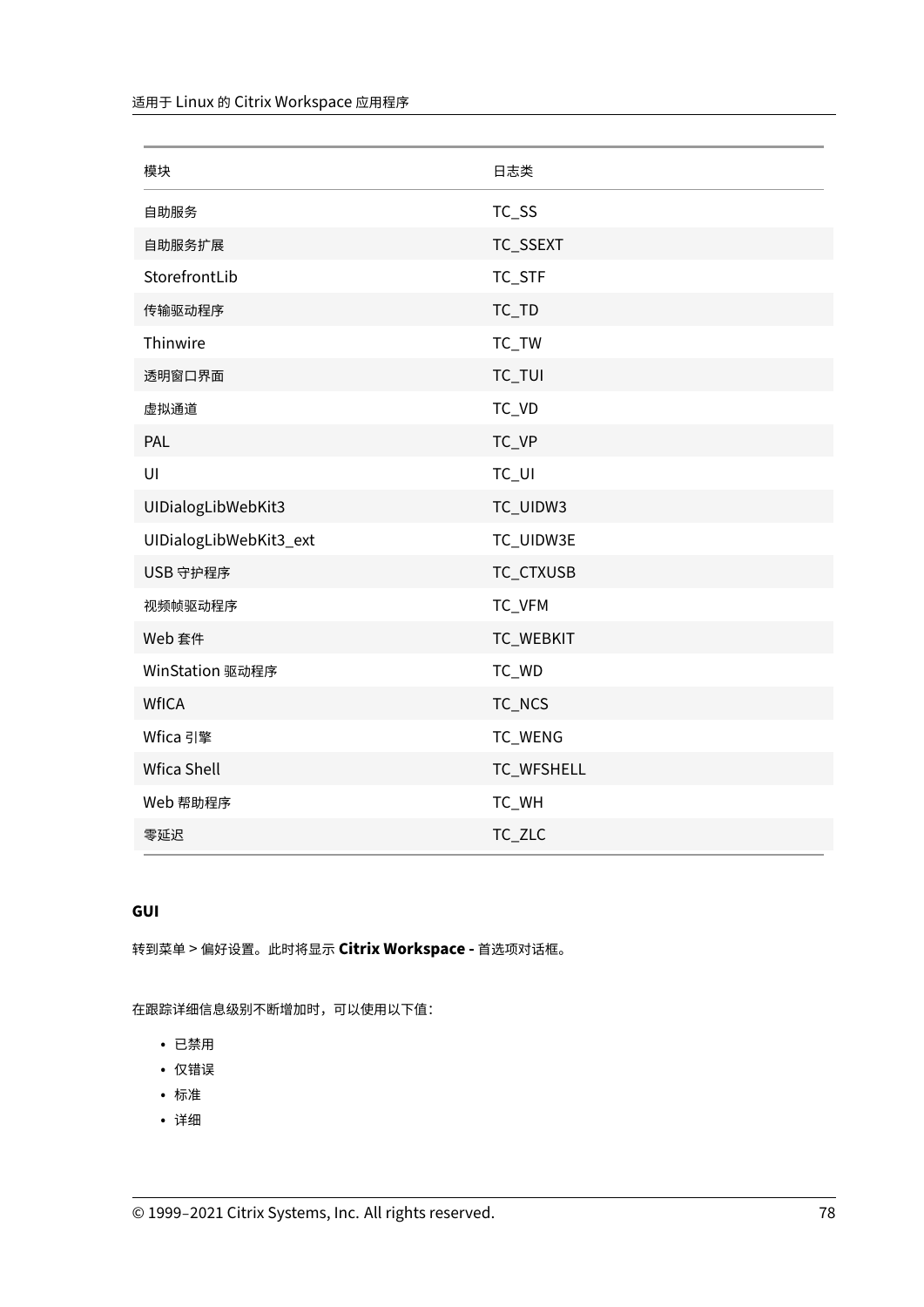| 模块 | 日志类 |
| --- | --- |
| 自助服务 | TC_SS |
| 自助服务扩展 | TC_SSEXT |
| StorefrontLib | TC_STF |
| 传输驱动程序 | TC_TD |
| Thinwire | TC_TW |
| 透明窗口界面 | TC_TUI |
| 虚拟通道 | TC_VD |
| PAL | TC_VP |
| UI | TC_UI |
| UIDialogLibWebKit3 | TC_UIDW3 |
| UIDialogLibWebKit3_ext | TC_UIDW3E |
| USB 守护程序 | TC_CTXUSB |
| 视频帧驱动程序 | TC_VFM |
| Web 套件 | TC_WEBKIT |
| WinStation 驱动程序 | TC_WD |
| WfICA | TC_NCS |
| Wfica 引擎 | TC_WENG |
| Wfica Shell | TC_WFSHELL |
| Web 帮助程序 | TC_WH |
| 零延迟 | TC_ZLC |

**GUI**

转到菜单 > 偏好设置。此时将显示 **Citrix Workspace -** 首选项对话框。

在跟踪详细信息级别不断增加时，可以使用以下值：

- 已禁用
- 仅错误
- 标准
- 详细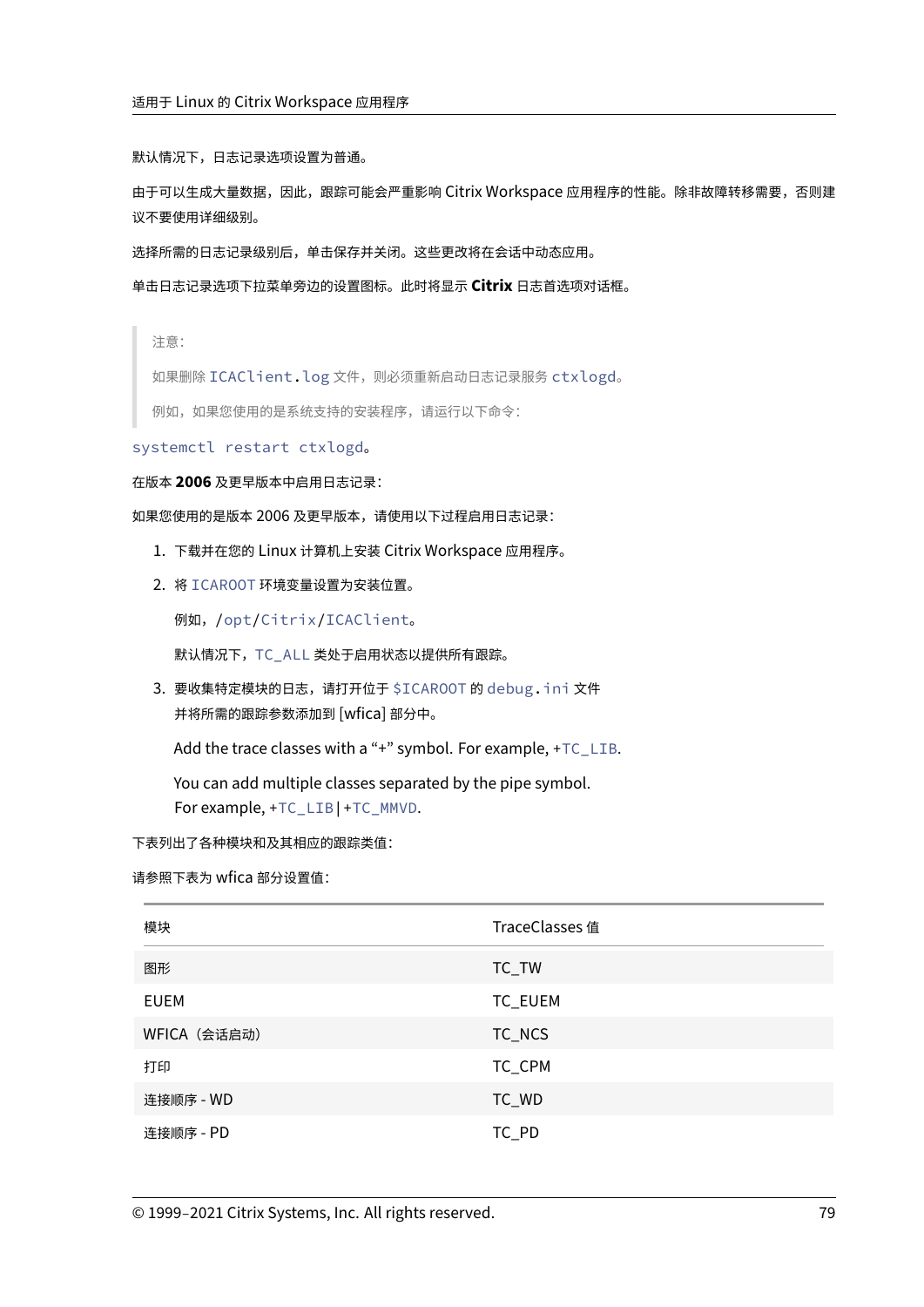默认情况下，日志记录选项设置为普通。

由于可以生成大量数据，因此，跟踪可能会严重影响 Citrix Workspace 应用程序的性能。除非故障转移需要，否则建议不要使用详细级别。

选择所需的日志记录级别后，单击保存并关闭。这些更改将在会话中动态应用。

单击日志记录选项下拉菜单旁边的设置图标。此时将显示 **Citrix** 日志首选项对话框。

> 注意：
>
> 如果删除 `ICAClient.log` 文件，则必须重新启动日志记录服务 `ctxlogd`。
>
> 例如，如果您使用的是系统支持的安装程序，请运行以下命令：

`systemctl restart ctxlogd`。

在版本 **2006** 及更早版本中启用日志记录：

如果您使用的是版本 2006 及更早版本，请使用以下过程启用日志记录：

1. 下载并在您的 Linux 计算机上安装 Citrix Workspace 应用程序。
2. 将 `ICAROOT` 环境变量设置为安装位置。

   例如，`/opt/Citrix/ICAClient`。

   默认情况下，`TC_ALL` 类处于启用状态以提供所有跟踪。
3. 要收集特定模块的日志，请打开位于 `$ICAROOT` 的 `debug.ini` 文件并将所需的跟踪参数添加到 [wfica] 部分中。

   Add the trace classes with a "+" symbol. For example, +`TC_LIB`.

   You can add multiple classes separated by the pipe symbol. For example, +`TC_LIB`|+`TC_MMVD`.

下表列出了各种模块和及其相应的跟踪类值：

请参照下表为 wfica 部分设置值：

| 模块 | TraceClasses 值 |
| --- | --- |
| 图形 | TC_TW |
| EUEM | TC_EUEM |
| WFICA（会话启动） | TC_NCS |
| 打印 | TC_CPM |
| 连接顺序 - WD | TC_WD |
| 连接顺序 - PD | TC_PD |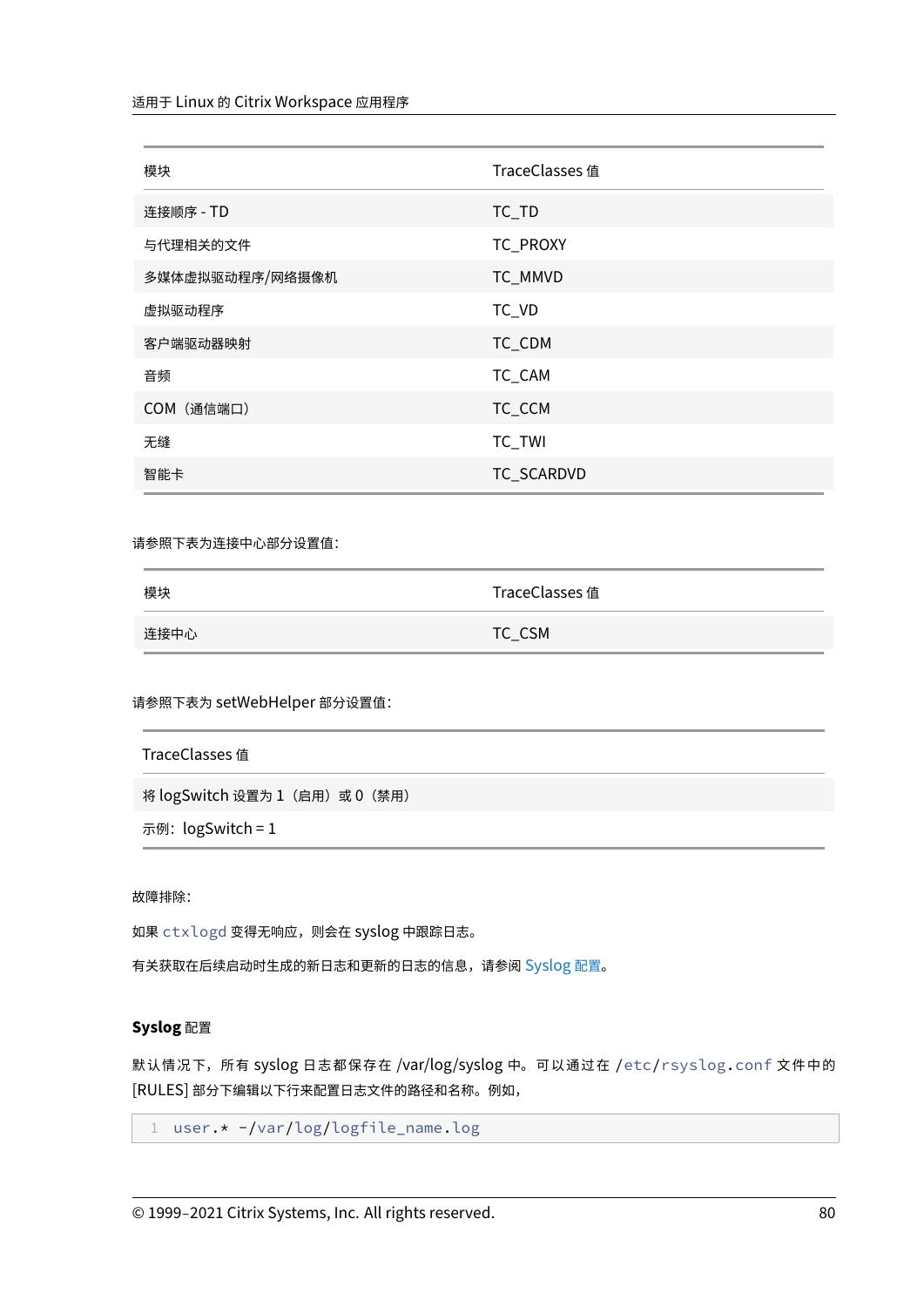| 模块 | TraceClasses 值 |
| --- | --- |
| 连接顺序 - TD | TC_TD |
| 与代理相关的文件 | TC_PROXY |
| 多媒体虚拟驱动程序/网络摄像机 | TC_MMVD |
| 虚拟驱动程序 | TC_VD |
| 客户端驱动器映射 | TC_CDM |
| 音频 | TC_CAM |
| COM（通信端口） | TC_CCM |
| 无缝 | TC_TWI |
| 智能卡 | TC_SCARDVD |

请参照下表为连接中心部分设置值：

| 模块 | TraceClasses 值 |
| --- | --- |
| 连接中心 | TC_CSM |

请参照下表为 setWebHelper 部分设置值：

| TraceClasses 值 |
| --- |
| 将 logSwitch 设置为 1（启用）或 0（禁用） |
| 示例：logSwitch = 1 |

故障排除：

如果 `ctxlogd` 变得无响应，则会在 syslog 中跟踪日志。

有关获取在后续启动时生成的新日志和更新的日志的信息，请参阅 Syslog 配置。

### Syslog 配置

默认情况下，所有 syslog 日志都保存在 /var/log/syslog 中。可以通过在 `/etc/rsyslog.conf` 文件中的 [RULES] 部分下编辑以下行来配置日志文件的路径和名称。例如，

```
user.* -/var/log/logfile_name.log
```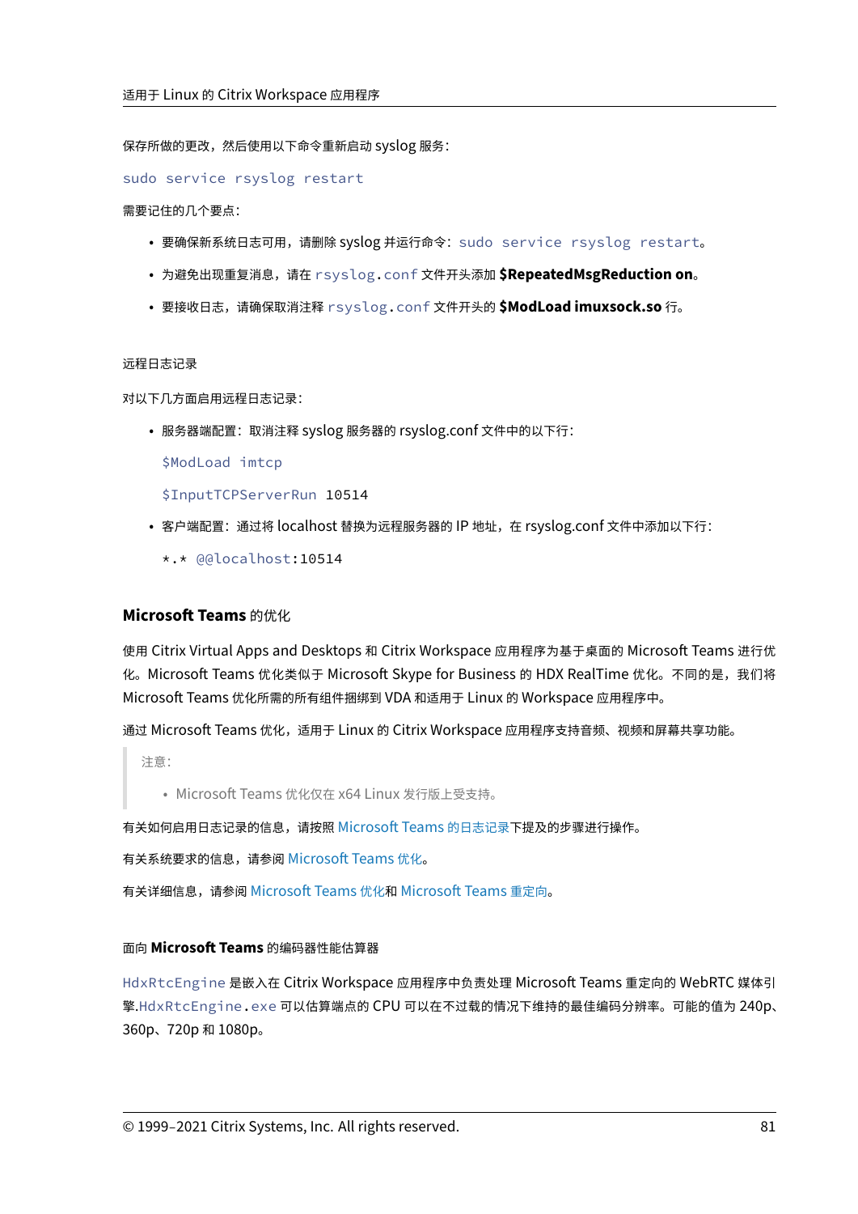保存所做的更改，然后使用以下命令重新启动 syslog 服务：

```
sudo service rsyslog restart
```

需要记住的几个要点：

- 要确保新系统日志可用，请删除 syslog 并运行命令：`sudo service rsyslog restart`。
- 为避免出现重复消息，请在 `rsyslog.conf` 文件开头添加 **$RepeatedMsgReduction on**。
- 要接收日志，请确保取消注释 `rsyslog.conf` 文件开头的 **$ModLoad imuxsock.so** 行。

远程日志记录

对以下几方面启用远程日志记录：

- 服务器端配置：取消注释 syslog 服务器的 rsyslog.conf 文件中的以下行：

  ```
  $ModLoad imtcp
  $InputTCPServerRun 10514
  ```

- 客户端配置：通过将 localhost 替换为远程服务器的 IP 地址，在 rsyslog.conf 文件中添加以下行：

  ```
  *.* @@localhost:10514
  ```

### Microsoft Teams 的优化

使用 Citrix Virtual Apps and Desktops 和 Citrix Workspace 应用程序为基于桌面的 Microsoft Teams 进行优化。Microsoft Teams 优化类似于 Microsoft Skype for Business 的 HDX RealTime 优化。不同的是，我们将 Microsoft Teams 优化所需的所有组件捆绑到 VDA 和适用于 Linux 的 Workspace 应用程序中。

通过 Microsoft Teams 优化，适用于 Linux 的 Citrix Workspace 应用程序支持音频、视频和屏幕共享功能。

> 注意：
>
> - Microsoft Teams 优化仅在 x64 Linux 发行版上受支持。

有关如何启用日志记录的信息，请按照 Microsoft Teams 的日志记录下提及的步骤进行操作。

有关系统要求的信息，请参阅 Microsoft Teams 优化。

有关详细信息，请参阅 Microsoft Teams 优化和 Microsoft Teams 重定向。

#### 面向 **Microsoft Teams** 的编码器性能估算器

`HdxRtcEngine` 是嵌入在 Citrix Workspace 应用程序中负责处理 Microsoft Teams 重定向的 WebRTC 媒体引擎。`HdxRtcEngine.exe` 可以估算端点的 CPU 可以在不过载的情况下维持的最佳编码分辨率。可能的值为 240p、360p、720p 和 1080p。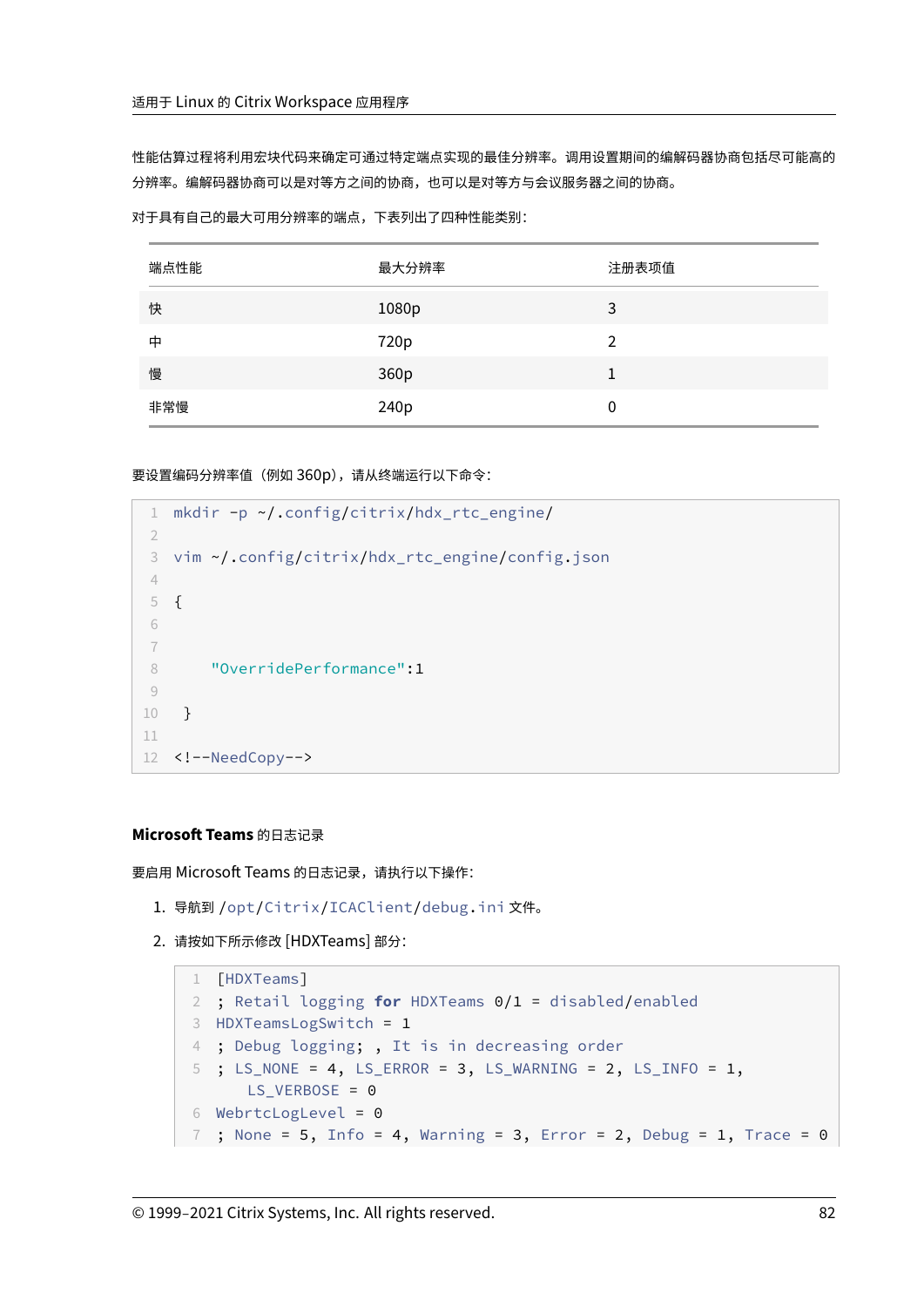性能估算过程将利用宏块代码来确定可通过特定端点实现的最佳分辨率。调用设置期间的编解码器协商包括尽可能高的分辨率。编解码器协商可以是对等方之间的协商，也可以是对等方与会议服务器之间的协商。

对于具有自己的最大可用分辨率的端点，下表列出了四种性能类别：

| 端点性能 | 最大分辨率 | 注册表项值 |
| --- | --- | --- |
| 快 | 1080p | 3 |
| 中 | 720p | 2 |
| 慢 | 360p | 1 |
| 非常慢 | 240p | 0 |

要设置编码分辨率值（例如 360p），请从终端运行以下命令：

```
mkdir -p ~/.config/citrix/hdx_rtc_engine/

vim ~/.config/citrix/hdx_rtc_engine/config.json

{


    "OverridePerformance":1

 }

<!--NeedCopy-->
```

### Microsoft Teams 的日志记录

要启用 Microsoft Teams 的日志记录，请执行以下操作：

1. 导航到 /opt/Citrix/ICAClient/debug.ini 文件。
2. 请按如下所示修改 [HDXTeams] 部分：

```
[HDXTeams]
; Retail logging for HDXTeams 0/1 = disabled/enabled
HDXTeamsLogSwitch = 1
; Debug logging; , It is in decreasing order
; LS_NONE = 4, LS_ERROR = 3, LS_WARNING = 2, LS_INFO = 1,
   LS_VERBOSE = 0
WebrtcLogLevel = 0
; None = 5, Info = 4, Warning = 3, Error = 2, Debug = 1, Trace = 0
```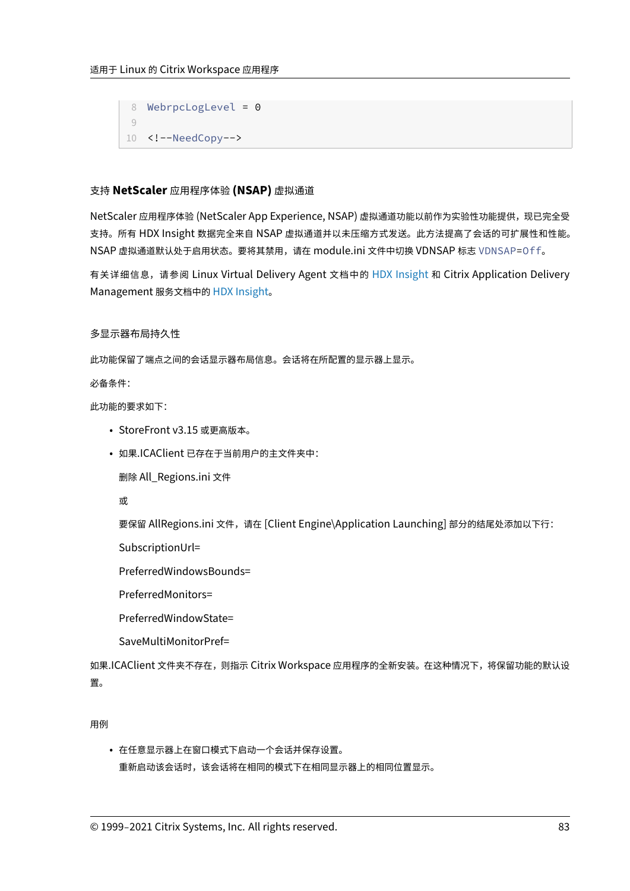```
8 WebrpcLogLevel = 0
9
10 <!--NeedCopy-->
```

### 支持 **NetScaler** 应用程序体验 **(NSAP)** 虚拟通道

NetScaler 应用程序体验 (NetScaler App Experience, NSAP) 虚拟通道功能以前作为实验性功能提供，现已完全受支持。所有 HDX Insight 数据完全来自 NSAP 虚拟通道并以未压缩方式发送。此方法提高了会话的可扩展性和性能。NSAP 虚拟通道默认处于启用状态。要将其禁用，请在 module.ini 文件中切换 VDNSAP 标志 `VDNSAP=Off`。

有关详细信息，请参阅 Linux Virtual Delivery Agent 文档中的 HDX Insight 和 Citrix Application Delivery Management 服务文档中的 HDX Insight。

#### 多显示器布局持久性

此功能保留了端点之间的会话显示器布局信息。会话将在所配置的显示器上显示。

必备条件：

此功能的要求如下：

- StoreFront v3.15 或更高版本。
- 如果.ICAClient 已存在于当前用户的主文件夹中：

  删除 All_Regions.ini 文件

  或

  要保留 AllRegions.ini 文件，请在 [Client Engine\Application Launching] 部分的结尾处添加以下行：

  SubscriptionUrl=

  PreferredWindowsBounds=

  PreferredMonitors=

  PreferredWindowState=

  SaveMultiMonitorPref=

如果.ICAClient 文件夹不存在，则指示 Citrix Workspace 应用程序的全新安装。在这种情况下，将保留功能的默认设置。

用例

- 在任意显示器上在窗口模式下启动一个会话并保存设置。
  重新启动该会话时，该会话将在相同的模式下在相同显示器上的相同位置显示。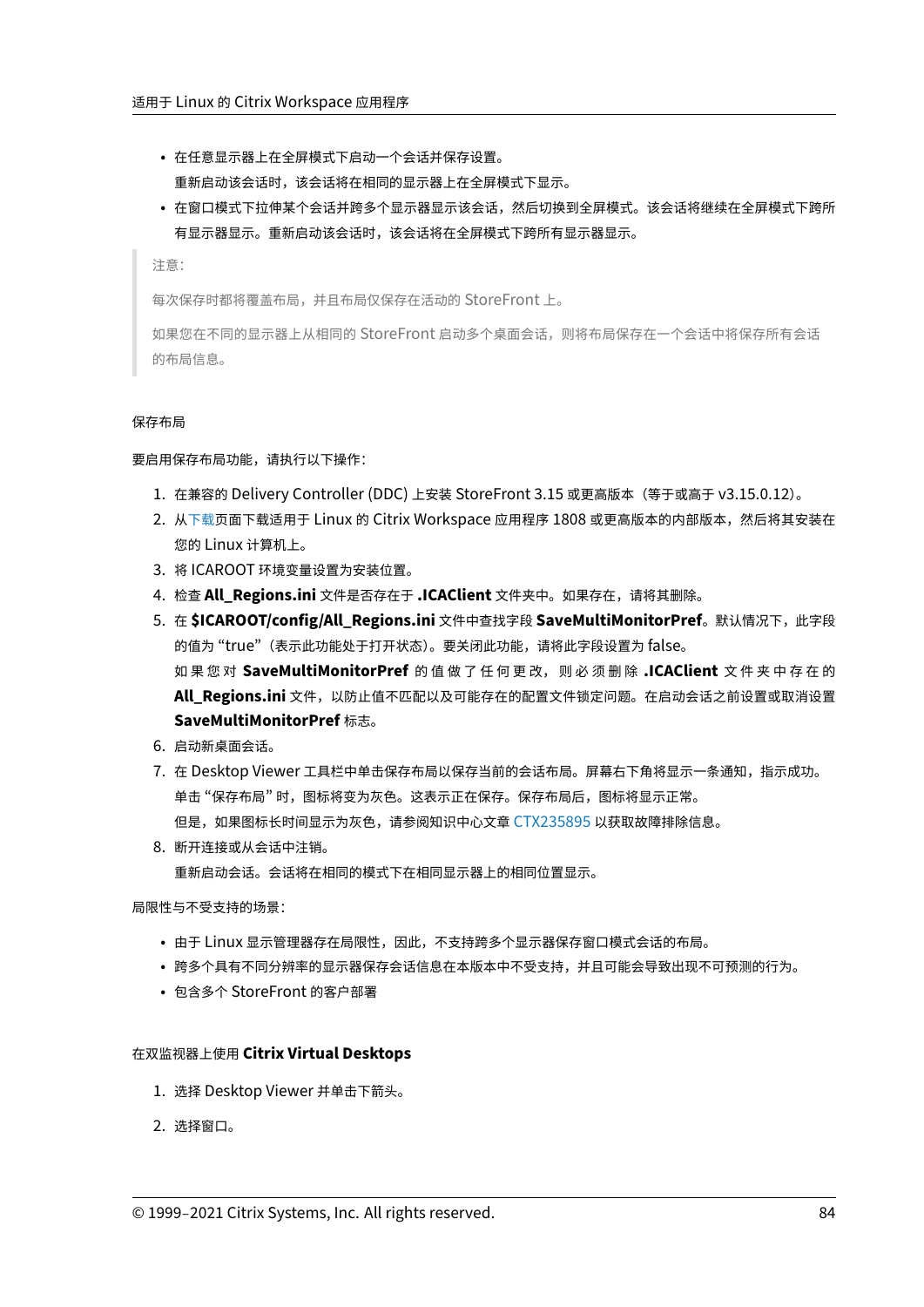- 在任意显示器上在全屏模式下启动一个会话并保存设置。

  重新启动该会话时，该会话将在相同的显示器上在全屏模式下显示。

- 在窗口模式下拉伸某个会话并跨多个显示器显示该会话，然后切换到全屏模式。该会话将继续在全屏模式下跨所有显示器显示。重新启动该会话时，该会话将在全屏模式下跨所有显示器显示。

> 注意：
>
> 每次保存时都将覆盖布局，并且布局仅保存在活动的 StoreFront 上。
>
> 如果您在不同的显示器上从相同的 StoreFront 启动多个桌面会话，则将布局保存在一个会话中将保存所有会话的布局信息。

#### 保存布局

要启用保存布局功能，请执行以下操作：

1. 在兼容的 Delivery Controller (DDC) 上安装 StoreFront 3.15 或更高版本（等于或高于 v3.15.0.12）。
2. 从下载页面下载适用于 Linux 的 Citrix Workspace 应用程序 1808 或更高版本的内部版本，然后将其安装在您的 Linux 计算机上。
3. 将 ICAROOT 环境变量设置为安装位置。
4. 检查 **All_Regions.ini** 文件是否存在于 **.ICAClient** 文件夹中。如果存在，请将其删除。
5. 在 **$ICAROOT/config/All_Regions.ini** 文件中查找字段 **SaveMultiMonitorPref**。默认情况下，此字段的值为 “true”（表示此功能处于打开状态）。要关闭此功能，请将此字段设置为 false。

   如果您对 **SaveMultiMonitorPref** 的值做了任何更改，则必须删除 **.ICAClient** 文件夹中存在的 **All_Regions.ini** 文件，以防止值不匹配以及可能存在的配置文件锁定问题。在启动会话之前设置或取消设置 **SaveMultiMonitorPref** 标志。
6. 启动新桌面会话。
7. 在 Desktop Viewer 工具栏中单击保存布局以保存当前的会话布局。屏幕右下角将显示一条通知，指示成功。

   单击 “保存布局” 时，图标将变为灰色。这表示正在保存。保存布局后，图标将显示正常。

   但是，如果图标长时间显示为灰色，请参阅知识中心文章 CTX235895 以获取故障排除信息。
8. 断开连接或从会话中注销。

   重新启动会话。会话将在相同的模式下在相同显示器上的相同位置显示。

局限性与不受支持的场景：

- 由于 Linux 显示管理器存在局限性，因此，不支持跨多个显示器保存窗口模式会话的布局。
- 跨多个具有不同分辨率的显示器保存会话信息在本版本中不受支持，并且可能会导致出现不可预测的行为。
- 包含多个 StoreFront 的客户部署

#### 在双监视器上使用 **Citrix Virtual Desktops**

1. 选择 Desktop Viewer 并单击下箭头。
2. 选择窗口。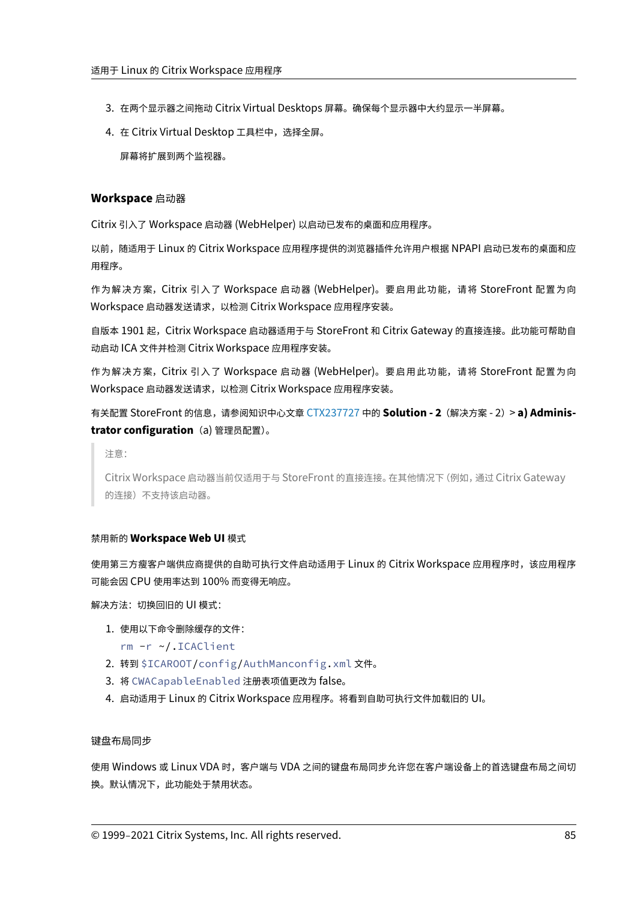3. 在两个显示器之间拖动 Citrix Virtual Desktops 屏幕。确保每个显示器中大约显示一半屏幕。
4. 在 Citrix Virtual Desktop 工具栏中，选择全屏。

   屏幕将扩展到两个监视器。

### Workspace 启动器

Citrix 引入了 Workspace 启动器 (WebHelper) 以启动已发布的桌面和应用程序。

以前，随适用于 Linux 的 Citrix Workspace 应用程序提供的浏览器插件允许用户根据 NPAPI 启动已发布的桌面和应用程序。

作为解决方案，Citrix 引入了 Workspace 启动器 (WebHelper)。要启用此功能，请将 StoreFront 配置为向 Workspace 启动器发送请求，以检测 Citrix Workspace 应用程序安装。

自版本 1901 起，Citrix Workspace 启动器适用于与 StoreFront 和 Citrix Gateway 的直接连接。此功能可帮助自动启动 ICA 文件并检测 Citrix Workspace 应用程序安装。

作为解决方案，Citrix 引入了 Workspace 启动器 (WebHelper)。要启用此功能，请将 StoreFront 配置为向 Workspace 启动器发送请求，以检测 Citrix Workspace 应用程序安装。

有关配置 StoreFront 的信息，请参阅知识中心文章 CTX237727 中的 **Solution - 2**（解决方案 - 2）> **a) Administrator configuration**（a) 管理员配置)。

> 注意：
>
> Citrix Workspace 启动器当前仅适用于与 StoreFront 的直接连接。在其他情况下（例如，通过 Citrix Gateway 的连接）不支持该启动器。

#### 禁用新的 **Workspace Web UI** 模式

使用第三方瘦客户端供应商提供的自助可执行文件启动适用于 Linux 的 Citrix Workspace 应用程序时，该应用程序可能会因 CPU 使用率达到 100% 而变得无响应。

解决方法：切换回旧的 UI 模式：

1. 使用以下命令删除缓存的文件：
   ```
   rm -r ~/.ICAClient
   ```
2. 转到 `$ICAROOT/config/AuthManconfig.xml` 文件。
3. 将 `CWACapableEnabled` 注册表项值更改为 false。
4. 启动适用于 Linux 的 Citrix Workspace 应用程序。将看到自助可执行文件加载旧的 UI。

#### 键盘布局同步

使用 Windows 或 Linux VDA 时，客户端与 VDA 之间的键盘布局同步允许您在客户端设备上的首选键盘布局之间切换。默认情况下，此功能处于禁用状态。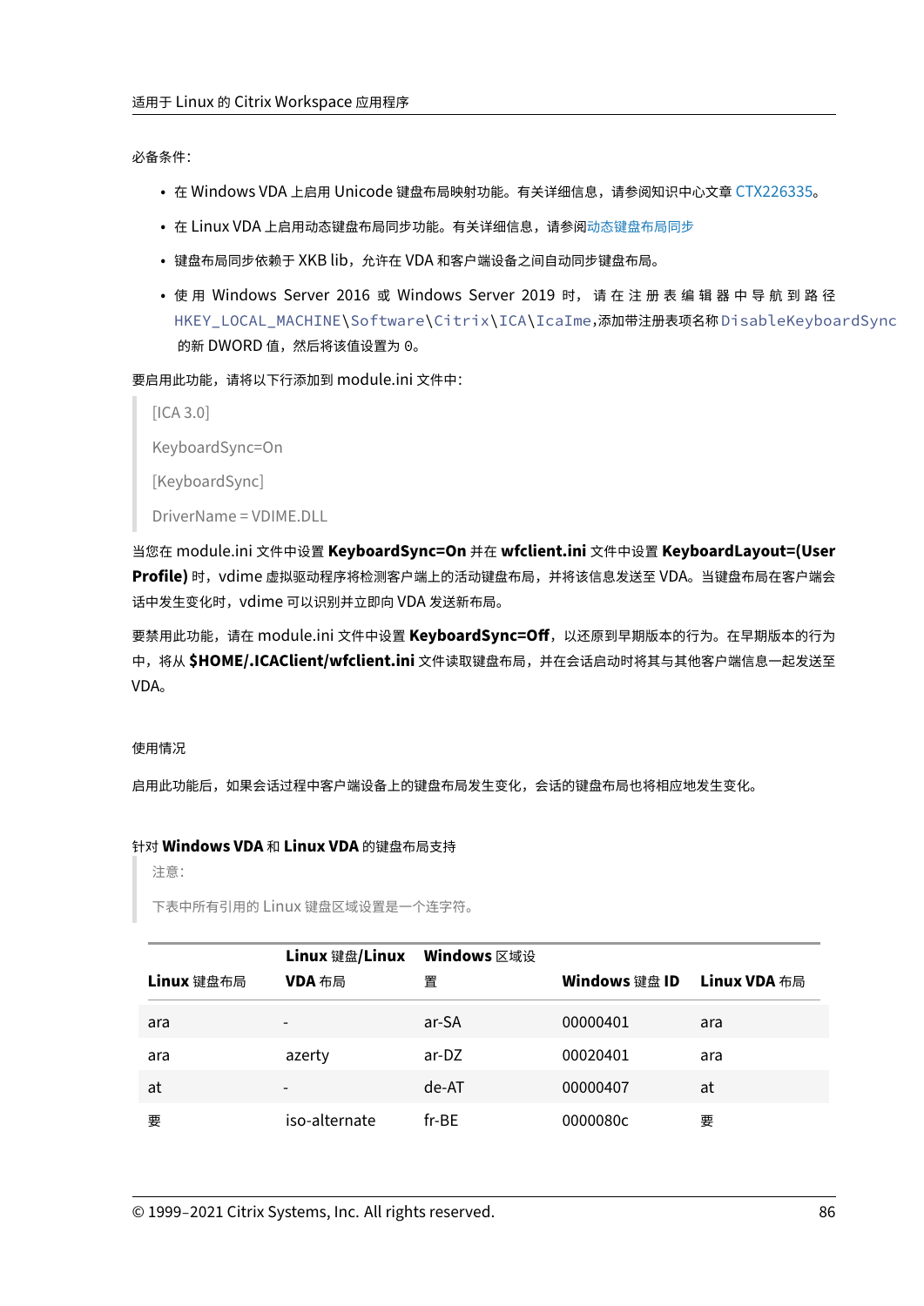必备条件：

- 在 Windows VDA 上启用 Unicode 键盘布局映射功能。有关详细信息，请参阅知识中心文章 CTX226335。
- 在 Linux VDA 上启用动态键盘布局同步功能。有关详细信息，请参阅动态键盘布局同步
- 键盘布局同步依赖于 XKB lib，允许在 VDA 和客户端设备之间自动同步键盘布局。
- 使用 Windows Server 2016 或 Windows Server 2019 时，请在注册表编辑器中导航到路径 `HKEY_LOCAL_MACHINE\Software\Citrix\ICA\IcaIme`,添加带注册表项名称 `DisableKeyboardSync` 的新 DWORD 值，然后将该值设置为 `0`。

要启用此功能，请将以下行添加到 module.ini 文件中：

> [ICA 3.0]
>
> KeyboardSync=On
>
> [KeyboardSync]
>
> DriverName = VDIME.DLL

当您在 module.ini 文件中设置 **KeyboardSync=On** 并在 **wfclient.ini** 文件中设置 **KeyboardLayout=(User Profile)** 时，vdime 虚拟驱动程序将检测客户端上的活动键盘布局，并将该信息发送至 VDA。当键盘布局在客户端会话中发生变化时，vdime 可以识别并立即向 VDA 发送新布局。

要禁用此功能，请在 module.ini 文件中设置 **KeyboardSync=Off**，以还原到早期版本的行为。在早期版本的行为中，将从 **$HOME/.ICAClient/wfclient.ini** 文件读取键盘布局，并在会话启动时将其与其他客户端信息一起发送至 VDA。

使用情况

启用此功能后，如果会话过程中客户端设备上的键盘布局发生变化，会话的键盘布局也将相应地发生变化。

针对 **Windows VDA** 和 **Linux VDA** 的键盘布局支持

> 注意：
>
> 下表中所有引用的 Linux 键盘区域设置是一个连字符。

| **Linux** 键盘布局 | **Linux** 键盘/**Linux VDA** 布局 | **Windows** 区域设置 | **Windows** 键盘 **ID** | **Linux VDA** 布局 |
|---|---|---|---|---|
| ara | - | ar-SA | 00000401 | ara |
| ara | azerty | ar-DZ | 00020401 | ara |
| at | - | de-AT | 00000407 | at |
| 要 | iso-alternate | fr-BE | 0000080c | 要 |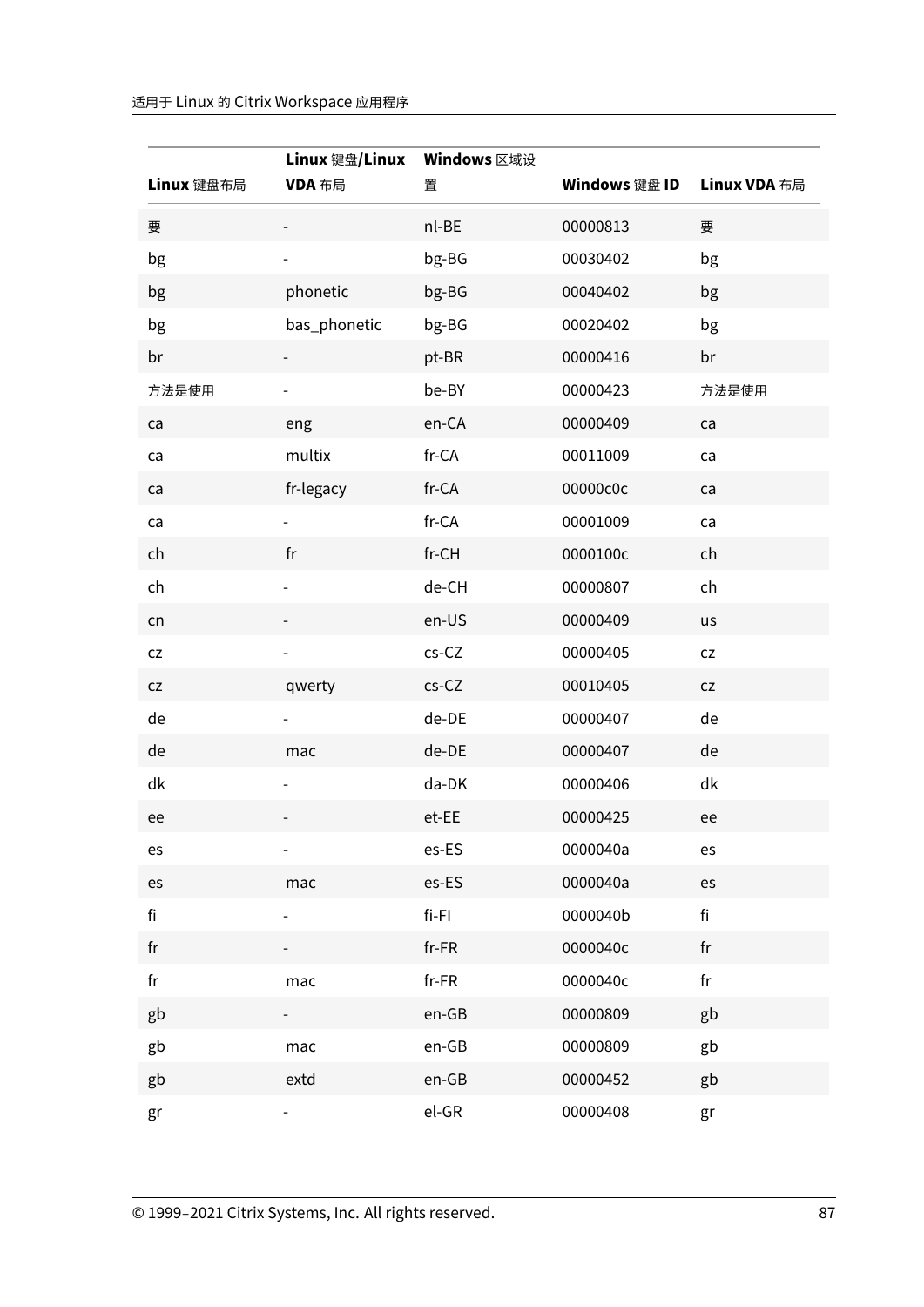| Linux 键盘布局 | Linux 键盘/Linux VDA 布局 | Windows 区域设置 | Windows 键盘 ID | Linux VDA 布局 |
|---|---|---|---|---|
| 要 | - | nl-BE | 00000813 | 要 |
| bg | - | bg-BG | 00030402 | bg |
| bg | phonetic | bg-BG | 00040402 | bg |
| bg | bas_phonetic | bg-BG | 00020402 | bg |
| br | - | pt-BR | 00000416 | br |
| 方法是使用 | - | be-BY | 00000423 | 方法是使用 |
| ca | eng | en-CA | 00000409 | ca |
| ca | multix | fr-CA | 00011009 | ca |
| ca | fr-legacy | fr-CA | 00000c0c | ca |
| ca | - | fr-CA | 00001009 | ca |
| ch | fr | fr-CH | 0000100c | ch |
| ch | - | de-CH | 00000807 | ch |
| cn | - | en-US | 00000409 | us |
| cz | - | cs-CZ | 00000405 | cz |
| cz | qwerty | cs-CZ | 00010405 | cz |
| de | - | de-DE | 00000407 | de |
| de | mac | de-DE | 00000407 | de |
| dk | - | da-DK | 00000406 | dk |
| ee | - | et-EE | 00000425 | ee |
| es | - | es-ES | 0000040a | es |
| es | mac | es-ES | 0000040a | es |
| fi | - | fi-FI | 0000040b | fi |
| fr | - | fr-FR | 0000040c | fr |
| fr | mac | fr-FR | 0000040c | fr |
| gb | - | en-GB | 00000809 | gb |
| gb | mac | en-GB | 00000809 | gb |
| gb | extd | en-GB | 00000452 | gb |
| gr | - | el-GR | 00000408 | gr |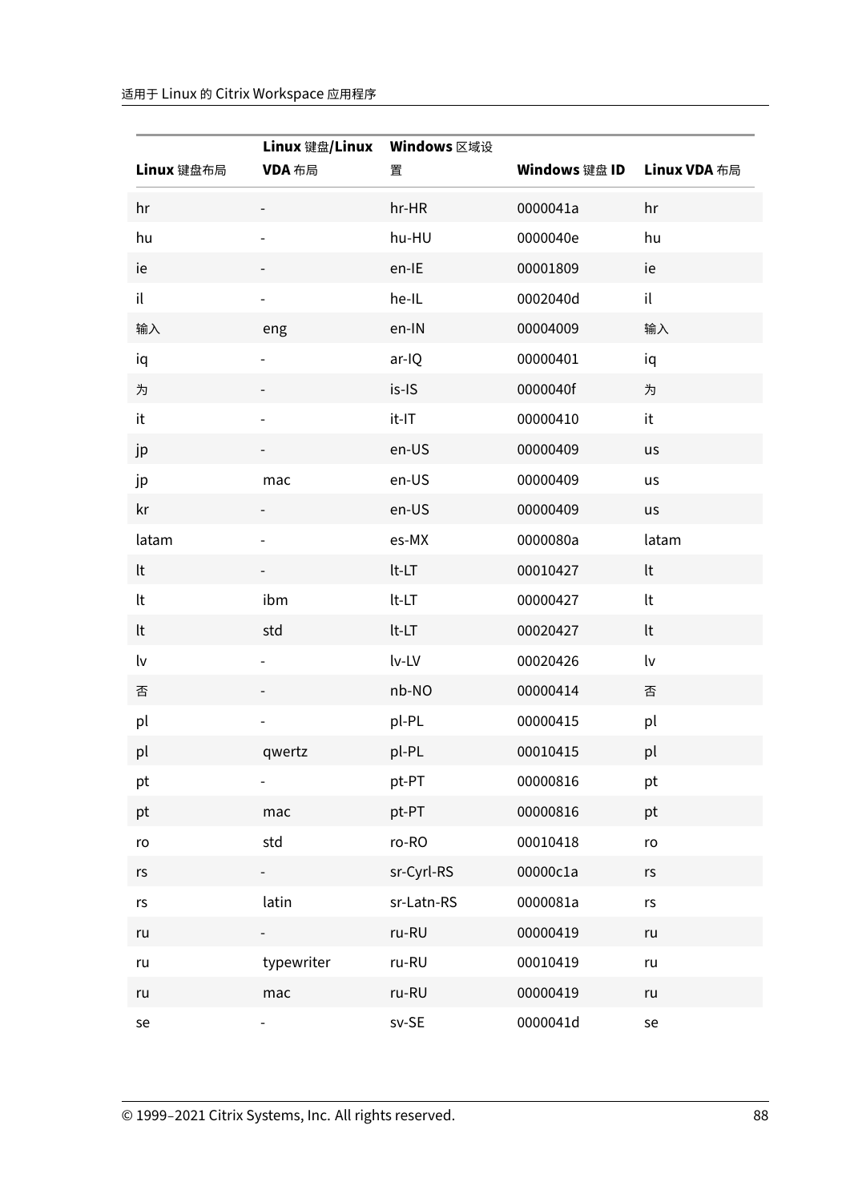| Linux 键盘布局 | Linux 键盘/Linux VDA 布局 | Windows 区域设置 | Windows 键盘 ID | Linux VDA 布局 |
| --- | --- | --- | --- | --- |
| hr | - | hr-HR | 0000041a | hr |
| hu | - | hu-HU | 0000040e | hu |
| ie | - | en-IE | 00001809 | ie |
| il | - | he-IL | 0002040d | il |
| 输入 | eng | en-IN | 00004009 | 输入 |
| iq | - | ar-IQ | 00000401 | iq |
| 为 | - | is-IS | 0000040f | 为 |
| it | - | it-IT | 00000410 | it |
| jp | - | en-US | 00000409 | us |
| jp | mac | en-US | 00000409 | us |
| kr | - | en-US | 00000409 | us |
| latam | - | es-MX | 0000080a | latam |
| lt | - | lt-LT | 00010427 | lt |
| lt | ibm | lt-LT | 00000427 | lt |
| lt | std | lt-LT | 00020427 | lt |
| lv | - | lv-LV | 00020426 | lv |
| 否 | - | nb-NO | 00000414 | 否 |
| pl | - | pl-PL | 00000415 | pl |
| pl | qwertz | pl-PL | 00010415 | pl |
| pt | - | pt-PT | 00000816 | pt |
| pt | mac | pt-PT | 00000816 | pt |
| ro | std | ro-RO | 00010418 | ro |
| rs | - | sr-Cyrl-RS | 00000c1a | rs |
| rs | latin | sr-Latn-RS | 0000081a | rs |
| ru | - | ru-RU | 00000419 | ru |
| ru | typewriter | ru-RU | 00010419 | ru |
| ru | mac | ru-RU | 00000419 | ru |
| se | - | sv-SE | 0000041d | se |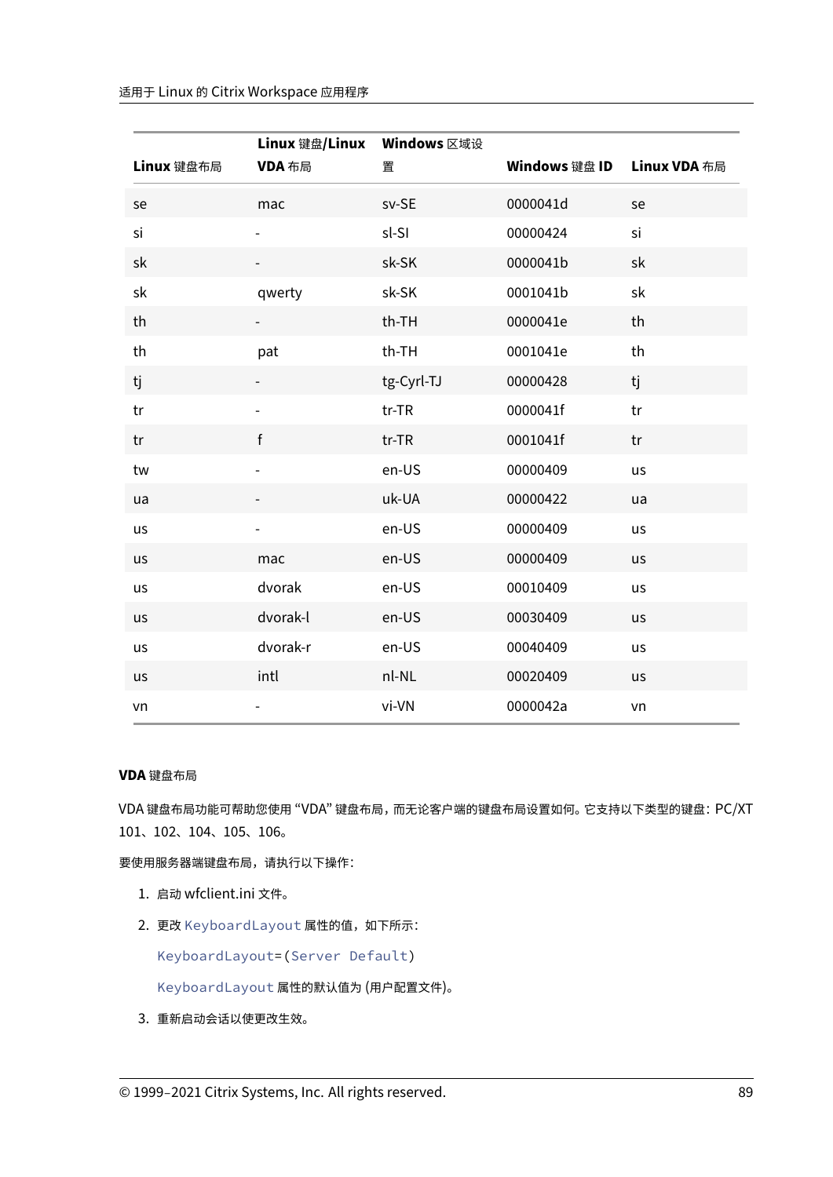| **Linux** 键盘布局 | **Linux** 键盘/**Linux VDA** 布局 | **Windows** 区域设置 | **Windows** 键盘 **ID** | **Linux VDA** 布局 |
|---|---|---|---|---|
| se | mac | sv-SE | 0000041d | se |
| si | - | sl-SI | 00000424 | si |
| sk | - | sk-SK | 0000041b | sk |
| sk | qwerty | sk-SK | 0001041b | sk |
| th | - | th-TH | 0000041e | th |
| th | pat | th-TH | 0001041e | th |
| tj | - | tg-Cyrl-TJ | 00000428 | tj |
| tr | - | tr-TR | 0000041f | tr |
| tr | f | tr-TR | 0001041f | tr |
| tw | - | en-US | 00000409 | us |
| ua | - | uk-UA | 00000422 | ua |
| us | - | en-US | 00000409 | us |
| us | mac | en-US | 00000409 | us |
| us | dvorak | en-US | 00010409 | us |
| us | dvorak-l | en-US | 00030409 | us |
| us | dvorak-r | en-US | 00040409 | us |
| us | intl | nl-NL | 00020409 | us |
| vn | - | vi-VN | 0000042a | vn |

#### **VDA** 键盘布局

VDA 键盘布局功能可帮助您使用 "VDA" 键盘布局，而无论客户端的键盘布局设置如何。它支持以下类型的键盘：PC/XT 101、102、104、105、106。

要使用服务器端键盘布局，请执行以下操作：

1. 启动 wfclient.ini 文件。
2. 更改 `KeyboardLayout` 属性的值，如下所示：

   `KeyboardLayout=(Server Default)`

   `KeyboardLayout` 属性的默认值为 (用户配置文件)。
3. 重新启动会话以使更改生效。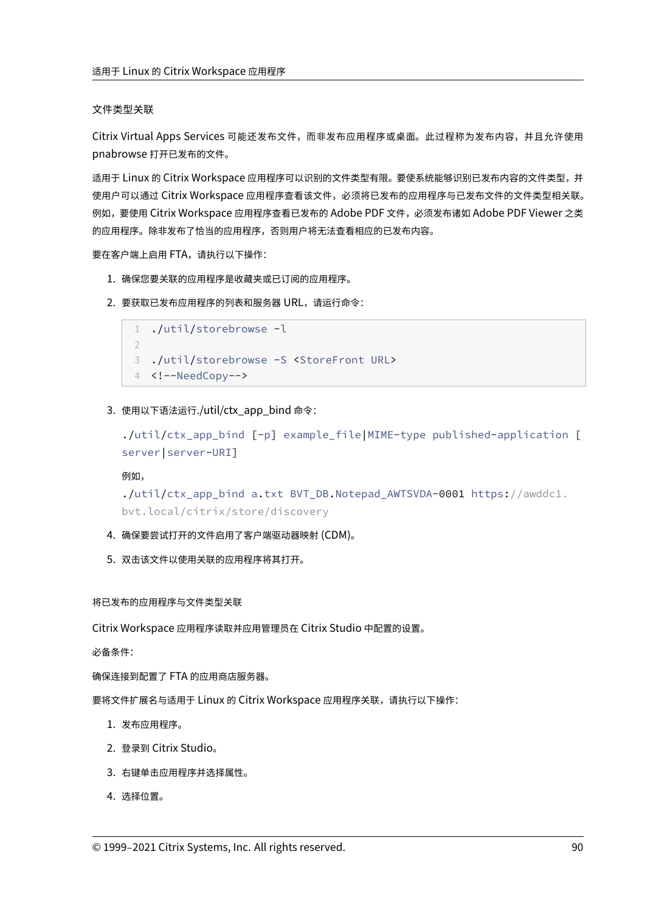#### 文件类型关联

Citrix Virtual Apps Services 可能还发布文件，而非发布应用程序或桌面。此过程称为发布内容，并且允许使用 pnabrowse 打开已发布的文件。

适用于 Linux 的 Citrix Workspace 应用程序可以识别的文件类型有限。要使系统能够识别已发布内容的文件类型，并使用户可以通过 Citrix Workspace 应用程序查看该文件，必须将已发布的应用程序与已发布文件的文件类型相关联。例如，要使用 Citrix Workspace 应用程序查看已发布的 Adobe PDF 文件，必须发布诸如 Adobe PDF Viewer 之类的应用程序。除非发布了恰当的应用程序，否则用户将无法查看相应的已发布内容。

要在客户端上启用 FTA，请执行以下操作：

1. 确保您要关联的应用程序是收藏夹或已订阅的应用程序。
2. 要获取已发布应用程序的列表和服务器 URL，请运行命令：

```
./util/storebrowse -l

./util/storebrowse -S <StoreFront URL>
<!--NeedCopy-->
```

3. 使用以下语法运行./util/ctx_app_bind 命令：

   `./util/ctx_app_bind [-p] example_file|MIME-type published-application [server|server-URI]`

   例如，

   `./util/ctx_app_bind a.txt BVT_DB.Notepad_AWTSVDA-0001 https://awddc1.bvt.local/citrix/store/discovery`

4. 确保要尝试打开的文件启用了客户端驱动器映射 (CDM)。
5. 双击该文件以使用关联的应用程序将其打开。

#### 将已发布的应用程序与文件类型关联

Citrix Workspace 应用程序读取并应用管理员在 Citrix Studio 中配置的设置。

必备条件：

确保连接到配置了 FTA 的应用商店服务器。

要将文件扩展名与适用于 Linux 的 Citrix Workspace 应用程序关联，请执行以下操作：

1. 发布应用程序。
2. 登录到 Citrix Studio。
3. 右键单击应用程序并选择属性。
4. 选择位置。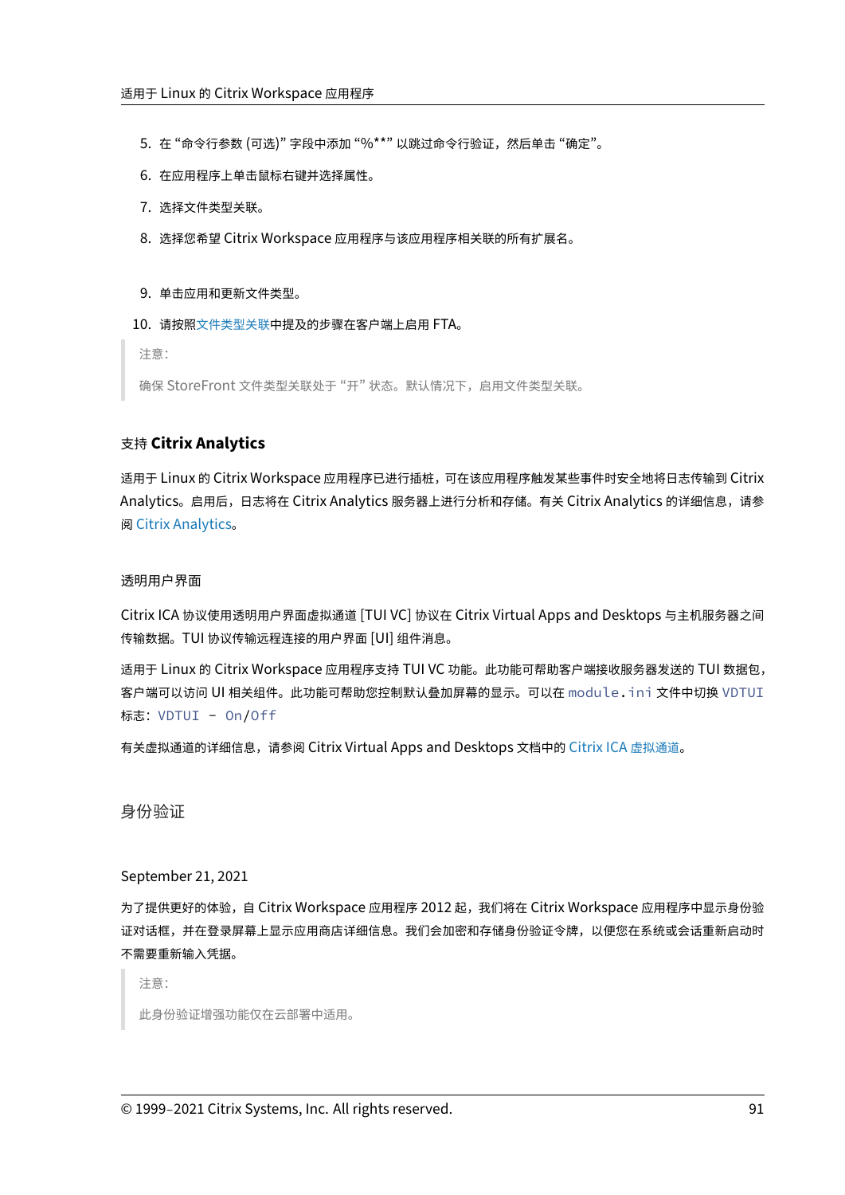5. 在 “命令行参数 (可选)” 字段中添加 “%**” 以跳过命令行验证，然后单击 “确定”。
6. 在应用程序上单击鼠标右键并选择属性。
7. 选择文件类型关联。
8. 选择您希望 Citrix Workspace 应用程序与该应用程序相关联的所有扩展名。
9. 单击应用和更新文件类型。
10. 请按照文件类型关联中提及的步骤在客户端上启用 FTA。

> 注意：
>
> 确保 StoreFront 文件类型关联处于 “开” 状态。默认情况下，启用文件类型关联。

### 支持 **Citrix Analytics**

适用于 Linux 的 Citrix Workspace 应用程序已进行插桩，可在该应用程序触发某些事件时安全地将日志传输到 Citrix Analytics。启用后，日志将在 Citrix Analytics 服务器上进行分析和存储。有关 Citrix Analytics 的详细信息，请参阅 Citrix Analytics。

#### 透明用户界面

Citrix ICA 协议使用透明用户界面虚拟通道 [TUI VC] 协议在 Citrix Virtual Apps and Desktops 与主机服务器之间传输数据。TUI 协议传输远程连接的用户界面 [UI] 组件消息。

适用于 Linux 的 Citrix Workspace 应用程序支持 TUI VC 功能。此功能可帮助客户端接收服务器发送的 TUI 数据包，客户端可以访问 UI 相关组件。此功能可帮助您控制默认叠加屏幕的显示。可以在 `module.ini` 文件中切换 `VDTUI` 标志：`VDTUI - On`/`Off`

有关虚拟通道的详细信息，请参阅 Citrix Virtual Apps and Desktops 文档中的 Citrix ICA 虚拟通道。

## 身份验证

September 21, 2021

为了提供更好的体验，自 Citrix Workspace 应用程序 2012 起，我们将在 Citrix Workspace 应用程序中显示身份验证对话框，并在登录屏幕上显示应用商店详细信息。我们会加密和存储身份验证令牌，以便您在系统或会话重新启动时不需要重新输入凭据。

> 注意：
>
> 此身份验证增强功能仅在云部署中适用。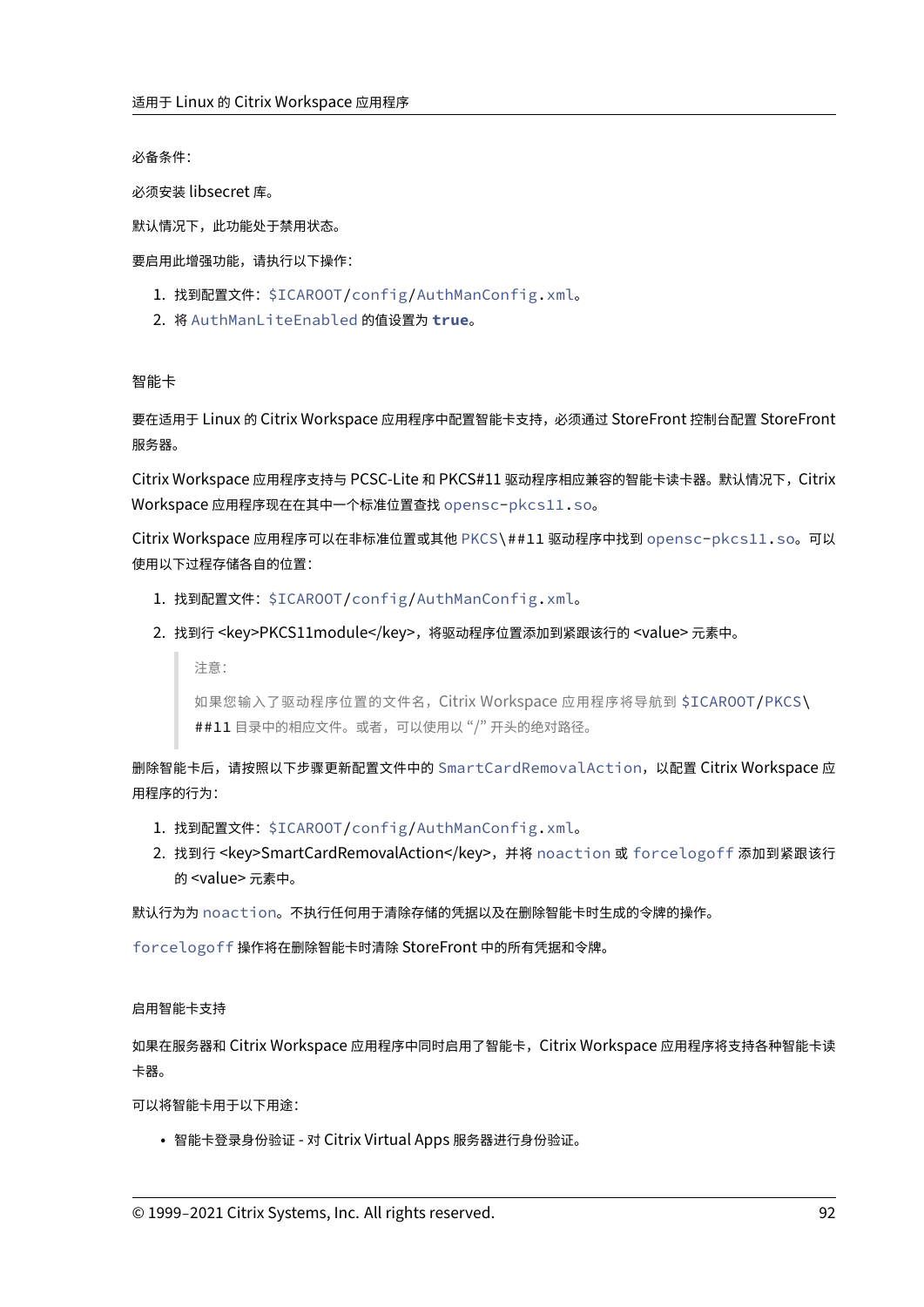必备条件：

必须安装 libsecret 库。

默认情况下，此功能处于禁用状态。

要启用此增强功能，请执行以下操作：

1. 找到配置文件：`$ICAROOT/config/AuthManConfig.xml`。
2. 将 `AuthManLiteEnabled` 的值设置为 **true**。

#### 智能卡

要在适用于 Linux 的 Citrix Workspace 应用程序中配置智能卡支持，必须通过 StoreFront 控制台配置 StoreFront 服务器。

Citrix Workspace 应用程序支持与 PCSC-Lite 和 PKCS#11 驱动程序相应兼容的智能卡读卡器。默认情况下，Citrix Workspace 应用程序现在在其中一个标准位置查找 `opensc-pkcs11.so`。

Citrix Workspace 应用程序可以在非标准位置或其他 `PKCS\##11` 驱动程序中找到 `opensc-pkcs11.so`。可以使用以下过程存储各自的位置：

1. 找到配置文件：`$ICAROOT/config/AuthManConfig.xml`。
2. 找到行 <key>PKCS11module</key>，将驱动程序位置添加到紧跟该行的 <value> 元素中。

   > 注意：
   >
   > 如果您输入了驱动程序位置的文件名，Citrix Workspace 应用程序将导航到 `$ICAROOT/PKCS\##11` 目录中的相应文件。或者，可以使用以 "/" 开头的绝对路径。

删除智能卡后，请按照以下步骤更新配置文件中的 `SmartCardRemovalAction`，以配置 Citrix Workspace 应用程序的行为：

1. 找到配置文件：`$ICAROOT/config/AuthManConfig.xml`。
2. 找到行 <key>SmartCardRemovalAction</key>，并将 `noaction` 或 `forcelogoff` 添加到紧跟该行的 <value> 元素中。

默认行为为 `noaction`。不执行任何用于清除存储的凭据以及在删除智能卡时生成的令牌的操作。

`forcelogoff` 操作将在删除智能卡时清除 StoreFront 中的所有凭据和令牌。

#### 启用智能卡支持

如果在服务器和 Citrix Workspace 应用程序中同时启用了智能卡，Citrix Workspace 应用程序将支持各种智能卡读卡器。

可以将智能卡用于以下用途：

- 智能卡登录身份验证 - 对 Citrix Virtual Apps 服务器进行身份验证。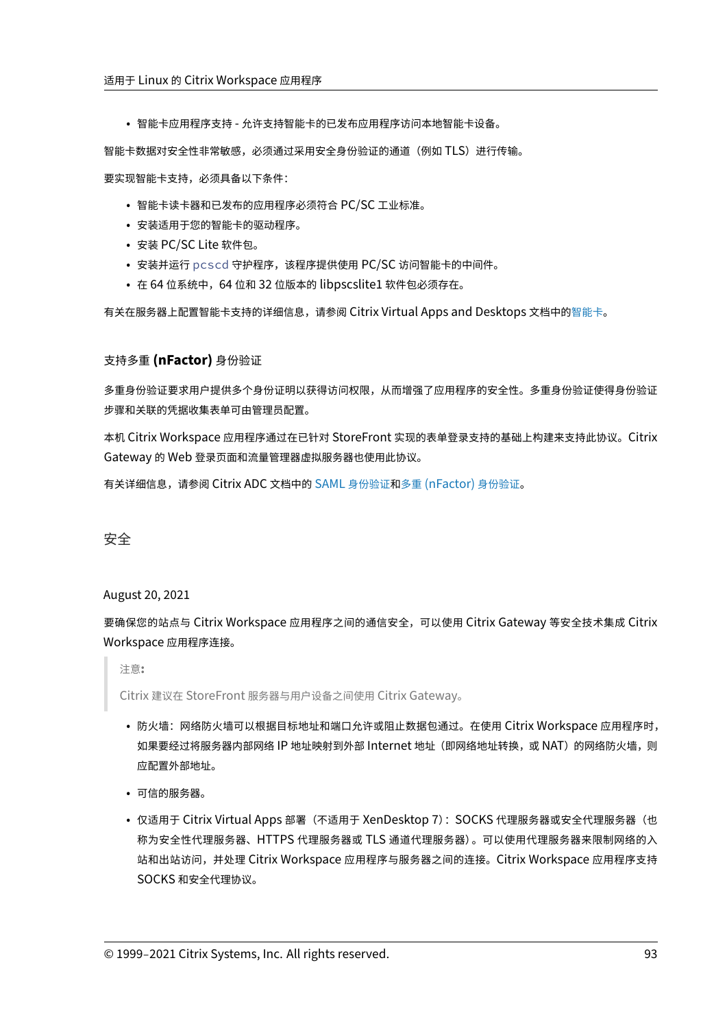- 智能卡应用程序支持 - 允许支持智能卡的已发布应用程序访问本地智能卡设备。

智能卡数据对安全性非常敏感，必须通过采用安全身份验证的通道（例如 TLS）进行传输。

要实现智能卡支持，必须具备以下条件：

- 智能卡读卡器和已发布的应用程序必须符合 PC/SC 工业标准。
- 安装适用于您的智能卡的驱动程序。
- 安装 PC/SC Lite 软件包。
- 安装并运行 `pcscd` 守护程序，该程序提供使用 PC/SC 访问智能卡的中间件。
- 在 64 位系统中，64 位和 32 位版本的 libpscslite1 软件包必须存在。

有关在服务器上配置智能卡支持的详细信息，请参阅 Citrix Virtual Apps and Desktops 文档中的智能卡。

### 支持多重 (nFactor) 身份验证

多重身份验证要求用户提供多个身份证明以获得访问权限，从而增强了应用程序的安全性。多重身份验证使得身份验证步骤和关联的凭据收集表单可由管理员配置。

本机 Citrix Workspace 应用程序通过在已针对 StoreFront 实现的表单登录支持的基础上构建来支持此协议。Citrix Gateway 的 Web 登录页面和流量管理器虚拟服务器也使用此协议。

有关详细信息，请参阅 Citrix ADC 文档中的 SAML 身份验证和多重 (nFactor) 身份验证。

## 安全

August 20, 2021

要确保您的站点与 Citrix Workspace 应用程序之间的通信安全，可以使用 Citrix Gateway 等安全技术集成 Citrix Workspace 应用程序连接。

> 注意：
>
> Citrix 建议在 StoreFront 服务器与用户设备之间使用 Citrix Gateway。

- 防火墙：网络防火墙可以根据目标地址和端口允许或阻止数据包通过。在使用 Citrix Workspace 应用程序时，如果要经过将服务器内部网络 IP 地址映射到外部 Internet 地址（即网络地址转换，或 NAT）的网络防火墙，则应配置外部地址。

- 可信的服务器。

- 仅适用于 Citrix Virtual Apps 部署（不适用于 XenDesktop 7）：SOCKS 代理服务器或安全代理服务器（也称为安全性代理服务器、HTTPS 代理服务器或 TLS 通道代理服务器）。可以使用代理服务器来限制网络的入站和出站访问，并处理 Citrix Workspace 应用程序与服务器之间的连接。Citrix Workspace 应用程序支持 SOCKS 和安全代理协议。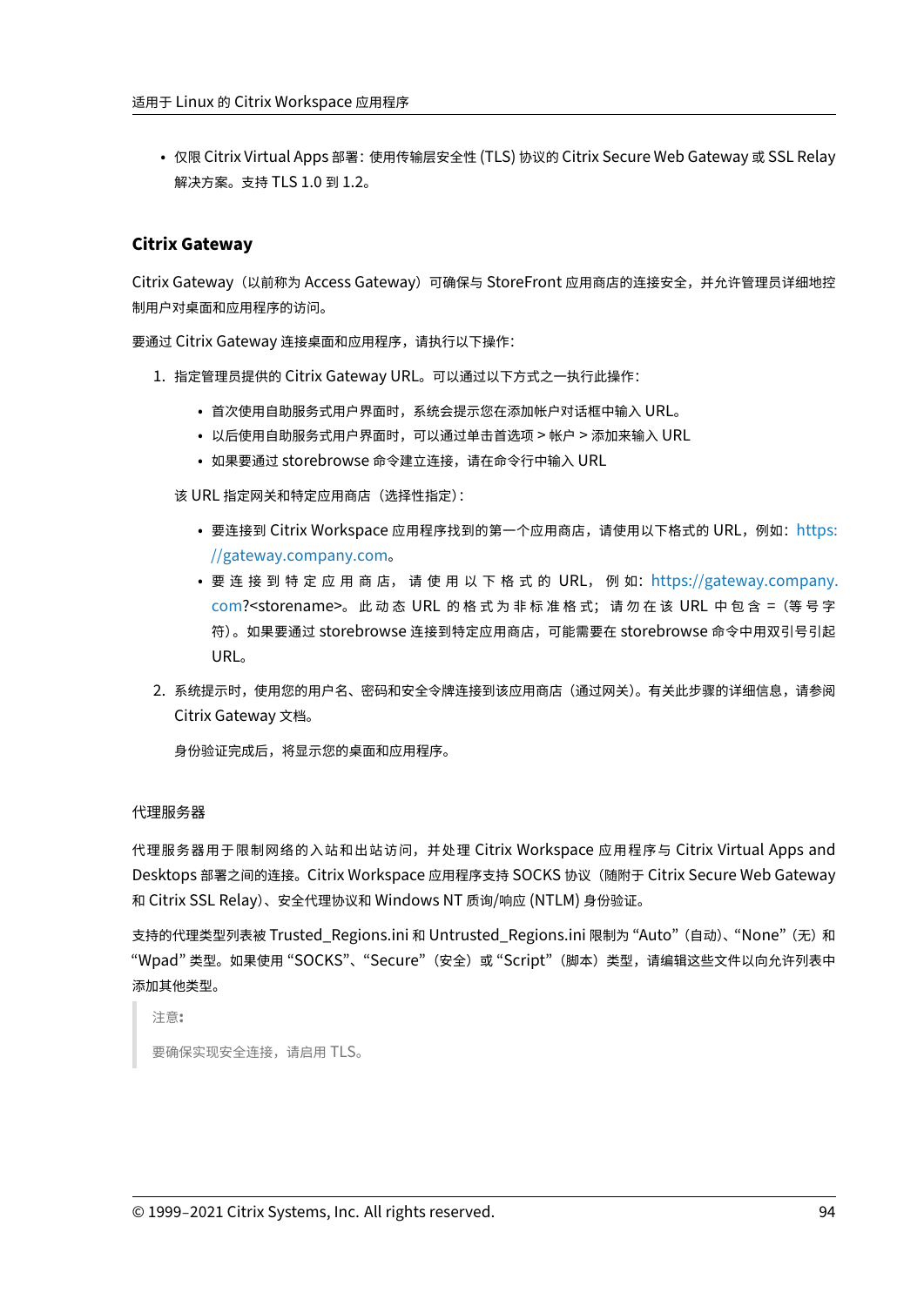- 仅限 Citrix Virtual Apps 部署：使用传输层安全性 (TLS) 协议的 Citrix Secure Web Gateway 或 SSL Relay 解决方案。支持 TLS 1.0 到 1.2。

### Citrix Gateway

Citrix Gateway（以前称为 Access Gateway）可确保与 StoreFront 应用商店的连接安全，并允许管理员详细地控制用户对桌面和应用程序的访问。

要通过 Citrix Gateway 连接桌面和应用程序，请执行以下操作：

1. 指定管理员提供的 Citrix Gateway URL。可以通过以下方式之一执行此操作：

   - 首次使用自助服务式用户界面时，系统会提示您在添加帐户对话框中输入 URL。
   - 以后使用自助服务式用户界面时，可以通过单击首选项 > 帐户 > 添加来输入 URL
   - 如果要通过 storebrowse 命令建立连接，请在命令行中输入 URL

   该 URL 指定网关和特定应用商店（选择性指定）：

   - 要连接到 Citrix Workspace 应用程序找到的第一个应用商店，请使用以下格式的 URL，例如：https://gateway.company.com。
   - 要连接到特定应用商店，请使用以下格式的 URL，例如：https://gateway.company.com?<storename>。此动态 URL 的格式为非标准格式；请勿在该 URL 中包含 =（等号字符）。如果要通过 storebrowse 连接到特定应用商店，可能需要在 storebrowse 命令中用双引号引起 URL。

2. 系统提示时，使用您的用户名、密码和安全令牌连接到该应用商店（通过网关）。有关此步骤的详细信息，请参阅 Citrix Gateway 文档。

   身份验证完成后，将显示您的桌面和应用程序。

#### 代理服务器

代理服务器用于限制网络的入站和出站访问，并处理 Citrix Workspace 应用程序与 Citrix Virtual Apps and Desktops 部署之间的连接。Citrix Workspace 应用程序支持 SOCKS 协议（随附于 Citrix Secure Web Gateway 和 Citrix SSL Relay）、安全代理协议和 Windows NT 质询/响应 (NTLM) 身份验证。

支持的代理类型列表被 Trusted_Regions.ini 和 Untrusted_Regions.ini 限制为 “Auto”（自动）、“None”（无）和 “Wpad” 类型。如果使用 “SOCKS”、“Secure”（安全）或 “Script”（脚本）类型，请编辑这些文件以向允许列表中添加其他类型。

> 注意：
>
> 要确保实现安全连接，请启用 TLS。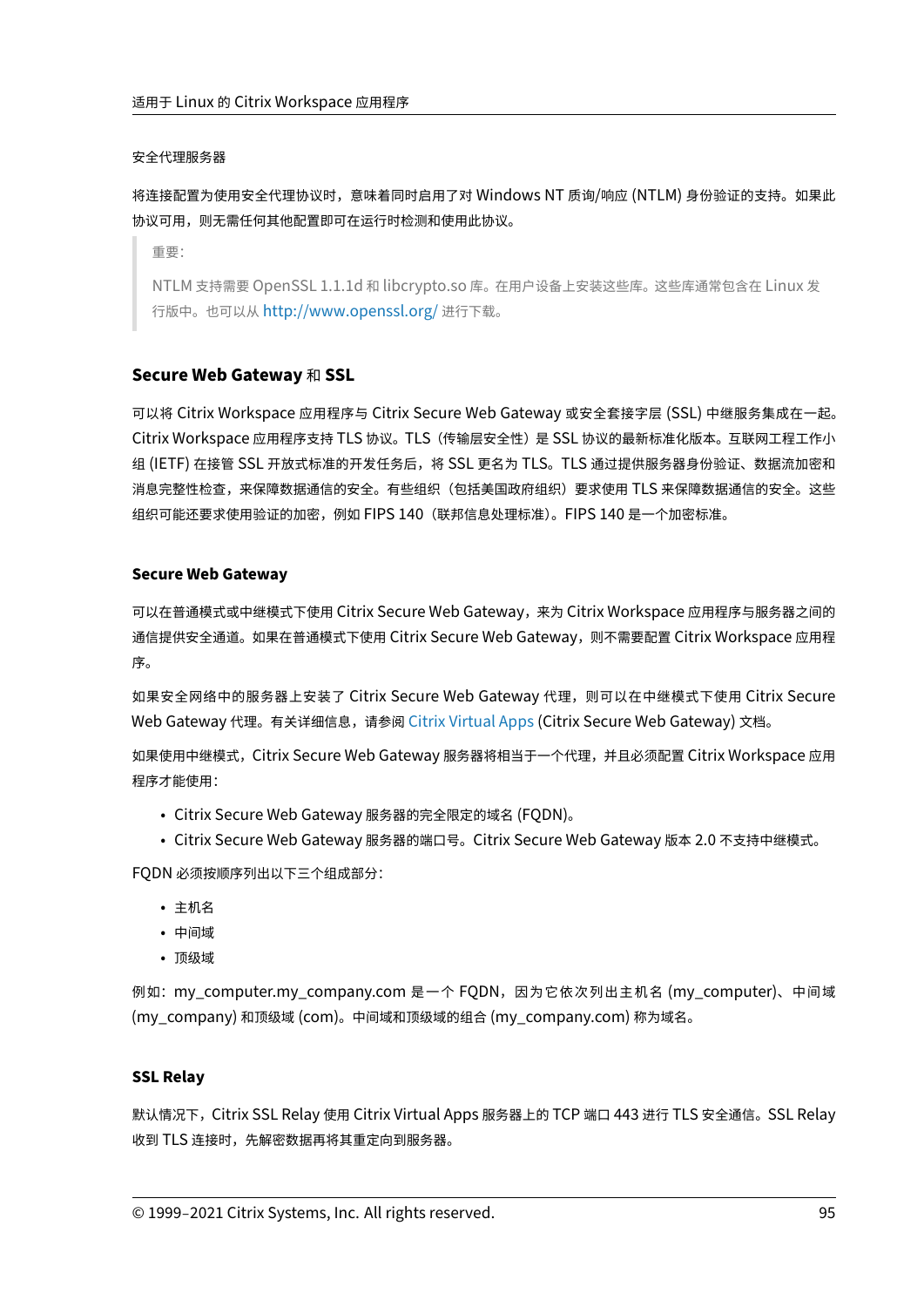安全代理服务器

将连接配置为使用安全代理协议时，意味着同时启用了对 Windows NT 质询/响应 (NTLM) 身份验证的支持。如果此协议可用，则无需任何其他配置即可在运行时检测和使用此协议。

> 重要：
>
> NTLM 支持需要 OpenSSL 1.1.1d 和 libcrypto.so 库。在用户设备上安装这些库。这些库通常包含在 Linux 发行版中。也可以从 http://www.openssl.org/ 进行下载。

### Secure Web Gateway 和 SSL

可以将 Citrix Workspace 应用程序与 Citrix Secure Web Gateway 或安全套接字层 (SSL) 中继服务集成在一起。Citrix Workspace 应用程序支持 TLS 协议。TLS（传输层安全性）是 SSL 协议的最新标准化版本。互联网工程工作小组 (IETF) 在接管 SSL 开放式标准的开发任务后，将 SSL 更名为 TLS。TLS 通过提供服务器身份验证、数据流加密和消息完整性检查，来保障数据通信的安全。有些组织（包括美国政府组织）要求使用 TLS 来保障数据通信的安全。这些组织可能还要求使用验证的加密，例如 FIPS 140（联邦信息处理标准）。FIPS 140 是一个加密标准。

#### Secure Web Gateway

可以在普通模式或中继模式下使用 Citrix Secure Web Gateway，来为 Citrix Workspace 应用程序与服务器之间的通信提供安全通道。如果在普通模式下使用 Citrix Secure Web Gateway，则不需要配置 Citrix Workspace 应用程序。

如果安全网络中的服务器上安装了 Citrix Secure Web Gateway 代理，则可以在中继模式下使用 Citrix Secure Web Gateway 代理。有关详细信息，请参阅 Citrix Virtual Apps (Citrix Secure Web Gateway) 文档。

如果使用中继模式，Citrix Secure Web Gateway 服务器将相当于一个代理，并且必须配置 Citrix Workspace 应用程序才能使用：

- Citrix Secure Web Gateway 服务器的完全限定的域名 (FQDN)。
- Citrix Secure Web Gateway 服务器的端口号。Citrix Secure Web Gateway 版本 2.0 不支持中继模式。

FQDN 必须按顺序列出以下三个组成部分：

- 主机名
- 中间域
- 顶级域

例如：my_computer.my_company.com 是一个 FQDN，因为它依次列出主机名 (my_computer)、中间域 (my_company) 和顶级域 (com)。中间域和顶级域的组合 (my_company.com) 称为域名。

#### SSL Relay

默认情况下，Citrix SSL Relay 使用 Citrix Virtual Apps 服务器上的 TCP 端口 443 进行 TLS 安全通信。SSL Relay 收到 TLS 连接时，先解密数据再将其重定向到服务器。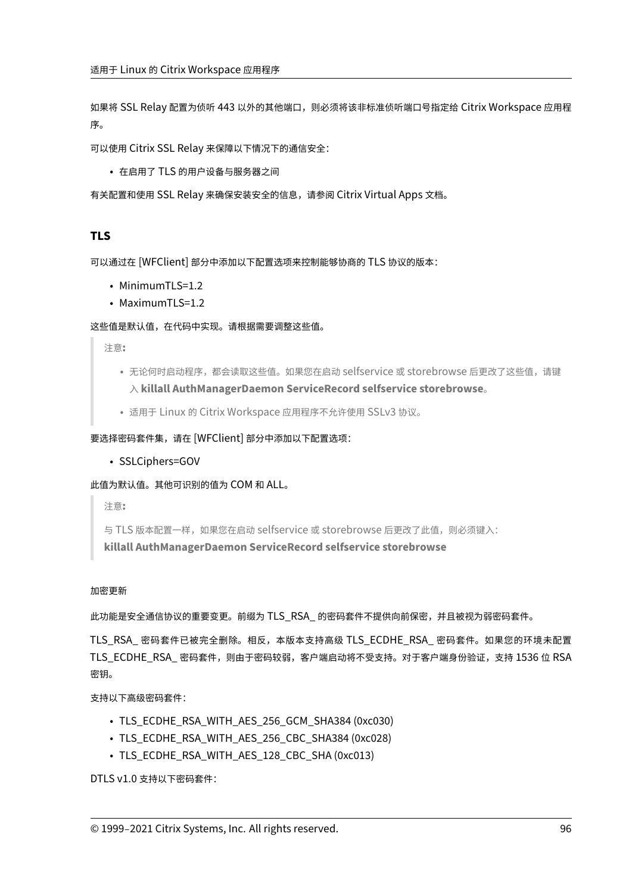如果将 SSL Relay 配置为侦听 443 以外的其他端口，则必须将该非标准侦听端口号指定给 Citrix Workspace 应用程序。

可以使用 Citrix SSL Relay 来保障以下情况下的通信安全：

- 在启用了 TLS 的用户设备与服务器之间

有关配置和使用 SSL Relay 来确保安装安全的信息，请参阅 Citrix Virtual Apps 文档。

### TLS

可以通过在 [WFClient] 部分中添加以下配置选项来控制能够协商的 TLS 协议的版本：

- MinimumTLS=1.2
- MaximumTLS=1.2

这些值是默认值，在代码中实现。请根据需要调整这些值。

> 注意：
>
> - 无论何时启动程序，都会读取这些值。如果您在启动 selfservice 或 storebrowse 后更改了这些值，请键入 **killall AuthManagerDaemon ServiceRecord selfservice storebrowse**。
> - 适用于 Linux 的 Citrix Workspace 应用程序不允许使用 SSLv3 协议。

要选择密码套件集，请在 [WFClient] 部分中添加以下配置选项：

- SSLCiphers=GOV

此值为默认值。其他可识别的值为 COM 和 ALL。

> 注意：
>
> 与 TLS 版本配置一样，如果您在启动 selfservice 或 storebrowse 后更改了此值，则必须键入：
> **killall AuthManagerDaemon ServiceRecord selfservice storebrowse**

#### 加密更新

此功能是安全通信协议的重要变更。前缀为 TLS_RSA_ 的密码套件不提供向前保密，并且被视为弱密码套件。

TLS_RSA_ 密码套件已被完全删除。相反，本版本支持高级 TLS_ECDHE_RSA_ 密码套件。如果您的环境未配置 TLS_ECDHE_RSA_ 密码套件，则由于密码较弱，客户端启动将不受支持。对于客户端身份验证，支持 1536 位 RSA 密钥。

支持以下高级密码套件：

- TLS_ECDHE_RSA_WITH_AES_256_GCM_SHA384 (0xc030)
- TLS_ECDHE_RSA_WITH_AES_256_CBC_SHA384 (0xc028)
- TLS_ECDHE_RSA_WITH_AES_128_CBC_SHA (0xc013)

DTLS v1.0 支持以下密码套件：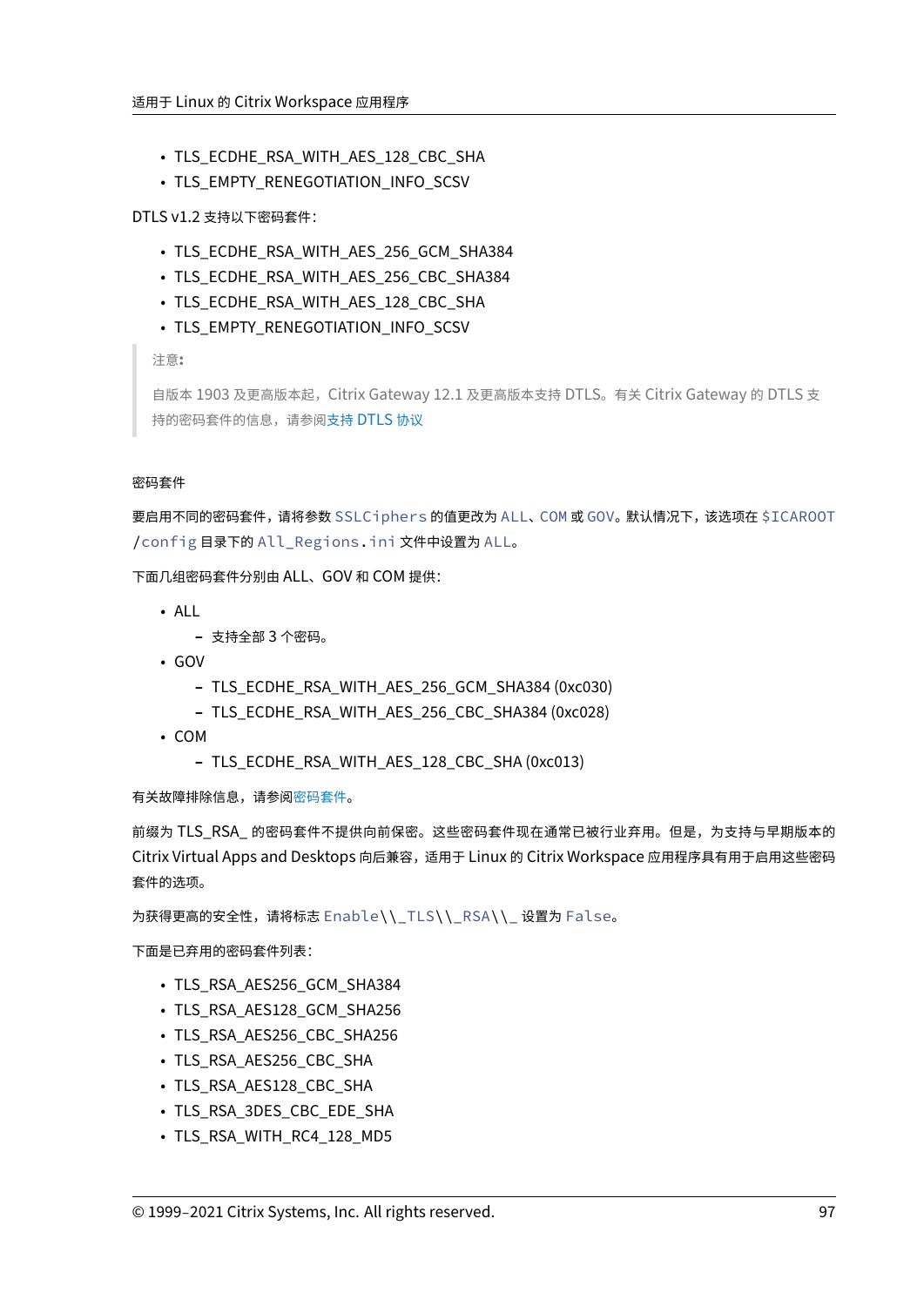- TLS_ECDHE_RSA_WITH_AES_128_CBC_SHA
- TLS_EMPTY_RENEGOTIATION_INFO_SCSV

DTLS v1.2 支持以下密码套件：

- TLS_ECDHE_RSA_WITH_AES_256_GCM_SHA384
- TLS_ECDHE_RSA_WITH_AES_256_CBC_SHA384
- TLS_ECDHE_RSA_WITH_AES_128_CBC_SHA
- TLS_EMPTY_RENEGOTIATION_INFO_SCSV

> 注意：
>
> 自版本 1903 及更高版本起，Citrix Gateway 12.1 及更高版本支持 DTLS。有关 Citrix Gateway 的 DTLS 支持的密码套件的信息，请参阅支持 DTLS 协议

#### 密码套件

要启用不同的密码套件，请将参数 `SSLCiphers` 的值更改为 `ALL`、`COM` 或 `GOV`。默认情况下，该选项在 `$ICAROOT/config` 目录下的 `All_Regions.ini` 文件中设置为 `ALL`。

下面几组密码套件分别由 ALL、GOV 和 COM 提供：

- ALL
  - 支持全部 3 个密码。
- GOV
  - TLS_ECDHE_RSA_WITH_AES_256_GCM_SHA384 (0xc030)
  - TLS_ECDHE_RSA_WITH_AES_256_CBC_SHA384 (0xc028)
- COM
  - TLS_ECDHE_RSA_WITH_AES_128_CBC_SHA (0xc013)

有关故障排除信息，请参阅密码套件。

前缀为 TLS_RSA_ 的密码套件不提供向前保密。这些密码套件现在通常已被行业弃用。但是，为支持与早期版本的 Citrix Virtual Apps and Desktops 向后兼容，适用于 Linux 的 Citrix Workspace 应用程序具有用于启用这些密码套件的选项。

为获得更高的安全性，请将标志 `Enable\\_TLS\\_RSA\\_` 设置为 `False`。

下面是已弃用的密码套件列表：

- TLS_RSA_AES256_GCM_SHA384
- TLS_RSA_AES128_GCM_SHA256
- TLS_RSA_AES256_CBC_SHA256
- TLS_RSA_AES256_CBC_SHA
- TLS_RSA_AES128_CBC_SHA
- TLS_RSA_3DES_CBC_EDE_SHA
- TLS_RSA_WITH_RC4_128_MD5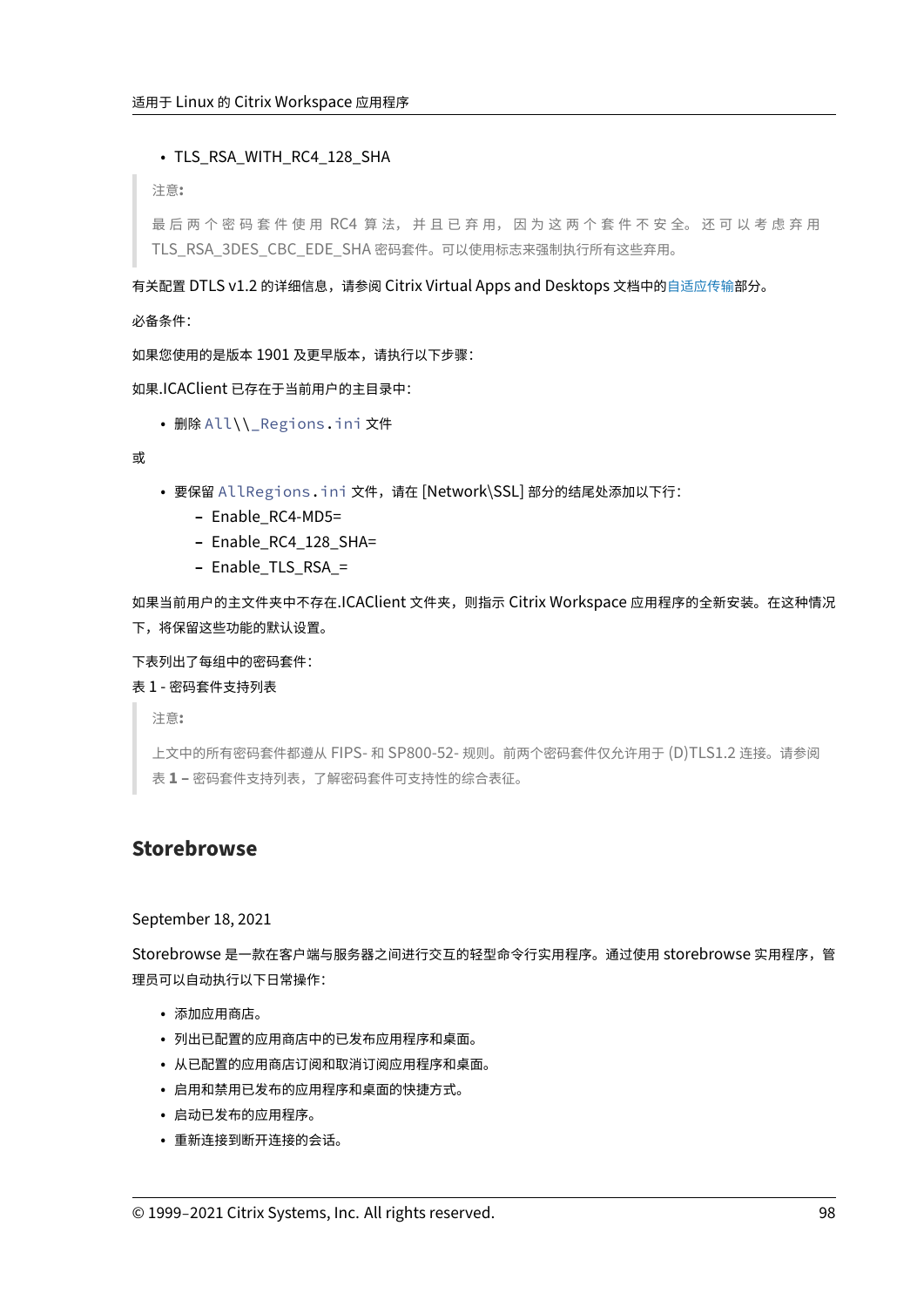- TLS_RSA_WITH_RC4_128_SHA

> 注意:
>
> 最后两个密码套件使用 RC4 算法，并且已弃用，因为这两个套件不安全。还可以考虑弃用 TLS_RSA_3DES_CBC_EDE_SHA 密码套件。可以使用标志来强制执行所有这些弃用。

有关配置 DTLS v1.2 的详细信息，请参阅 Citrix Virtual Apps and Desktops 文档中的自适应传输部分。

必备条件:

如果您使用的是版本 1901 及更早版本，请执行以下步骤:

如果.ICAClient 已存在于当前用户的主目录中:

- 删除 `All\\_Regions.ini` 文件

或

- 要保留 `AllRegions.ini` 文件，请在 [Network\SSL] 部分的结尾处添加以下行:
  - Enable_RC4-MD5=
  - Enable_RC4_128_SHA=
  - Enable_TLS_RSA_=

如果当前用户的主文件夹中不存在.ICAClient 文件夹，则指示 Citrix Workspace 应用程序的全新安装。在这种情况下，将保留这些功能的默认设置。

下表列出了每组中的密码套件:

表 1 - 密码套件支持列表

> 注意:
>
> 上文中的所有密码套件都遵从 FIPS- 和 SP800-52- 规则。前两个密码套件仅允许用于 (D)TLS1.2 连接。请参阅**表 1 –** 密码套件支持列表，了解密码套件可支持性的综合表征。

## Storebrowse

September 18, 2021

Storebrowse 是一款在客户端与服务器之间进行交互的轻型命令行实用程序。通过使用 storebrowse 实用程序，管理员可以自动执行以下日常操作:

- 添加应用商店。
- 列出已配置的应用商店中的已发布应用程序和桌面。
- 从已配置的应用商店订阅和取消订阅应用程序和桌面。
- 启用和禁用已发布的应用程序和桌面的快捷方式。
- 启动已发布的应用程序。
- 重新连接到断开连接的会话。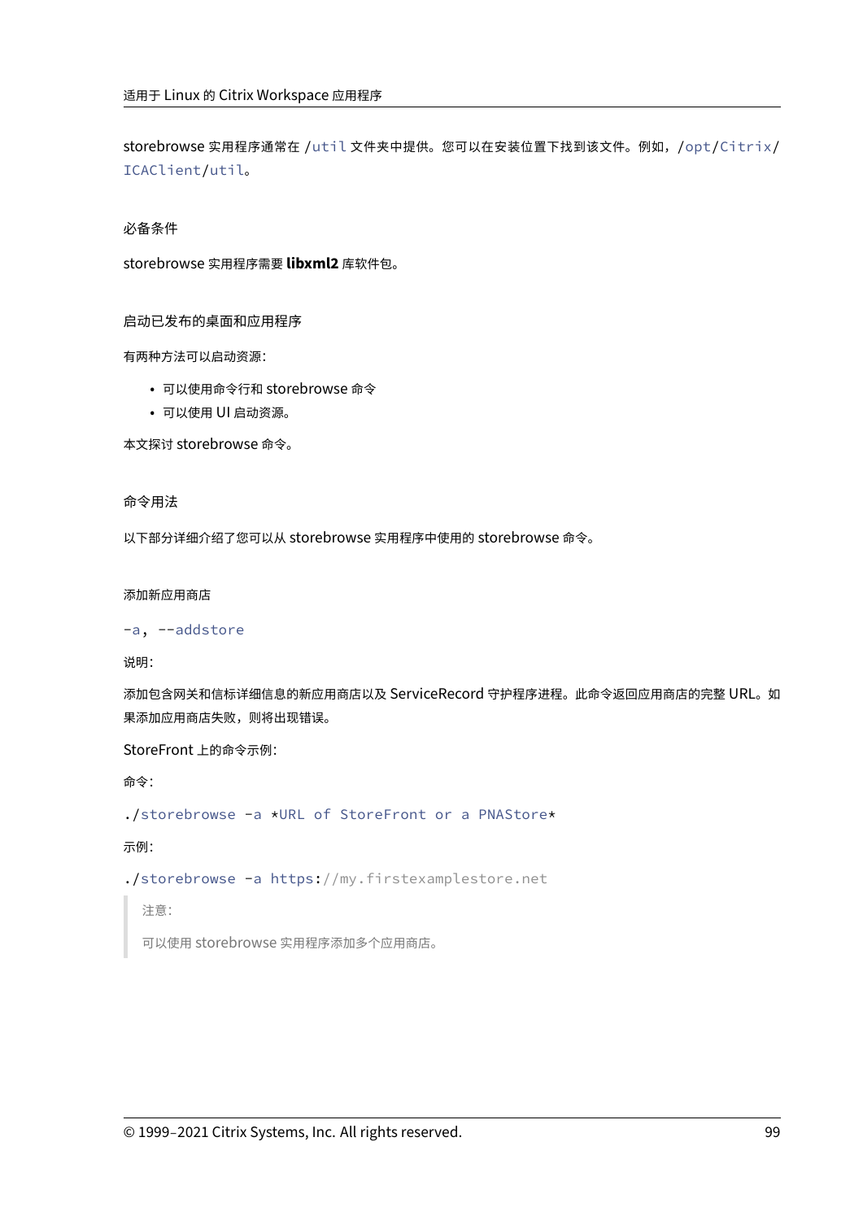storebrowse 实用程序通常在 `/util` 文件夹中提供。您可以在安装位置下找到该文件。例如，`/opt/Citrix/ICAClient/util`。

#### 必备条件

storebrowse 实用程序需要 **libxml2** 库软件包。

#### 启动已发布的桌面和应用程序

有两种方法可以启动资源：

- 可以使用命令行和 storebrowse 命令
- 可以使用 UI 启动资源。

本文探讨 storebrowse 命令。

#### 命令用法

以下部分详细介绍了您可以从 storebrowse 实用程序中使用的 storebrowse 命令。

##### 添加新应用商店

`-a, --addstore`

说明：

添加包含网关和信标详细信息的新应用商店以及 ServiceRecord 守护程序进程。此命令返回应用商店的完整 URL。如果添加应用商店失败，则将出现错误。

StoreFront 上的命令示例：

命令：

```
./storebrowse -a *URL of StoreFront or a PNAStore*
```

示例：

```
./storebrowse -a https://my.firstexamplestore.net
```

> 注意：
>
> 可以使用 storebrowse 实用程序添加多个应用商店。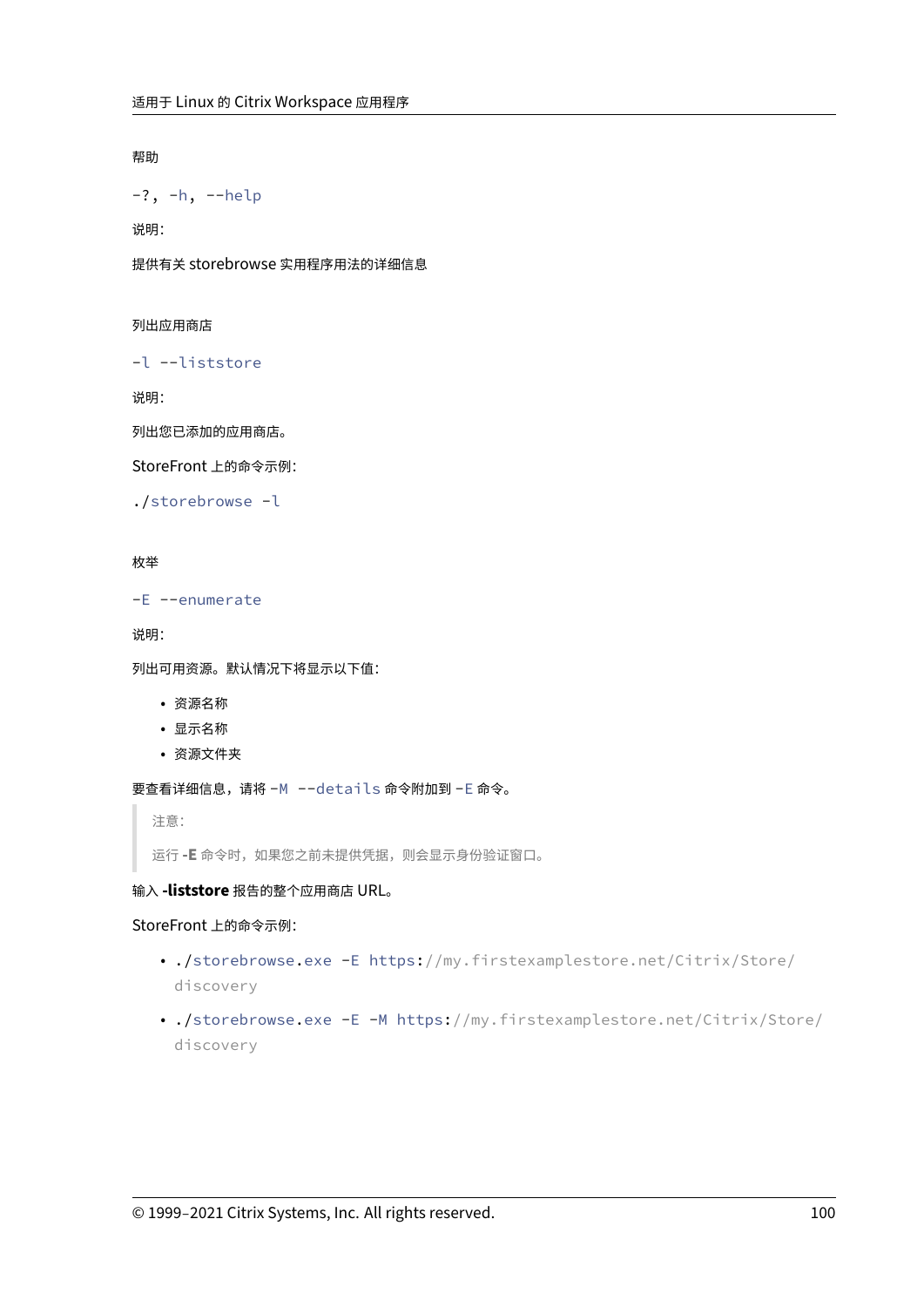帮助

`-?, -h, --help`

说明：

提供有关 storebrowse 实用程序用法的详细信息

列出应用商店

`-l --liststore`

说明：

列出您已添加的应用商店。

StoreFront 上的命令示例：

```
./storebrowse -l
```

枚举

`-E --enumerate`

说明：

列出可用资源。默认情况下将显示以下值：

- 资源名称
- 显示名称
- 资源文件夹

要查看详细信息，请将 `-M --details` 命令附加到 `-E` 命令。

> 注意：
>
> 运行 **-E** 命令时，如果您之前未提供凭据，则会显示身份验证窗口。

输入 **-liststore** 报告的整个应用商店 URL。

StoreFront 上的命令示例：

- `./storebrowse.exe -E https://my.firstexamplestore.net/Citrix/Store/discovery`
- `./storebrowse.exe -E -M https://my.firstexamplestore.net/Citrix/Store/discovery`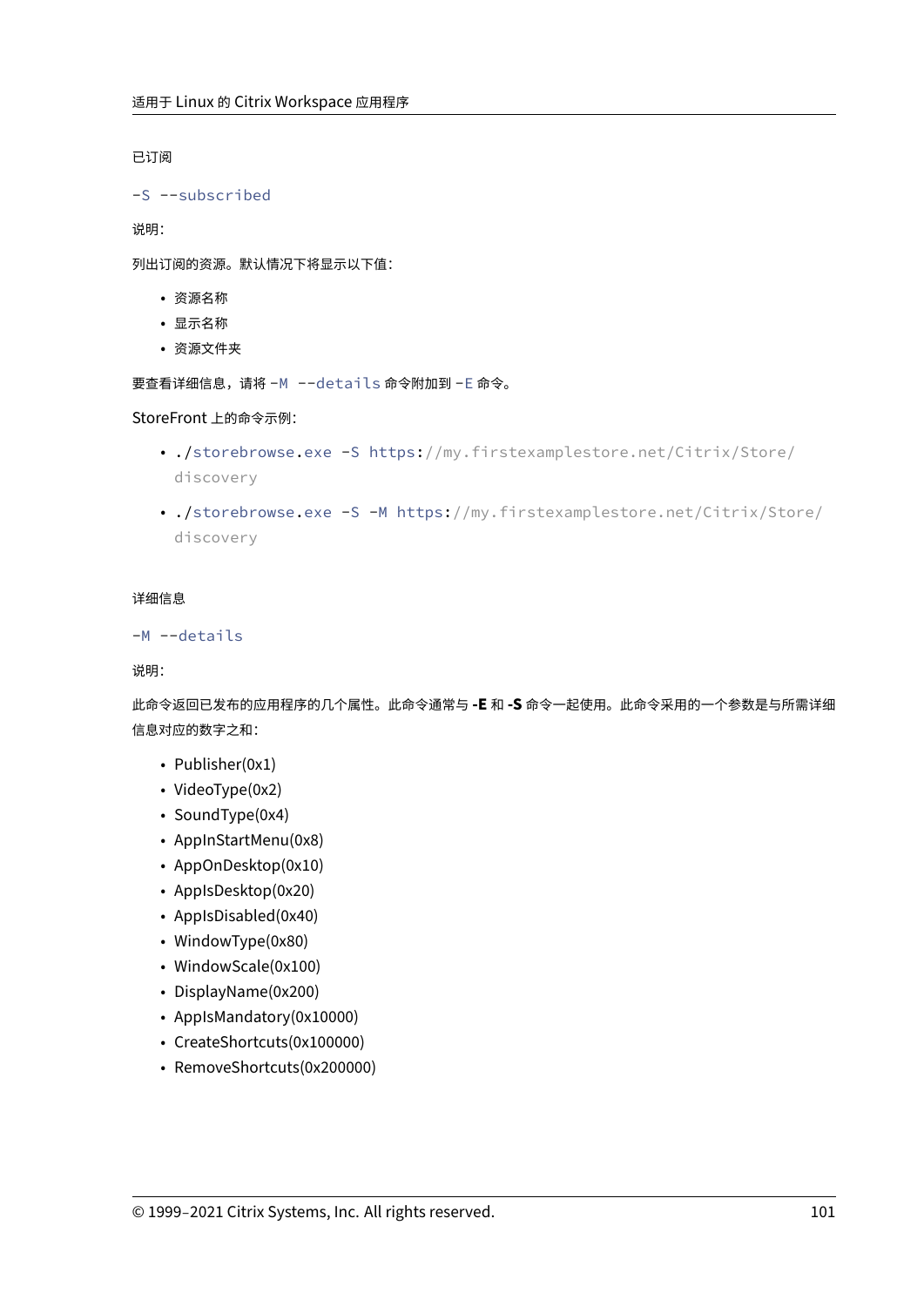已订阅

`-S --subscribed`

说明:

列出订阅的资源。默认情况下将显示以下值:

- 资源名称
- 显示名称
- 资源文件夹

要查看详细信息，请将 `-M --details` 命令附加到 `-E` 命令。

StoreFront 上的命令示例:

- `./storebrowse.exe -S https://my.firstexamplestore.net/Citrix/Store/discovery`
- `./storebrowse.exe -S -M https://my.firstexamplestore.net/Citrix/Store/discovery`

详细信息

`-M --details`

说明:

此命令返回已发布的应用程序的几个属性。此命令通常与 **-E** 和 **-S** 命令一起使用。此命令采用的一个参数是与所需详细信息对应的数字之和:

- Publisher(0x1)
- VideoType(0x2)
- SoundType(0x4)
- AppInStartMenu(0x8)
- AppOnDesktop(0x10)
- AppIsDesktop(0x20)
- AppIsDisabled(0x40)
- WindowType(0x80)
- WindowScale(0x100)
- DisplayName(0x200)
- AppIsMandatory(0x10000)
- CreateShortcuts(0x100000)
- RemoveShortcuts(0x200000)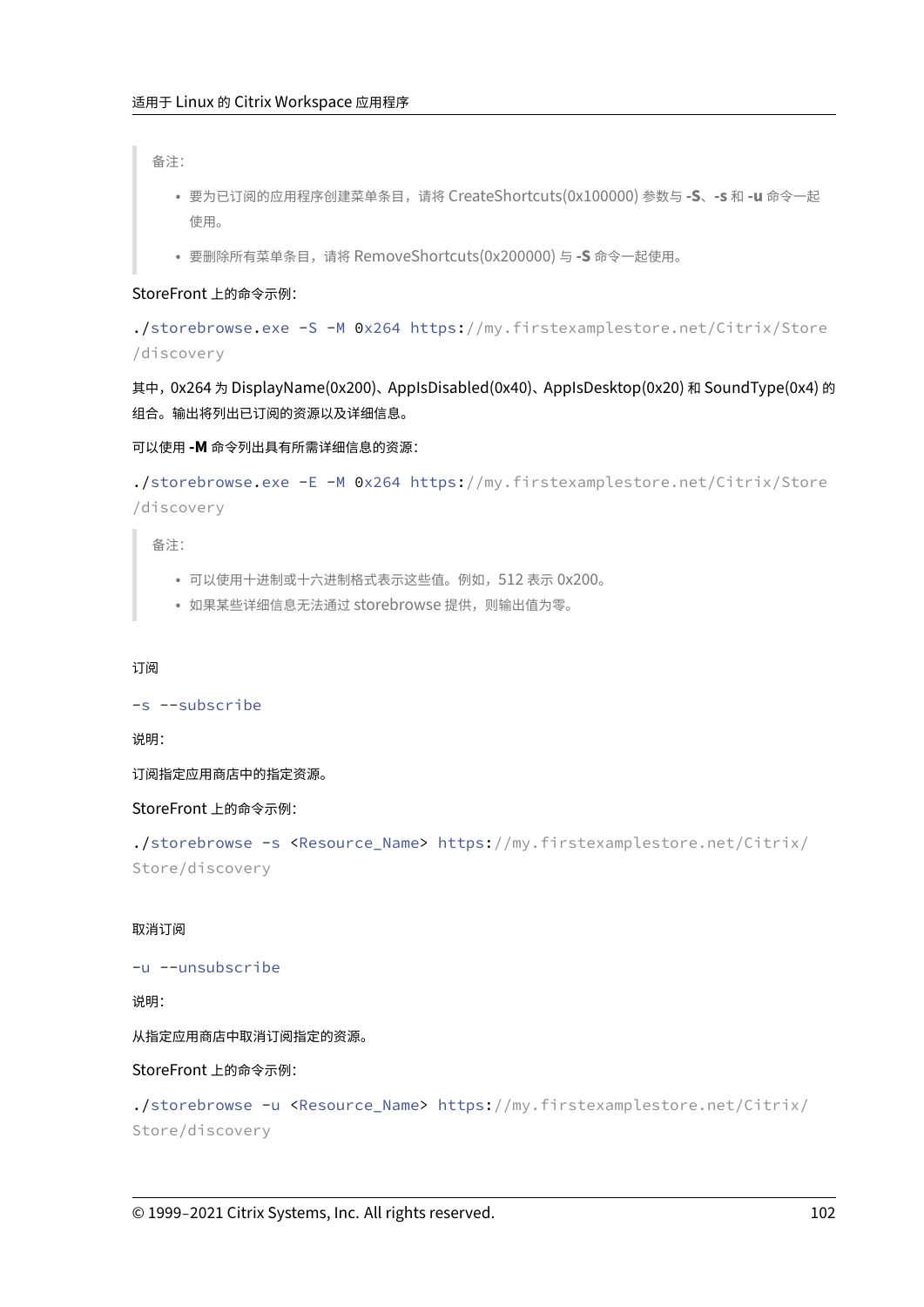> 备注:
>
> - 要为已订阅的应用程序创建菜单条目，请将 CreateShortcuts(0x100000) 参数与 **-S**、**-s** 和 **-u** 命令一起使用。
> - 要删除所有菜单条目，请将 RemoveShortcuts(0x200000) 与 **-S** 命令一起使用。

StoreFront 上的命令示例:

```
./storebrowse.exe -S -M 0x264 https://my.firstexamplestore.net/Citrix/Store
/discovery
```

其中，0x264 为 DisplayName(0x200)、AppIsDisabled(0x40)、AppIsDesktop(0x20) 和 SoundType(0x4) 的组合。输出将列出已订阅的资源以及详细信息。

可以使用 **-M** 命令列出具有所需详细信息的资源:

```
./storebrowse.exe -E -M 0x264 https://my.firstexamplestore.net/Citrix/Store
/discovery
```

> 备注:
>
> - 可以使用十进制或十六进制格式表示这些值。例如，512 表示 0x200。
> - 如果某些详细信息无法通过 storebrowse 提供，则输出值为零。

订阅

```
-s --subscribe
```

说明:

订阅指定应用商店中的指定资源。

StoreFront 上的命令示例:

```
./storebrowse -s <Resource_Name> https://my.firstexamplestore.net/Citrix/
Store/discovery
```

取消订阅

```
-u --unsubscribe
```

说明:

从指定应用商店中取消订阅指定的资源。

StoreFront 上的命令示例:

```
./storebrowse -u <Resource_Name> https://my.firstexamplestore.net/Citrix/
Store/discovery
```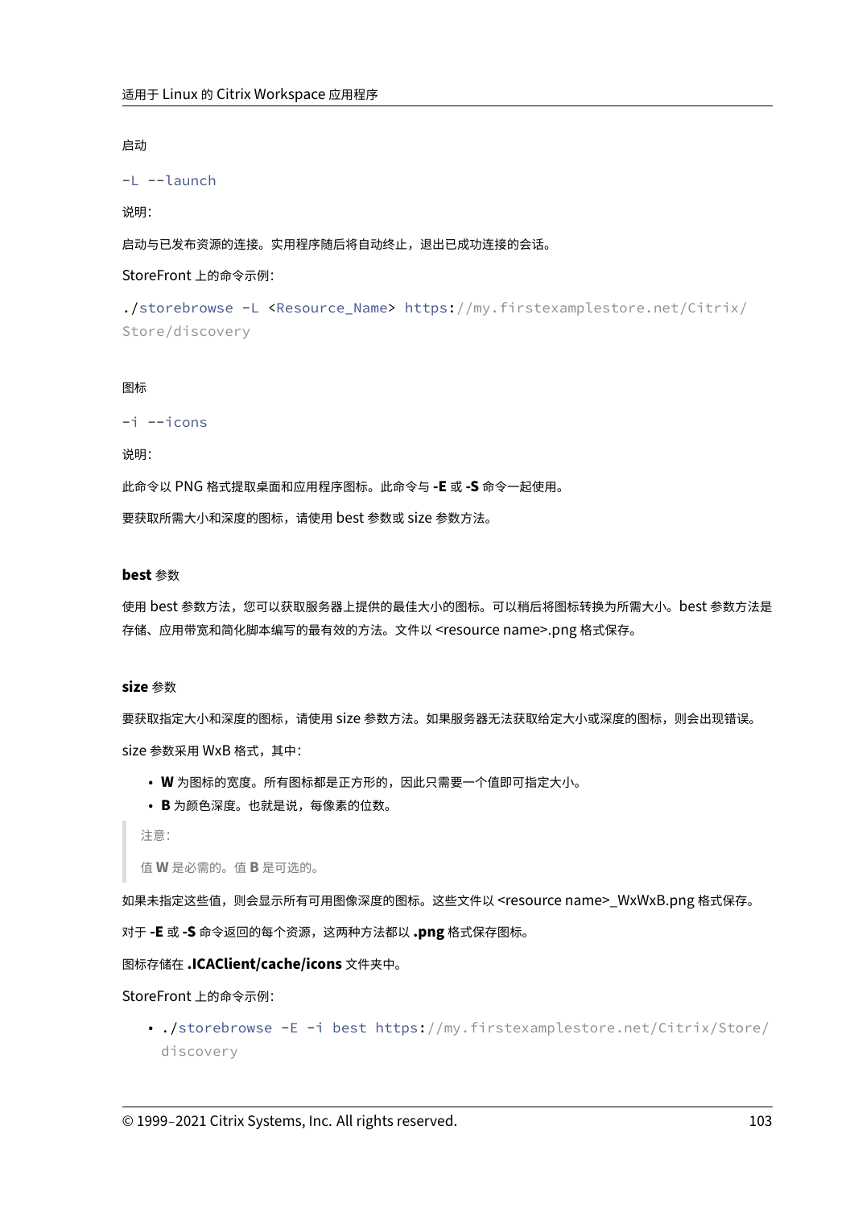启动

`-L --launch`

说明：

启动与已发布资源的连接。实用程序随后将自动终止，退出已成功连接的会话。

StoreFront 上的命令示例：

```
./storebrowse -L <Resource_Name> https://my.firstexamplestore.net/Citrix/Store/discovery
```

图标

`-i --icons`

说明：

此命令以 PNG 格式提取桌面和应用程序图标。此命令与 **-E** 或 **-S** 命令一起使用。

要获取所需大小和深度的图标，请使用 best 参数或 size 参数方法。

#### **best** 参数

使用 best 参数方法，您可以获取服务器上提供的最佳大小的图标。可以稍后将图标转换为所需大小。best 参数方法是存储、应用带宽和简化脚本编写的最有效的方法。文件以 <resource name>.png 格式保存。

#### **size** 参数

要获取指定大小和深度的图标，请使用 size 参数方法。如果服务器无法获取给定大小或深度的图标，则会出现错误。

size 参数采用 WxB 格式，其中：

- **W** 为图标的宽度。所有图标都是正方形的，因此只需要一个值即可指定大小。
- **B** 为颜色深度。也就是说，每像素的位数。

> 注意：
>
> 值 **W** 是必需的。值 **B** 是可选的。

如果未指定这些值，则会显示所有可用图像深度的图标。这些文件以 <resource name>_WxWxB.png 格式保存。

对于 **-E** 或 **-S** 命令返回的每个资源，这两种方法都以 **.png** 格式保存图标。

图标存储在 **.ICAClient/cache/icons** 文件夹中。

StoreFront 上的命令示例：

- `./storebrowse -E -i best https://my.firstexamplestore.net/Citrix/Store/discovery`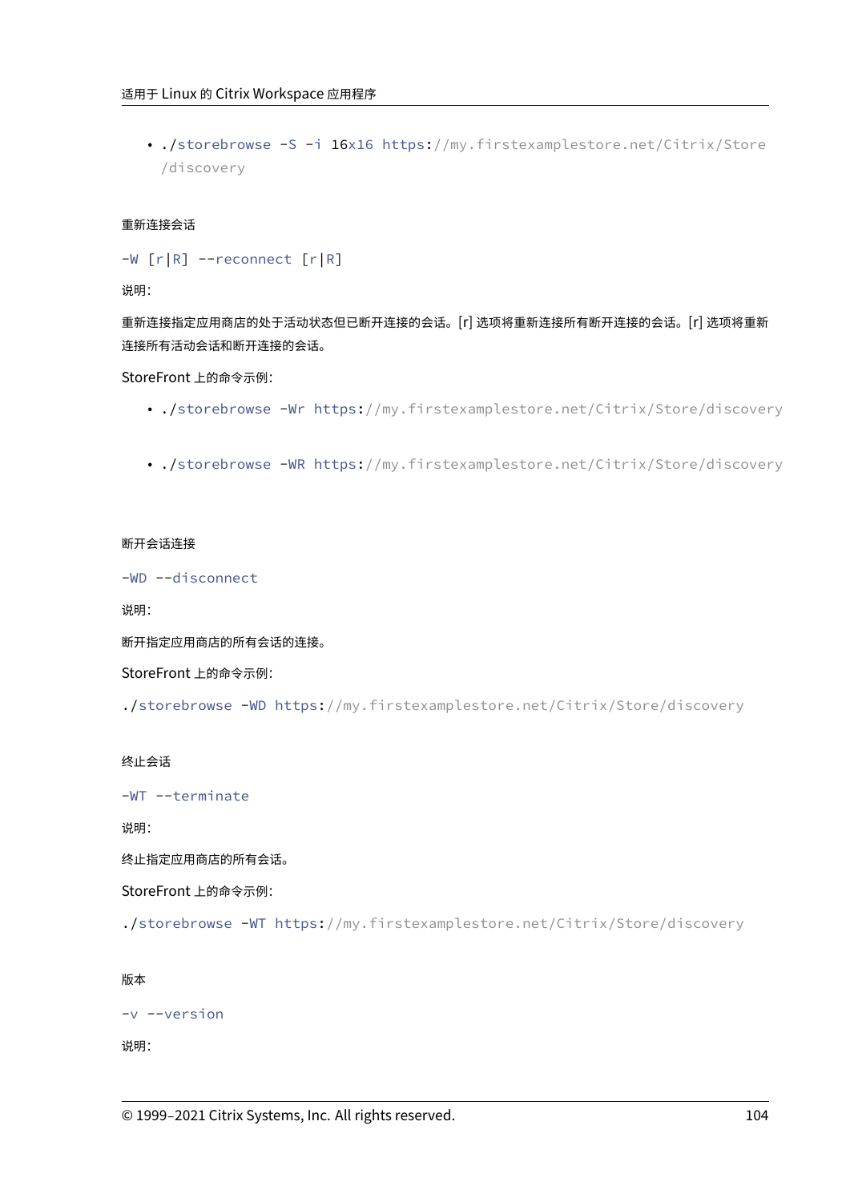- `./storebrowse -S -i 16x16 https://my.firstexamplestore.net/Citrix/Store/discovery`

重新连接会话

`-W [r|R] --reconnect [r|R]`

说明：

重新连接指定应用商店的处于活动状态但已断开连接的会话。[r] 选项将重新连接所有断开连接的会话。[r] 选项将重新连接所有活动会话和断开连接的会话。

StoreFront 上的命令示例：

- `./storebrowse -Wr https://my.firstexamplestore.net/Citrix/Store/discovery`
- `./storebrowse -WR https://my.firstexamplestore.net/Citrix/Store/discovery`

断开会话连接

`-WD --disconnect`

说明：

断开指定应用商店的所有会话的连接。

StoreFront 上的命令示例：

```
./storebrowse -WD https://my.firstexamplestore.net/Citrix/Store/discovery
```

终止会话

`-WT --terminate`

说明：

终止指定应用商店的所有会话。

StoreFront 上的命令示例：

```
./storebrowse -WT https://my.firstexamplestore.net/Citrix/Store/discovery
```

版本

`-v --version`

说明：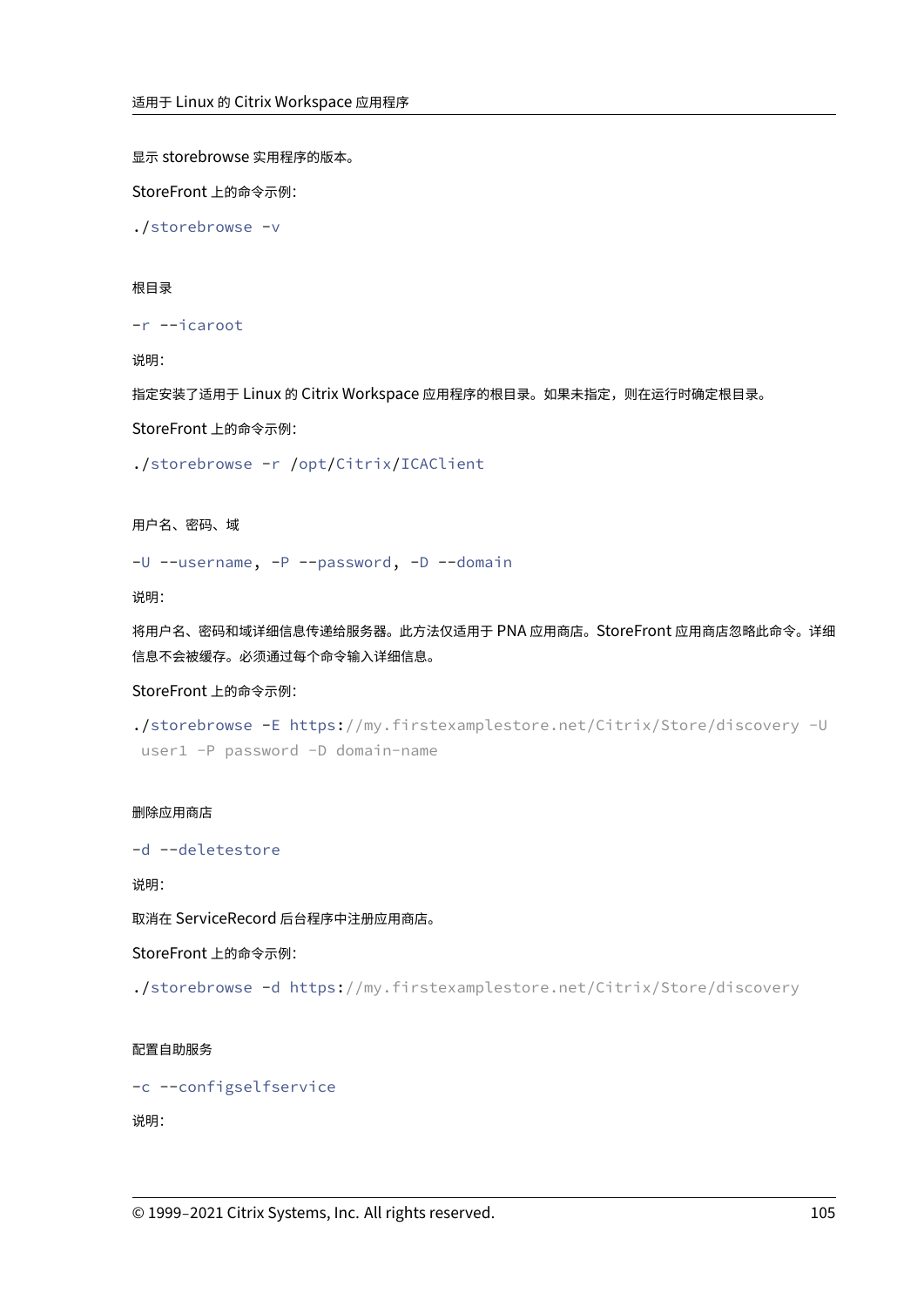显示 storebrowse 实用程序的版本。

StoreFront 上的命令示例：

```
./storebrowse -v
```

#### 根目录

`-r --icaroot`

说明：

指定安装了适用于 Linux 的 Citrix Workspace 应用程序的根目录。如果未指定，则在运行时确定根目录。

StoreFront 上的命令示例：

```
./storebrowse -r /opt/Citrix/ICAClient
```

#### 用户名、密码、域

`-U --username`, `-P --password`, `-D --domain`

说明：

将用户名、密码和域详细信息传递给服务器。此方法仅适用于 PNA 应用商店。StoreFront 应用商店忽略此命令。详细信息不会被缓存。必须通过每个命令输入详细信息。

StoreFront 上的命令示例：

```
./storebrowse -E https://my.firstexamplestore.net/Citrix/Store/discovery -U
user1 -P password -D domain-name
```

#### 删除应用商店

`-d --deletestore`

说明：

取消在 ServiceRecord 后台程序中注册应用商店。

StoreFront 上的命令示例：

```
./storebrowse -d https://my.firstexamplestore.net/Citrix/Store/discovery
```

#### 配置自助服务

`-c --configselfservice`

说明：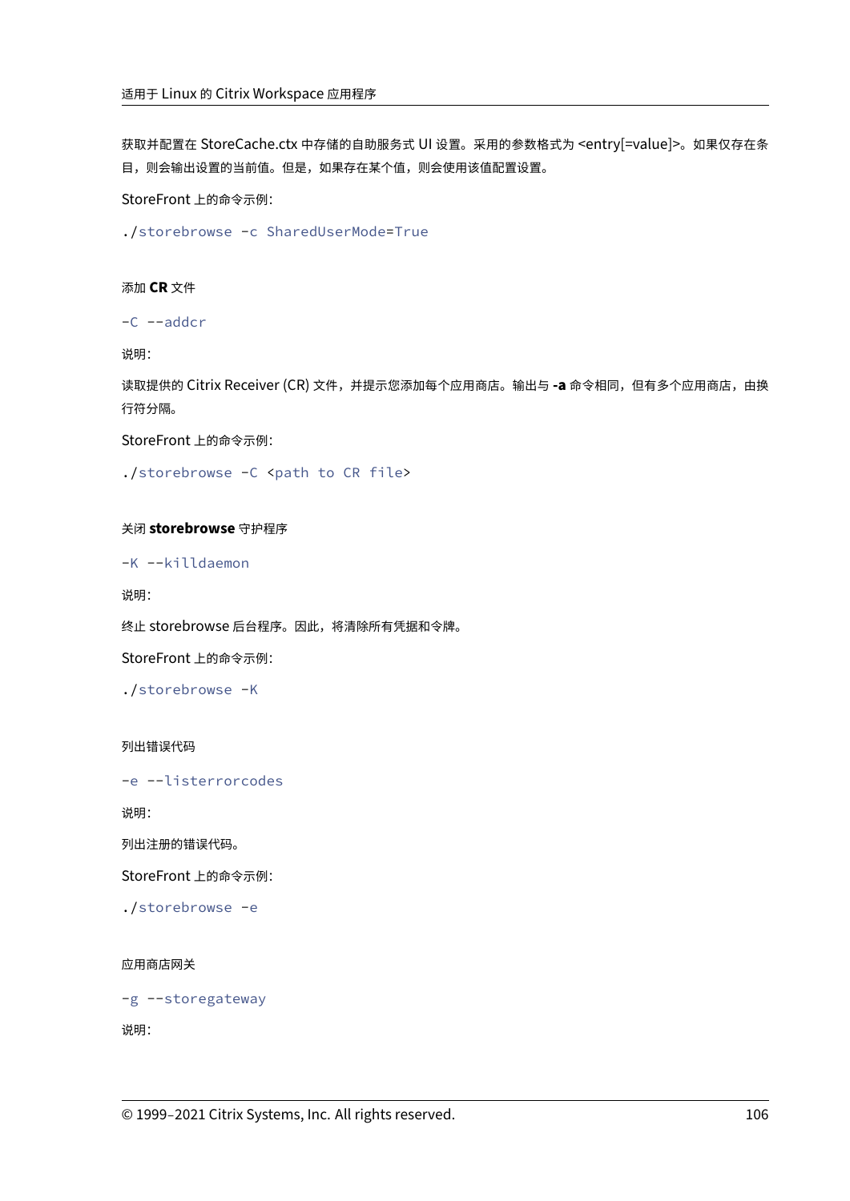获取并配置在 StoreCache.ctx 中存储的自助服务式 UI 设置。采用的参数格式为 <entry[=value]>。如果仅存在条目，则会输出设置的当前值。但是，如果存在某个值，则会使用该值配置设置。

StoreFront 上的命令示例：

```
./storebrowse -c SharedUserMode=True
```

#### 添加 **CR** 文件

```
-C --addcr
```

说明：

读取提供的 Citrix Receiver (CR) 文件，并提示您添加每个应用商店。输出与 **-a** 命令相同，但有多个应用商店，由换行符分隔。

StoreFront 上的命令示例：

```
./storebrowse -C <path to CR file>
```

#### 关闭 **storebrowse** 守护程序

```
-K --killdaemon
```

说明：

终止 storebrowse 后台程序。因此，将清除所有凭据和令牌。

StoreFront 上的命令示例：

```
./storebrowse -K
```

#### 列出错误代码

```
-e --listerrorcodes
```

说明：

列出注册的错误代码。

StoreFront 上的命令示例：

```
./storebrowse -e
```

#### 应用商店网关

```
-g --storegateway
```

说明：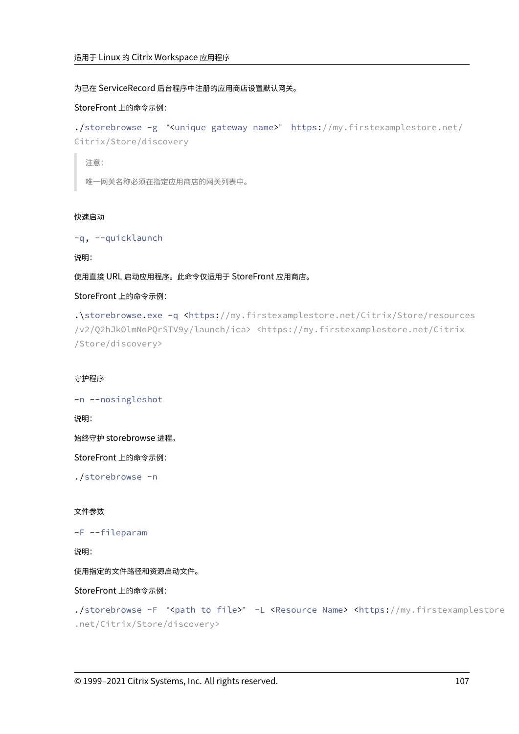为已在 ServiceRecord 后台程序中注册的应用商店设置默认网关。

StoreFront 上的命令示例：

```
./storebrowse -g “<unique gateway name>” https://my.firstexamplestore.net/
Citrix/Store/discovery
```

> 注意：
>
> 唯一网关名称必须在指定应用商店的网关列表中。

#### 快速启动

```
-q, --quicklaunch
```

说明：

使用直接 URL 启动应用程序。此命令仅适用于 StoreFront 应用商店。

StoreFront 上的命令示例：

```
.\storebrowse.exe -q <https://my.firstexamplestore.net/Citrix/Store/resources
/v2/Q2hJkOlmNoPQrSTV9y/launch/ica> <https://my.firstexamplestore.net/Citrix
/Store/discovery>
```

#### 守护程序

```
-n --nosingleshot
```

说明：

始终守护 storebrowse 进程。

StoreFront 上的命令示例：

```
./storebrowse -n
```

#### 文件参数

```
-F --fileparam
```

说明：

使用指定的文件路径和资源启动文件。

StoreFront 上的命令示例：

```
./storebrowse -F “<path to file>” -L <Resource Name> <https://my.firstexamplestore
.net/Citrix/Store/discovery>
```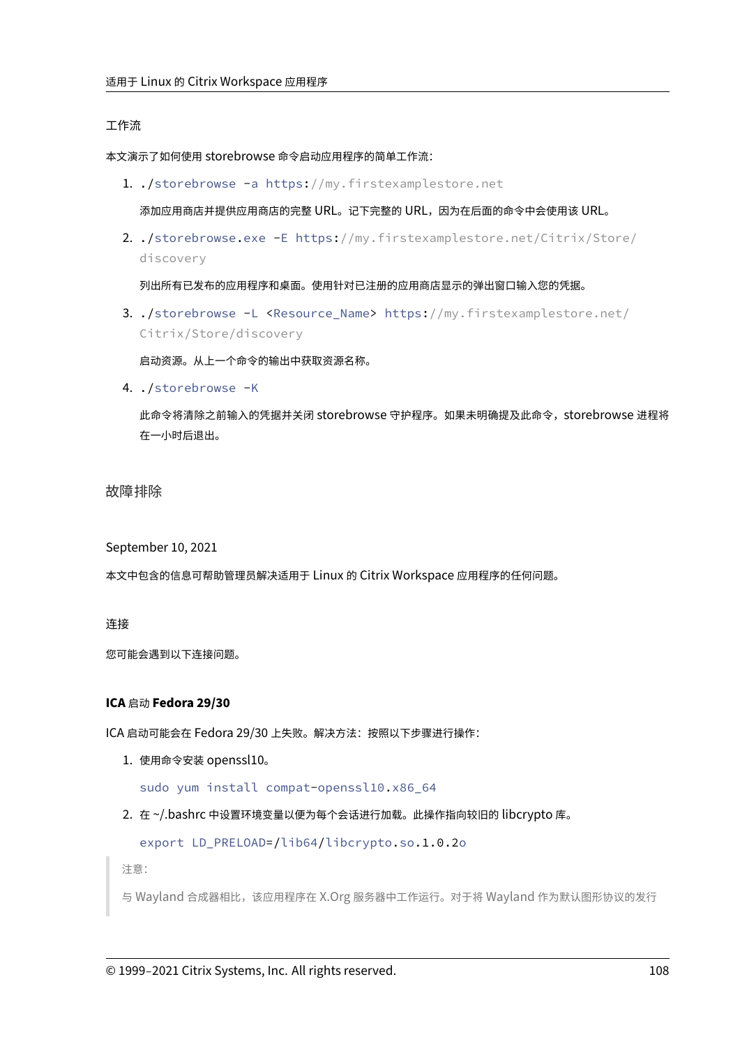#### 工作流

本文演示了如何使用 storebrowse 命令启动应用程序的简单工作流：

1. `./storebrowse -a https://my.firstexamplestore.net`

   添加应用商店并提供应用商店的完整 URL。记下完整的 URL，因为在后面的命令中会使用该 URL。

2. `./storebrowse.exe -E https://my.firstexamplestore.net/Citrix/Store/discovery`

   列出所有已发布的应用程序和桌面。使用针对已注册的应用商店显示的弹出窗口输入您的凭据。

3. `./storebrowse -L <Resource_Name> https://my.firstexamplestore.net/Citrix/Store/discovery`

   启动资源。从上一个命令的输出中获取资源名称。

4. `./storebrowse -K`

   此命令将清除之前输入的凭据并关闭 storebrowse 守护程序。如果未明确提及此命令，storebrowse 进程将在一小时后退出。

## 故障排除

September 10, 2021

本文中包含的信息可帮助管理员解决适用于 Linux 的 Citrix Workspace 应用程序的任何问题。

### 连接

您可能会遇到以下连接问题。

#### ICA 启动 Fedora 29/30

ICA 启动可能会在 Fedora 29/30 上失败。解决方法：按照以下步骤进行操作：

1. 使用命令安装 openssl10。

   ```
   sudo yum install compat-openssl10.x86_64
   ```

2. 在 ~/.bashrc 中设置环境变量以便为每个会话进行加载。此操作指向较旧的 libcrypto 库。

   ```
   export LD_PRELOAD=/lib64/libcrypto.so.1.0.2o
   ```

> 注意：
>
> 与 Wayland 合成器相比，该应用程序在 X.Org 服务器中工作运行。对于将 Wayland 作为默认图形协议的发行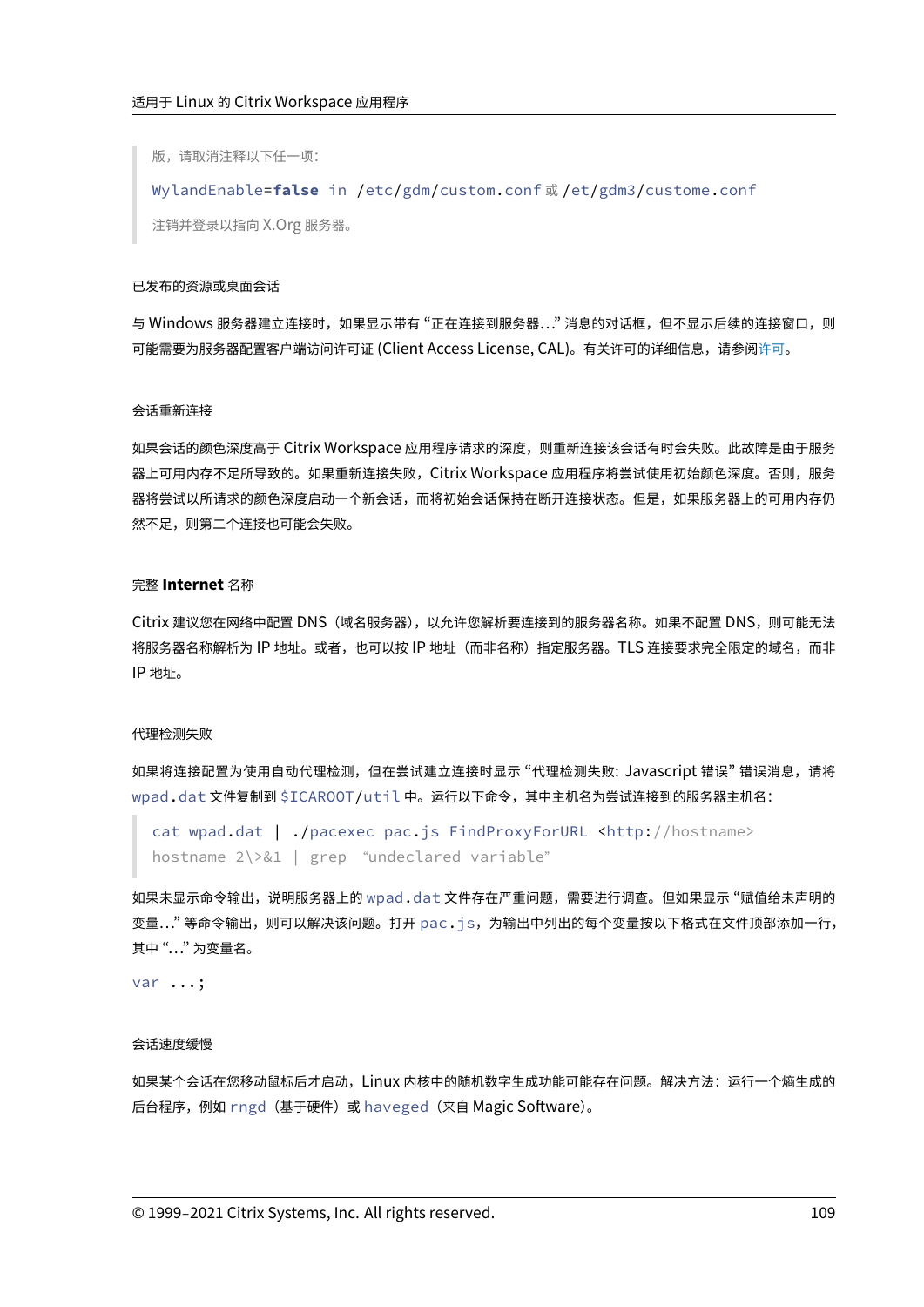> 版，请取消注释以下任一项：
>
> `WylandEnable=false in /etc/gdm/custom.conf` 或 `/et/gdm3/custome.conf`
>
> 注销并登录以指向 X.Org 服务器。

#### 已发布的资源或桌面会话

与 Windows 服务器建立连接时，如果显示带有 "正在连接到服务器…" 消息的对话框，但不显示后续的连接窗口，则可能需要为服务器配置客户端访问许可证 (Client Access License, CAL)。有关许可的详细信息，请参阅许可。

#### 会话重新连接

如果会话的颜色深度高于 Citrix Workspace 应用程序请求的深度，则重新连接该会话有时会失败。此故障是由于服务器上可用内存不足所导致的。如果重新连接失败，Citrix Workspace 应用程序将尝试使用初始颜色深度。否则，服务器将尝试以所请求的颜色深度启动一个新会话，而将初始会话保持在断开连接状态。但是，如果服务器上的可用内存仍然不足，则第二个连接也可能会失败。

#### 完整 **Internet** 名称

Citrix 建议您在网络中配置 DNS（域名服务器），以允许您解析要连接到的服务器名称。如果不配置 DNS，则可能无法将服务器名称解析为 IP 地址。或者，也可以按 IP 地址（而非名称）指定服务器。TLS 连接要求完全限定的域名，而非 IP 地址。

#### 代理检测失败

如果将连接配置为使用自动代理检测，但在尝试建立连接时显示 "代理检测失败: Javascript 错误" 错误消息，请将 `wpad.dat` 文件复制到 `$ICAROOT/util` 中。运行以下命令，其中主机名为尝试连接到的服务器主机名：

```
cat wpad.dat | ./pacexec pac.js FindProxyForURL <http://hostname>
hostname 2\>&1 | grep "undeclared variable"
```

如果未显示命令输出，说明服务器上的 `wpad.dat` 文件存在严重问题，需要进行调查。但如果显示 "赋值给未声明的变量…" 等命令输出，则可以解决该问题。打开 `pac.js`，为输出中列出的每个变量按以下格式在文件顶部添加一行，其中 "…" 为变量名。

```
var ...;
```

#### 会话速度缓慢

如果某个会话在您移动鼠标后才启动，Linux 内核中的随机数字生成功能可能存在问题。解决方法：运行一个熵生成的后台程序，例如 `rngd`（基于硬件）或 `haveged`（来自 Magic Software）。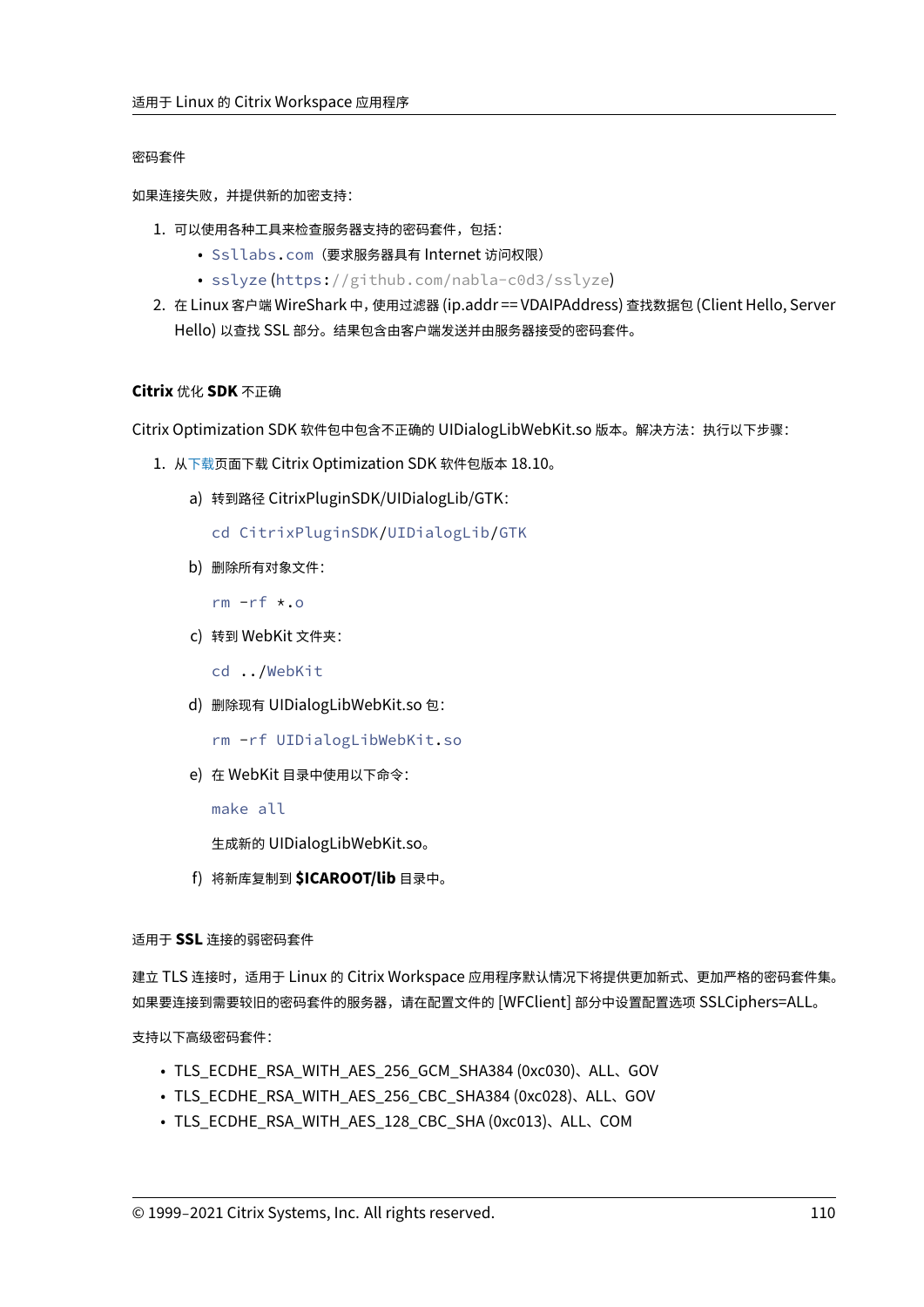密码套件

如果连接失败，并提供新的加密支持：

1. 可以使用各种工具来检查服务器支持的密码套件，包括：
   - `Ssllabs.com`（要求服务器具有 Internet 访问权限）
   - `sslyze`（`https://github.com/nabla-c0d3/sslyze`）
2. 在 Linux 客户端 WireShark 中，使用过滤器 (ip.addr == VDAIPAddress) 查找数据包 (Client Hello, Server Hello) 以查找 SSL 部分。结果包含由客户端发送并由服务器接受的密码套件。

### Citrix 优化 SDK 不正确

Citrix Optimization SDK 软件包中包含不正确的 UIDialogLibWebKit.so 版本。解决方法：执行以下步骤：

1. 从下载页面下载 Citrix Optimization SDK 软件包版本 18.10。
   a) 转到路径 CitrixPluginSDK/UIDialogLib/GTK：

      ```
      cd CitrixPluginSDK/UIDialogLib/GTK
      ```

   b) 删除所有对象文件：

      ```
      rm -rf *.o
      ```

   c) 转到 WebKit 文件夹：

      ```
      cd ../WebKit
      ```

   d) 删除现有 UIDialogLibWebKit.so 包：

      ```
      rm -rf UIDialogLibWebKit.so
      ```

   e) 在 WebKit 目录中使用以下命令：

      ```
      make all
      ```

      生成新的 UIDialogLibWebKit.so。

   f) 将新库复制到 **$ICAROOT/lib** 目录中。

适用于 **SSL** 连接的弱密码套件

建立 TLS 连接时，适用于 Linux 的 Citrix Workspace 应用程序默认情况下将提供更加新式、更加严格的密码套件集。如果要连接到需要较旧的密码套件的服务器，请在配置文件的 [WFClient] 部分中设置配置选项 SSLCiphers=ALL。

支持以下高级密码套件：

- TLS_ECDHE_RSA_WITH_AES_256_GCM_SHA384 (0xc030)、ALL、GOV
- TLS_ECDHE_RSA_WITH_AES_256_CBC_SHA384 (0xc028)、ALL、GOV
- TLS_ECDHE_RSA_WITH_AES_128_CBC_SHA (0xc013)、ALL、COM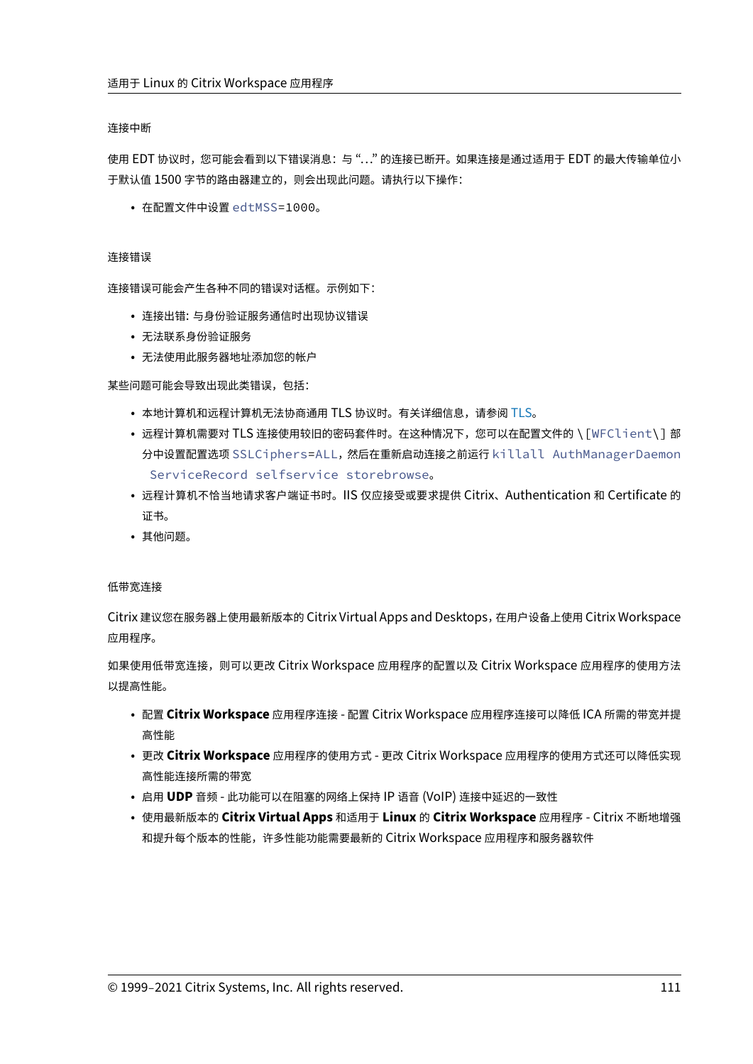#### 连接中断

使用 EDT 协议时，您可能会看到以下错误消息：与 "…" 的连接已断开。如果连接是通过适用于 EDT 的最大传输单位小于默认值 1500 字节的路由器建立的，则会出现此问题。请执行以下操作：

- 在配置文件中设置 `edtMSS=1000`。

#### 连接错误

连接错误可能会产生各种不同的错误对话框。示例如下：

- 连接出错：与身份验证服务通信时出现协议错误
- 无法联系身份验证服务
- 无法使用此服务器地址添加您的帐户

某些问题可能会导致出现此类错误，包括：

- 本地计算机和远程计算机无法协商通用 TLS 协议时。有关详细信息，请参阅 TLS。
- 远程计算机需要对 TLS 连接使用较旧的密码套件时。在这种情况下，您可以在配置文件的 \[`WFClient`\] 部分中设置配置选项 `SSLCiphers=ALL`，然后在重新启动连接之前运行 `killall AuthManagerDaemon ServiceRecord selfservice storebrowse`。
- 远程计算机不恰当地请求客户端证书时。IIS 仅应接受或要求提供 Citrix、Authentication 和 Certificate 的证书。
- 其他问题。

#### 低带宽连接

Citrix 建议您在服务器上使用最新版本的 Citrix Virtual Apps and Desktops，在用户设备上使用 Citrix Workspace 应用程序。

如果使用低带宽连接，则可以更改 Citrix Workspace 应用程序的配置以及 Citrix Workspace 应用程序的使用方法以提高性能。

- 配置 **Citrix Workspace** 应用程序连接 - 配置 Citrix Workspace 应用程序连接可以降低 ICA 所需的带宽并提高性能
- 更改 **Citrix Workspace** 应用程序的使用方式 - 更改 Citrix Workspace 应用程序的使用方式还可以降低实现高性能连接所需的带宽
- 启用 **UDP** 音频 - 此功能可以在阻塞的网络上保持 IP 语音 (VoIP) 连接中延迟的一致性
- 使用最新版本的 **Citrix Virtual Apps** 和适用于 **Linux** 的 **Citrix Workspace** 应用程序 - Citrix 不断地增强和提升每个版本的性能，许多性能功能需要最新的 Citrix Workspace 应用程序和服务器软件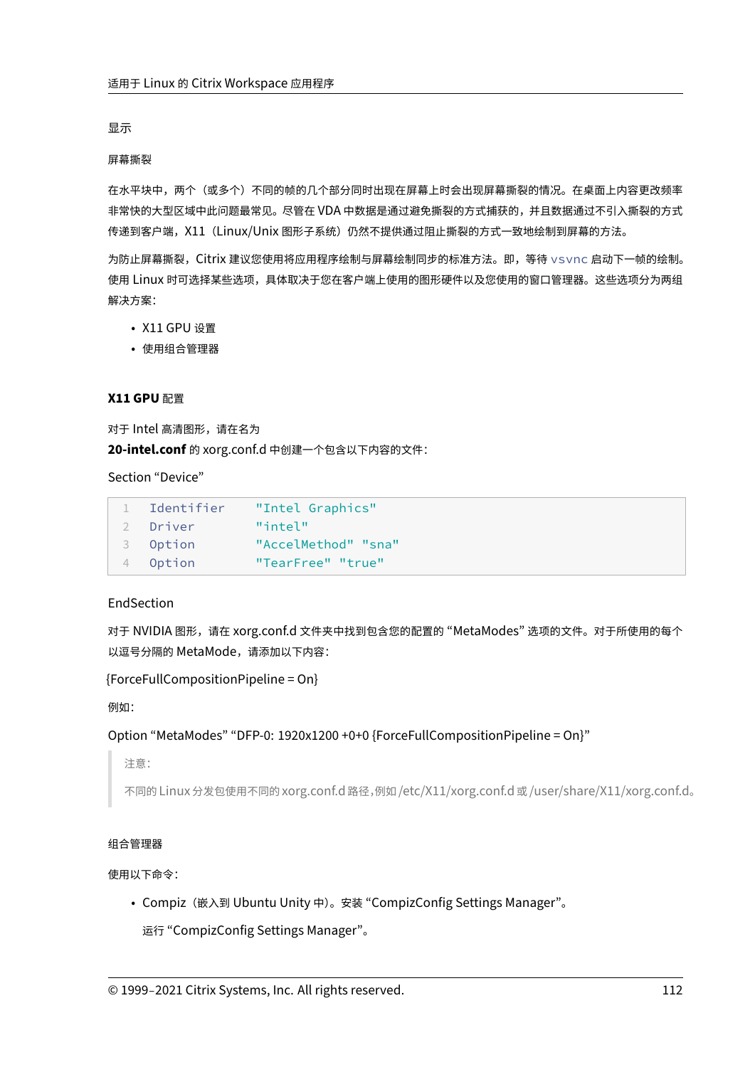#### 显示

##### 屏幕撕裂

在水平块中，两个（或多个）不同的帧的几个部分同时出现在屏幕上时会出现屏幕撕裂的情况。在桌面上内容更改频率非常快的大型区域中此问题最常见。尽管在 VDA 中数据是通过避免撕裂的方式捕获的，并且数据通过不引入撕裂的方式传递到客户端，X11（Linux/Unix 图形子系统）仍然不提供通过阻止撕裂的方式一致地绘制到屏幕的方法。

为防止屏幕撕裂，Citrix 建议您使用将应用程序绘制与屏幕绘制同步的标准方法。即，等待 `vsvnc` 启动下一帧的绘制。使用 Linux 时可选择某些选项，具体取决于您在客户端上使用的图形硬件以及您使用的窗口管理器。这些选项分为两组解决方案：

- X11 GPU 设置
- 使用组合管理器

**X11 GPU 配置**

对于 Intel 高清图形，请在名为
**20-intel.conf** 的 xorg.conf.d 中创建一个包含以下内容的文件：

Section "Device"

```
Identifier      "Intel Graphics"
Driver          "intel"
Option          "AccelMethod" "sna"
Option          "TearFree" "true"
```

EndSection

对于 NVIDIA 图形，请在 xorg.conf.d 文件夹中找到包含您的配置的 "MetaModes" 选项的文件。对于所使用的每个以逗号分隔的 MetaMode，请添加以下内容：

{ForceFullCompositionPipeline = On}

例如：

Option "MetaModes" "DFP-0: 1920x1200 +0+0 {ForceFullCompositionPipeline = On}"

> 注意：
>
> 不同的 Linux 分发包使用不同的 xorg.conf.d 路径，例如 /etc/X11/xorg.conf.d 或 /user/share/X11/xorg.conf.d。

##### 组合管理器

使用以下命令：

- Compiz（嵌入到 Ubuntu Unity 中）。安装 "CompizConfig Settings Manager"。

  运行 "CompizConfig Settings Manager"。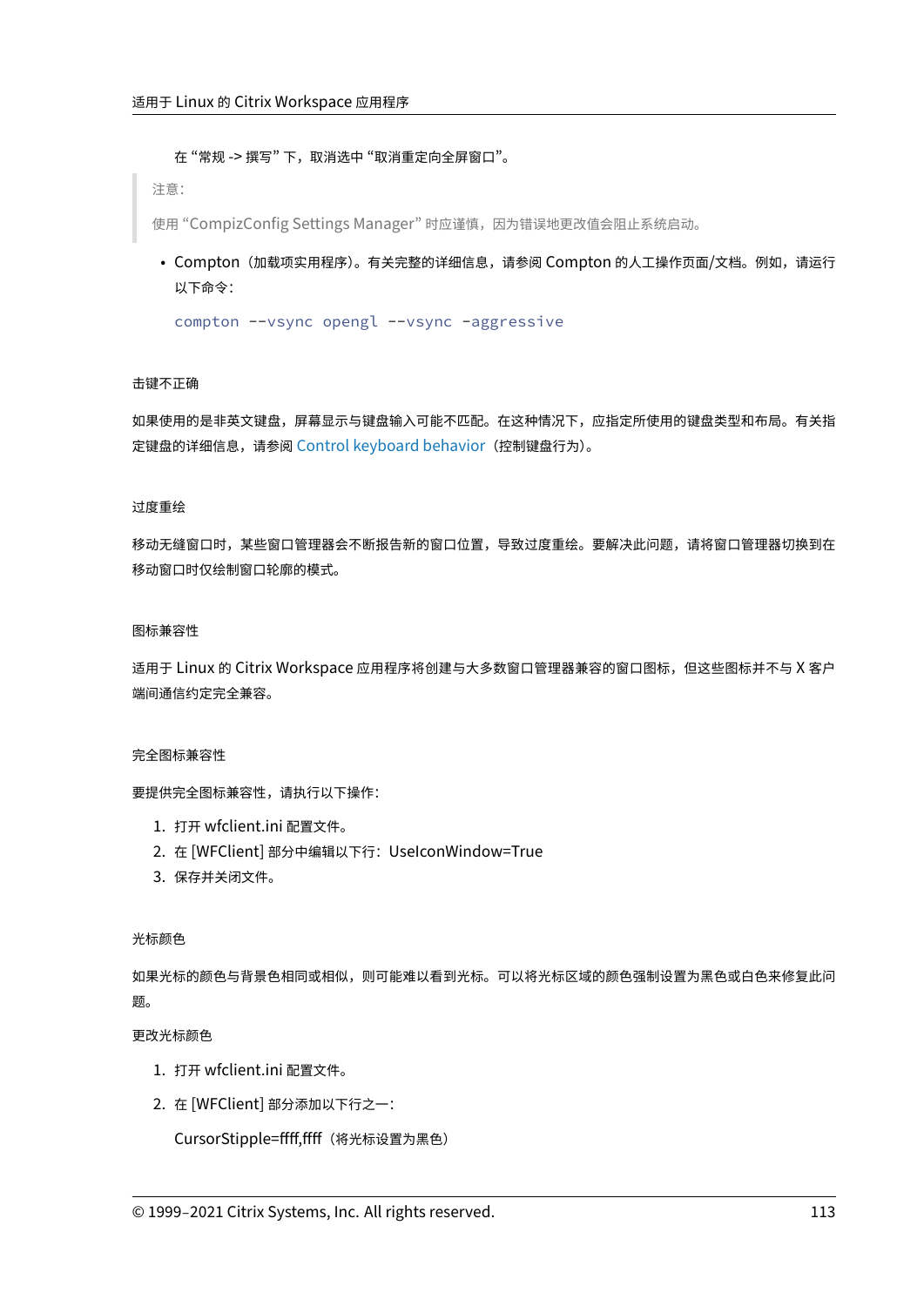在“常规 -> 撰写”下，取消选中“取消重定向全屏窗口”。

> 注意：
>
> 使用“CompizConfig Settings Manager”时应谨慎，因为错误地更改值会阻止系统启动。

- Compton（加载项实用程序）。有关完整的详细信息，请参阅 Compton 的人工操作页面/文档。例如，请运行以下命令：

  ```
  compton --vsync opengl --vsync -aggressive
  ```

#### 击键不正确

如果使用的是非英文键盘，屏幕显示与键盘输入可能不匹配。在这种情况下，应指定所使用的键盘类型和布局。有关指定键盘的详细信息，请参阅 Control keyboard behavior（控制键盘行为）。

#### 过度重绘

移动无缝窗口时，某些窗口管理器会不断报告新的窗口位置，导致过度重绘。要解决此问题，请将窗口管理器切换到在移动窗口时仅绘制窗口轮廓的模式。

#### 图标兼容性

适用于 Linux 的 Citrix Workspace 应用程序将创建与大多数窗口管理器兼容的窗口图标，但这些图标并不与 X 客户端间通信约定完全兼容。

#### 完全图标兼容性

要提供完全图标兼容性，请执行以下操作：

1. 打开 wfclient.ini 配置文件。
2. 在 [WFClient] 部分中编辑以下行：UseIconWindow=True
3. 保存并关闭文件。

#### 光标颜色

如果光标的颜色与背景色相同或相似，则可能难以看到光标。可以将光标区域的颜色强制设置为黑色或白色来修复此问题。

更改光标颜色

1. 打开 wfclient.ini 配置文件。
2. 在 [WFClient] 部分添加以下行之一：

   CursorStipple=ffff,ffff（将光标设置为黑色）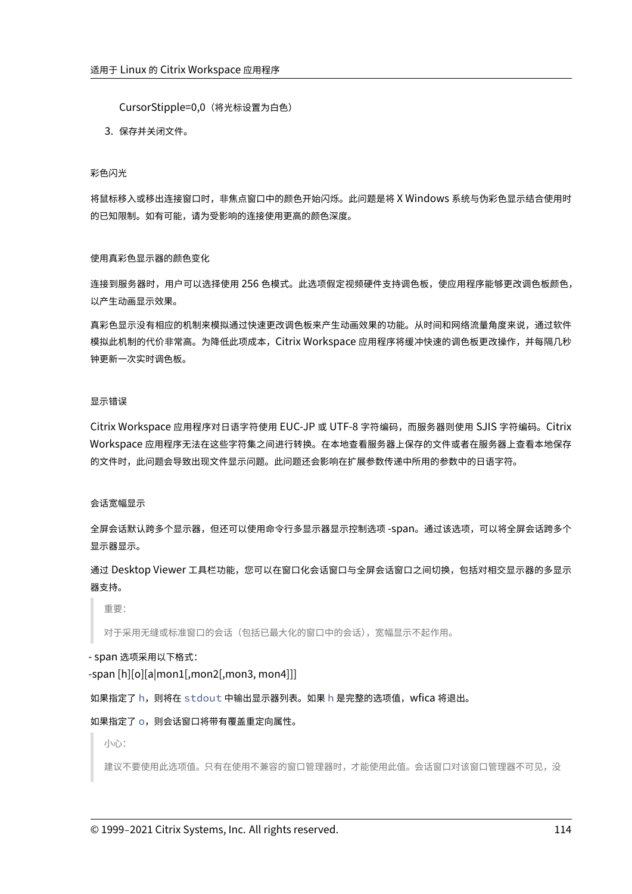CursorStipple=0,0（将光标设置为白色）

3. 保存并关闭文件。

#### 彩色闪光

将鼠标移入或移出连接窗口时，非焦点窗口中的颜色开始闪烁。此问题是将 X Windows 系统与伪彩色显示结合使用时的已知限制。如有可能，请为受影响的连接使用更高的颜色深度。

#### 使用真彩色显示器的颜色变化

连接到服务器时，用户可以选择使用 256 色模式。此选项假定视频硬件支持调色板，使应用程序能够更改调色板颜色，以产生动画显示效果。

真彩色显示没有相应的机制来模拟通过快速更改调色板来产生动画效果的功能。从时间和网络流量角度来说，通过软件模拟此机制的代价非常高。为降低此项成本，Citrix Workspace 应用程序将缓冲快速的调色板更改操作，并每隔几秒钟更新一次实时调色板。

#### 显示错误

Citrix Workspace 应用程序对日语字符使用 EUC-JP 或 UTF-8 字符编码，而服务器则使用 SJIS 字符编码。Citrix Workspace 应用程序无法在这些字符集之间进行转换。在本地查看服务器上保存的文件或者在服务器上查看本地保存的文件时，此问题会导致出现文件显示问题。此问题还会影响在扩展参数传递中所用的参数中的日语字符。

#### 会话宽幅显示

全屏会话默认跨多个显示器，但还可以使用命令行多显示器显示控制选项 -span。通过该选项，可以将全屏会话跨多个显示器显示。

通过 Desktop Viewer 工具栏功能，您可以在窗口化会话窗口与全屏会话窗口之间切换，包括对相交显示器的多显示器支持。

> 重要：
>
> 对于采用无缝或标准窗口的会话（包括已最大化的窗口中的会话），宽幅显示不起作用。

- span 选项采用以下格式：

-span [h][o][a|mon1[,mon2[,mon3, mon4]]]

如果指定了 `h`，则将在 `stdout` 中输出显示器列表。如果 `h` 是完整的选项值，wfica 将退出。

如果指定了 `o`，则会话窗口将带有覆盖重定向属性。

> 小心：
>
> 建议不要使用此选项值。只有在使用不兼容的窗口管理器时，才能使用此值。会话窗口对该窗口管理器不可见，没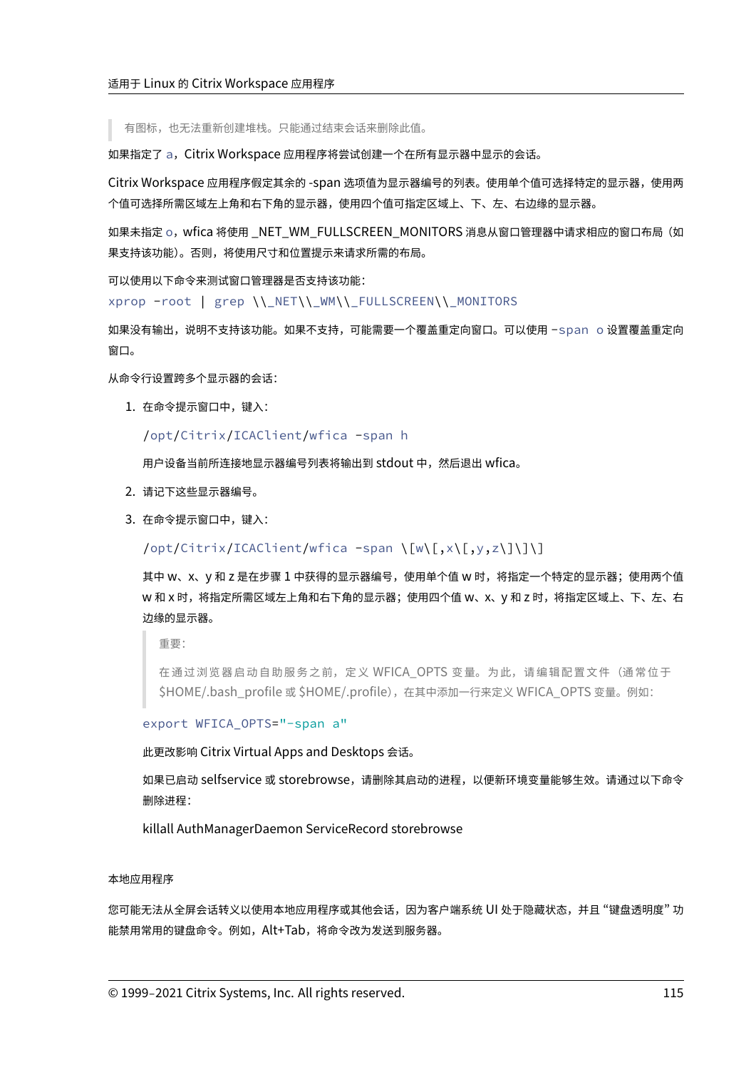> 有图标，也无法重新创建堆栈。只能通过结束会话来删除此值。

如果指定了 `a`，Citrix Workspace 应用程序将尝试创建一个在所有显示器中显示的会话。

Citrix Workspace 应用程序假定其余的 -span 选项值为显示器编号的列表。使用单个值可选择特定的显示器，使用两个值可选择所需区域左上角和右下角的显示器，使用四个值可指定区域上、下、左、右边缘的显示器。

如果未指定 `o`，wfica 将使用 _NET_WM_FULLSCREEN_MONITORS 消息从窗口管理器中请求相应的窗口布局（如果支持该功能）。否则，将使用尺寸和位置提示来请求所需的布局。

可以使用以下命令来测试窗口管理器是否支持该功能：

```
xprop -root | grep \\_NET\\_WM\\_FULLSCREEN\\_MONITORS
```

如果没有输出，说明不支持该功能。如果不支持，可能需要一个覆盖重定向窗口。可以使用 `-span o` 设置覆盖重定向窗口。

从命令行设置跨多个显示器的会话：

1. 在命令提示窗口中，键入：

   ```
   /opt/Citrix/ICAClient/wfica -span h
   ```

   用户设备当前所连接地显示器编号列表将输出到 stdout 中，然后退出 wfica。

2. 请记下这些显示器编号。
3. 在命令提示窗口中，键入：

   ```
   /opt/Citrix/ICAClient/wfica -span \[w\[,x\[,y,z\]\]\]
   ```

   其中 w、x、y 和 z 是在步骤 1 中获得的显示器编号，使用单个值 w 时，将指定一个特定的显示器；使用两个值 w 和 x 时，将指定所需区域左上角和右下角的显示器；使用四个值 w、x、y 和 z 时，将指定区域上、下、左、右边缘的显示器。

   > 重要：
   >
   > 在通过浏览器启动自助服务之前，定义 WFICA_OPTS 变量。为此，请编辑配置文件（通常位于 $HOME/.bash_profile 或 $HOME/.profile），在其中添加一行来定义 WFICA_OPTS 变量。例如：

   ```
   export WFICA_OPTS="-span a"
   ```

   此更改影响 Citrix Virtual Apps and Desktops 会话。

   如果已启动 selfservice 或 storebrowse，请删除其启动的进程，以便新环境变量能够生效。请通过以下命令删除进程：

   killall AuthManagerDaemon ServiceRecord storebrowse

#### 本地应用程序

您可能无法从全屏会话转义以使用本地应用程序或其他会话，因为客户端系统 UI 处于隐藏状态，并且 "键盘透明度" 功能禁用常用的键盘命令。例如，Alt+Tab，将命令改为发送到服务器。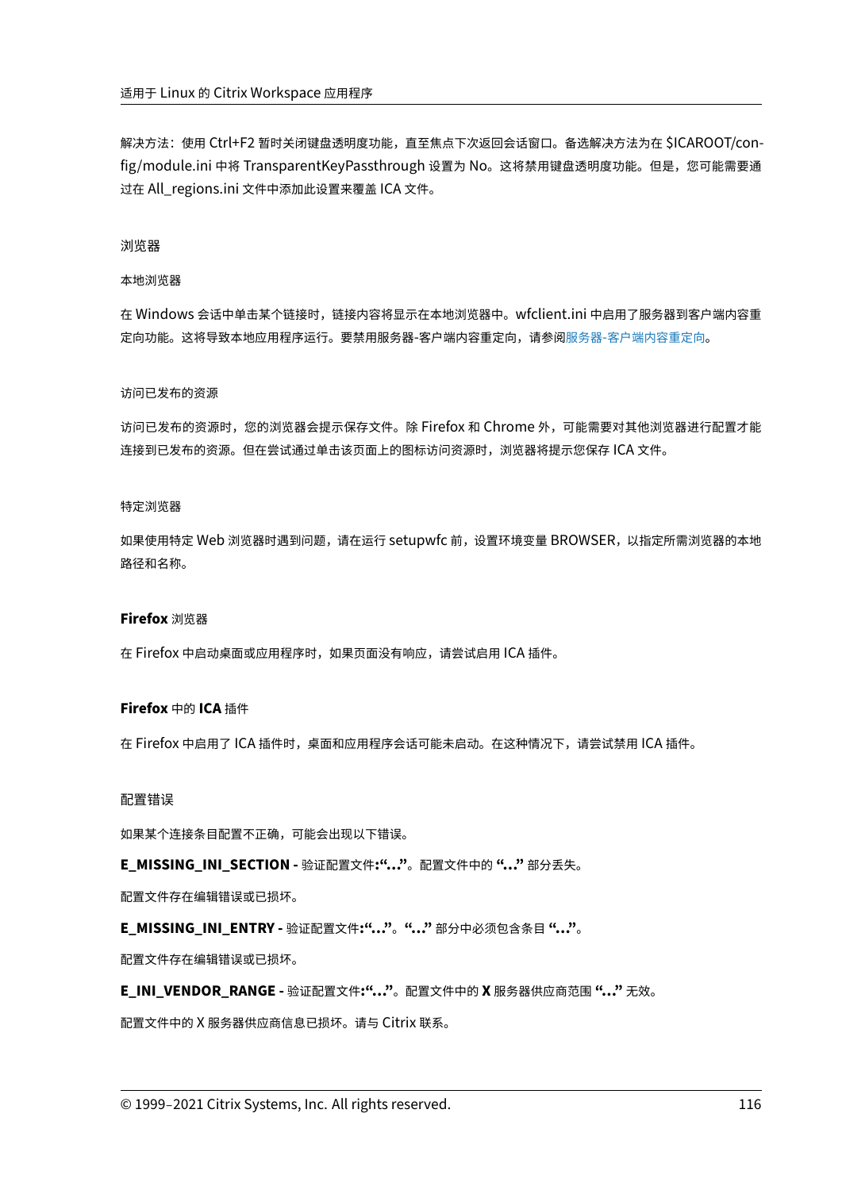解决方法：使用 Ctrl+F2 暂时关闭键盘透明度功能，直至焦点下次返回会话窗口。备选解决方法为在 $ICAROOT/config/module.ini 中将 TransparentKeyPassthrough 设置为 No。这将禁用键盘透明度功能。但是，您可能需要通过在 All_regions.ini 文件中添加此设置来覆盖 ICA 文件。

#### 浏览器

##### 本地浏览器

在 Windows 会话中单击某个链接时，链接内容将显示在本地浏览器中。wfclient.ini 中启用了服务器到客户端内容重定向功能。这将导致本地应用程序运行。要禁用服务器-客户端内容重定向，请参阅服务器-客户端内容重定向。

##### 访问已发布的资源

访问已发布的资源时，您的浏览器会提示保存文件。除 Firefox 和 Chrome 外，可能需要对其他浏览器进行配置才能连接到已发布的资源。但在尝试通过单击该页面上的图标访问资源时，浏览器将提示您保存 ICA 文件。

##### 特定浏览器

如果使用特定 Web 浏览器时遇到问题，请在运行 setupwfc 前，设置环境变量 BROWSER，以指定所需浏览器的本地路径和名称。

**Firefox** 浏览器

在 Firefox 中启动桌面或应用程序时，如果页面没有响应，请尝试启用 ICA 插件。

**Firefox** 中的 **ICA** 插件

在 Firefox 中启用了 ICA 插件时，桌面和应用程序会话可能未启动。在这种情况下，请尝试禁用 ICA 插件。

#### 配置错误

如果某个连接条目配置不正确，可能会出现以下错误。

**E_MISSING_INI_SECTION -** 验证配置文件**:"..."**。配置文件中的 **"..."** 部分丢失。

配置文件存在编辑错误或已损坏。

**E_MISSING_INI_ENTRY -** 验证配置文件**:"..."**。**"..."** 部分中必须包含条目 **"..."**。

配置文件存在编辑错误或已损坏。

**E_INI_VENDOR_RANGE -** 验证配置文件**:"..."**。配置文件中的 **X** 服务器供应商范围 **"..."** 无效。

配置文件中的 X 服务器供应商信息已损坏。请与 Citrix 联系。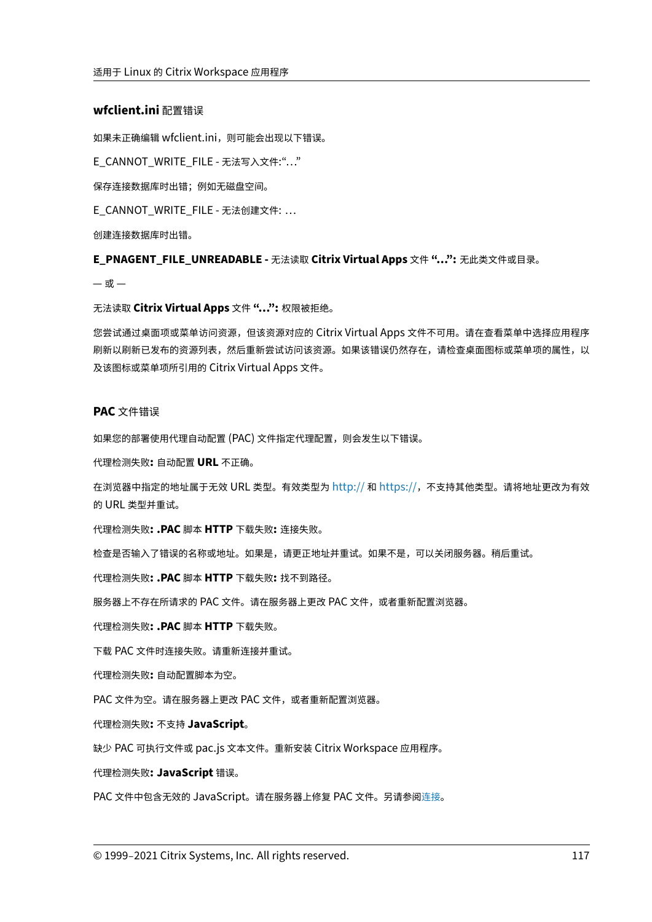### **wfclient.ini** 配置错误

如果未正确编辑 wfclient.ini，则可能会出现以下错误。

E_CANNOT_WRITE_FILE - 无法写入文件:“…”

保存连接数据库时出错；例如无磁盘空间。

E_CANNOT_WRITE_FILE - 无法创建文件: …

创建连接数据库时出错。

**E_PNAGENT_FILE_UNREADABLE -** 无法读取 **Citrix Virtual Apps** 文件 **“…”:** 无此类文件或目录。

— 或 —

无法读取 **Citrix Virtual Apps** 文件 **“…”:** 权限被拒绝。

您尝试通过桌面项或菜单访问资源，但该资源对应的 Citrix Virtual Apps 文件不可用。请在查看菜单中选择应用程序刷新以刷新已发布的资源列表，然后重新尝试访问该资源。如果该错误仍然存在，请检查桌面图标或菜单项的属性，以及该图标或菜单项所引用的 Citrix Virtual Apps 文件。

### **PAC** 文件错误

如果您的部署使用代理自动配置 (PAC) 文件指定代理配置，则会发生以下错误。

代理检测失败**:** 自动配置 **URL** 不正确。

在浏览器中指定的地址属于无效 URL 类型。有效类型为 http:// 和 https://，不支持其他类型。请将地址更改为有效的 URL 类型并重试。

代理检测失败**: .PAC** 脚本 **HTTP** 下载失败**:** 连接失败。

检查是否输入了错误的名称或地址。如果是，请更正地址并重试。如果不是，可以关闭服务器。稍后重试。

代理检测失败**: .PAC** 脚本 **HTTP** 下载失败**:** 找不到路径。

服务器上不存在所请求的 PAC 文件。请在服务器上更改 PAC 文件，或者重新配置浏览器。

代理检测失败**: .PAC** 脚本 **HTTP** 下载失败。

下载 PAC 文件时连接失败。请重新连接并重试。

代理检测失败**:** 自动配置脚本为空。

PAC 文件为空。请在服务器上更改 PAC 文件，或者重新配置浏览器。

代理检测失败**:** 不支持 **JavaScript**。

缺少 PAC 可执行文件或 pac.js 文本文件。重新安装 Citrix Workspace 应用程序。

代理检测失败**: JavaScript** 错误。

PAC 文件中包含无效的 JavaScript。请在服务器上修复 PAC 文件。另请参阅连接。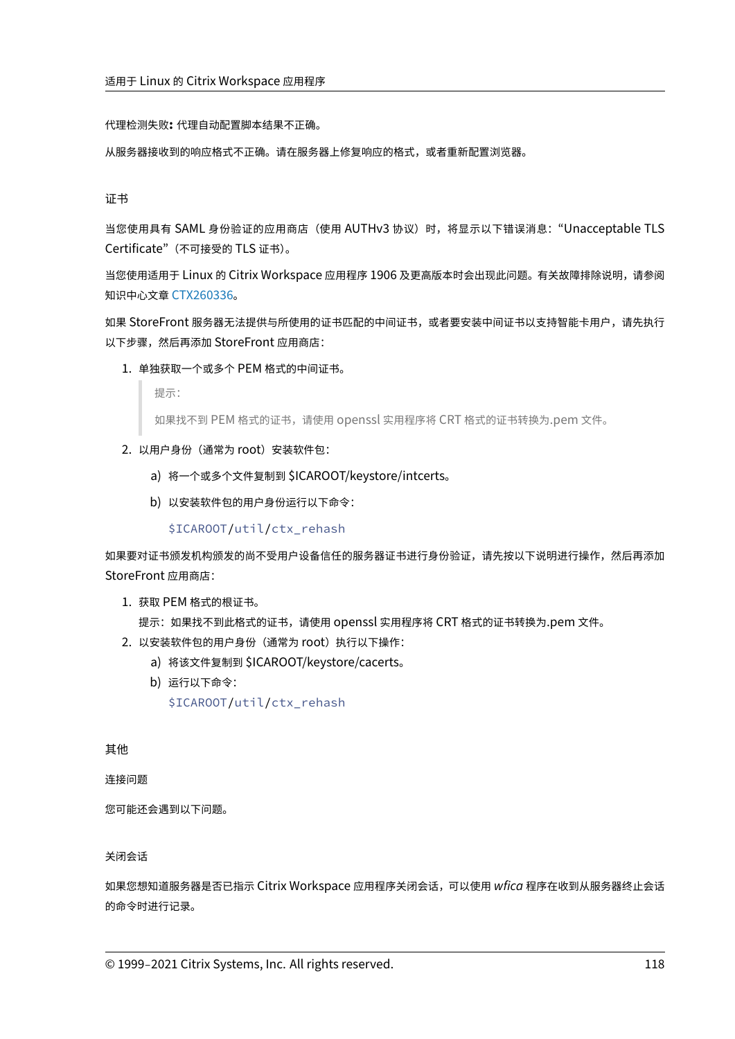代理检测失败**:** 代理自动配置脚本结果不正确。

从服务器接收到的响应格式不正确。请在服务器上修复响应的格式，或者重新配置浏览器。

### 证书

当您使用具有 SAML 身份验证的应用商店（使用 AUTHv3 协议）时，将显示以下错误消息："Unacceptable TLS Certificate"（不可接受的 TLS 证书）。

当您使用适用于 Linux 的 Citrix Workspace 应用程序 1906 及更高版本时会出现此问题。有关故障排除说明，请参阅知识中心文章 CTX260336。

如果 StoreFront 服务器无法提供与所使用的证书匹配的中间证书，或者要安装中间证书以支持智能卡用户，请先执行以下步骤，然后再添加 StoreFront 应用商店：

1. 单独获取一个或多个 PEM 格式的中间证书。

   > 提示：
   >
   > 如果找不到 PEM 格式的证书，请使用 openssl 实用程序将 CRT 格式的证书转换为.pem 文件。

2. 以用户身份（通常为 root）安装软件包：

   a) 将一个或多个文件复制到 $ICAROOT/keystore/intcerts。

   b) 以安装软件包的用户身份运行以下命令：

   ```
   $ICAROOT/util/ctx_rehash
   ```

如果要对证书颁发机构颁发的尚不受用户设备信任的服务器证书进行身份验证，请先按以下说明进行操作，然后再添加 StoreFront 应用商店：

1. 获取 PEM 格式的根证书。

   提示：如果找不到此格式的证书，请使用 openssl 实用程序将 CRT 格式的证书转换为.pem 文件。

2. 以安装软件包的用户身份（通常为 root）执行以下操作：

   a) 将该文件复制到 $ICAROOT/keystore/cacerts。

   b) 运行以下命令：

   ```
   $ICAROOT/util/ctx_rehash
   ```

### 其他

#### 连接问题

您可能还会遇到以下问题。

#### 关闭会话

如果您想知道服务器是否已指示 Citrix Workspace 应用程序关闭会话，可以使用 *wfica* 程序在收到从服务器终止会话的命令时进行记录。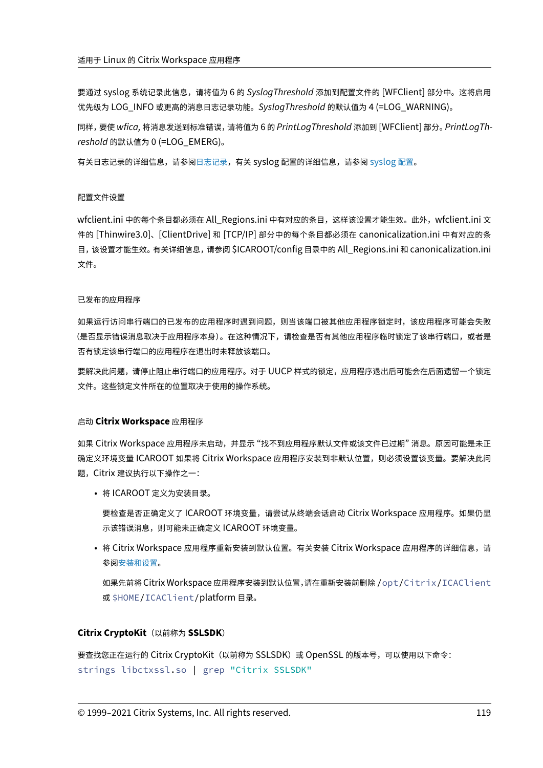要通过 syslog 系统记录此信息，请将值为 6 的 *SyslogThreshold* 添加到配置文件的 [WFClient] 部分中。这将启用优先级为 LOG_INFO 或更高的消息日志记录功能。*SyslogThreshold* 的默认值为 4 (=LOG_WARNING)。

同样，要使 *wfica,* 将消息发送到标准错误，请将值为 6 的 *PrintLogThreshold* 添加到 [WFClient] 部分。*PrintLogThreshold* 的默认值为 0 (=LOG_EMERG)。

有关日志记录的详细信息，请参阅日志记录，有关 syslog 配置的详细信息，请参阅 syslog 配置。

#### 配置文件设置

wfclient.ini 中的每个条目都必须在 All_Regions.ini 中有对应的条目，这样该设置才能生效。此外，wfclient.ini 文件的 [Thinwire3.0]、[ClientDrive] 和 [TCP/IP] 部分中的每个条目都必须在 canonicalization.ini 中有对应的条目，该设置才能生效。有关详细信息，请参阅 $ICAROOT/config 目录中的 All_Regions.ini 和 canonicalization.ini 文件。

#### 已发布的应用程序

如果运行访问串行端口的已发布的应用程序时遇到问题，则当该端口被其他应用程序锁定时，该应用程序可能会失败(是否显示错误消息取决于应用程序本身)。在这种情况下，请检查是否有其他应用程序临时锁定了该串行端口，或者是否有锁定该串行端口的应用程序在退出时未释放该端口。

要解决此问题，请停止阻止串行端口的应用程序。对于 UUCP 样式的锁定，应用程序退出后可能会在后面遗留一个锁定文件。这些锁定文件所在的位置取决于使用的操作系统。

#### 启动 **Citrix Workspace** 应用程序

如果 Citrix Workspace 应用程序未启动，并显示 “找不到应用程序默认文件或该文件已过期” 消息。原因可能是未正确定义环境变量 ICAROOT 如果将 Citrix Workspace 应用程序安装到非默认位置，则必须设置该变量。要解决此问题，Citrix 建议执行以下操作之一：

- 将 ICAROOT 定义为安装目录。

  要检查是否正确定义了 ICAROOT 环境变量，请尝试从终端会话启动 Citrix Workspace 应用程序。如果仍显示该错误消息，则可能未正确定义 ICAROOT 环境变量。

- 将 Citrix Workspace 应用程序重新安装到默认位置。有关安装 Citrix Workspace 应用程序的详细信息，请参阅安装和设置。

  如果先前将 Citrix Workspace 应用程序安装到默认位置，请在重新安装前删除 `/opt/Citrix/ICAClient` 或 `$HOME/ICAClient/platform` 目录。

### **Citrix CryptoKit**（以前称为 **SSLSDK**）

要查找您正在运行的 Citrix CryptoKit（以前称为 SSLSDK）或 OpenSSL 的版本号，可以使用以下命令：

```
strings libctxssl.so | grep "Citrix SSLSDK"
```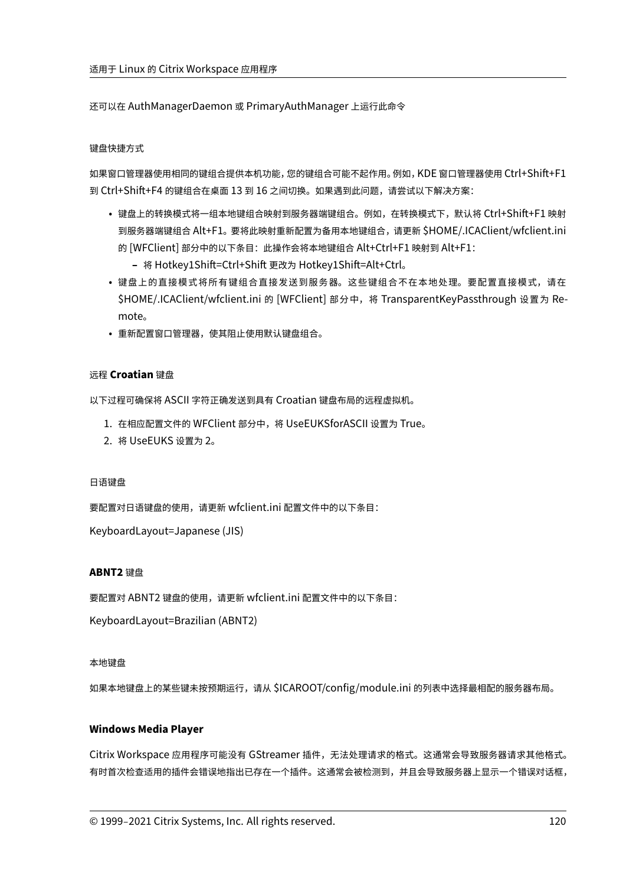还可以在 AuthManagerDaemon 或 PrimaryAuthManager 上运行此命令

#### 键盘快捷方式

如果窗口管理器使用相同的键组合提供本机功能，您的键组合可能不起作用。例如，KDE 窗口管理器使用 Ctrl+Shift+F1 到 Ctrl+Shift+F4 的键组合在桌面 13 到 16 之间切换。如果遇到此问题，请尝试以下解决方案：

- 键盘上的转换模式将一组本地键组合映射到服务器端键组合。例如，在转换模式下，默认将 Ctrl+Shift+F1 映射到服务器端键组合 Alt+F1。要将此映射重新配置为备用本地键组合，请更新 $HOME/.ICAClient/wfclient.ini 的 [WFClient] 部分中的以下条目：此操作会将本地键组合 Alt+Ctrl+F1 映射到 Alt+F1：
  - 将 Hotkey1Shift=Ctrl+Shift 更改为 Hotkey1Shift=Alt+Ctrl。
- 键盘上的直接模式将所有键组合直接发送到服务器。这些键组合不在本地处理。要配置直接模式，请在 $HOME/.ICAClient/wfclient.ini 的 [WFClient] 部分中，将 TransparentKeyPassthrough 设置为 Remote。
- 重新配置窗口管理器，使其阻止使用默认键盘组合。

#### 远程 **Croatian** 键盘

以下过程可确保将 ASCII 字符正确发送到具有 Croatian 键盘布局的远程虚拟机。

1. 在相应配置文件的 WFClient 部分中，将 UseEUKSforASCII 设置为 True。
2. 将 UseEUKS 设置为 2。

#### 日语键盘

要配置对日语键盘的使用，请更新 wfclient.ini 配置文件中的以下条目：

KeyboardLayout=Japanese (JIS)

#### **ABNT2** 键盘

要配置对 ABNT2 键盘的使用，请更新 wfclient.ini 配置文件中的以下条目：

KeyboardLayout=Brazilian (ABNT2)

#### 本地键盘

如果本地键盘上的某些键未按预期运行，请从 $ICAROOT/config/module.ini 的列表中选择最相配的服务器布局。

#### **Windows Media Player**

Citrix Workspace 应用程序可能没有 GStreamer 插件，无法处理请求的格式。这通常会导致服务器请求其他格式。有时首次检查适用的插件会错误地指出已存在一个插件。这通常会被检测到，并且会导致服务器上显示一个错误对话框，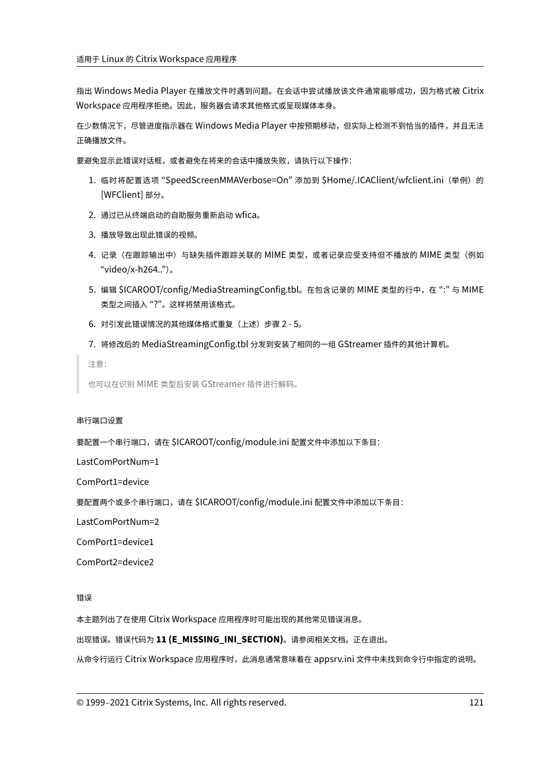指出 Windows Media Player 在播放文件时遇到问题。在会话中尝试播放该文件通常能够成功，因为格式被 Citrix Workspace 应用程序拒绝。因此，服务器会请求其他格式或呈现媒体本身。

在少数情况下，尽管进度指示器在 Windows Media Player 中按预期移动，但实际上检测不到恰当的插件，并且无法正确播放文件。

要避免显示此错误对话框，或者避免在将来的会话中播放失败，请执行以下操作：

1. 临时将配置选项 "SpeedScreenMMAVerbose=On" 添加到 $Home/.ICAClient/wfclient.ini（举例）的 [WFClient] 部分。
2. 通过已从终端启动的自助服务重新启动 wfica。
3. 播放导致出现此错误的视频。
4. 记录（在跟踪输出中）与缺失插件跟踪关联的 MIME 类型，或者记录应受支持但不播放的 MIME 类型（例如 "video/x-h264.."）。
5. 编辑 $ICAROOT/config/MediaStreamingConfig.tbl。在包含记录的 MIME 类型的行中，在 ":" 与 MIME 类型之间插入 "?"。这样将禁用该格式。
6. 对引发此错误情况的其他媒体格式重复（上述）步骤 2 - 5。
7. 将修改后的 MediaStreamingConfig.tbl 分发到安装了相同的一组 GStreamer 插件的其他计算机。

> 注意：
>
> 也可以在识别 MIME 类型后安装 GStreamer 插件进行解码。

#### 串行端口设置

要配置一个串行端口，请在 $ICAROOT/config/module.ini 配置文件中添加以下条目：

LastComPortNum=1

ComPort1=device

要配置两个或多个串行端口，请在 $ICAROOT/config/module.ini 配置文件中添加以下条目：

LastComPortNum=2

ComPort1=device1

ComPort2=device2

#### 错误

本主题列出了在使用 Citrix Workspace 应用程序时可能出现的其他常见错误消息。

出现错误。错误代码为 **11 (E_MISSING_INI_SECTION)**。请参阅相关文档。正在退出。

从命令行运行 Citrix Workspace 应用程序时，此消息通常意味着在 appsrv.ini 文件中未找到命令行中指定的说明。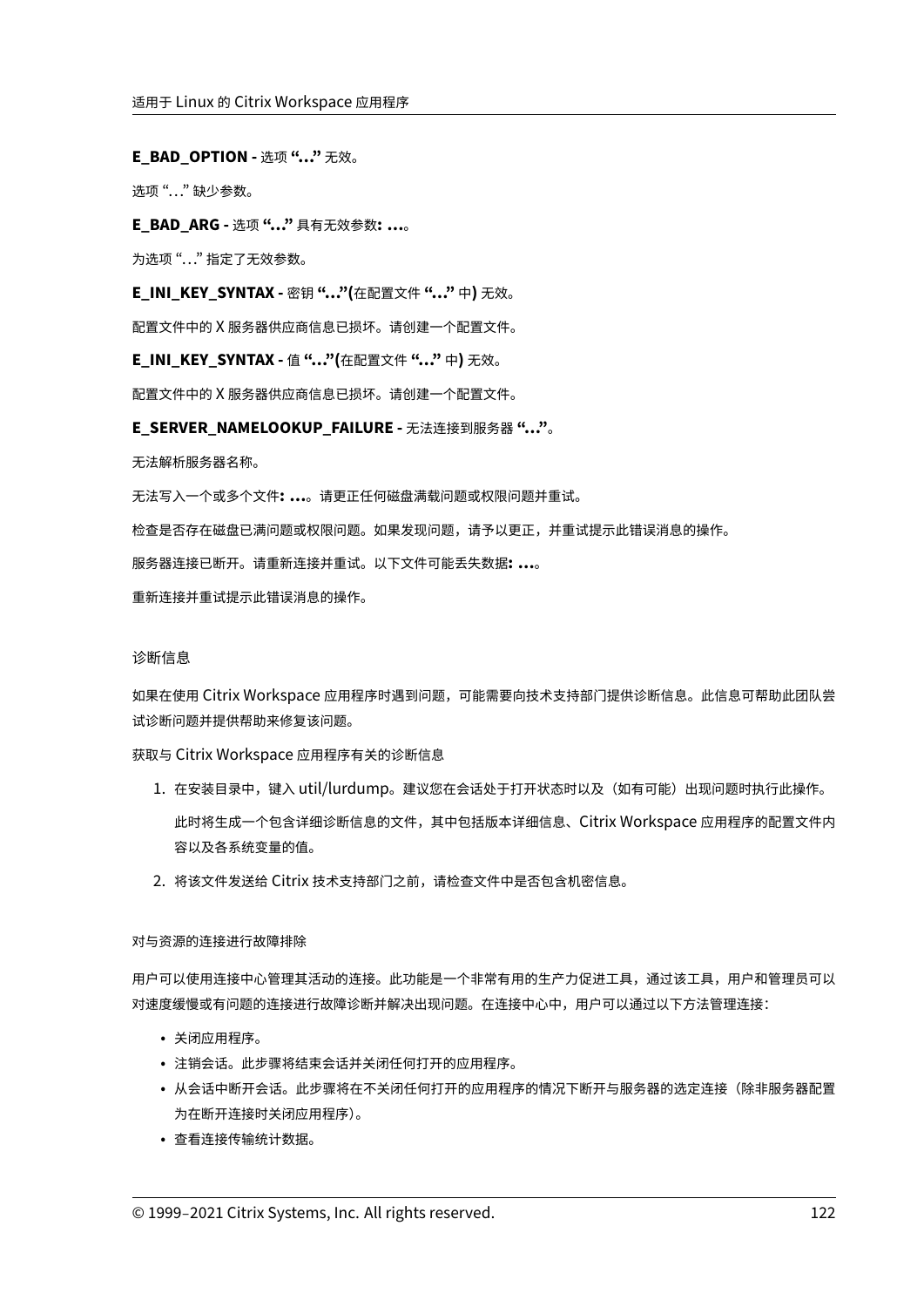**E_BAD_OPTION -** 选项 **"..."** 无效。

选项 "..." 缺少参数。

**E_BAD_ARG -** 选项 **"..."** 具有无效参数**: ...**。

为选项 "..." 指定了无效参数。

**E_INI_KEY_SYNTAX -** 密钥 **"..."(**在配置文件 **"..."** 中**)** 无效。

配置文件中的 X 服务器供应商信息已损坏。请创建一个配置文件。

**E_INI_KEY_SYNTAX -** 值 **"..."(**在配置文件 **"..."** 中**)** 无效。

配置文件中的 X 服务器供应商信息已损坏。请创建一个配置文件。

**E_SERVER_NAMELOOKUP_FAILURE -** 无法连接到服务器 **"..."**。

无法解析服务器名称。

无法写入一个或多个文件**: ...**。请更正任何磁盘满载问题或权限问题并重试。

检查是否存在磁盘已满问题或权限问题。如果发现问题，请予以更正，并重试提示此错误消息的操作。

服务器连接已断开。请重新连接并重试。以下文件可能丢失数据**: ...**。

重新连接并重试提示此错误消息的操作。

### 诊断信息

如果在使用 Citrix Workspace 应用程序时遇到问题，可能需要向技术支持部门提供诊断信息。此信息可帮助此团队尝试诊断问题并提供帮助来修复该问题。

获取与 Citrix Workspace 应用程序有关的诊断信息

1. 在安装目录中，键入 util/lurdump。建议您在会话处于打开状态时以及（如有可能）出现问题时执行此操作。

   此时将生成一个包含详细诊断信息的文件，其中包括版本详细信息、Citrix Workspace 应用程序的配置文件内容以及各系统变量的值。

2. 将该文件发送给 Citrix 技术支持部门之前，请检查文件中是否包含机密信息。

#### 对与资源的连接进行故障排除

用户可以使用连接中心管理其活动的连接。此功能是一个非常有用的生产力促进工具，通过该工具，用户和管理员可以对速度缓慢或有问题的连接进行故障诊断并解决出现问题。在连接中心中，用户可以通过以下方法管理连接：

- 关闭应用程序。
- 注销会话。此步骤将结束会话并关闭任何打开的应用程序。
- 从会话中断开会话。此步骤将在不关闭任何打开的应用程序的情况下断开与服务器的选定连接（除非服务器配置为在断开连接时关闭应用程序)。
- 查看连接传输统计数据。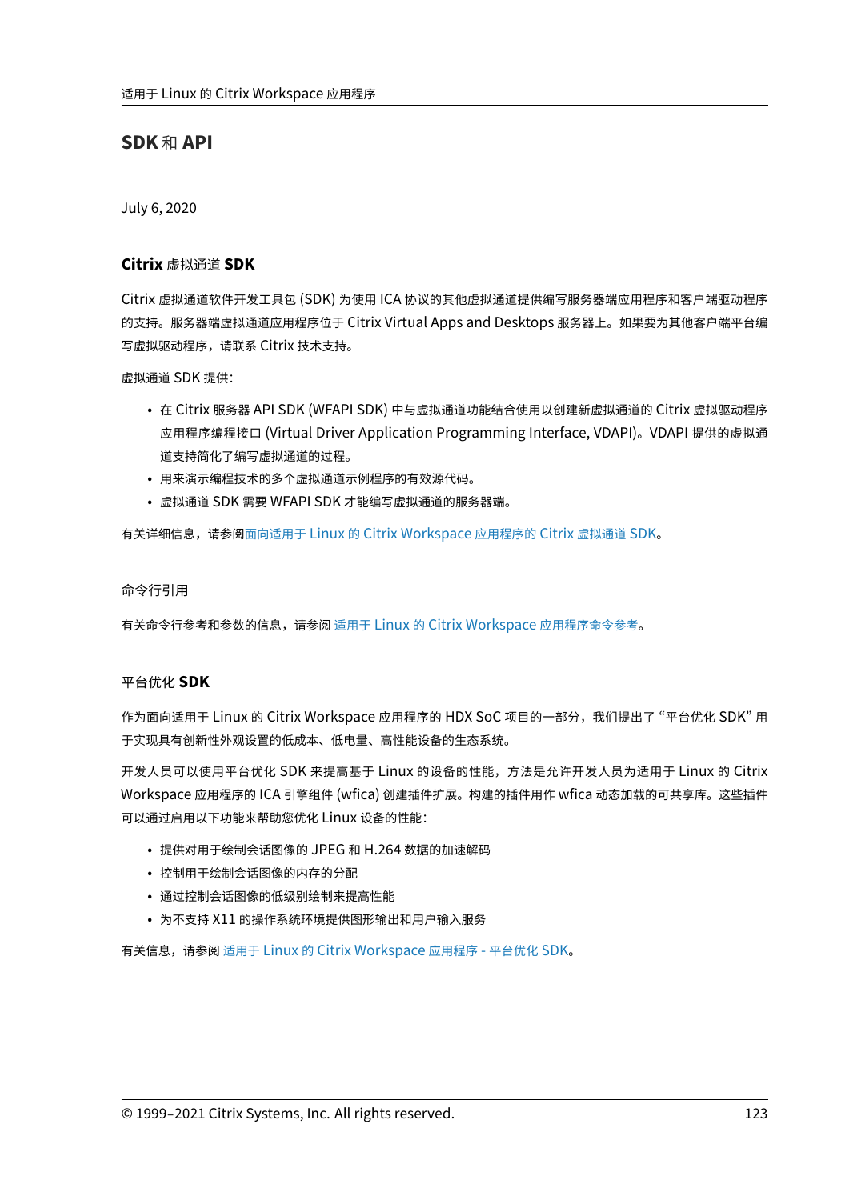# SDK 和 API

July 6, 2020

### Citrix 虚拟通道 SDK

Citrix 虚拟通道软件开发工具包 (SDK) 为使用 ICA 协议的其他虚拟通道提供编写服务器端应用程序和客户端驱动程序的支持。服务器端虚拟通道应用程序位于 Citrix Virtual Apps and Desktops 服务器上。如果要为其他客户端平台编写虚拟驱动程序，请联系 Citrix 技术支持。

虚拟通道 SDK 提供:

- 在 Citrix 服务器 API SDK (WFAPI SDK) 中与虚拟通道功能结合使用以创建新虚拟通道的 Citrix 虚拟驱动程序应用程序编程接口 (Virtual Driver Application Programming Interface, VDAPI)。VDAPI 提供的虚拟通道支持简化了编写虚拟通道的过程。
- 用来演示编程技术的多个虚拟通道示例程序的有效源代码。
- 虚拟通道 SDK 需要 WFAPI SDK 才能编写虚拟通道的服务器端。

有关详细信息，请参阅面向适用于 Linux 的 Citrix Workspace 应用程序的 Citrix 虚拟通道 SDK。

### 命令行引用

有关命令行参考和参数的信息，请参阅 适用于 Linux 的 Citrix Workspace 应用程序命令参考。

### 平台优化 SDK

作为面向适用于 Linux 的 Citrix Workspace 应用程序的 HDX SoC 项目的一部分，我们提出了 "平台优化 SDK" 用于实现具有创新性外观设置的低成本、低电量、高性能设备的生态系统。

开发人员可以使用平台优化 SDK 来提高基于 Linux 的设备的性能，方法是允许开发人员为适用于 Linux 的 Citrix Workspace 应用程序的 ICA 引擎组件 (wfica) 创建插件扩展。构建的插件用作 wfica 动态加载的可共享库。这些插件可以通过启用以下功能来帮助您优化 Linux 设备的性能:

- 提供对用于绘制会话图像的 JPEG 和 H.264 数据的加速解码
- 控制用于绘制会话图像的内存的分配
- 通过控制会话图像的低级别绘制来提高性能
- 为不支持 X11 的操作系统环境提供图形输出和用户输入服务

有关信息，请参阅 适用于 Linux 的 Citrix Workspace 应用程序 - 平台优化 SDK。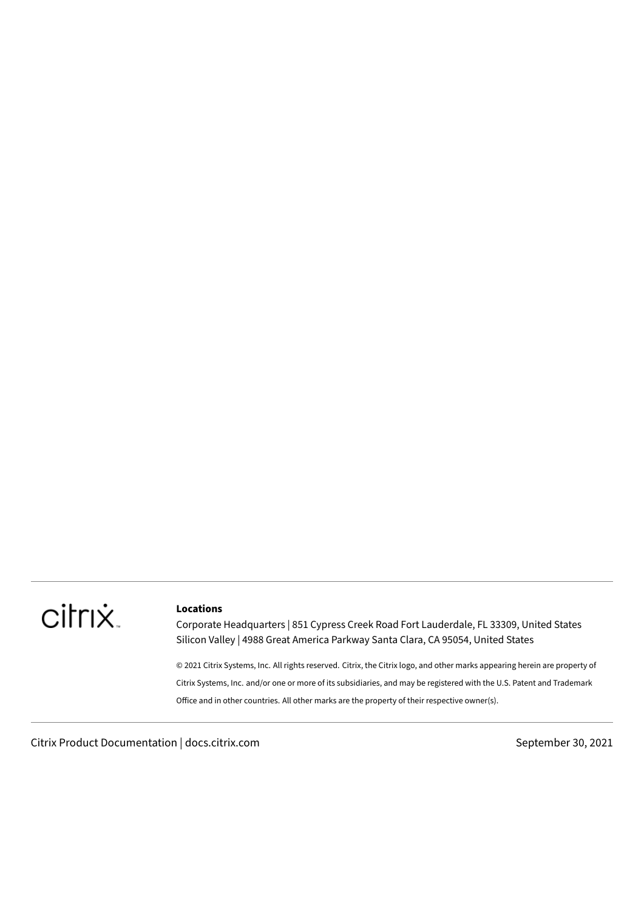**Locations**

Corporate Headquarters | 851 Cypress Creek Road Fort Lauderdale, FL 33309, United States
Silicon Valley | 4988 Great America Parkway Santa Clara, CA 95054, United States

© 2021 Citrix Systems, Inc. All rights reserved. Citrix, the Citrix logo, and other marks appearing herein are property of Citrix Systems, Inc. and/or one or more of its subsidiaries, and may be registered with the U.S. Patent and Trademark Office and in other countries. All other marks are the property of their respective owner(s).